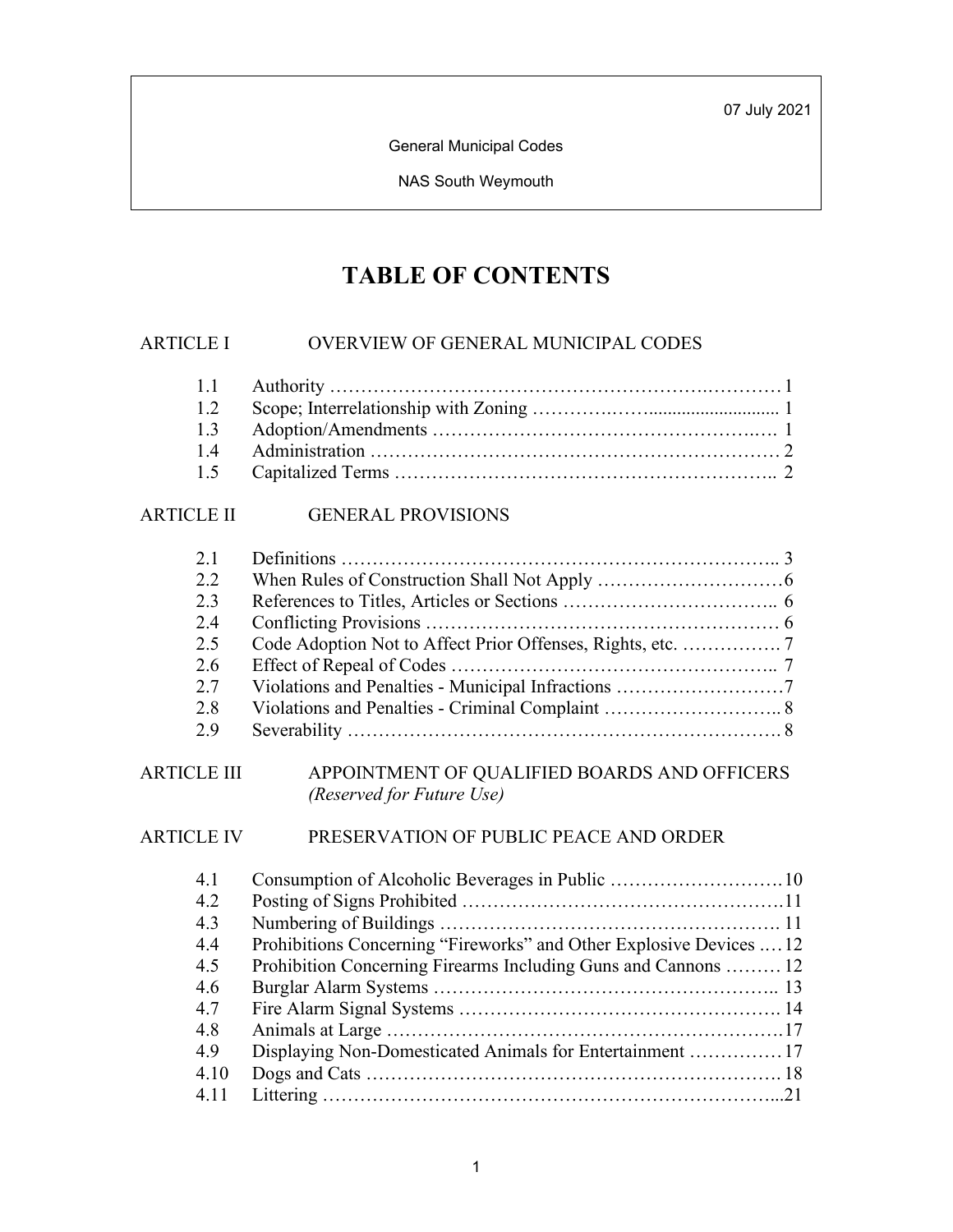07 July 2021

General Municipal Codes

NAS South Weymouth

# TABLE OF CONTENTS

ARTICLE I OVERVIEW OF GENERAL MUNICIPAL CODES

| | | |
|---|---|---|
| 1.1 | Authority | 1 |
| 1.2 | Scope; Interrelationship with Zoning | 1 |
| 1.3 | Adoption/Amendments | 1 |
| 1.4 | Administration | 2 |
| 1.5 | Capitalized Terms | 2 |

ARTICLE II GENERAL PROVISIONS

| | | |
|---|---|---|
| 2.1 | Definitions | 3 |
| 2.2 | When Rules of Construction Shall Not Apply | 6 |
| 2.3 | References to Titles, Articles or Sections | 6 |
| 2.4 | Conflicting Provisions | 6 |
| 2.5 | Code Adoption Not to Affect Prior Offenses, Rights, etc. | 7 |
| 2.6 | Effect of Repeal of Codes | 7 |
| 2.7 | Violations and Penalties - Municipal Infractions | 7 |
| 2.8 | Violations and Penalties - Criminal Complaint | 8 |
| 2.9 | Severability | 8 |

ARTICLE III APPOINTMENT OF QUALIFIED BOARDS AND OFFICERS *(Reserved for Future Use)*

ARTICLE IV PRESERVATION OF PUBLIC PEACE AND ORDER

| | | |
|---|---|---|
| 4.1 | Consumption of Alcoholic Beverages in Public | 10 |
| 4.2 | Posting of Signs Prohibited | 11 |
| 4.3 | Numbering of Buildings | 11 |
| 4.4 | Prohibitions Concerning "Fireworks" and Other Explosive Devices | 12 |
| 4.5 | Prohibition Concerning Firearms Including Guns and Cannons | 12 |
| 4.6 | Burglar Alarm Systems | 13 |
| 4.7 | Fire Alarm Signal Systems | 14 |
| 4.8 | Animals at Large | 17 |
| 4.9 | Displaying Non-Domesticated Animals for Entertainment | 17 |
| 4.10 | Dogs and Cats | 18 |
| 4.11 | Littering | 21 |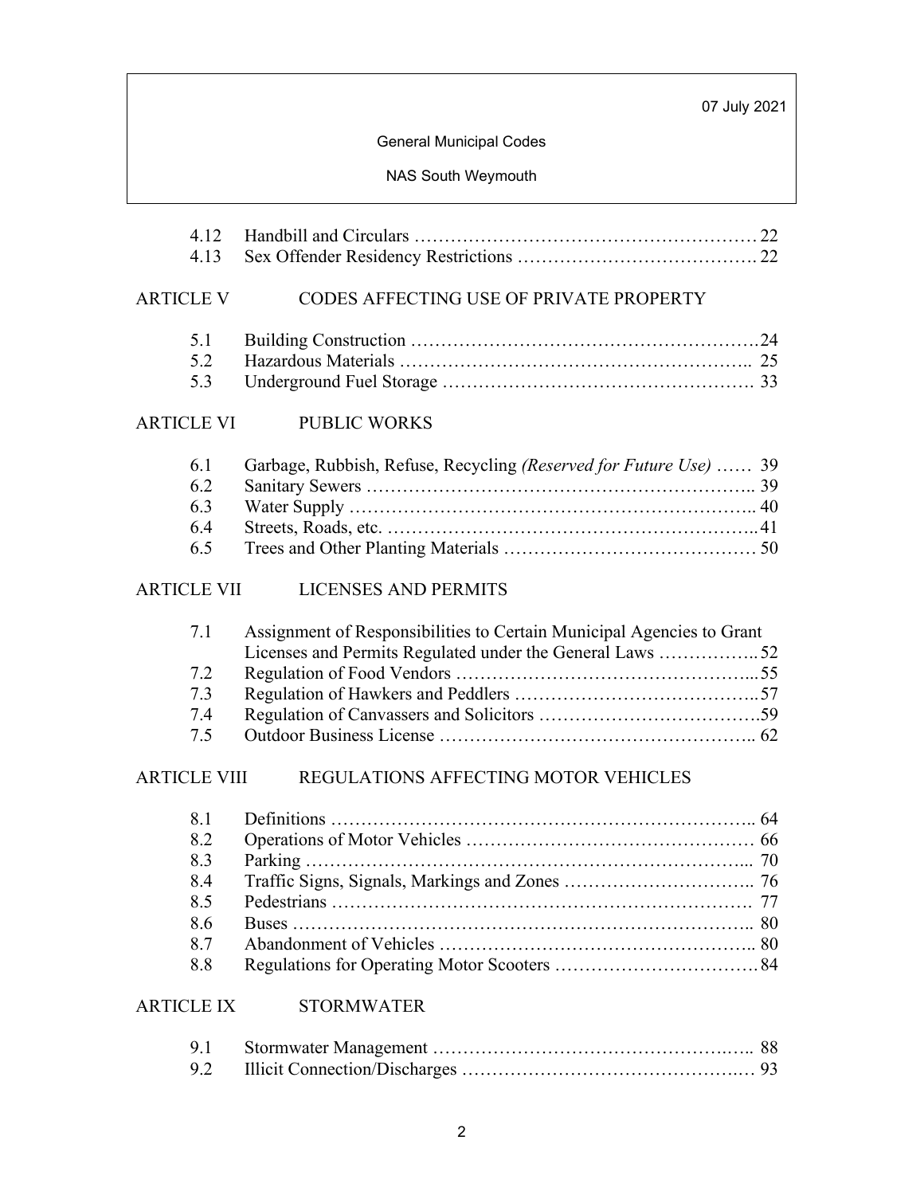| | | |
|---|---|---|
| 4.12 | Handbill and Circulars | 22 |
| 4.13 | Sex Offender Residency Restrictions | 22 |

## ARTICLE V CODES AFFECTING USE OF PRIVATE PROPERTY

| | | |
|---|---|---|
| 5.1 | Building Construction | 24 |
| 5.2 | Hazardous Materials | 25 |
| 5.3 | Underground Fuel Storage | 33 |

## ARTICLE VI PUBLIC WORKS

| | | |
|---|---|---|
| 6.1 | Garbage, Rubbish, Refuse, Recycling *(Reserved for Future Use)* | 39 |
| 6.2 | Sanitary Sewers | 39 |
| 6.3 | Water Supply | 40 |
| 6.4 | Streets, Roads, etc. | 41 |
| 6.5 | Trees and Other Planting Materials | 50 |

## ARTICLE VII LICENSES AND PERMITS

| | | |
|---|---|---|
| 7.1 | Assignment of Responsibilities to Certain Municipal Agencies to Grant Licenses and Permits Regulated under the General Laws | 52 |
| 7.2 | Regulation of Food Vendors | 55 |
| 7.3 | Regulation of Hawkers and Peddlers | 57 |
| 7.4 | Regulation of Canvassers and Solicitors | 59 |
| 7.5 | Outdoor Business License | 62 |

## ARTICLE VIII REGULATIONS AFFECTING MOTOR VEHICLES

| | | |
|---|---|---|
| 8.1 | Definitions | 64 |
| 8.2 | Operations of Motor Vehicles | 66 |
| 8.3 | Parking | 70 |
| 8.4 | Traffic Signs, Signals, Markings and Zones | 76 |
| 8.5 | Pedestrians | 77 |
| 8.6 | Buses | 80 |
| 8.7 | Abandonment of Vehicles | 80 |
| 8.8 | Regulations for Operating Motor Scooters | 84 |

## ARTICLE IX STORMWATER

| | | |
|---|---|---|
| 9.1 | Stormwater Management | 88 |
| 9.2 | Illicit Connection/Discharges | 93 |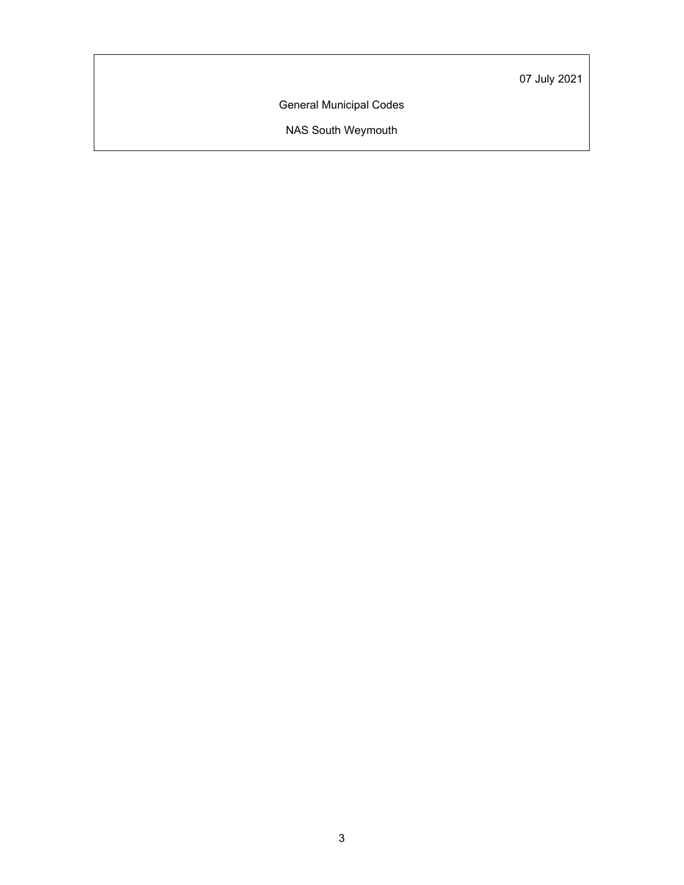07 July 2021

General Municipal Codes

NAS South Weymouth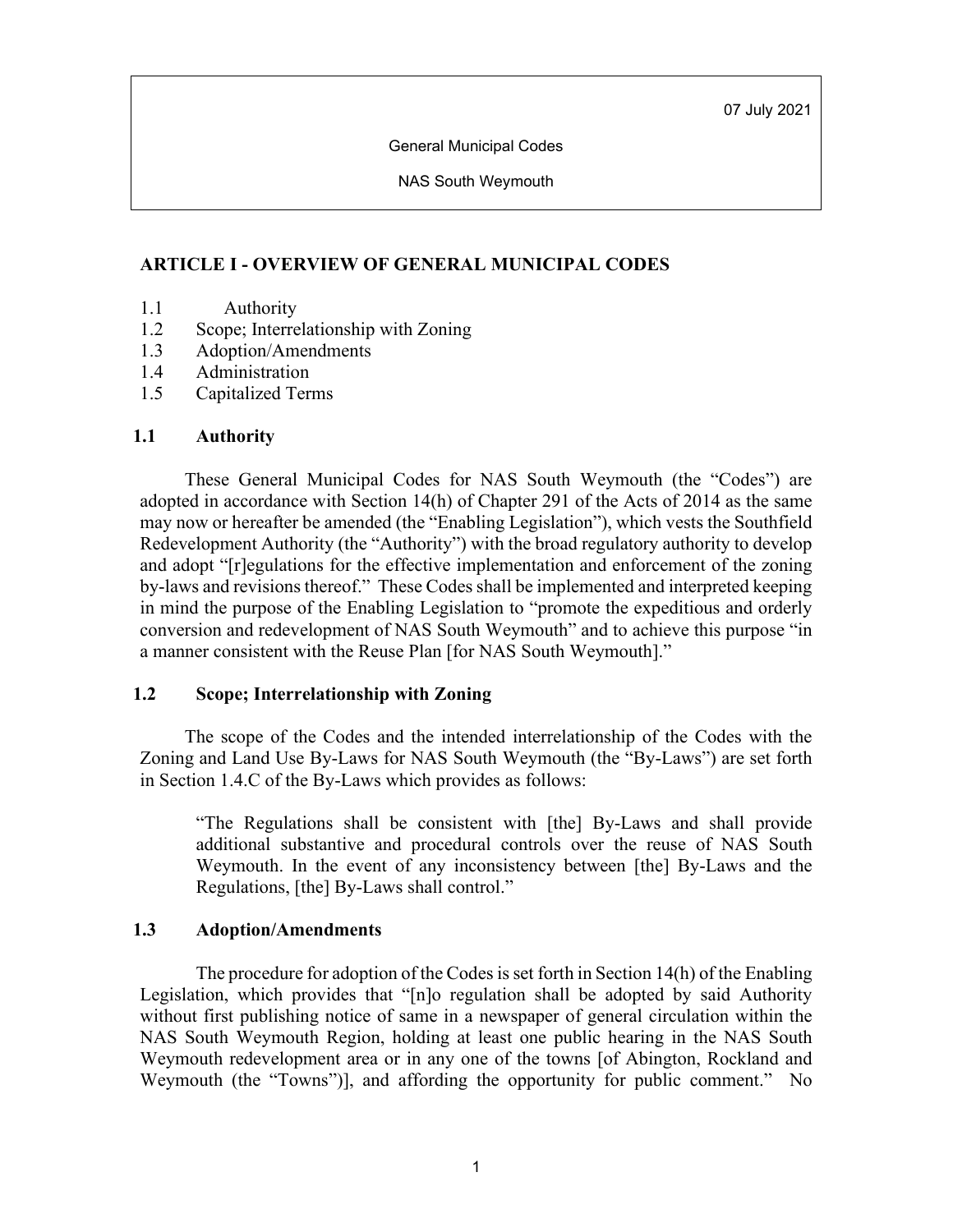07 July 2021

General Municipal Codes

NAS South Weymouth

## ARTICLE I - OVERVIEW OF GENERAL MUNICIPAL CODES

1.1 Authority
1.2 Scope; Interrelationship with Zoning
1.3 Adoption/Amendments
1.4 Administration
1.5 Capitalized Terms

### 1.1 Authority

These General Municipal Codes for NAS South Weymouth (the "Codes") are adopted in accordance with Section 14(h) of Chapter 291 of the Acts of 2014 as the same may now or hereafter be amended (the "Enabling Legislation"), which vests the Southfield Redevelopment Authority (the "Authority") with the broad regulatory authority to develop and adopt "[r]egulations for the effective implementation and enforcement of the zoning by-laws and revisions thereof." These Codes shall be implemented and interpreted keeping in mind the purpose of the Enabling Legislation to "promote the expeditious and orderly conversion and redevelopment of NAS South Weymouth" and to achieve this purpose "in a manner consistent with the Reuse Plan [for NAS South Weymouth]."

### 1.2 Scope; Interrelationship with Zoning

The scope of the Codes and the intended interrelationship of the Codes with the Zoning and Land Use By-Laws for NAS South Weymouth (the "By-Laws") are set forth in Section 1.4.C of the By-Laws which provides as follows:

> "The Regulations shall be consistent with [the] By-Laws and shall provide additional substantive and procedural controls over the reuse of NAS South Weymouth. In the event of any inconsistency between [the] By-Laws and the Regulations, [the] By-Laws shall control."

### 1.3 Adoption/Amendments

The procedure for adoption of the Codes is set forth in Section 14(h) of the Enabling Legislation, which provides that "[n]o regulation shall be adopted by said Authority without first publishing notice of same in a newspaper of general circulation within the NAS South Weymouth Region, holding at least one public hearing in the NAS South Weymouth redevelopment area or in any one of the towns [of Abington, Rockland and Weymouth (the "Towns")], and affording the opportunity for public comment." No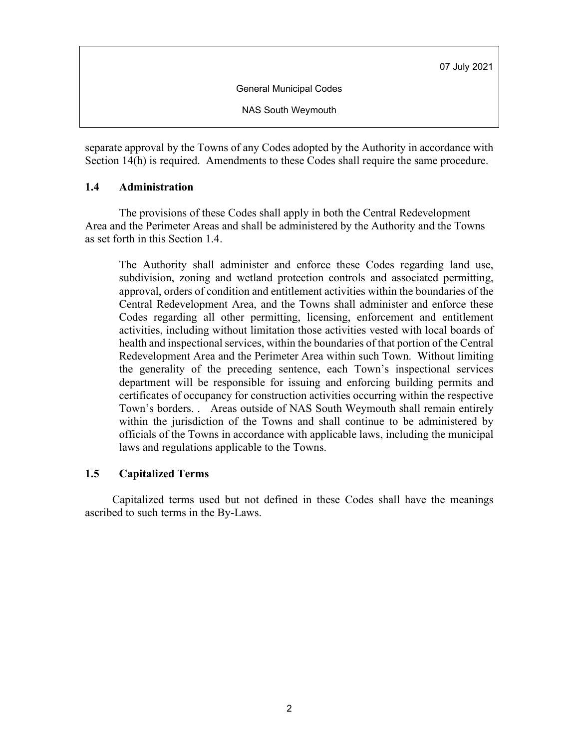separate approval by the Towns of any Codes adopted by the Authority in accordance with Section 14(h) is required. Amendments to these Codes shall require the same procedure.

### 1.4 Administration

The provisions of these Codes shall apply in both the Central Redevelopment Area and the Perimeter Areas and shall be administered by the Authority and the Towns as set forth in this Section 1.4.

> The Authority shall administer and enforce these Codes regarding land use, subdivision, zoning and wetland protection controls and associated permitting, approval, orders of condition and entitlement activities within the boundaries of the Central Redevelopment Area, and the Towns shall administer and enforce these Codes regarding all other permitting, licensing, enforcement and entitlement activities, including without limitation those activities vested with local boards of health and inspectional services, within the boundaries of that portion of the Central Redevelopment Area and the Perimeter Area within such Town. Without limiting the generality of the preceding sentence, each Town's inspectional services department will be responsible for issuing and enforcing building permits and certificates of occupancy for construction activities occurring within the respective Town's borders. . Areas outside of NAS South Weymouth shall remain entirely within the jurisdiction of the Towns and shall continue to be administered by officials of the Towns in accordance with applicable laws, including the municipal laws and regulations applicable to the Towns.

### 1.5 Capitalized Terms

Capitalized terms used but not defined in these Codes shall have the meanings ascribed to such terms in the By-Laws.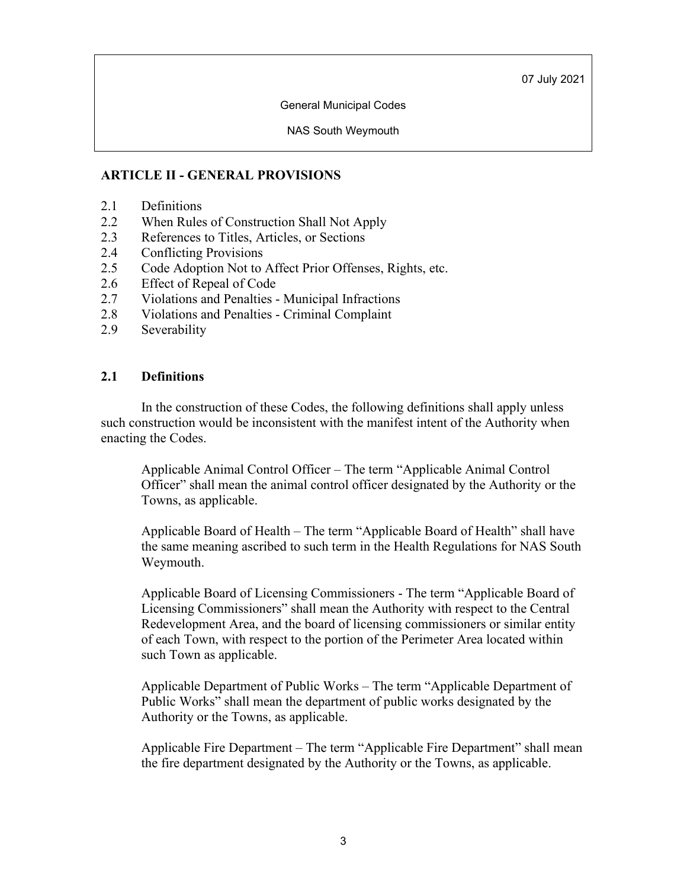## ARTICLE II - GENERAL PROVISIONS

2.1 Definitions
2.2 When Rules of Construction Shall Not Apply
2.3 References to Titles, Articles, or Sections
2.4 Conflicting Provisions
2.5 Code Adoption Not to Affect Prior Offenses, Rights, etc.
2.6 Effect of Repeal of Code
2.7 Violations and Penalties - Municipal Infractions
2.8 Violations and Penalties - Criminal Complaint
2.9 Severability

### 2.1 Definitions

In the construction of these Codes, the following definitions shall apply unless such construction would be inconsistent with the manifest intent of the Authority when enacting the Codes.

Applicable Animal Control Officer – The term "Applicable Animal Control Officer" shall mean the animal control officer designated by the Authority or the Towns, as applicable.

Applicable Board of Health – The term "Applicable Board of Health" shall have the same meaning ascribed to such term in the Health Regulations for NAS South Weymouth.

Applicable Board of Licensing Commissioners - The term "Applicable Board of Licensing Commissioners" shall mean the Authority with respect to the Central Redevelopment Area, and the board of licensing commissioners or similar entity of each Town, with respect to the portion of the Perimeter Area located within such Town as applicable.

Applicable Department of Public Works – The term "Applicable Department of Public Works" shall mean the department of public works designated by the Authority or the Towns, as applicable.

Applicable Fire Department – The term "Applicable Fire Department" shall mean the fire department designated by the Authority or the Towns, as applicable.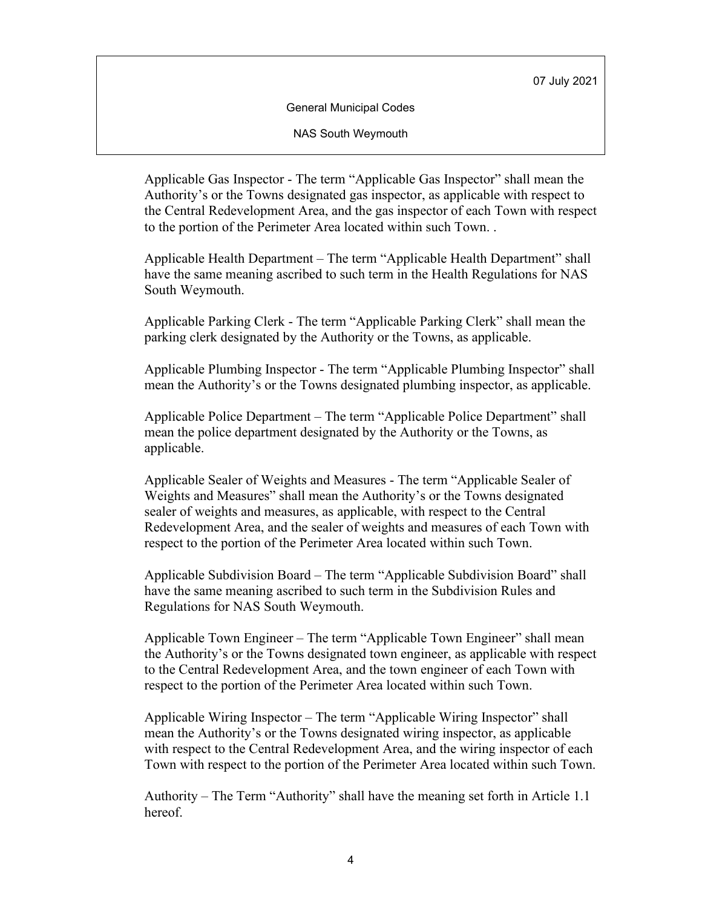Applicable Gas Inspector - The term “Applicable Gas Inspector” shall mean the Authority’s or the Towns designated gas inspector, as applicable with respect to the Central Redevelopment Area, and the gas inspector of each Town with respect to the portion of the Perimeter Area located within such Town. .

Applicable Health Department – The term “Applicable Health Department” shall have the same meaning ascribed to such term in the Health Regulations for NAS South Weymouth.

Applicable Parking Clerk - The term “Applicable Parking Clerk” shall mean the parking clerk designated by the Authority or the Towns, as applicable.

Applicable Plumbing Inspector - The term “Applicable Plumbing Inspector” shall mean the Authority’s or the Towns designated plumbing inspector, as applicable.

Applicable Police Department – The term “Applicable Police Department” shall mean the police department designated by the Authority or the Towns, as applicable.

Applicable Sealer of Weights and Measures - The term “Applicable Sealer of Weights and Measures” shall mean the Authority’s or the Towns designated sealer of weights and measures, as applicable, with respect to the Central Redevelopment Area, and the sealer of weights and measures of each Town with respect to the portion of the Perimeter Area located within such Town.

Applicable Subdivision Board – The term “Applicable Subdivision Board” shall have the same meaning ascribed to such term in the Subdivision Rules and Regulations for NAS South Weymouth.

Applicable Town Engineer – The term “Applicable Town Engineer” shall mean the Authority’s or the Towns designated town engineer, as applicable with respect to the Central Redevelopment Area, and the town engineer of each Town with respect to the portion of the Perimeter Area located within such Town.

Applicable Wiring Inspector – The term “Applicable Wiring Inspector” shall mean the Authority’s or the Towns designated wiring inspector, as applicable with respect to the Central Redevelopment Area, and the wiring inspector of each Town with respect to the portion of the Perimeter Area located within such Town.

Authority – The Term “Authority” shall have the meaning set forth in Article 1.1 hereof.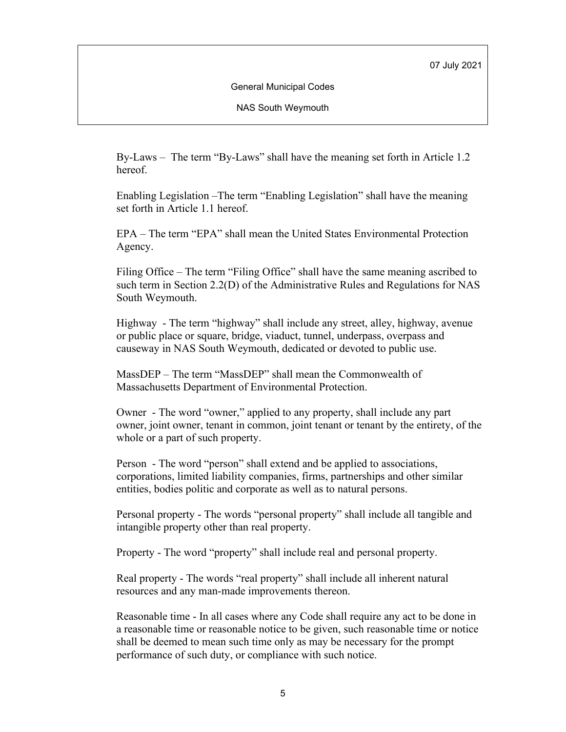By-Laws – The term "By-Laws" shall have the meaning set forth in Article 1.2 hereof.

Enabling Legislation –The term "Enabling Legislation" shall have the meaning set forth in Article 1.1 hereof.

EPA – The term "EPA" shall mean the United States Environmental Protection Agency.

Filing Office – The term "Filing Office" shall have the same meaning ascribed to such term in Section 2.2(D) of the Administrative Rules and Regulations for NAS South Weymouth.

Highway - The term "highway" shall include any street, alley, highway, avenue or public place or square, bridge, viaduct, tunnel, underpass, overpass and causeway in NAS South Weymouth, dedicated or devoted to public use.

MassDEP – The term "MassDEP" shall mean the Commonwealth of Massachusetts Department of Environmental Protection.

Owner - The word "owner," applied to any property, shall include any part owner, joint owner, tenant in common, joint tenant or tenant by the entirety, of the whole or a part of such property.

Person - The word "person" shall extend and be applied to associations, corporations, limited liability companies, firms, partnerships and other similar entities, bodies politic and corporate as well as to natural persons.

Personal property - The words "personal property" shall include all tangible and intangible property other than real property.

Property - The word "property" shall include real and personal property.

Real property - The words "real property" shall include all inherent natural resources and any man-made improvements thereon.

Reasonable time - In all cases where any Code shall require any act to be done in a reasonable time or reasonable notice to be given, such reasonable time or notice shall be deemed to mean such time only as may be necessary for the prompt performance of such duty, or compliance with such notice.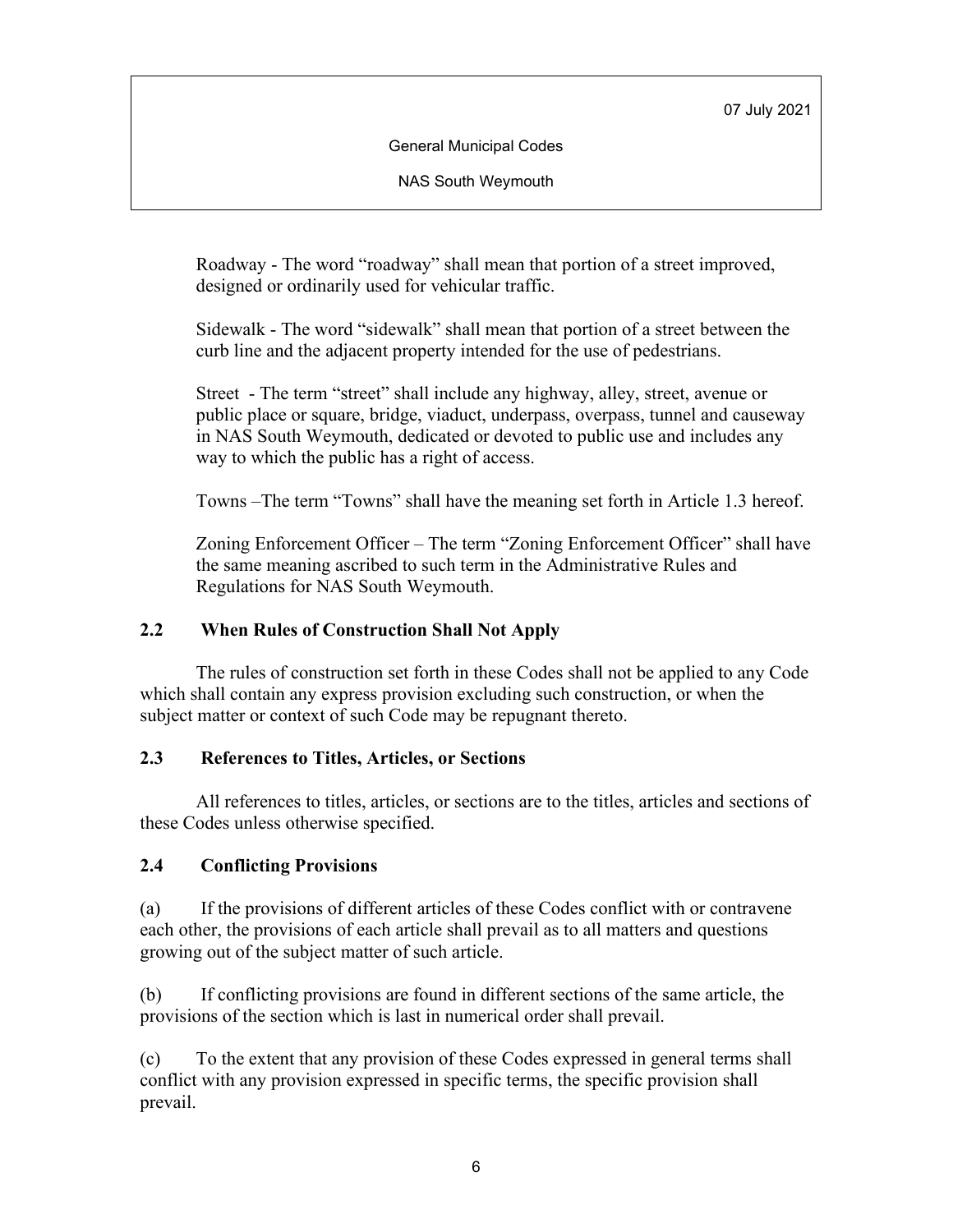Roadway - The word "roadway" shall mean that portion of a street improved, designed or ordinarily used for vehicular traffic.

Sidewalk - The word "sidewalk" shall mean that portion of a street between the curb line and the adjacent property intended for the use of pedestrians.

Street - The term "street" shall include any highway, alley, street, avenue or public place or square, bridge, viaduct, underpass, overpass, tunnel and causeway in NAS South Weymouth, dedicated or devoted to public use and includes any way to which the public has a right of access.

Towns –The term "Towns" shall have the meaning set forth in Article 1.3 hereof.

Zoning Enforcement Officer – The term "Zoning Enforcement Officer" shall have the same meaning ascribed to such term in the Administrative Rules and Regulations for NAS South Weymouth.

### 2.2 When Rules of Construction Shall Not Apply

The rules of construction set forth in these Codes shall not be applied to any Code which shall contain any express provision excluding such construction, or when the subject matter or context of such Code may be repugnant thereto.

### 2.3 References to Titles, Articles, or Sections

All references to titles, articles, or sections are to the titles, articles and sections of these Codes unless otherwise specified.

### 2.4 Conflicting Provisions

(a) If the provisions of different articles of these Codes conflict with or contravene each other, the provisions of each article shall prevail as to all matters and questions growing out of the subject matter of such article.

(b) If conflicting provisions are found in different sections of the same article, the provisions of the section which is last in numerical order shall prevail.

(c) To the extent that any provision of these Codes expressed in general terms shall conflict with any provision expressed in specific terms, the specific provision shall prevail.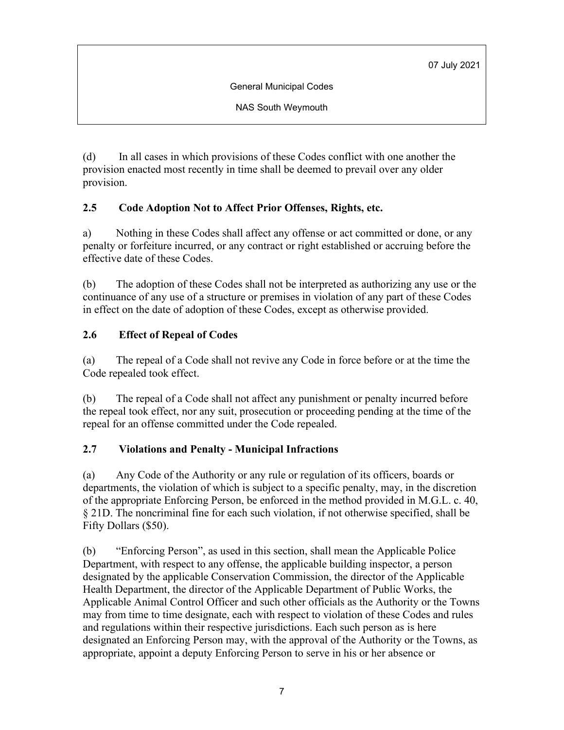(d) In all cases in which provisions of these Codes conflict with one another the provision enacted most recently in time shall be deemed to prevail over any older provision.

## 2.5 Code Adoption Not to Affect Prior Offenses, Rights, etc.

a) Nothing in these Codes shall affect any offense or act committed or done, or any penalty or forfeiture incurred, or any contract or right established or accruing before the effective date of these Codes.

(b) The adoption of these Codes shall not be interpreted as authorizing any use or the continuance of any use of a structure or premises in violation of any part of these Codes in effect on the date of adoption of these Codes, except as otherwise provided.

## 2.6 Effect of Repeal of Codes

(a) The repeal of a Code shall not revive any Code in force before or at the time the Code repealed took effect.

(b) The repeal of a Code shall not affect any punishment or penalty incurred before the repeal took effect, nor any suit, prosecution or proceeding pending at the time of the repeal for an offense committed under the Code repealed.

## 2.7 Violations and Penalty - Municipal Infractions

(a) Any Code of the Authority or any rule or regulation of its officers, boards or departments, the violation of which is subject to a specific penalty, may, in the discretion of the appropriate Enforcing Person, be enforced in the method provided in M.G.L. c. 40, § 21D. The noncriminal fine for each such violation, if not otherwise specified, shall be Fifty Dollars ($50).

(b) "Enforcing Person", as used in this section, shall mean the Applicable Police Department, with respect to any offense, the applicable building inspector, a person designated by the applicable Conservation Commission, the director of the Applicable Health Department, the director of the Applicable Department of Public Works, the Applicable Animal Control Officer and such other officials as the Authority or the Towns may from time to time designate, each with respect to violation of these Codes and rules and regulations within their respective jurisdictions. Each such person as is here designated an Enforcing Person may, with the approval of the Authority or the Towns, as appropriate, appoint a deputy Enforcing Person to serve in his or her absence or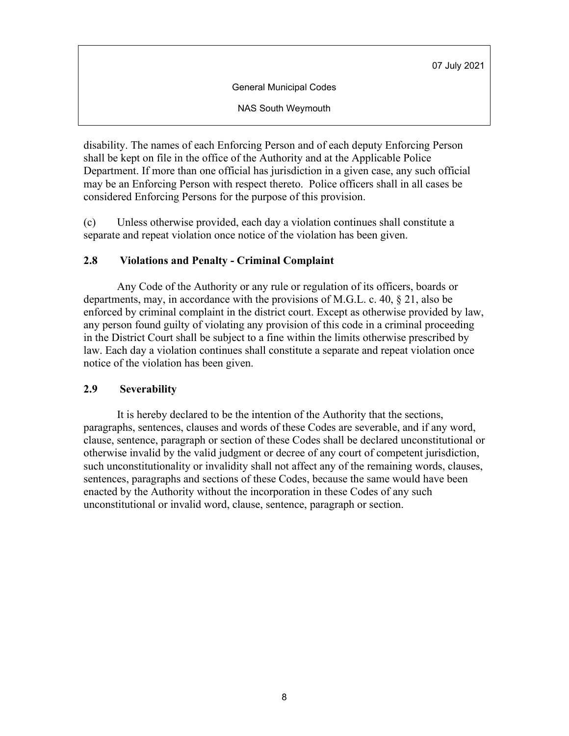disability. The names of each Enforcing Person and of each deputy Enforcing Person shall be kept on file in the office of the Authority and at the Applicable Police Department. If more than one official has jurisdiction in a given case, any such official may be an Enforcing Person with respect thereto. Police officers shall in all cases be considered Enforcing Persons for the purpose of this provision.

(c) Unless otherwise provided, each day a violation continues shall constitute a separate and repeat violation once notice of the violation has been given.

### 2.8 Violations and Penalty - Criminal Complaint

Any Code of the Authority or any rule or regulation of its officers, boards or departments, may, in accordance with the provisions of M.G.L. c. 40, § 21, also be enforced by criminal complaint in the district court. Except as otherwise provided by law, any person found guilty of violating any provision of this code in a criminal proceeding in the District Court shall be subject to a fine within the limits otherwise prescribed by law. Each day a violation continues shall constitute a separate and repeat violation once notice of the violation has been given.

### 2.9 Severability

It is hereby declared to be the intention of the Authority that the sections, paragraphs, sentences, clauses and words of these Codes are severable, and if any word, clause, sentence, paragraph or section of these Codes shall be declared unconstitutional or otherwise invalid by the valid judgment or decree of any court of competent jurisdiction, such unconstitutionality or invalidity shall not affect any of the remaining words, clauses, sentences, paragraphs and sections of these Codes, because the same would have been enacted by the Authority without the incorporation in these Codes of any such unconstitutional or invalid word, clause, sentence, paragraph or section.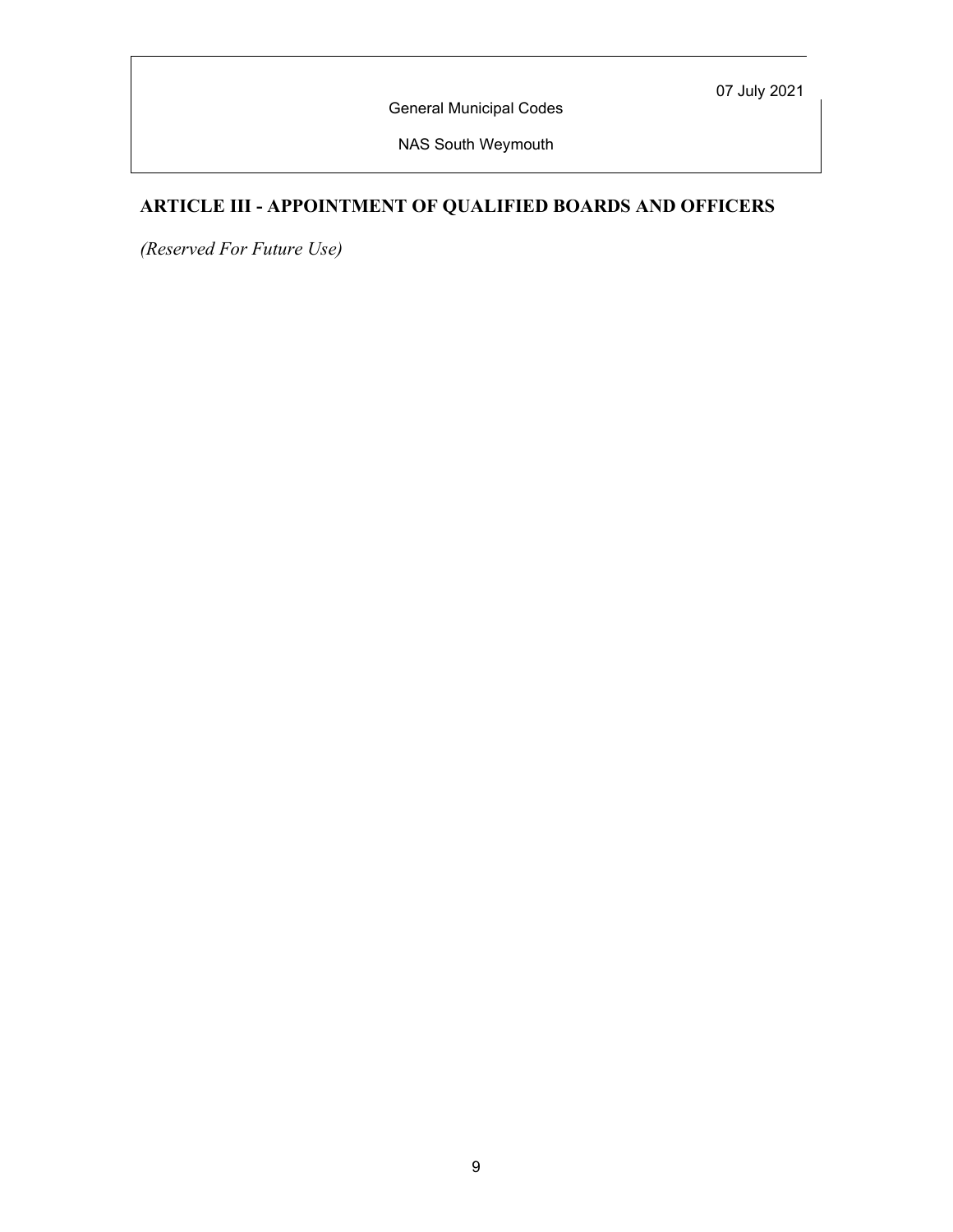## ARTICLE III - APPOINTMENT OF QUALIFIED BOARDS AND OFFICERS

*(Reserved For Future Use)*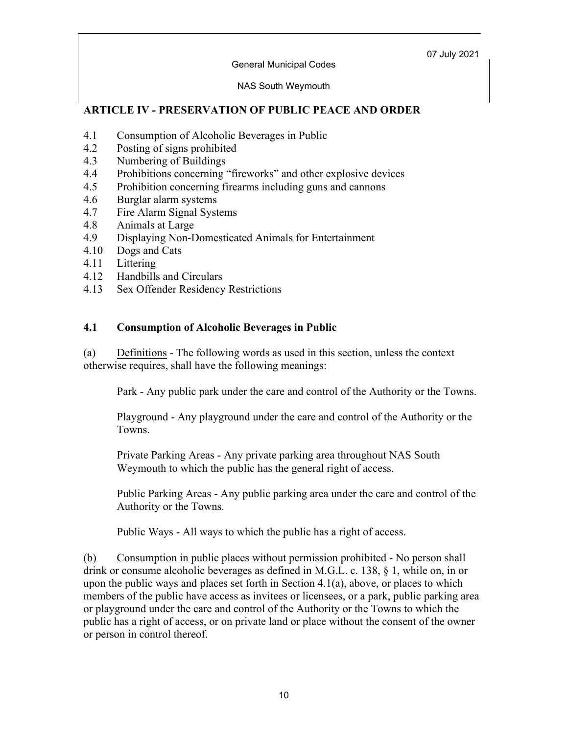## ARTICLE IV - PRESERVATION OF PUBLIC PEACE AND ORDER

4.1 Consumption of Alcoholic Beverages in Public
4.2 Posting of signs prohibited
4.3 Numbering of Buildings
4.4 Prohibitions concerning "fireworks" and other explosive devices
4.5 Prohibition concerning firearms including guns and cannons
4.6 Burglar alarm systems
4.7 Fire Alarm Signal Systems
4.8 Animals at Large
4.9 Displaying Non-Domesticated Animals for Entertainment
4.10 Dogs and Cats
4.11 Littering
4.12 Handbills and Circulars
4.13 Sex Offender Residency Restrictions

### 4.1 Consumption of Alcoholic Beverages in Public

(a) Definitions - The following words as used in this section, unless the context otherwise requires, shall have the following meanings:

Park - Any public park under the care and control of the Authority or the Towns.

Playground - Any playground under the care and control of the Authority or the Towns.

Private Parking Areas - Any private parking area throughout NAS South Weymouth to which the public has the general right of access.

Public Parking Areas - Any public parking area under the care and control of the Authority or the Towns.

Public Ways - All ways to which the public has a right of access.

(b) Consumption in public places without permission prohibited - No person shall drink or consume alcoholic beverages as defined in M.G.L. c. 138, § 1, while on, in or upon the public ways and places set forth in Section 4.1(a), above, or places to which members of the public have access as invitees or licensees, or a park, public parking area or playground under the care and control of the Authority or the Towns to which the public has a right of access, or on private land or place without the consent of the owner or person in control thereof.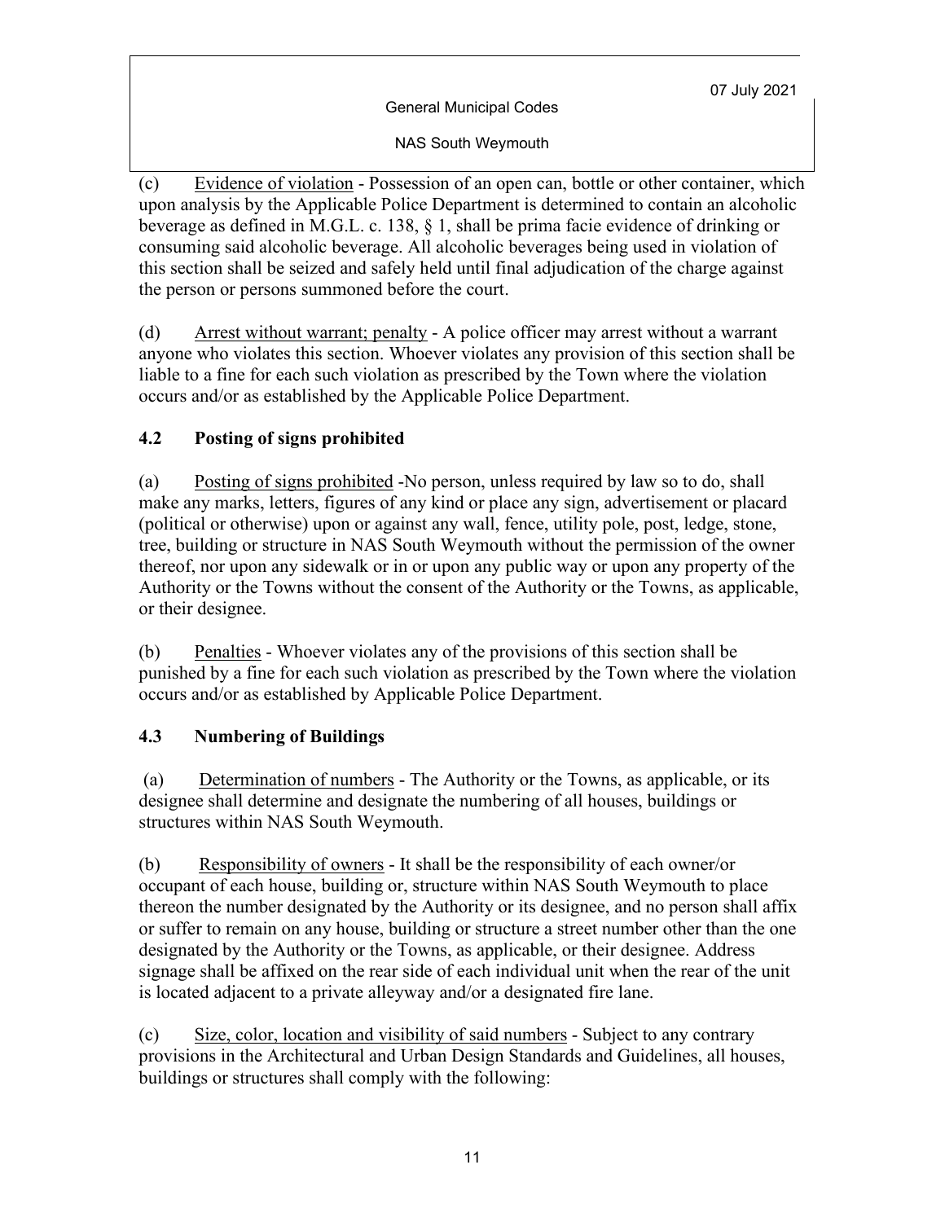(c) Evidence of violation - Possession of an open can, bottle or other container, which upon analysis by the Applicable Police Department is determined to contain an alcoholic beverage as defined in M.G.L. c. 138, § 1, shall be prima facie evidence of drinking or consuming said alcoholic beverage. All alcoholic beverages being used in violation of this section shall be seized and safely held until final adjudication of the charge against the person or persons summoned before the court.

(d) Arrest without warrant; penalty - A police officer may arrest without a warrant anyone who violates this section. Whoever violates any provision of this section shall be liable to a fine for each such violation as prescribed by the Town where the violation occurs and/or as established by the Applicable Police Department.

### 4.2 Posting of signs prohibited

(a) Posting of signs prohibited -No person, unless required by law so to do, shall make any marks, letters, figures of any kind or place any sign, advertisement or placard (political or otherwise) upon or against any wall, fence, utility pole, post, ledge, stone, tree, building or structure in NAS South Weymouth without the permission of the owner thereof, nor upon any sidewalk or in or upon any public way or upon any property of the Authority or the Towns without the consent of the Authority or the Towns, as applicable, or their designee.

(b) Penalties - Whoever violates any of the provisions of this section shall be punished by a fine for each such violation as prescribed by the Town where the violation occurs and/or as established by Applicable Police Department.

### 4.3 Numbering of Buildings

(a) Determination of numbers - The Authority or the Towns, as applicable, or its designee shall determine and designate the numbering of all houses, buildings or structures within NAS South Weymouth.

(b) Responsibility of owners - It shall be the responsibility of each owner/or occupant of each house, building or, structure within NAS South Weymouth to place thereon the number designated by the Authority or its designee, and no person shall affix or suffer to remain on any house, building or structure a street number other than the one designated by the Authority or the Towns, as applicable, or their designee. Address signage shall be affixed on the rear side of each individual unit when the rear of the unit is located adjacent to a private alleyway and/or a designated fire lane.

(c) Size, color, location and visibility of said numbers - Subject to any contrary provisions in the Architectural and Urban Design Standards and Guidelines, all houses, buildings or structures shall comply with the following: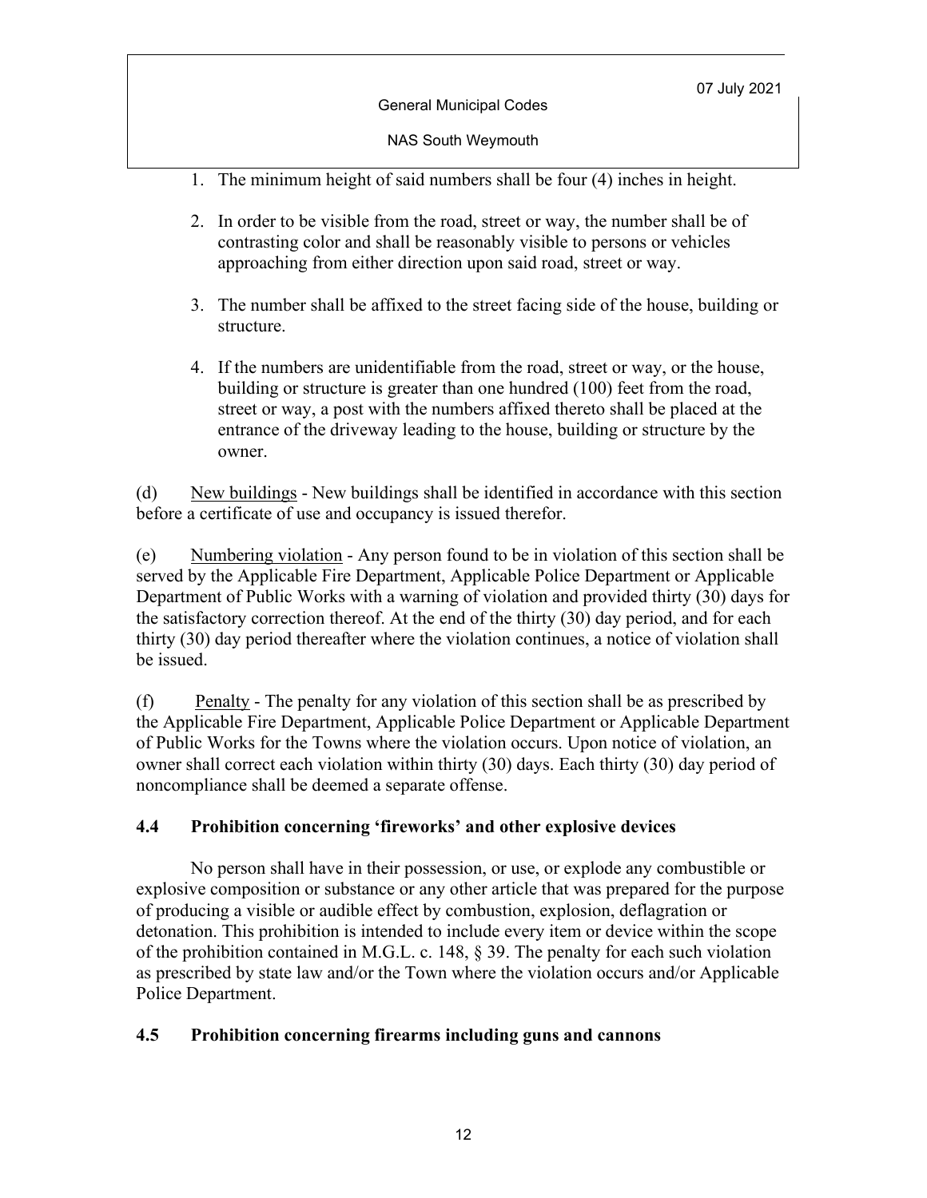1. The minimum height of said numbers shall be four (4) inches in height.

2. In order to be visible from the road, street or way, the number shall be of contrasting color and shall be reasonably visible to persons or vehicles approaching from either direction upon said road, street or way.

3. The number shall be affixed to the street facing side of the house, building or structure.

4. If the numbers are unidentifiable from the road, street or way, or the house, building or structure is greater than one hundred (100) feet from the road, street or way, a post with the numbers affixed thereto shall be placed at the entrance of the driveway leading to the house, building or structure by the owner.

(d) New buildings - New buildings shall be identified in accordance with this section before a certificate of use and occupancy is issued therefor.

(e) Numbering violation - Any person found to be in violation of this section shall be served by the Applicable Fire Department, Applicable Police Department or Applicable Department of Public Works with a warning of violation and provided thirty (30) days for the satisfactory correction thereof. At the end of the thirty (30) day period, and for each thirty (30) day period thereafter where the violation continues, a notice of violation shall be issued.

(f) Penalty - The penalty for any violation of this section shall be as prescribed by the Applicable Fire Department, Applicable Police Department or Applicable Department of Public Works for the Towns where the violation occurs. Upon notice of violation, an owner shall correct each violation within thirty (30) days. Each thirty (30) day period of noncompliance shall be deemed a separate offense.

### 4.4 Prohibition concerning 'fireworks' and other explosive devices

No person shall have in their possession, or use, or explode any combustible or explosive composition or substance or any other article that was prepared for the purpose of producing a visible or audible effect by combustion, explosion, deflagration or detonation. This prohibition is intended to include every item or device within the scope of the prohibition contained in M.G.L. c. 148, § 39. The penalty for each such violation as prescribed by state law and/or the Town where the violation occurs and/or Applicable Police Department.

### 4.5 Prohibition concerning firearms including guns and cannons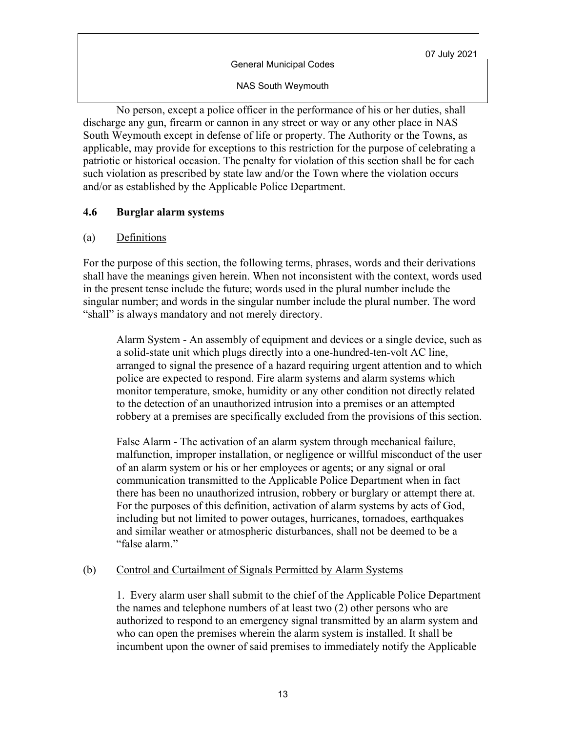No person, except a police officer in the performance of his or her duties, shall discharge any gun, firearm or cannon in any street or way or any other place in NAS South Weymouth except in defense of life or property. The Authority or the Towns, as applicable, may provide for exceptions to this restriction for the purpose of celebrating a patriotic or historical occasion. The penalty for violation of this section shall be for each such violation as prescribed by state law and/or the Town where the violation occurs and/or as established by the Applicable Police Department.

## 4.6 Burglar alarm systems

(a) Definitions

For the purpose of this section, the following terms, phrases, words and their derivations shall have the meanings given herein. When not inconsistent with the context, words used in the present tense include the future; words used in the plural number include the singular number; and words in the singular number include the plural number. The word "shall" is always mandatory and not merely directory.

> Alarm System - An assembly of equipment and devices or a single device, such as a solid-state unit which plugs directly into a one-hundred-ten-volt AC line, arranged to signal the presence of a hazard requiring urgent attention and to which police are expected to respond. Fire alarm systems and alarm systems which monitor temperature, smoke, humidity or any other condition not directly related to the detection of an unauthorized intrusion into a premises or an attempted robbery at a premises are specifically excluded from the provisions of this section.
>
> False Alarm - The activation of an alarm system through mechanical failure, malfunction, improper installation, or negligence or willful misconduct of the user of an alarm system or his or her employees or agents; or any signal or oral communication transmitted to the Applicable Police Department when in fact there has been no unauthorized intrusion, robbery or burglary or attempt there at. For the purposes of this definition, activation of alarm systems by acts of God, including but not limited to power outages, hurricanes, tornadoes, earthquakes and similar weather or atmospheric disturbances, shall not be deemed to be a "false alarm."

(b) Control and Curtailment of Signals Permitted by Alarm Systems

> 1. Every alarm user shall submit to the chief of the Applicable Police Department the names and telephone numbers of at least two (2) other persons who are authorized to respond to an emergency signal transmitted by an alarm system and who can open the premises wherein the alarm system is installed. It shall be incumbent upon the owner of said premises to immediately notify the Applicable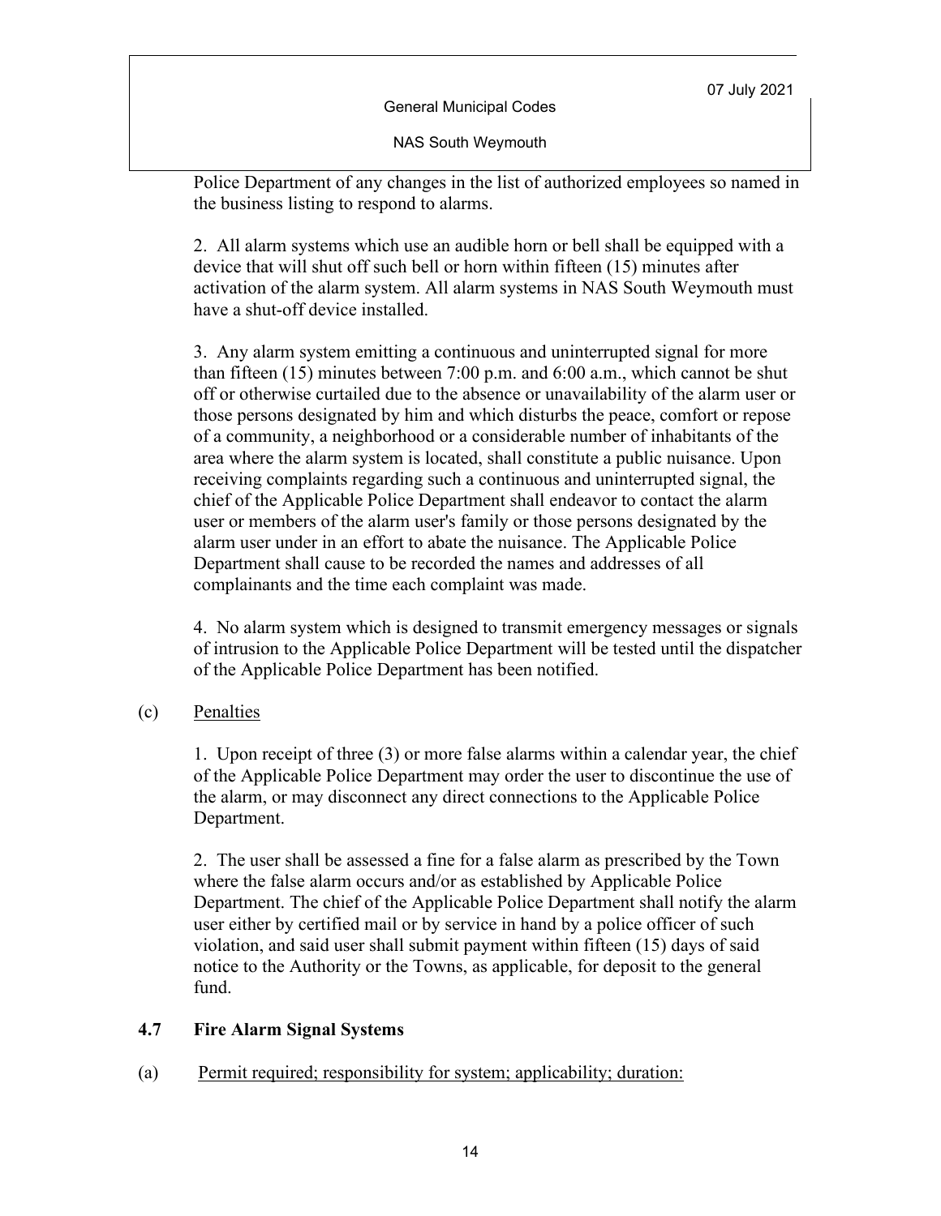Police Department of any changes in the list of authorized employees so named in the business listing to respond to alarms.

2. All alarm systems which use an audible horn or bell shall be equipped with a device that will shut off such bell or horn within fifteen (15) minutes after activation of the alarm system. All alarm systems in NAS South Weymouth must have a shut-off device installed.

3. Any alarm system emitting a continuous and uninterrupted signal for more than fifteen (15) minutes between 7:00 p.m. and 6:00 a.m., which cannot be shut off or otherwise curtailed due to the absence or unavailability of the alarm user or those persons designated by him and which disturbs the peace, comfort or repose of a community, a neighborhood or a considerable number of inhabitants of the area where the alarm system is located, shall constitute a public nuisance. Upon receiving complaints regarding such a continuous and uninterrupted signal, the chief of the Applicable Police Department shall endeavor to contact the alarm user or members of the alarm user's family or those persons designated by the alarm user under in an effort to abate the nuisance. The Applicable Police Department shall cause to be recorded the names and addresses of all complainants and the time each complaint was made.

4. No alarm system which is designed to transmit emergency messages or signals of intrusion to the Applicable Police Department will be tested until the dispatcher of the Applicable Police Department has been notified.

(c) Penalties

1. Upon receipt of three (3) or more false alarms within a calendar year, the chief of the Applicable Police Department may order the user to discontinue the use of the alarm, or may disconnect any direct connections to the Applicable Police Department.

2. The user shall be assessed a fine for a false alarm as prescribed by the Town where the false alarm occurs and/or as established by Applicable Police Department. The chief of the Applicable Police Department shall notify the alarm user either by certified mail or by service in hand by a police officer of such violation, and said user shall submit payment within fifteen (15) days of said notice to the Authority or the Towns, as applicable, for deposit to the general fund.

## 4.7 Fire Alarm Signal Systems

(a) Permit required; responsibility for system; applicability; duration: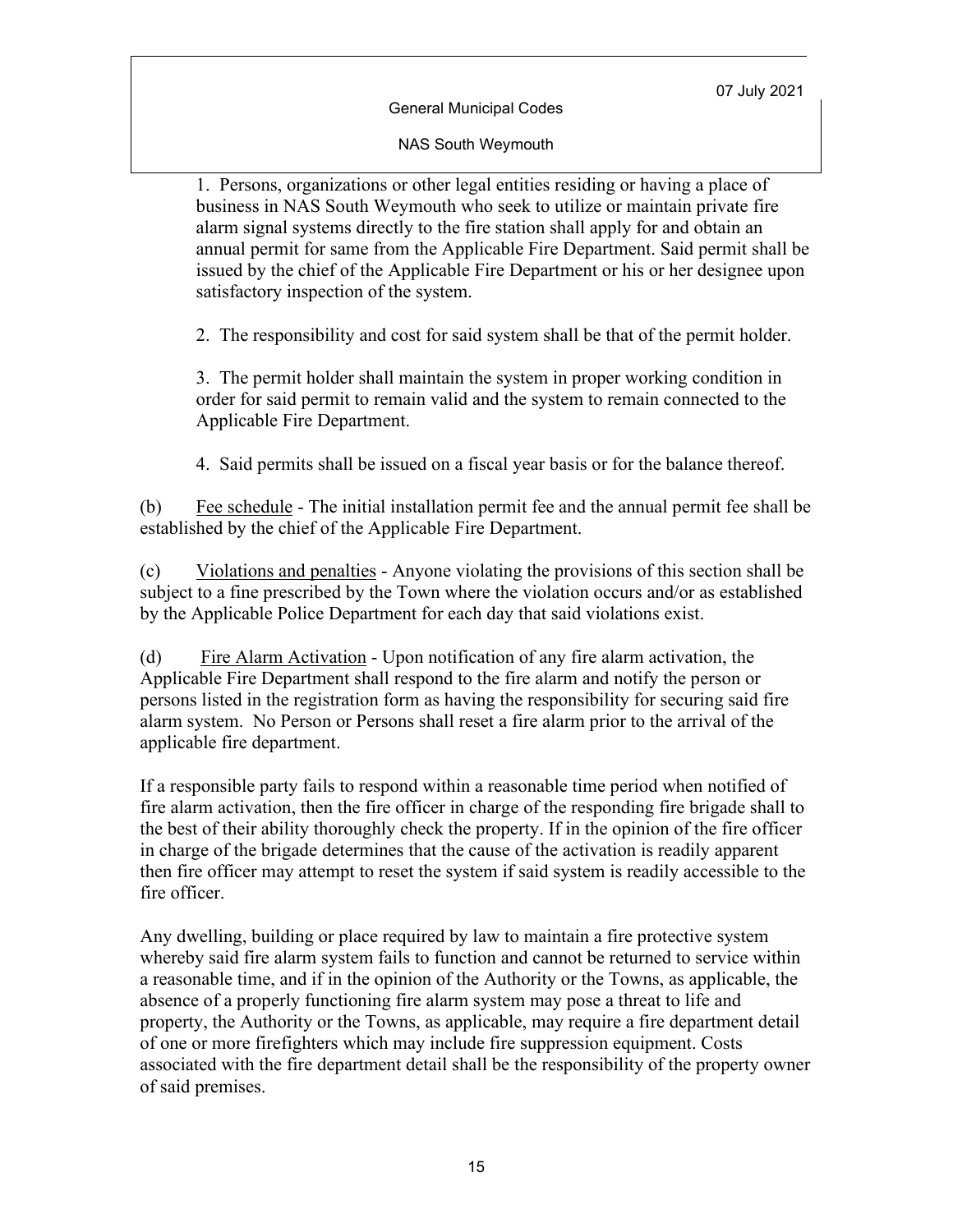1. Persons, organizations or other legal entities residing or having a place of business in NAS South Weymouth who seek to utilize or maintain private fire alarm signal systems directly to the fire station shall apply for and obtain an annual permit for same from the Applicable Fire Department. Said permit shall be issued by the chief of the Applicable Fire Department or his or her designee upon satisfactory inspection of the system.

2. The responsibility and cost for said system shall be that of the permit holder.

3. The permit holder shall maintain the system in proper working condition in order for said permit to remain valid and the system to remain connected to the Applicable Fire Department.

4. Said permits shall be issued on a fiscal year basis or for the balance thereof.

(b) Fee schedule - The initial installation permit fee and the annual permit fee shall be established by the chief of the Applicable Fire Department.

(c) Violations and penalties - Anyone violating the provisions of this section shall be subject to a fine prescribed by the Town where the violation occurs and/or as established by the Applicable Police Department for each day that said violations exist.

(d) Fire Alarm Activation - Upon notification of any fire alarm activation, the Applicable Fire Department shall respond to the fire alarm and notify the person or persons listed in the registration form as having the responsibility for securing said fire alarm system. No Person or Persons shall reset a fire alarm prior to the arrival of the applicable fire department.

If a responsible party fails to respond within a reasonable time period when notified of fire alarm activation, then the fire officer in charge of the responding fire brigade shall to the best of their ability thoroughly check the property. If in the opinion of the fire officer in charge of the brigade determines that the cause of the activation is readily apparent then fire officer may attempt to reset the system if said system is readily accessible to the fire officer.

Any dwelling, building or place required by law to maintain a fire protective system whereby said fire alarm system fails to function and cannot be returned to service within a reasonable time, and if in the opinion of the Authority or the Towns, as applicable, the absence of a properly functioning fire alarm system may pose a threat to life and property, the Authority or the Towns, as applicable, may require a fire department detail of one or more firefighters which may include fire suppression equipment. Costs associated with the fire department detail shall be the responsibility of the property owner of said premises.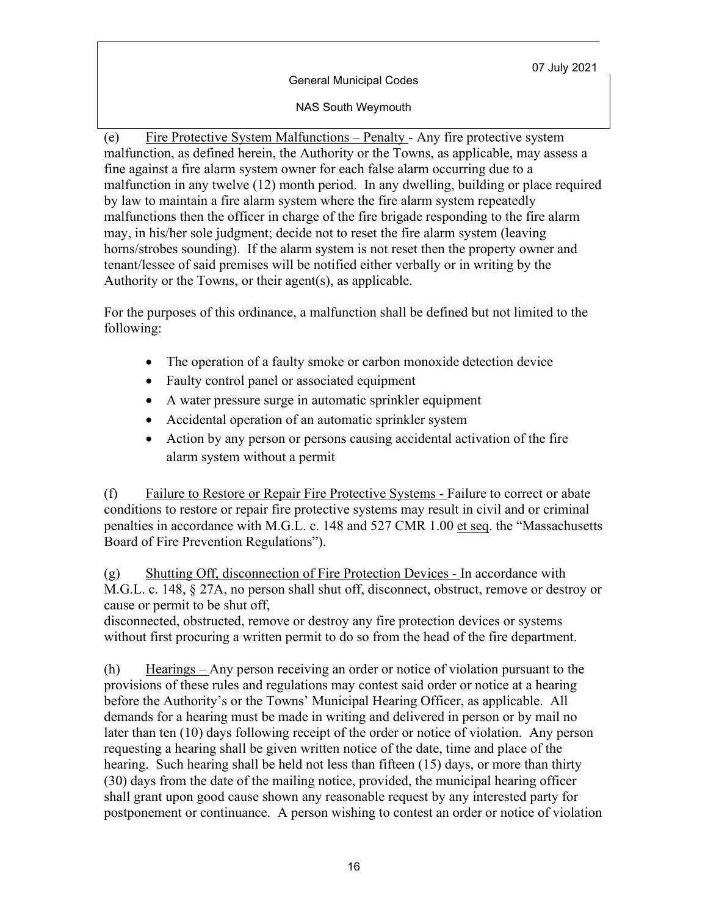(e) Fire Protective System Malfunctions – Penalty - Any fire protective system malfunction, as defined herein, the Authority or the Towns, as applicable, may assess a fine against a fire alarm system owner for each false alarm occurring due to a malfunction in any twelve (12) month period. In any dwelling, building or place required by law to maintain a fire alarm system where the fire alarm system repeatedly malfunctions then the officer in charge of the fire brigade responding to the fire alarm may, in his/her sole judgment; decide not to reset the fire alarm system (leaving horns/strobes sounding). If the alarm system is not reset then the property owner and tenant/lessee of said premises will be notified either verbally or in writing by the Authority or the Towns, or their agent(s), as applicable.

For the purposes of this ordinance, a malfunction shall be defined but not limited to the following:

- The operation of a faulty smoke or carbon monoxide detection device
- Faulty control panel or associated equipment
- A water pressure surge in automatic sprinkler equipment
- Accidental operation of an automatic sprinkler system
- Action by any person or persons causing accidental activation of the fire alarm system without a permit

(f) Failure to Restore or Repair Fire Protective Systems - Failure to correct or abate conditions to restore or repair fire protective systems may result in civil and or criminal penalties in accordance with M.G.L. c. 148 and 527 CMR 1.00 et seq. the "Massachusetts Board of Fire Prevention Regulations").

(g) Shutting Off, disconnection of Fire Protection Devices - In accordance with M.G.L. c. 148, § 27A, no person shall shut off, disconnect, obstruct, remove or destroy or cause or permit to be shut off, disconnected, obstructed, remove or destroy any fire protection devices or systems without first procuring a written permit to do so from the head of the fire department.

(h) Hearings – Any person receiving an order or notice of violation pursuant to the provisions of these rules and regulations may contest said order or notice at a hearing before the Authority's or the Towns' Municipal Hearing Officer, as applicable. All demands for a hearing must be made in writing and delivered in person or by mail no later than ten (10) days following receipt of the order or notice of violation. Any person requesting a hearing shall be given written notice of the date, time and place of the hearing. Such hearing shall be held not less than fifteen (15) days, or more than thirty (30) days from the date of the mailing notice, provided, the municipal hearing officer shall grant upon good cause shown any reasonable request by any interested party for postponement or continuance. A person wishing to contest an order or notice of violation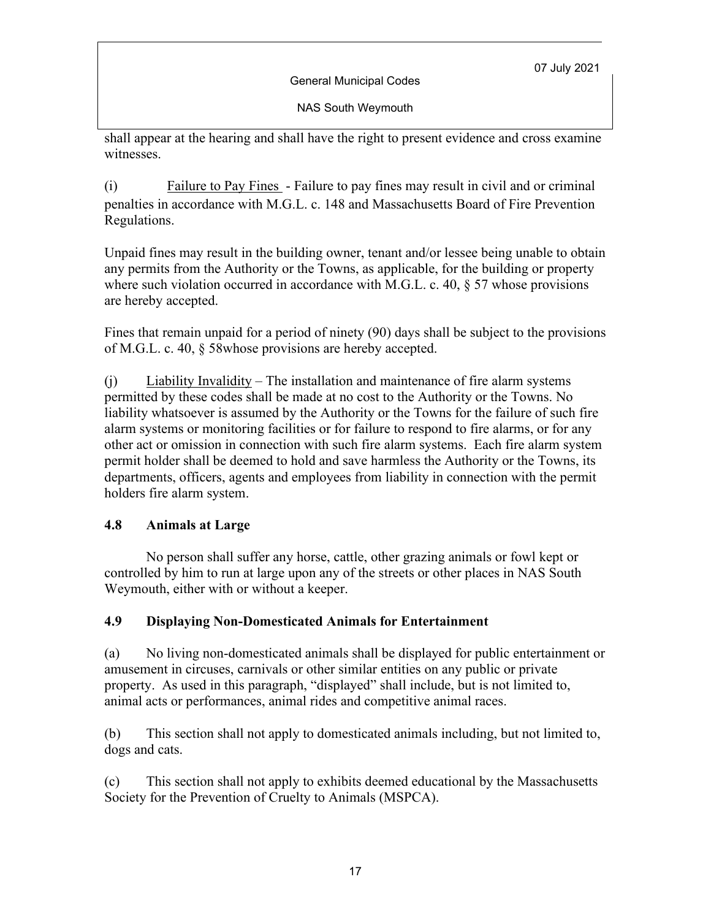shall appear at the hearing and shall have the right to present evidence and cross examine witnesses.

(i) Failure to Pay Fines - Failure to pay fines may result in civil and or criminal penalties in accordance with M.G.L. c. 148 and Massachusetts Board of Fire Prevention Regulations.

Unpaid fines may result in the building owner, tenant and/or lessee being unable to obtain any permits from the Authority or the Towns, as applicable, for the building or property where such violation occurred in accordance with M.G.L. c. 40, § 57 whose provisions are hereby accepted.

Fines that remain unpaid for a period of ninety (90) days shall be subject to the provisions of M.G.L. c. 40, § 58whose provisions are hereby accepted.

(j) Liability Invalidity – The installation and maintenance of fire alarm systems permitted by these codes shall be made at no cost to the Authority or the Towns. No liability whatsoever is assumed by the Authority or the Towns for the failure of such fire alarm systems or monitoring facilities or for failure to respond to fire alarms, or for any other act or omission in connection with such fire alarm systems. Each fire alarm system permit holder shall be deemed to hold and save harmless the Authority or the Towns, its departments, officers, agents and employees from liability in connection with the permit holders fire alarm system.

### 4.8 Animals at Large

No person shall suffer any horse, cattle, other grazing animals or fowl kept or controlled by him to run at large upon any of the streets or other places in NAS South Weymouth, either with or without a keeper.

### 4.9 Displaying Non-Domesticated Animals for Entertainment

(a) No living non-domesticated animals shall be displayed for public entertainment or amusement in circuses, carnivals or other similar entities on any public or private property. As used in this paragraph, "displayed" shall include, but is not limited to, animal acts or performances, animal rides and competitive animal races.

(b) This section shall not apply to domesticated animals including, but not limited to, dogs and cats.

(c) This section shall not apply to exhibits deemed educational by the Massachusetts Society for the Prevention of Cruelty to Animals (MSPCA).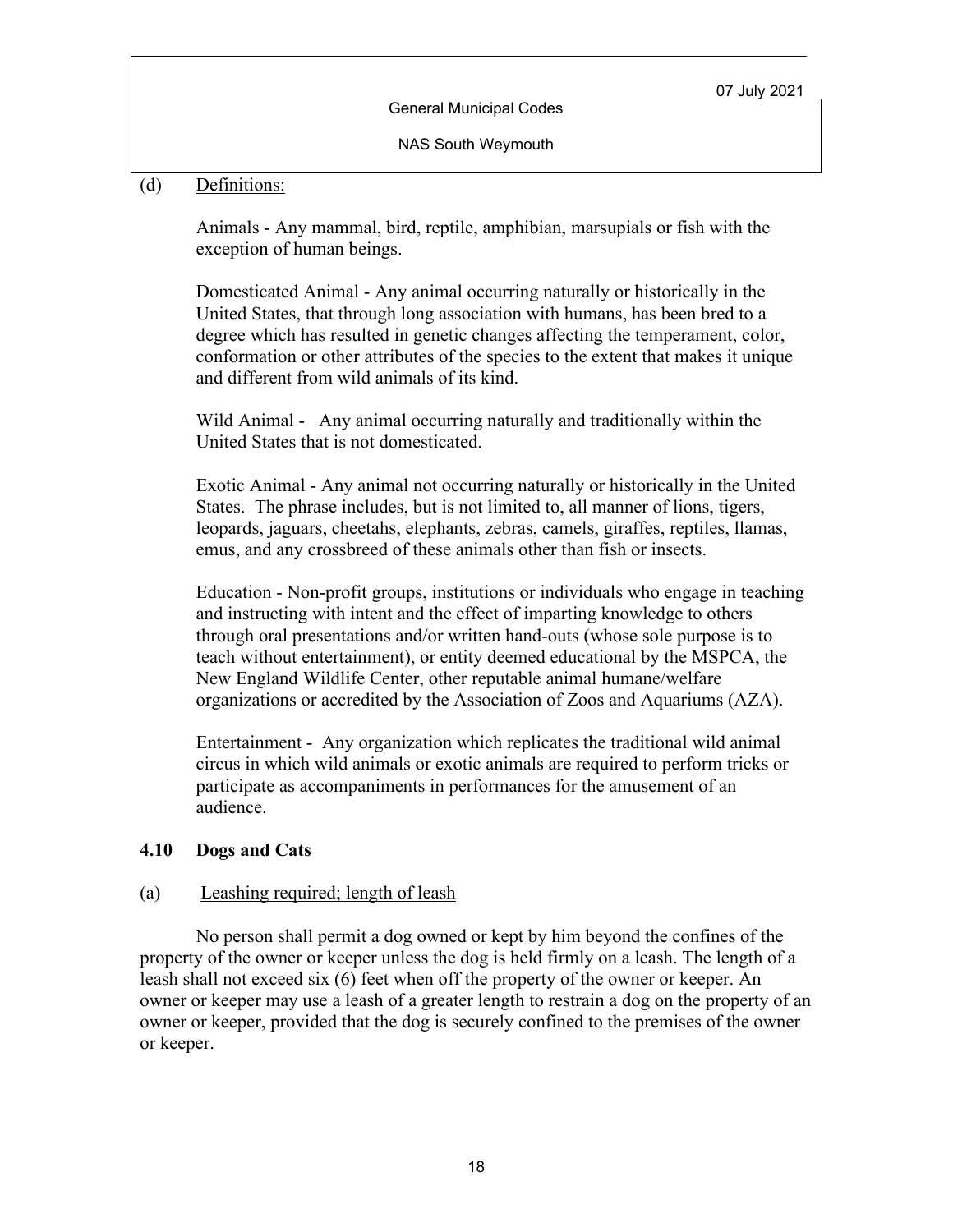(d) Definitions:

Animals - Any mammal, bird, reptile, amphibian, marsupials or fish with the exception of human beings.

Domesticated Animal - Any animal occurring naturally or historically in the United States, that through long association with humans, has been bred to a degree which has resulted in genetic changes affecting the temperament, color, conformation or other attributes of the species to the extent that makes it unique and different from wild animals of its kind.

Wild Animal - Any animal occurring naturally and traditionally within the United States that is not domesticated.

Exotic Animal - Any animal not occurring naturally or historically in the United States. The phrase includes, but is not limited to, all manner of lions, tigers, leopards, jaguars, cheetahs, elephants, zebras, camels, giraffes, reptiles, llamas, emus, and any crossbreed of these animals other than fish or insects.

Education - Non-profit groups, institutions or individuals who engage in teaching and instructing with intent and the effect of imparting knowledge to others through oral presentations and/or written hand-outs (whose sole purpose is to teach without entertainment), or entity deemed educational by the MSPCA, the New England Wildlife Center, other reputable animal humane/welfare organizations or accredited by the Association of Zoos and Aquariums (AZA).

Entertainment - Any organization which replicates the traditional wild animal circus in which wild animals or exotic animals are required to perform tricks or participate as accompaniments in performances for the amusement of an audience.

## 4.10 Dogs and Cats

(a) Leashing required; length of leash

No person shall permit a dog owned or kept by him beyond the confines of the property of the owner or keeper unless the dog is held firmly on a leash. The length of a leash shall not exceed six (6) feet when off the property of the owner or keeper. An owner or keeper may use a leash of a greater length to restrain a dog on the property of an owner or keeper, provided that the dog is securely confined to the premises of the owner or keeper.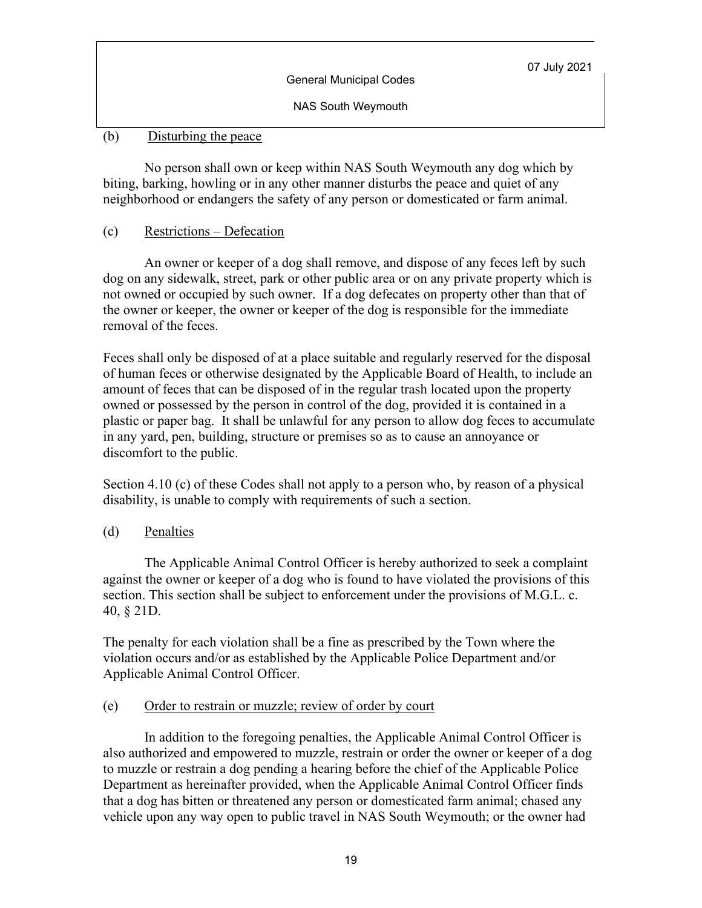(b) Disturbing the peace

No person shall own or keep within NAS South Weymouth any dog which by biting, barking, howling or in any other manner disturbs the peace and quiet of any neighborhood or endangers the safety of any person or domesticated or farm animal.

(c) Restrictions – Defecation

An owner or keeper of a dog shall remove, and dispose of any feces left by such dog on any sidewalk, street, park or other public area or on any private property which is not owned or occupied by such owner. If a dog defecates on property other than that of the owner or keeper, the owner or keeper of the dog is responsible for the immediate removal of the feces.

Feces shall only be disposed of at a place suitable and regularly reserved for the disposal of human feces or otherwise designated by the Applicable Board of Health, to include an amount of feces that can be disposed of in the regular trash located upon the property owned or possessed by the person in control of the dog, provided it is contained in a plastic or paper bag. It shall be unlawful for any person to allow dog feces to accumulate in any yard, pen, building, structure or premises so as to cause an annoyance or discomfort to the public.

Section 4.10 (c) of these Codes shall not apply to a person who, by reason of a physical disability, is unable to comply with requirements of such a section.

(d) Penalties

The Applicable Animal Control Officer is hereby authorized to seek a complaint against the owner or keeper of a dog who is found to have violated the provisions of this section. This section shall be subject to enforcement under the provisions of M.G.L. c. 40, § 21D.

The penalty for each violation shall be a fine as prescribed by the Town where the violation occurs and/or as established by the Applicable Police Department and/or Applicable Animal Control Officer.

(e) Order to restrain or muzzle; review of order by court

In addition to the foregoing penalties, the Applicable Animal Control Officer is also authorized and empowered to muzzle, restrain or order the owner or keeper of a dog to muzzle or restrain a dog pending a hearing before the chief of the Applicable Police Department as hereinafter provided, when the Applicable Animal Control Officer finds that a dog has bitten or threatened any person or domesticated farm animal; chased any vehicle upon any way open to public travel in NAS South Weymouth; or the owner had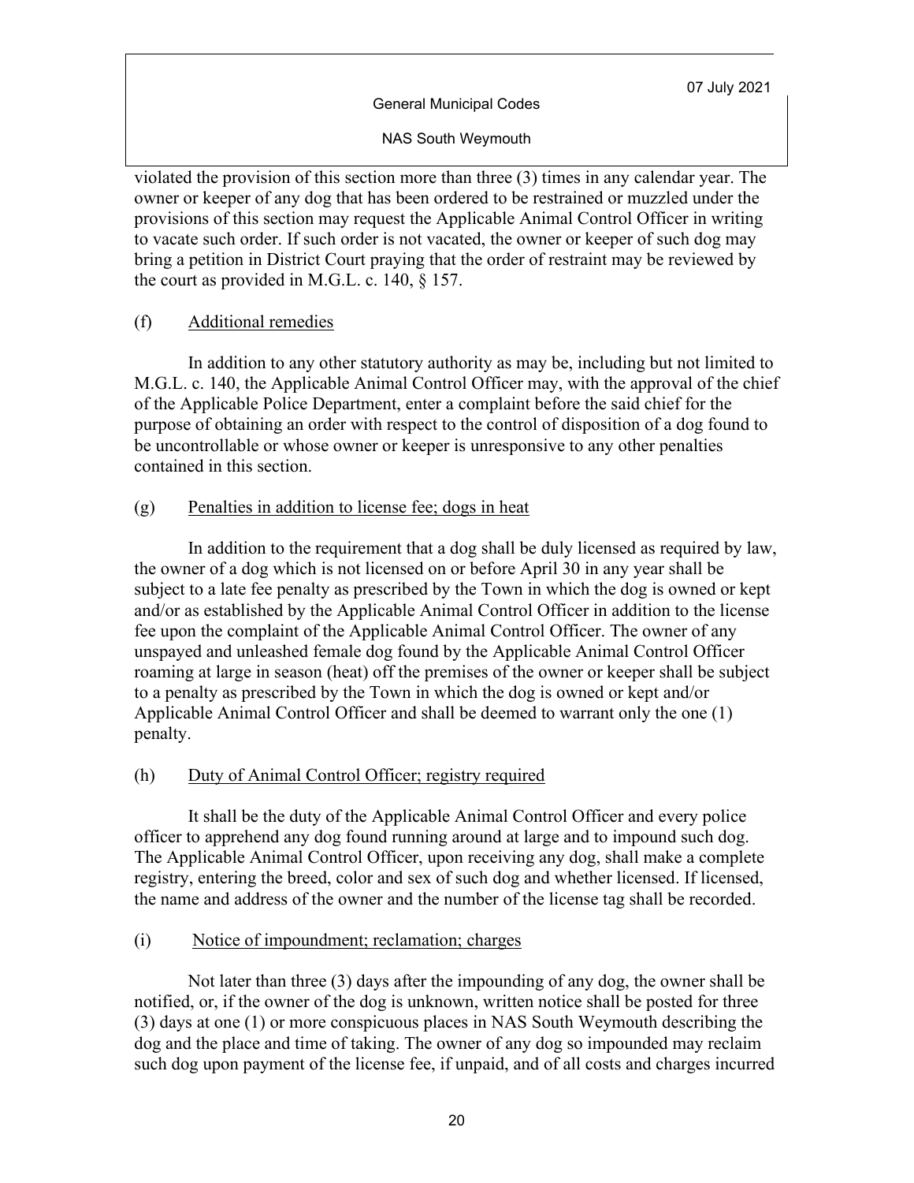violated the provision of this section more than three (3) times in any calendar year. The owner or keeper of any dog that has been ordered to be restrained or muzzled under the provisions of this section may request the Applicable Animal Control Officer in writing to vacate such order. If such order is not vacated, the owner or keeper of such dog may bring a petition in District Court praying that the order of restraint may be reviewed by the court as provided in M.G.L. c. 140, § 157.

(f) Additional remedies

In addition to any other statutory authority as may be, including but not limited to M.G.L. c. 140, the Applicable Animal Control Officer may, with the approval of the chief of the Applicable Police Department, enter a complaint before the said chief for the purpose of obtaining an order with respect to the control of disposition of a dog found to be uncontrollable or whose owner or keeper is unresponsive to any other penalties contained in this section.

(g) Penalties in addition to license fee; dogs in heat

In addition to the requirement that a dog shall be duly licensed as required by law, the owner of a dog which is not licensed on or before April 30 in any year shall be subject to a late fee penalty as prescribed by the Town in which the dog is owned or kept and/or as established by the Applicable Animal Control Officer in addition to the license fee upon the complaint of the Applicable Animal Control Officer. The owner of any unspayed and unleashed female dog found by the Applicable Animal Control Officer roaming at large in season (heat) off the premises of the owner or keeper shall be subject to a penalty as prescribed by the Town in which the dog is owned or kept and/or Applicable Animal Control Officer and shall be deemed to warrant only the one (1) penalty.

(h) Duty of Animal Control Officer; registry required

It shall be the duty of the Applicable Animal Control Officer and every police officer to apprehend any dog found running around at large and to impound such dog. The Applicable Animal Control Officer, upon receiving any dog, shall make a complete registry, entering the breed, color and sex of such dog and whether licensed. If licensed, the name and address of the owner and the number of the license tag shall be recorded.

(i) Notice of impoundment; reclamation; charges

Not later than three (3) days after the impounding of any dog, the owner shall be notified, or, if the owner of the dog is unknown, written notice shall be posted for three (3) days at one (1) or more conspicuous places in NAS South Weymouth describing the dog and the place and time of taking. The owner of any dog so impounded may reclaim such dog upon payment of the license fee, if unpaid, and of all costs and charges incurred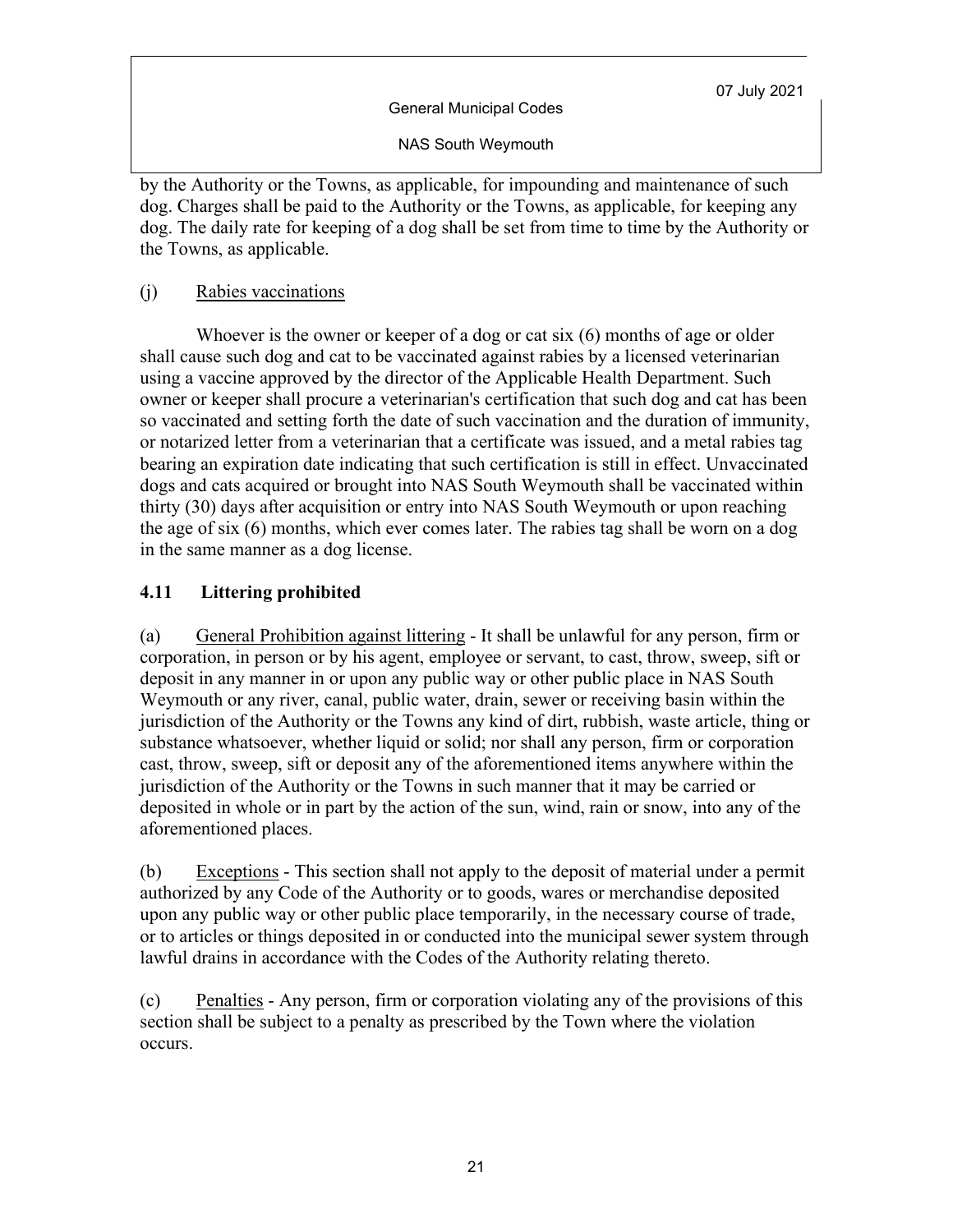by the Authority or the Towns, as applicable, for impounding and maintenance of such dog. Charges shall be paid to the Authority or the Towns, as applicable, for keeping any dog. The daily rate for keeping of a dog shall be set from time to time by the Authority or the Towns, as applicable.

(j) Rabies vaccinations

Whoever is the owner or keeper of a dog or cat six (6) months of age or older shall cause such dog and cat to be vaccinated against rabies by a licensed veterinarian using a vaccine approved by the director of the Applicable Health Department. Such owner or keeper shall procure a veterinarian's certification that such dog and cat has been so vaccinated and setting forth the date of such vaccination and the duration of immunity, or notarized letter from a veterinarian that a certificate was issued, and a metal rabies tag bearing an expiration date indicating that such certification is still in effect. Unvaccinated dogs and cats acquired or brought into NAS South Weymouth shall be vaccinated within thirty (30) days after acquisition or entry into NAS South Weymouth or upon reaching the age of six (6) months, which ever comes later. The rabies tag shall be worn on a dog in the same manner as a dog license.

## 4.11 Littering prohibited

(a) General Prohibition against littering - It shall be unlawful for any person, firm or corporation, in person or by his agent, employee or servant, to cast, throw, sweep, sift or deposit in any manner in or upon any public way or other public place in NAS South Weymouth or any river, canal, public water, drain, sewer or receiving basin within the jurisdiction of the Authority or the Towns any kind of dirt, rubbish, waste article, thing or substance whatsoever, whether liquid or solid; nor shall any person, firm or corporation cast, throw, sweep, sift or deposit any of the aforementioned items anywhere within the jurisdiction of the Authority or the Towns in such manner that it may be carried or deposited in whole or in part by the action of the sun, wind, rain or snow, into any of the aforementioned places.

(b) Exceptions - This section shall not apply to the deposit of material under a permit authorized by any Code of the Authority or to goods, wares or merchandise deposited upon any public way or other public place temporarily, in the necessary course of trade, or to articles or things deposited in or conducted into the municipal sewer system through lawful drains in accordance with the Codes of the Authority relating thereto.

(c) Penalties - Any person, firm or corporation violating any of the provisions of this section shall be subject to a penalty as prescribed by the Town where the violation occurs.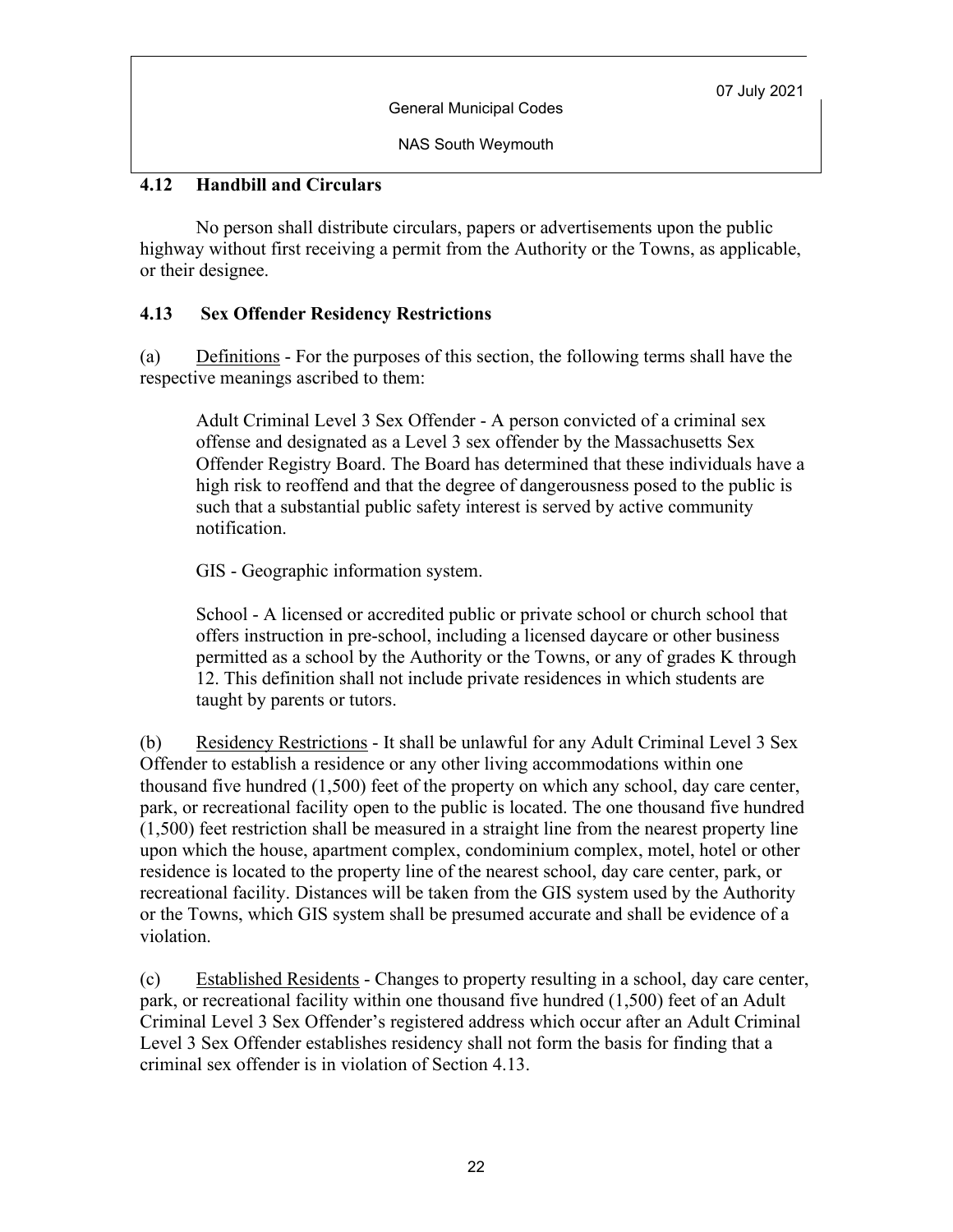## 4.12 Handbill and Circulars

No person shall distribute circulars, papers or advertisements upon the public highway without first receiving a permit from the Authority or the Towns, as applicable, or their designee.

## 4.13 Sex Offender Residency Restrictions

(a) Definitions - For the purposes of this section, the following terms shall have the respective meanings ascribed to them:

> Adult Criminal Level 3 Sex Offender - A person convicted of a criminal sex offense and designated as a Level 3 sex offender by the Massachusetts Sex Offender Registry Board. The Board has determined that these individuals have a high risk to reoffend and that the degree of dangerousness posed to the public is such that a substantial public safety interest is served by active community notification.
>
> GIS - Geographic information system.
>
> School - A licensed or accredited public or private school or church school that offers instruction in pre-school, including a licensed daycare or other business permitted as a school by the Authority or the Towns, or any of grades K through 12. This definition shall not include private residences in which students are taught by parents or tutors.

(b) Residency Restrictions - It shall be unlawful for any Adult Criminal Level 3 Sex Offender to establish a residence or any other living accommodations within one thousand five hundred (1,500) feet of the property on which any school, day care center, park, or recreational facility open to the public is located. The one thousand five hundred (1,500) feet restriction shall be measured in a straight line from the nearest property line upon which the house, apartment complex, condominium complex, motel, hotel or other residence is located to the property line of the nearest school, day care center, park, or recreational facility. Distances will be taken from the GIS system used by the Authority or the Towns, which GIS system shall be presumed accurate and shall be evidence of a violation.

(c) Established Residents - Changes to property resulting in a school, day care center, park, or recreational facility within one thousand five hundred (1,500) feet of an Adult Criminal Level 3 Sex Offender's registered address which occur after an Adult Criminal Level 3 Sex Offender establishes residency shall not form the basis for finding that a criminal sex offender is in violation of Section 4.13.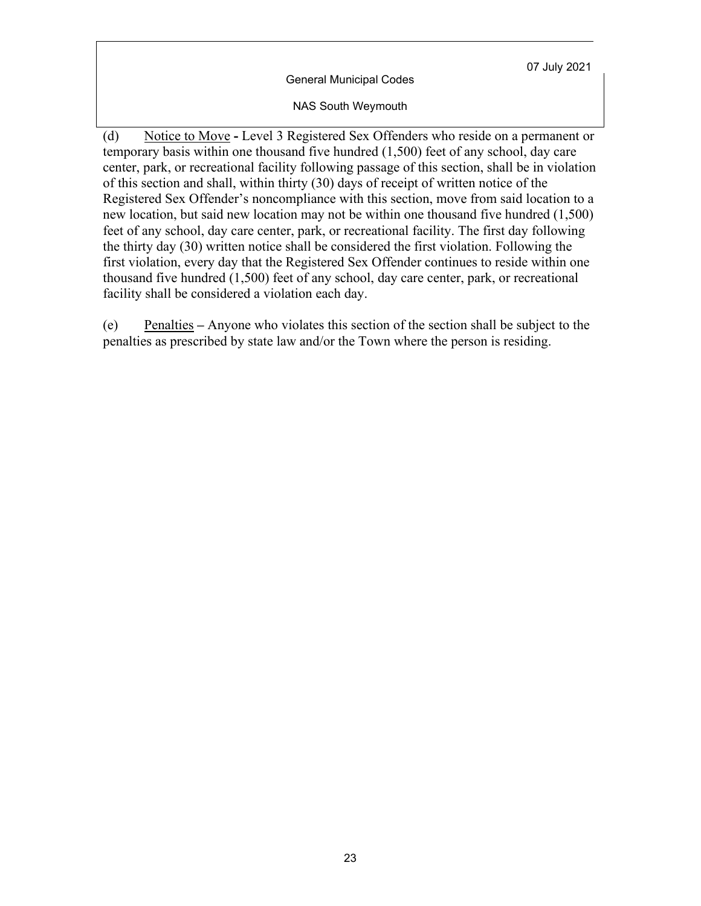(d) <u>Notice to Move</u> **-** Level 3 Registered Sex Offenders who reside on a permanent or temporary basis within one thousand five hundred (1,500) feet of any school, day care center, park, or recreational facility following passage of this section, shall be in violation of this section and shall, within thirty (30) days of receipt of written notice of the Registered Sex Offender's noncompliance with this section, move from said location to a new location, but said new location may not be within one thousand five hundred (1,500) feet of any school, day care center, park, or recreational facility. The first day following the thirty day (30) written notice shall be considered the first violation. Following the first violation, every day that the Registered Sex Offender continues to reside within one thousand five hundred (1,500) feet of any school, day care center, park, or recreational facility shall be considered a violation each day.

(e) <u>Penalties</u> **–** Anyone who violates this section of the section shall be subject to the penalties as prescribed by state law and/or the Town where the person is residing.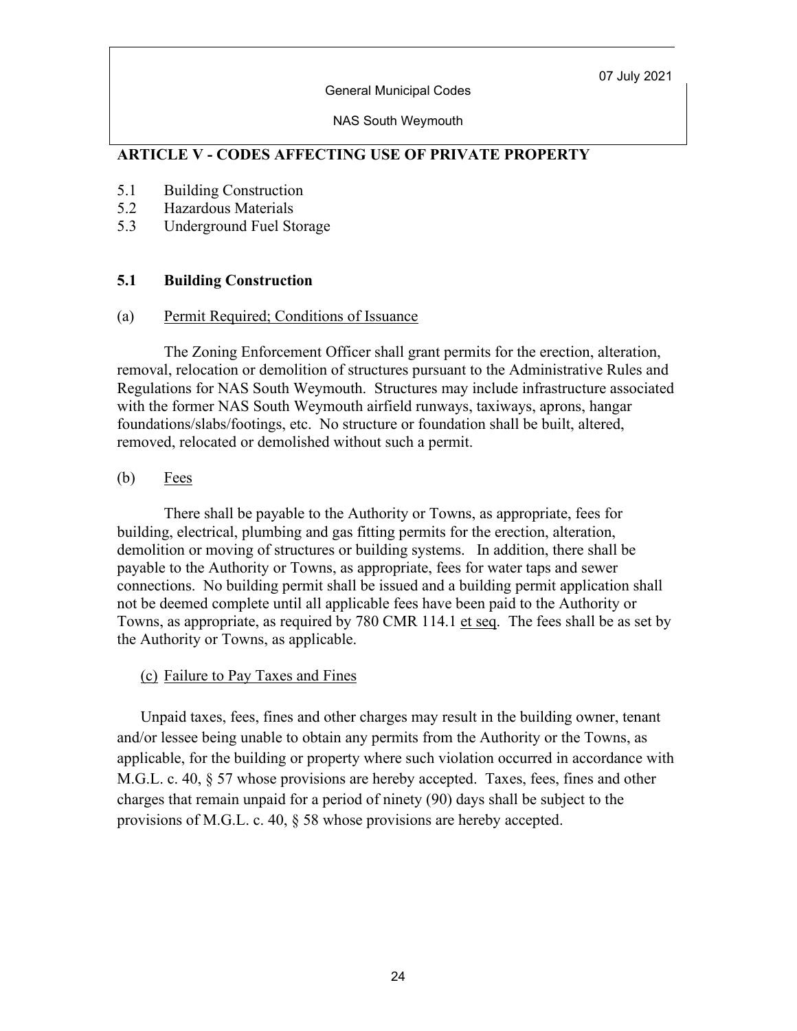## ARTICLE V - CODES AFFECTING USE OF PRIVATE PROPERTY

5.1 Building Construction
5.2 Hazardous Materials
5.3 Underground Fuel Storage

### 5.1 Building Construction

(a) Permit Required; Conditions of Issuance

The Zoning Enforcement Officer shall grant permits for the erection, alteration, removal, relocation or demolition of structures pursuant to the Administrative Rules and Regulations for NAS South Weymouth. Structures may include infrastructure associated with the former NAS South Weymouth airfield runways, taxiways, aprons, hangar foundations/slabs/footings, etc. No structure or foundation shall be built, altered, removed, relocated or demolished without such a permit.

(b) Fees

There shall be payable to the Authority or Towns, as appropriate, fees for building, electrical, plumbing and gas fitting permits for the erection, alteration, demolition or moving of structures or building systems. In addition, there shall be payable to the Authority or Towns, as appropriate, fees for water taps and sewer connections. No building permit shall be issued and a building permit application shall not be deemed complete until all applicable fees have been paid to the Authority or Towns, as appropriate, as required by 780 CMR 114.1 et seq. The fees shall be as set by the Authority or Towns, as applicable.

(c) Failure to Pay Taxes and Fines

Unpaid taxes, fees, fines and other charges may result in the building owner, tenant and/or lessee being unable to obtain any permits from the Authority or the Towns, as applicable, for the building or property where such violation occurred in accordance with M.G.L. c. 40, § 57 whose provisions are hereby accepted. Taxes, fees, fines and other charges that remain unpaid for a period of ninety (90) days shall be subject to the provisions of M.G.L. c. 40, § 58 whose provisions are hereby accepted.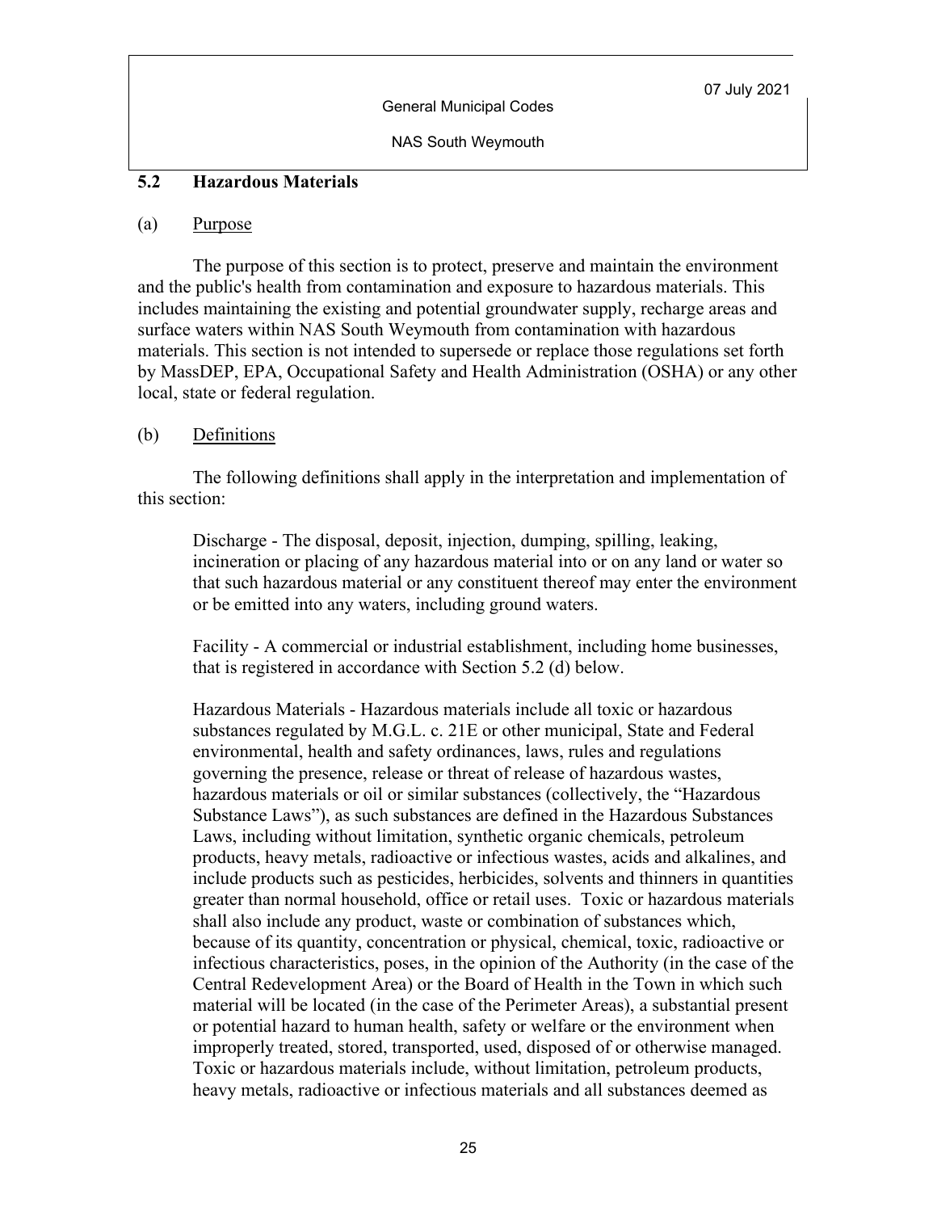## 5.2 Hazardous Materials

(a) Purpose

The purpose of this section is to protect, preserve and maintain the environment and the public's health from contamination and exposure to hazardous materials. This includes maintaining the existing and potential groundwater supply, recharge areas and surface waters within NAS South Weymouth from contamination with hazardous materials. This section is not intended to supersede or replace those regulations set forth by MassDEP, EPA, Occupational Safety and Health Administration (OSHA) or any other local, state or federal regulation.

(b) Definitions

The following definitions shall apply in the interpretation and implementation of this section:

Discharge - The disposal, deposit, injection, dumping, spilling, leaking, incineration or placing of any hazardous material into or on any land or water so that such hazardous material or any constituent thereof may enter the environment or be emitted into any waters, including ground waters.

Facility - A commercial or industrial establishment, including home businesses, that is registered in accordance with Section 5.2 (d) below.

Hazardous Materials - Hazardous materials include all toxic or hazardous substances regulated by M.G.L. c. 21E or other municipal, State and Federal environmental, health and safety ordinances, laws, rules and regulations governing the presence, release or threat of release of hazardous wastes, hazardous materials or oil or similar substances (collectively, the "Hazardous Substance Laws"), as such substances are defined in the Hazardous Substances Laws, including without limitation, synthetic organic chemicals, petroleum products, heavy metals, radioactive or infectious wastes, acids and alkalines, and include products such as pesticides, herbicides, solvents and thinners in quantities greater than normal household, office or retail uses. Toxic or hazardous materials shall also include any product, waste or combination of substances which, because of its quantity, concentration or physical, chemical, toxic, radioactive or infectious characteristics, poses, in the opinion of the Authority (in the case of the Central Redevelopment Area) or the Board of Health in the Town in which such material will be located (in the case of the Perimeter Areas), a substantial present or potential hazard to human health, safety or welfare or the environment when improperly treated, stored, transported, used, disposed of or otherwise managed. Toxic or hazardous materials include, without limitation, petroleum products, heavy metals, radioactive or infectious materials and all substances deemed as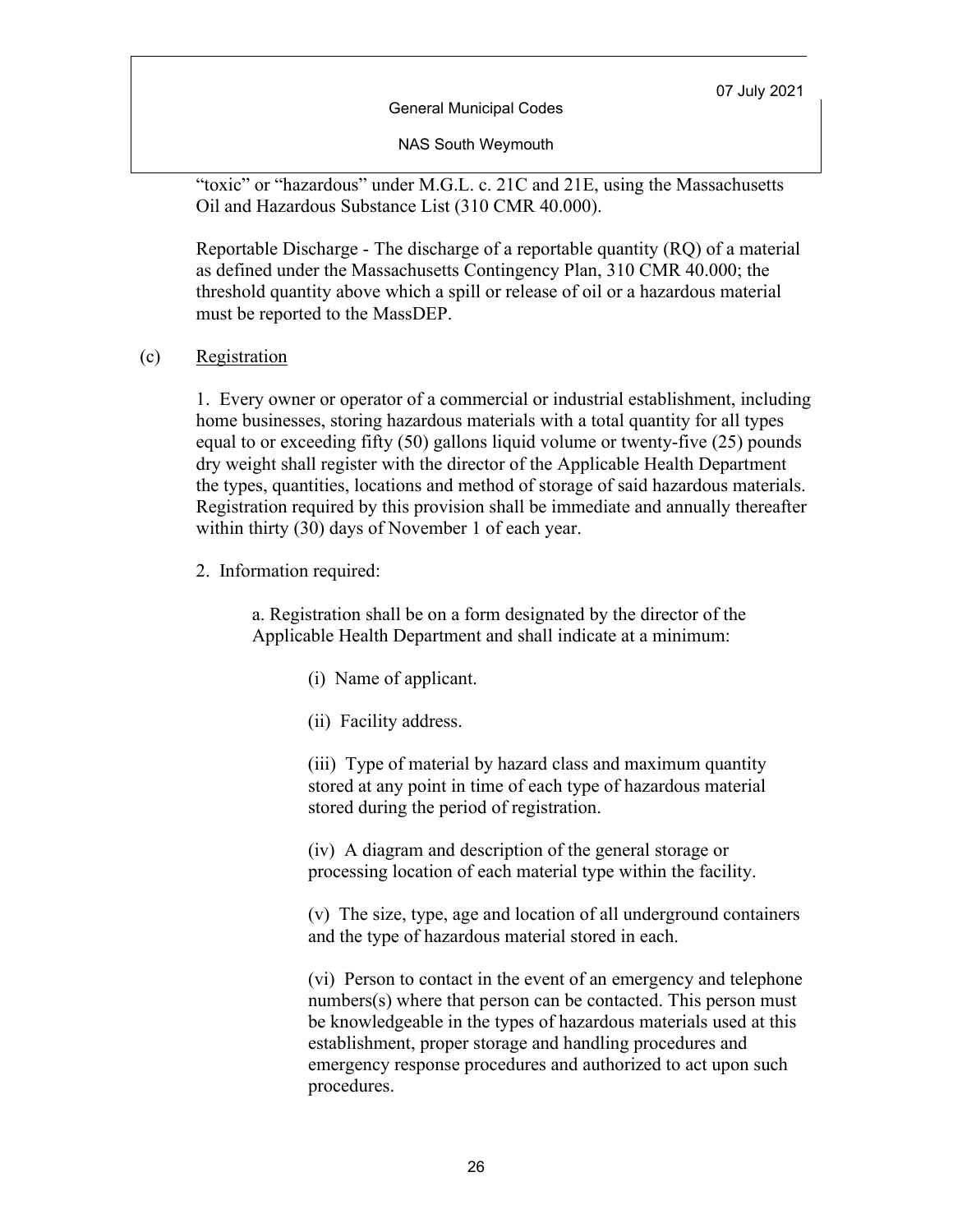"toxic" or "hazardous" under M.G.L. c. 21C and 21E, using the Massachusetts Oil and Hazardous Substance List (310 CMR 40.000).

Reportable Discharge - The discharge of a reportable quantity (RQ) of a material as defined under the Massachusetts Contingency Plan, 310 CMR 40.000; the threshold quantity above which a spill or release of oil or a hazardous material must be reported to the MassDEP.

(c) Registration

1. Every owner or operator of a commercial or industrial establishment, including home businesses, storing hazardous materials with a total quantity for all types equal to or exceeding fifty (50) gallons liquid volume or twenty-five (25) pounds dry weight shall register with the director of the Applicable Health Department the types, quantities, locations and method of storage of said hazardous materials. Registration required by this provision shall be immediate and annually thereafter within thirty (30) days of November 1 of each year.

2. Information required:

a. Registration shall be on a form designated by the director of the Applicable Health Department and shall indicate at a minimum:

(i) Name of applicant.

(ii) Facility address.

(iii) Type of material by hazard class and maximum quantity stored at any point in time of each type of hazardous material stored during the period of registration.

(iv) A diagram and description of the general storage or processing location of each material type within the facility.

(v) The size, type, age and location of all underground containers and the type of hazardous material stored in each.

(vi) Person to contact in the event of an emergency and telephone numbers(s) where that person can be contacted. This person must be knowledgeable in the types of hazardous materials used at this establishment, proper storage and handling procedures and emergency response procedures and authorized to act upon such procedures.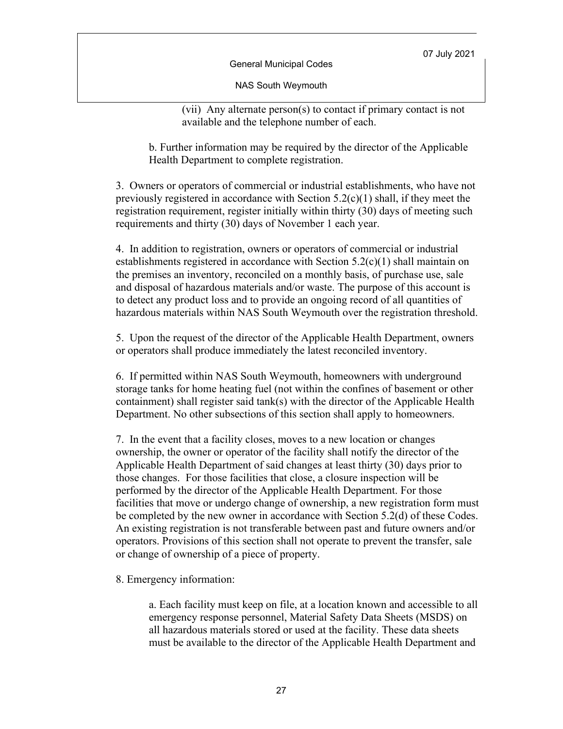(vii) Any alternate person(s) to contact if primary contact is not available and the telephone number of each.

b. Further information may be required by the director of the Applicable Health Department to complete registration.

3. Owners or operators of commercial or industrial establishments, who have not previously registered in accordance with Section 5.2(c)(1) shall, if they meet the registration requirement, register initially within thirty (30) days of meeting such requirements and thirty (30) days of November 1 each year.

4. In addition to registration, owners or operators of commercial or industrial establishments registered in accordance with Section 5.2(c)(1) shall maintain on the premises an inventory, reconciled on a monthly basis, of purchase use, sale and disposal of hazardous materials and/or waste. The purpose of this account is to detect any product loss and to provide an ongoing record of all quantities of hazardous materials within NAS South Weymouth over the registration threshold.

5. Upon the request of the director of the Applicable Health Department, owners or operators shall produce immediately the latest reconciled inventory.

6. If permitted within NAS South Weymouth, homeowners with underground storage tanks for home heating fuel (not within the confines of basement or other containment) shall register said tank(s) with the director of the Applicable Health Department. No other subsections of this section shall apply to homeowners.

7. In the event that a facility closes, moves to a new location or changes ownership, the owner or operator of the facility shall notify the director of the Applicable Health Department of said changes at least thirty (30) days prior to those changes. For those facilities that close, a closure inspection will be performed by the director of the Applicable Health Department. For those facilities that move or undergo change of ownership, a new registration form must be completed by the new owner in accordance with Section 5.2(d) of these Codes. An existing registration is not transferable between past and future owners and/or operators. Provisions of this section shall not operate to prevent the transfer, sale or change of ownership of a piece of property.

8. Emergency information:

a. Each facility must keep on file, at a location known and accessible to all emergency response personnel, Material Safety Data Sheets (MSDS) on all hazardous materials stored or used at the facility. These data sheets must be available to the director of the Applicable Health Department and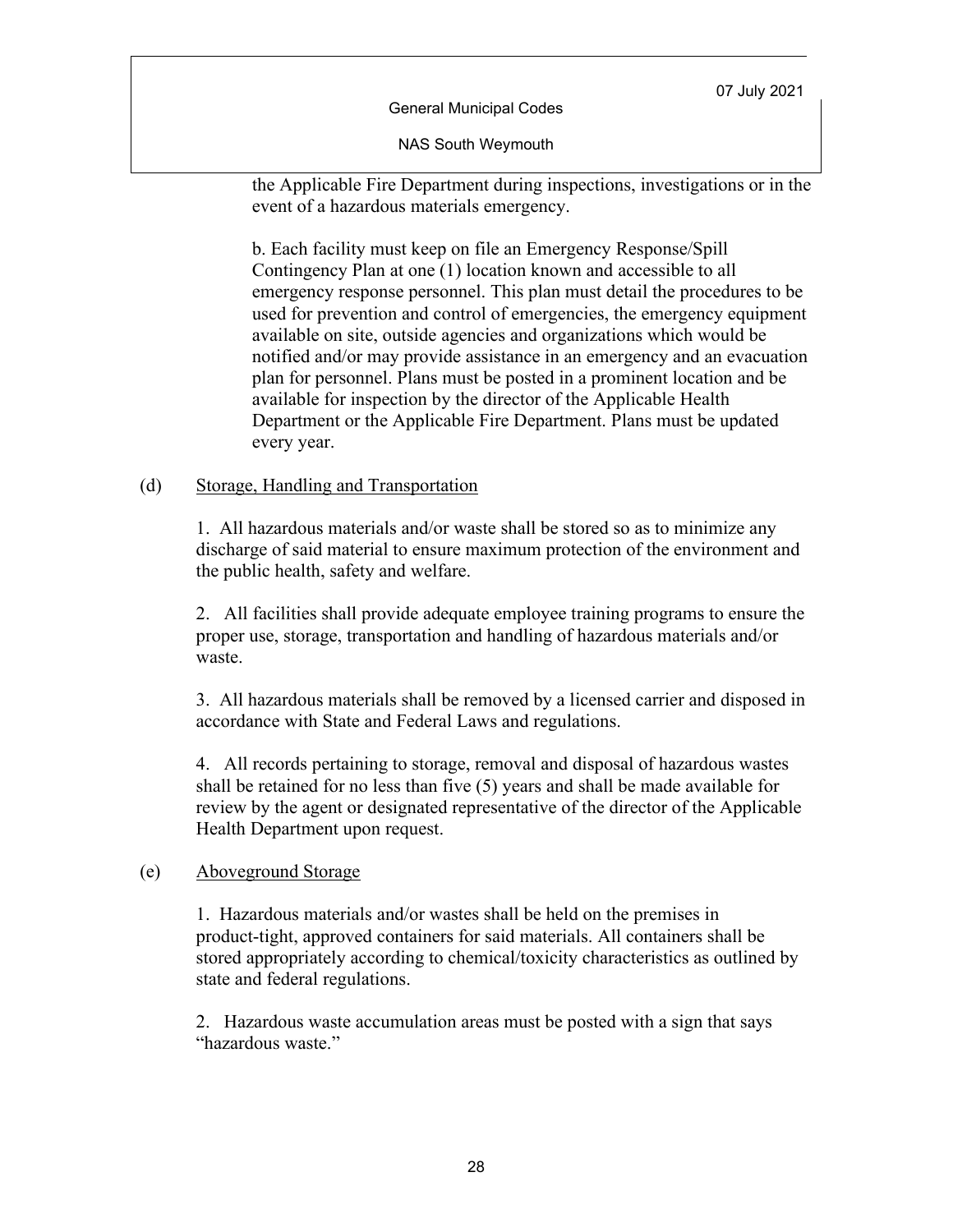the Applicable Fire Department during inspections, investigations or in the event of a hazardous materials emergency.

b. Each facility must keep on file an Emergency Response/Spill Contingency Plan at one (1) location known and accessible to all emergency response personnel. This plan must detail the procedures to be used for prevention and control of emergencies, the emergency equipment available on site, outside agencies and organizations which would be notified and/or may provide assistance in an emergency and an evacuation plan for personnel. Plans must be posted in a prominent location and be available for inspection by the director of the Applicable Health Department or the Applicable Fire Department. Plans must be updated every year.

(d) <u>Storage, Handling and Transportation</u>

1. All hazardous materials and/or waste shall be stored so as to minimize any discharge of said material to ensure maximum protection of the environment and the public health, safety and welfare.

2. All facilities shall provide adequate employee training programs to ensure the proper use, storage, transportation and handling of hazardous materials and/or waste.

3. All hazardous materials shall be removed by a licensed carrier and disposed in accordance with State and Federal Laws and regulations.

4. All records pertaining to storage, removal and disposal of hazardous wastes shall be retained for no less than five (5) years and shall be made available for review by the agent or designated representative of the director of the Applicable Health Department upon request.

(e) <u>Aboveground Storage</u>

1. Hazardous materials and/or wastes shall be held on the premises in product-tight, approved containers for said materials. All containers shall be stored appropriately according to chemical/toxicity characteristics as outlined by state and federal regulations.

2. Hazardous waste accumulation areas must be posted with a sign that says "hazardous waste."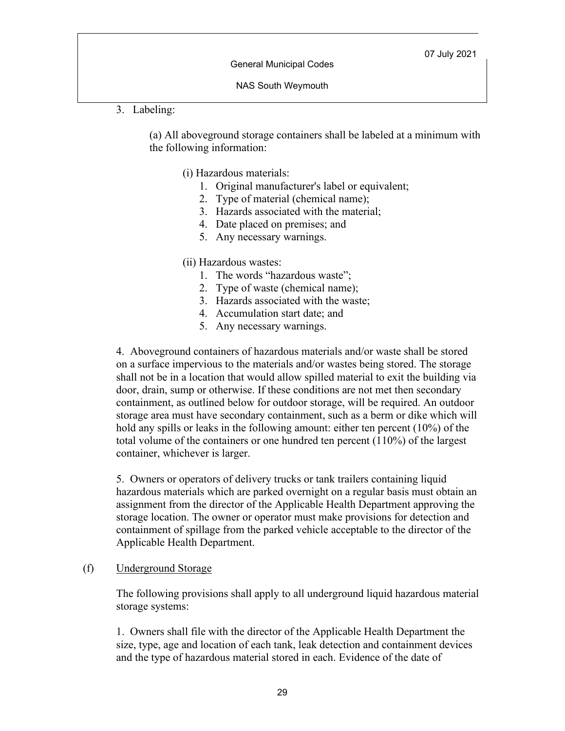3. Labeling:

   (a) All aboveground storage containers shall be labeled at a minimum with the following information:

      (i) Hazardous materials:
         1. Original manufacturer's label or equivalent;
         2. Type of material (chemical name);
         3. Hazards associated with the material;
         4. Date placed on premises; and
         5. Any necessary warnings.

      (ii) Hazardous wastes:
         1. The words "hazardous waste";
         2. Type of waste (chemical name);
         3. Hazards associated with the waste;
         4. Accumulation start date; and
         5. Any necessary warnings.

4. Aboveground containers of hazardous materials and/or waste shall be stored on a surface impervious to the materials and/or wastes being stored. The storage shall not be in a location that would allow spilled material to exit the building via door, drain, sump or otherwise. If these conditions are not met then secondary containment, as outlined below for outdoor storage, will be required. An outdoor storage area must have secondary containment, such as a berm or dike which will hold any spills or leaks in the following amount: either ten percent (10%) of the total volume of the containers or one hundred ten percent (110%) of the largest container, whichever is larger.

5. Owners or operators of delivery trucks or tank trailers containing liquid hazardous materials which are parked overnight on a regular basis must obtain an assignment from the director of the Applicable Health Department approving the storage location. The owner or operator must make provisions for detection and containment of spillage from the parked vehicle acceptable to the director of the Applicable Health Department.

(f) Underground Storage

The following provisions shall apply to all underground liquid hazardous material storage systems:

1. Owners shall file with the director of the Applicable Health Department the size, type, age and location of each tank, leak detection and containment devices and the type of hazardous material stored in each. Evidence of the date of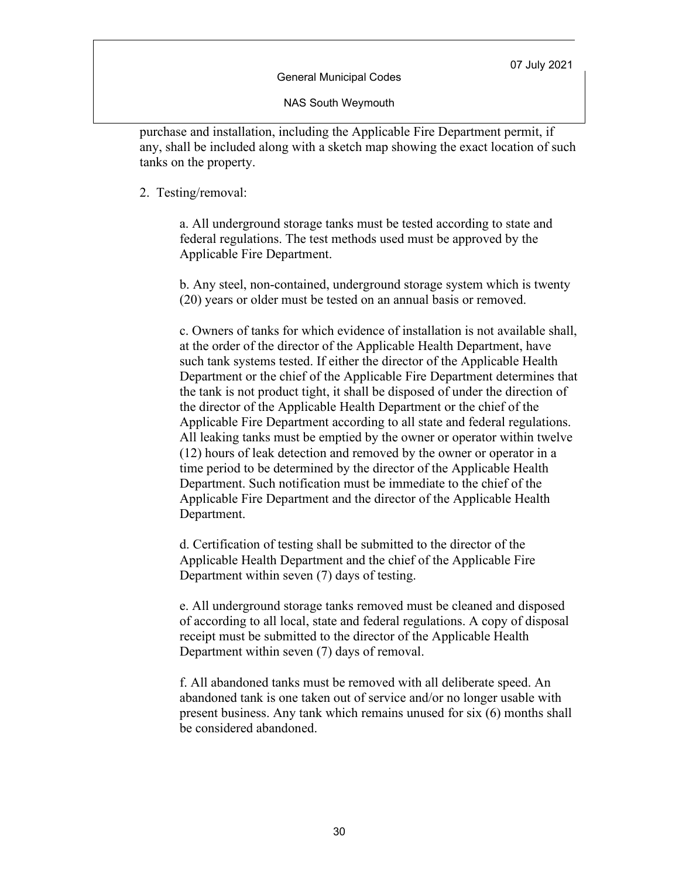purchase and installation, including the Applicable Fire Department permit, if any, shall be included along with a sketch map showing the exact location of such tanks on the property.

2. Testing/removal:

    a. All underground storage tanks must be tested according to state and federal regulations. The test methods used must be approved by the Applicable Fire Department.

    b. Any steel, non-contained, underground storage system which is twenty (20) years or older must be tested on an annual basis or removed.

    c. Owners of tanks for which evidence of installation is not available shall, at the order of the director of the Applicable Health Department, have such tank systems tested. If either the director of the Applicable Health Department or the chief of the Applicable Fire Department determines that the tank is not product tight, it shall be disposed of under the direction of the director of the Applicable Health Department or the chief of the Applicable Fire Department according to all state and federal regulations. All leaking tanks must be emptied by the owner or operator within twelve (12) hours of leak detection and removed by the owner or operator in a time period to be determined by the director of the Applicable Health Department. Such notification must be immediate to the chief of the Applicable Fire Department and the director of the Applicable Health Department.

    d. Certification of testing shall be submitted to the director of the Applicable Health Department and the chief of the Applicable Fire Department within seven (7) days of testing.

    e. All underground storage tanks removed must be cleaned and disposed of according to all local, state and federal regulations. A copy of disposal receipt must be submitted to the director of the Applicable Health Department within seven (7) days of removal.

    f. All abandoned tanks must be removed with all deliberate speed. An abandoned tank is one taken out of service and/or no longer usable with present business. Any tank which remains unused for six (6) months shall be considered abandoned.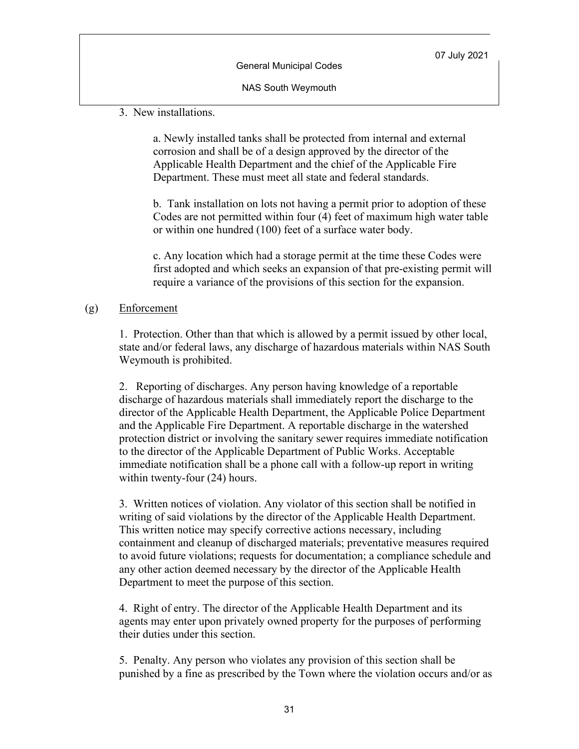3. New installations.

a. Newly installed tanks shall be protected from internal and external corrosion and shall be of a design approved by the director of the Applicable Health Department and the chief of the Applicable Fire Department. These must meet all state and federal standards.

b. Tank installation on lots not having a permit prior to adoption of these Codes are not permitted within four (4) feet of maximum high water table or within one hundred (100) feet of a surface water body.

c. Any location which had a storage permit at the time these Codes were first adopted and which seeks an expansion of that pre-existing permit will require a variance of the provisions of this section for the expansion.

(g) Enforcement

1. Protection. Other than that which is allowed by a permit issued by other local, state and/or federal laws, any discharge of hazardous materials within NAS South Weymouth is prohibited.

2. Reporting of discharges. Any person having knowledge of a reportable discharge of hazardous materials shall immediately report the discharge to the director of the Applicable Health Department, the Applicable Police Department and the Applicable Fire Department. A reportable discharge in the watershed protection district or involving the sanitary sewer requires immediate notification to the director of the Applicable Department of Public Works. Acceptable immediate notification shall be a phone call with a follow-up report in writing within twenty-four (24) hours.

3. Written notices of violation. Any violator of this section shall be notified in writing of said violations by the director of the Applicable Health Department. This written notice may specify corrective actions necessary, including containment and cleanup of discharged materials; preventative measures required to avoid future violations; requests for documentation; a compliance schedule and any other action deemed necessary by the director of the Applicable Health Department to meet the purpose of this section.

4. Right of entry. The director of the Applicable Health Department and its agents may enter upon privately owned property for the purposes of performing their duties under this section.

5. Penalty. Any person who violates any provision of this section shall be punished by a fine as prescribed by the Town where the violation occurs and/or as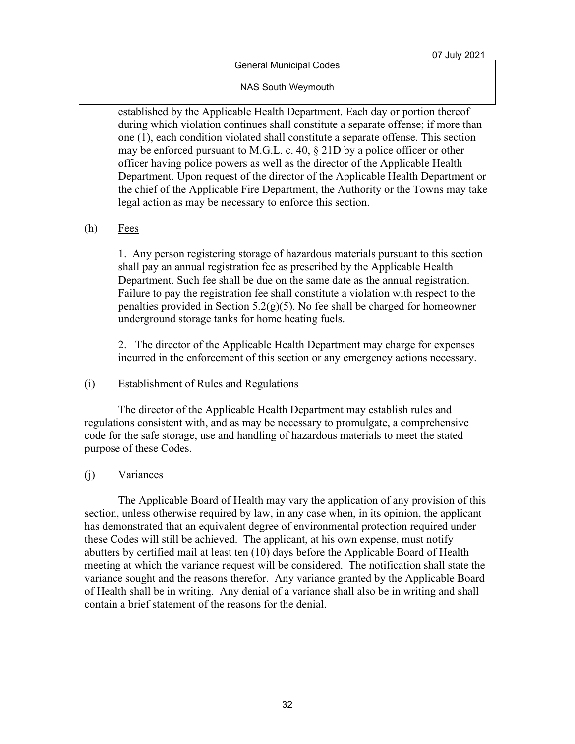established by the Applicable Health Department. Each day or portion thereof during which violation continues shall constitute a separate offense; if more than one (1), each condition violated shall constitute a separate offense. This section may be enforced pursuant to M.G.L. c. 40, § 21D by a police officer or other officer having police powers as well as the director of the Applicable Health Department. Upon request of the director of the Applicable Health Department or the chief of the Applicable Fire Department, the Authority or the Towns may take legal action as may be necessary to enforce this section.

(h) Fees

1. Any person registering storage of hazardous materials pursuant to this section shall pay an annual registration fee as prescribed by the Applicable Health Department. Such fee shall be due on the same date as the annual registration. Failure to pay the registration fee shall constitute a violation with respect to the penalties provided in Section 5.2(g)(5). No fee shall be charged for homeowner underground storage tanks for home heating fuels.

2. The director of the Applicable Health Department may charge for expenses incurred in the enforcement of this section or any emergency actions necessary.

(i) Establishment of Rules and Regulations

The director of the Applicable Health Department may establish rules and regulations consistent with, and as may be necessary to promulgate, a comprehensive code for the safe storage, use and handling of hazardous materials to meet the stated purpose of these Codes.

(j) Variances

The Applicable Board of Health may vary the application of any provision of this section, unless otherwise required by law, in any case when, in its opinion, the applicant has demonstrated that an equivalent degree of environmental protection required under these Codes will still be achieved. The applicant, at his own expense, must notify abutters by certified mail at least ten (10) days before the Applicable Board of Health meeting at which the variance request will be considered. The notification shall state the variance sought and the reasons therefor. Any variance granted by the Applicable Board of Health shall be in writing. Any denial of a variance shall also be in writing and shall contain a brief statement of the reasons for the denial.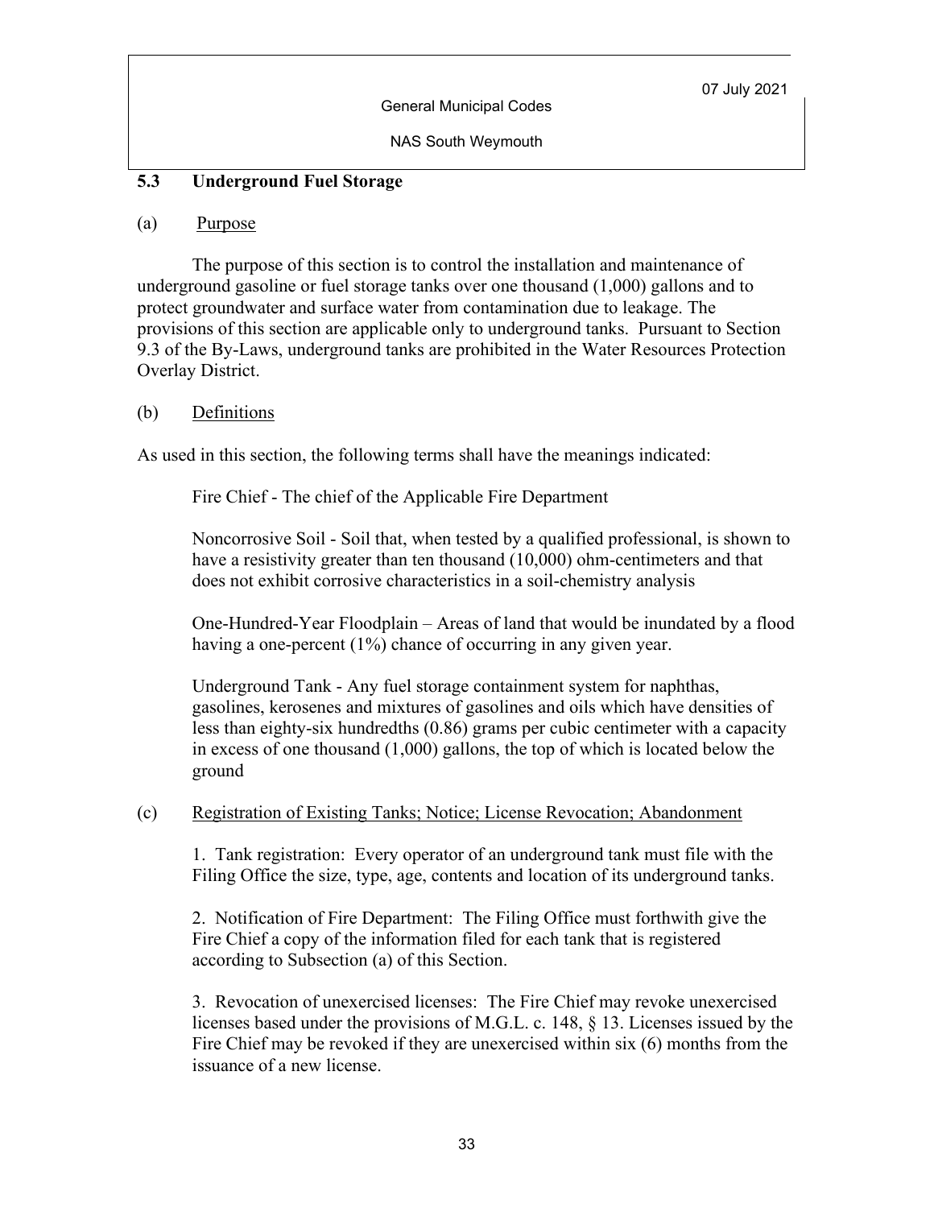## 5.3 Underground Fuel Storage

(a) Purpose

The purpose of this section is to control the installation and maintenance of underground gasoline or fuel storage tanks over one thousand (1,000) gallons and to protect groundwater and surface water from contamination due to leakage. The provisions of this section are applicable only to underground tanks. Pursuant to Section 9.3 of the By-Laws, underground tanks are prohibited in the Water Resources Protection Overlay District.

(b) Definitions

As used in this section, the following terms shall have the meanings indicated:

Fire Chief - The chief of the Applicable Fire Department

Noncorrosive Soil - Soil that, when tested by a qualified professional, is shown to have a resistivity greater than ten thousand (10,000) ohm-centimeters and that does not exhibit corrosive characteristics in a soil-chemistry analysis

One-Hundred-Year Floodplain – Areas of land that would be inundated by a flood having a one-percent (1%) chance of occurring in any given year.

Underground Tank - Any fuel storage containment system for naphthas, gasolines, kerosenes and mixtures of gasolines and oils which have densities of less than eighty-six hundredths (0.86) grams per cubic centimeter with a capacity in excess of one thousand (1,000) gallons, the top of which is located below the ground

(c) Registration of Existing Tanks; Notice; License Revocation; Abandonment

1. Tank registration: Every operator of an underground tank must file with the Filing Office the size, type, age, contents and location of its underground tanks.

2. Notification of Fire Department: The Filing Office must forthwith give the Fire Chief a copy of the information filed for each tank that is registered according to Subsection (a) of this Section.

3. Revocation of unexercised licenses: The Fire Chief may revoke unexercised licenses based under the provisions of M.G.L. c. 148, § 13. Licenses issued by the Fire Chief may be revoked if they are unexercised within six (6) months from the issuance of a new license.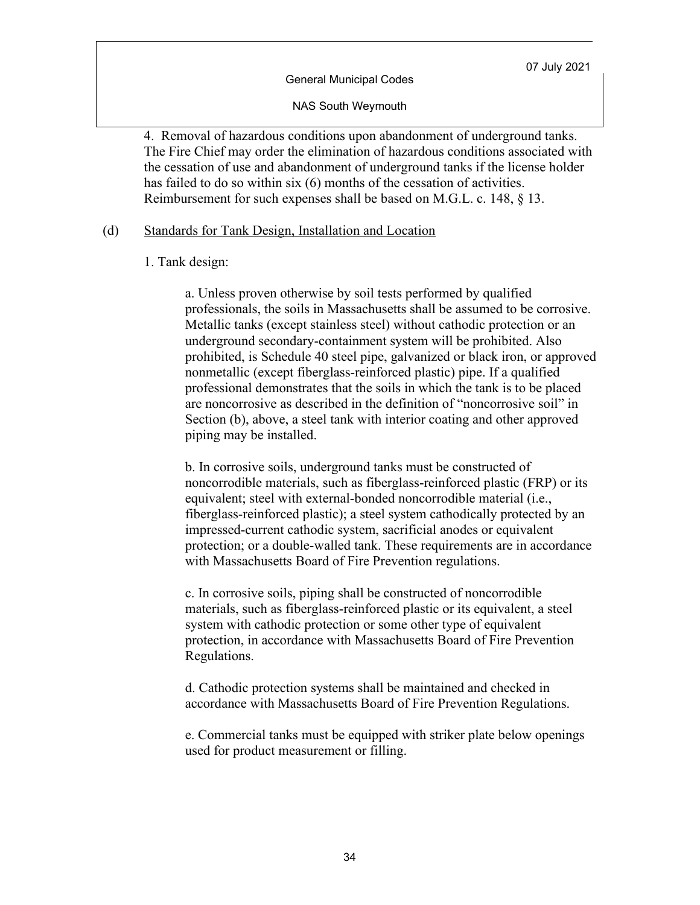4. Removal of hazardous conditions upon abandonment of underground tanks. The Fire Chief may order the elimination of hazardous conditions associated with the cessation of use and abandonment of underground tanks if the license holder has failed to do so within six (6) months of the cessation of activities. Reimbursement for such expenses shall be based on M.G.L. c. 148, § 13.

(d) Standards for Tank Design, Installation and Location

1. Tank design:

a. Unless proven otherwise by soil tests performed by qualified professionals, the soils in Massachusetts shall be assumed to be corrosive. Metallic tanks (except stainless steel) without cathodic protection or an underground secondary-containment system will be prohibited. Also prohibited, is Schedule 40 steel pipe, galvanized or black iron, or approved nonmetallic (except fiberglass-reinforced plastic) pipe. If a qualified professional demonstrates that the soils in which the tank is to be placed are noncorrosive as described in the definition of "noncorrosive soil" in Section (b), above, a steel tank with interior coating and other approved piping may be installed.

b. In corrosive soils, underground tanks must be constructed of noncorrodible materials, such as fiberglass-reinforced plastic (FRP) or its equivalent; steel with external-bonded noncorrodible material (i.e., fiberglass-reinforced plastic); a steel system cathodically protected by an impressed-current cathodic system, sacrificial anodes or equivalent protection; or a double-walled tank. These requirements are in accordance with Massachusetts Board of Fire Prevention regulations.

c. In corrosive soils, piping shall be constructed of noncorrodible materials, such as fiberglass-reinforced plastic or its equivalent, a steel system with cathodic protection or some other type of equivalent protection, in accordance with Massachusetts Board of Fire Prevention Regulations.

d. Cathodic protection systems shall be maintained and checked in accordance with Massachusetts Board of Fire Prevention Regulations.

e. Commercial tanks must be equipped with striker plate below openings used for product measurement or filling.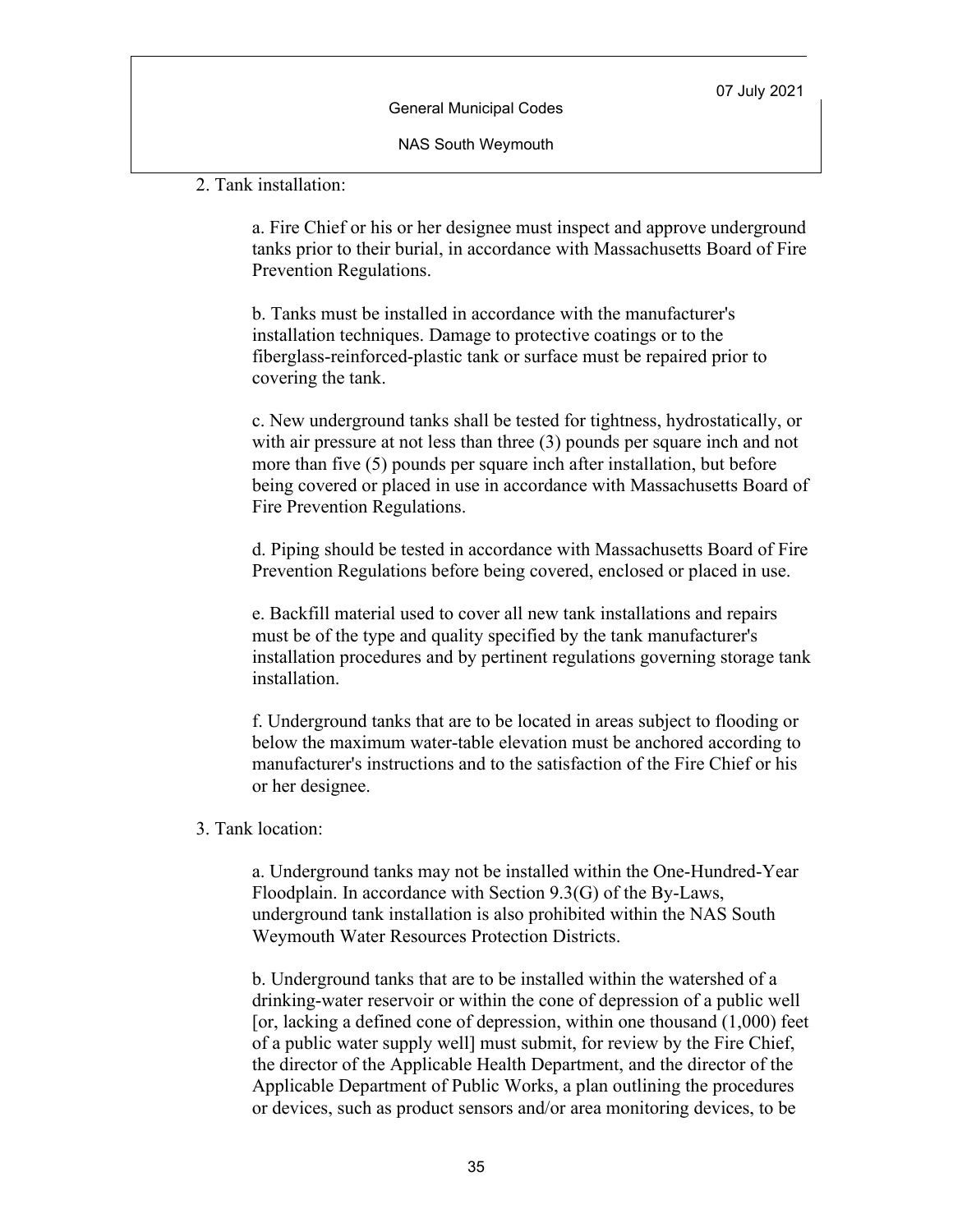2. Tank installation:

a. Fire Chief or his or her designee must inspect and approve underground tanks prior to their burial, in accordance with Massachusetts Board of Fire Prevention Regulations.

b. Tanks must be installed in accordance with the manufacturer's installation techniques. Damage to protective coatings or to the fiberglass-reinforced-plastic tank or surface must be repaired prior to covering the tank.

c. New underground tanks shall be tested for tightness, hydrostatically, or with air pressure at not less than three (3) pounds per square inch and not more than five (5) pounds per square inch after installation, but before being covered or placed in use in accordance with Massachusetts Board of Fire Prevention Regulations.

d. Piping should be tested in accordance with Massachusetts Board of Fire Prevention Regulations before being covered, enclosed or placed in use.

e. Backfill material used to cover all new tank installations and repairs must be of the type and quality specified by the tank manufacturer's installation procedures and by pertinent regulations governing storage tank installation.

f. Underground tanks that are to be located in areas subject to flooding or below the maximum water-table elevation must be anchored according to manufacturer's instructions and to the satisfaction of the Fire Chief or his or her designee.

3. Tank location:

a. Underground tanks may not be installed within the One-Hundred-Year Floodplain. In accordance with Section 9.3(G) of the By-Laws, underground tank installation is also prohibited within the NAS South Weymouth Water Resources Protection Districts.

b. Underground tanks that are to be installed within the watershed of a drinking-water reservoir or within the cone of depression of a public well [or, lacking a defined cone of depression, within one thousand (1,000) feet of a public water supply well] must submit, for review by the Fire Chief, the director of the Applicable Health Department, and the director of the Applicable Department of Public Works, a plan outlining the procedures or devices, such as product sensors and/or area monitoring devices, to be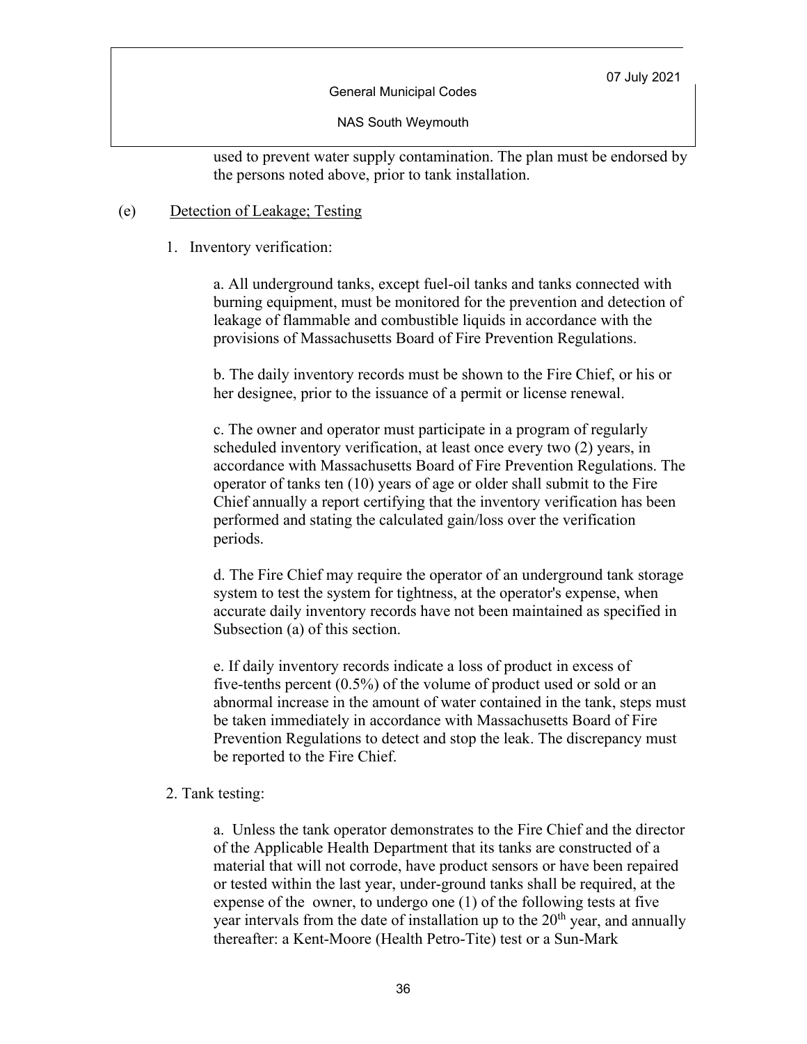used to prevent water supply contamination. The plan must be endorsed by the persons noted above, prior to tank installation.

(e) Detection of Leakage; Testing

1. Inventory verification:

a. All underground tanks, except fuel-oil tanks and tanks connected with burning equipment, must be monitored for the prevention and detection of leakage of flammable and combustible liquids in accordance with the provisions of Massachusetts Board of Fire Prevention Regulations.

b. The daily inventory records must be shown to the Fire Chief, or his or her designee, prior to the issuance of a permit or license renewal.

c. The owner and operator must participate in a program of regularly scheduled inventory verification, at least once every two (2) years, in accordance with Massachusetts Board of Fire Prevention Regulations. The operator of tanks ten (10) years of age or older shall submit to the Fire Chief annually a report certifying that the inventory verification has been performed and stating the calculated gain/loss over the verification periods.

d. The Fire Chief may require the operator of an underground tank storage system to test the system for tightness, at the operator's expense, when accurate daily inventory records have not been maintained as specified in Subsection (a) of this section.

e. If daily inventory records indicate a loss of product in excess of five-tenths percent (0.5%) of the volume of product used or sold or an abnormal increase in the amount of water contained in the tank, steps must be taken immediately in accordance with Massachusetts Board of Fire Prevention Regulations to detect and stop the leak. The discrepancy must be reported to the Fire Chief.

2. Tank testing:

a. Unless the tank operator demonstrates to the Fire Chief and the director of the Applicable Health Department that its tanks are constructed of a material that will not corrode, have product sensors or have been repaired or tested within the last year, under-ground tanks shall be required, at the expense of the owner, to undergo one (1) of the following tests at five year intervals from the date of installation up to the 20th year, and annually thereafter: a Kent-Moore (Health Petro-Tite) test or a Sun-Mark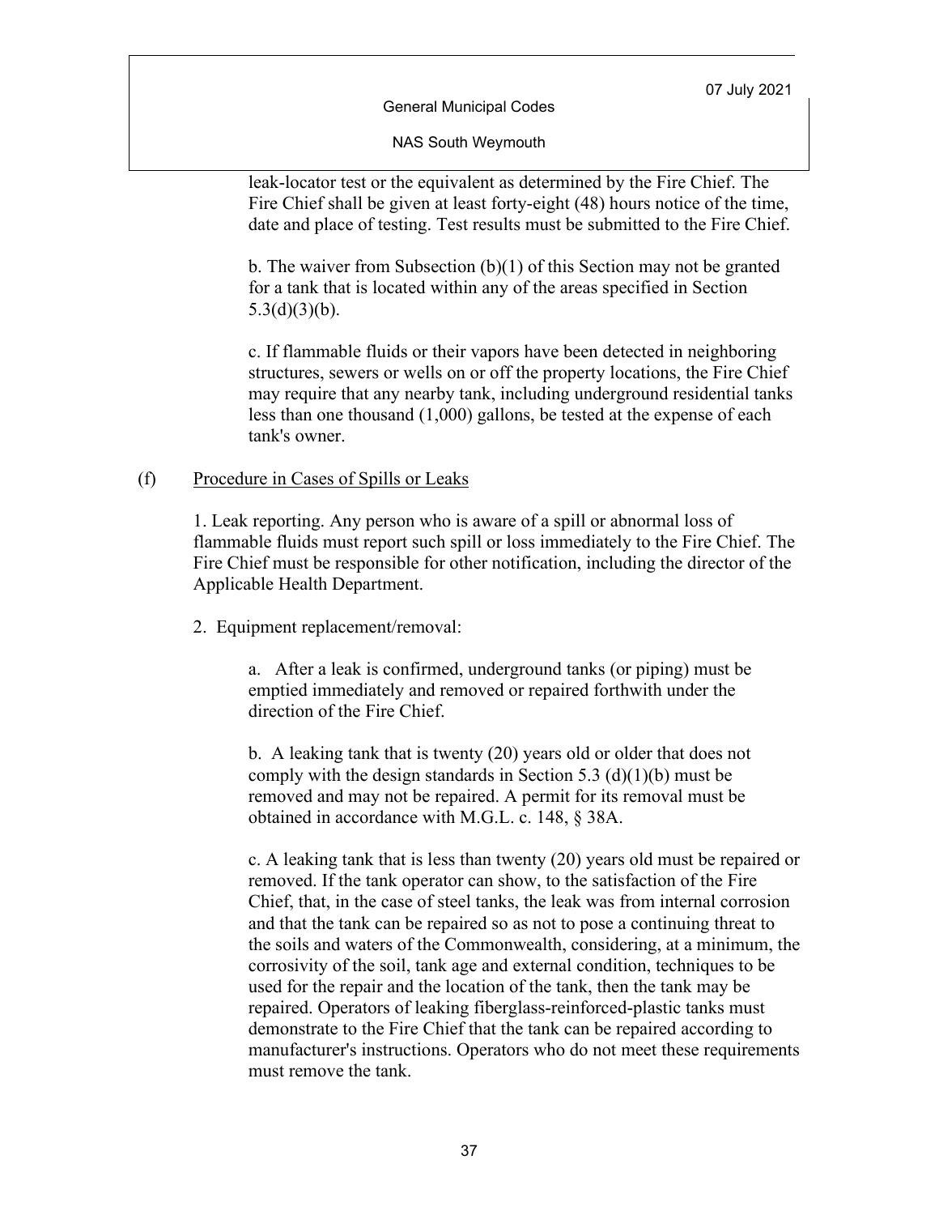leak-locator test or the equivalent as determined by the Fire Chief. The Fire Chief shall be given at least forty-eight (48) hours notice of the time, date and place of testing. Test results must be submitted to the Fire Chief.

b. The waiver from Subsection (b)(1) of this Section may not be granted for a tank that is located within any of the areas specified in Section 5.3(d)(3)(b).

c. If flammable fluids or their vapors have been detected in neighboring structures, sewers or wells on or off the property locations, the Fire Chief may require that any nearby tank, including underground residential tanks less than one thousand (1,000) gallons, be tested at the expense of each tank's owner.

(f) <u>Procedure in Cases of Spills or Leaks</u>

1. Leak reporting. Any person who is aware of a spill or abnormal loss of flammable fluids must report such spill or loss immediately to the Fire Chief. The Fire Chief must be responsible for other notification, including the director of the Applicable Health Department.

2. Equipment replacement/removal:

a. After a leak is confirmed, underground tanks (or piping) must be emptied immediately and removed or repaired forthwith under the direction of the Fire Chief.

b. A leaking tank that is twenty (20) years old or older that does not comply with the design standards in Section 5.3 (d)(1)(b) must be removed and may not be repaired. A permit for its removal must be obtained in accordance with M.G.L. c. 148, § 38A.

c. A leaking tank that is less than twenty (20) years old must be repaired or removed. If the tank operator can show, to the satisfaction of the Fire Chief, that, in the case of steel tanks, the leak was from internal corrosion and that the tank can be repaired so as not to pose a continuing threat to the soils and waters of the Commonwealth, considering, at a minimum, the corrosivity of the soil, tank age and external condition, techniques to be used for the repair and the location of the tank, then the tank may be repaired. Operators of leaking fiberglass-reinforced-plastic tanks must demonstrate to the Fire Chief that the tank can be repaired according to manufacturer's instructions. Operators who do not meet these requirements must remove the tank.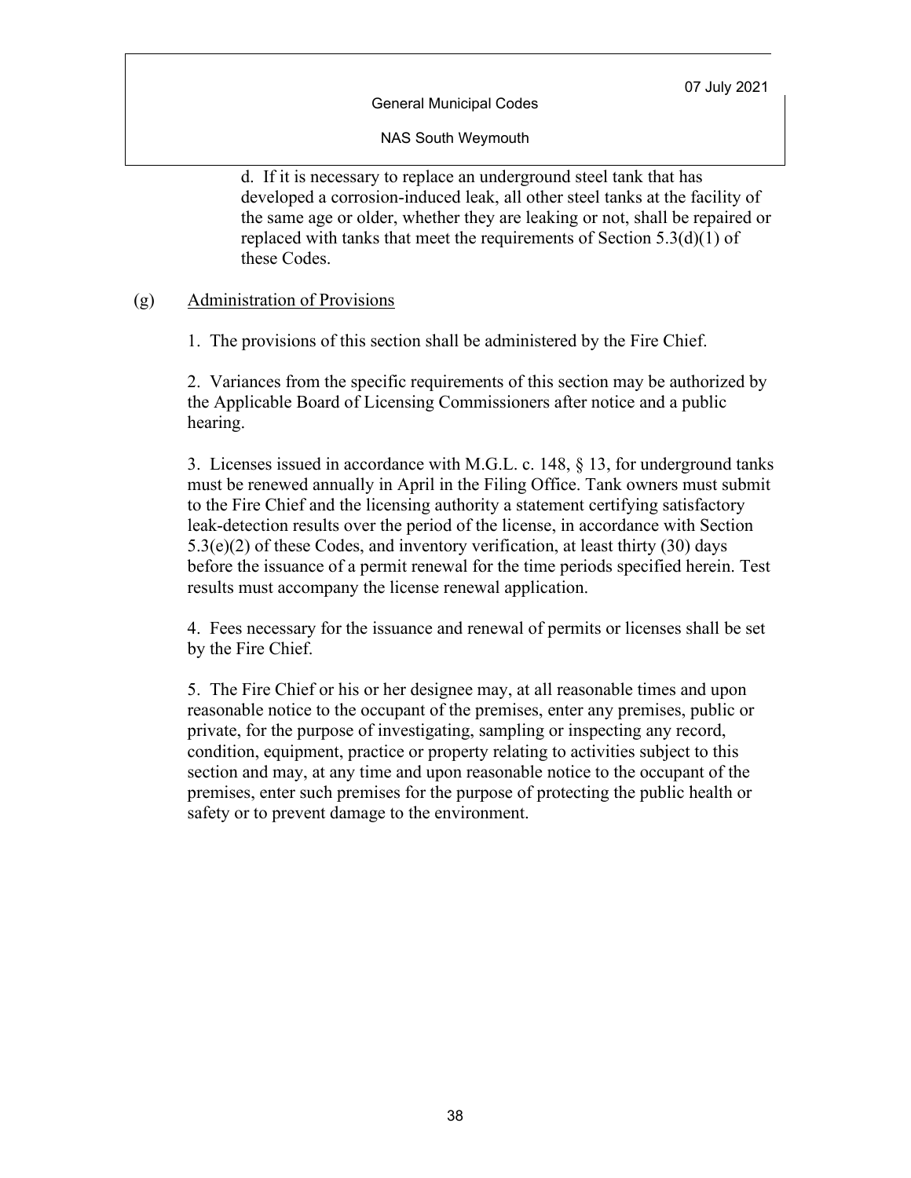d. If it is necessary to replace an underground steel tank that has developed a corrosion-induced leak, all other steel tanks at the facility of the same age or older, whether they are leaking or not, shall be repaired or replaced with tanks that meet the requirements of Section 5.3(d)(1) of these Codes.

(g) Administration of Provisions

1. The provisions of this section shall be administered by the Fire Chief.

2. Variances from the specific requirements of this section may be authorized by the Applicable Board of Licensing Commissioners after notice and a public hearing.

3. Licenses issued in accordance with M.G.L. c. 148, § 13, for underground tanks must be renewed annually in April in the Filing Office. Tank owners must submit to the Fire Chief and the licensing authority a statement certifying satisfactory leak-detection results over the period of the license, in accordance with Section 5.3(e)(2) of these Codes, and inventory verification, at least thirty (30) days before the issuance of a permit renewal for the time periods specified herein. Test results must accompany the license renewal application.

4. Fees necessary for the issuance and renewal of permits or licenses shall be set by the Fire Chief.

5. The Fire Chief or his or her designee may, at all reasonable times and upon reasonable notice to the occupant of the premises, enter any premises, public or private, for the purpose of investigating, sampling or inspecting any record, condition, equipment, practice or property relating to activities subject to this section and may, at any time and upon reasonable notice to the occupant of the premises, enter such premises for the purpose of protecting the public health or safety or to prevent damage to the environment.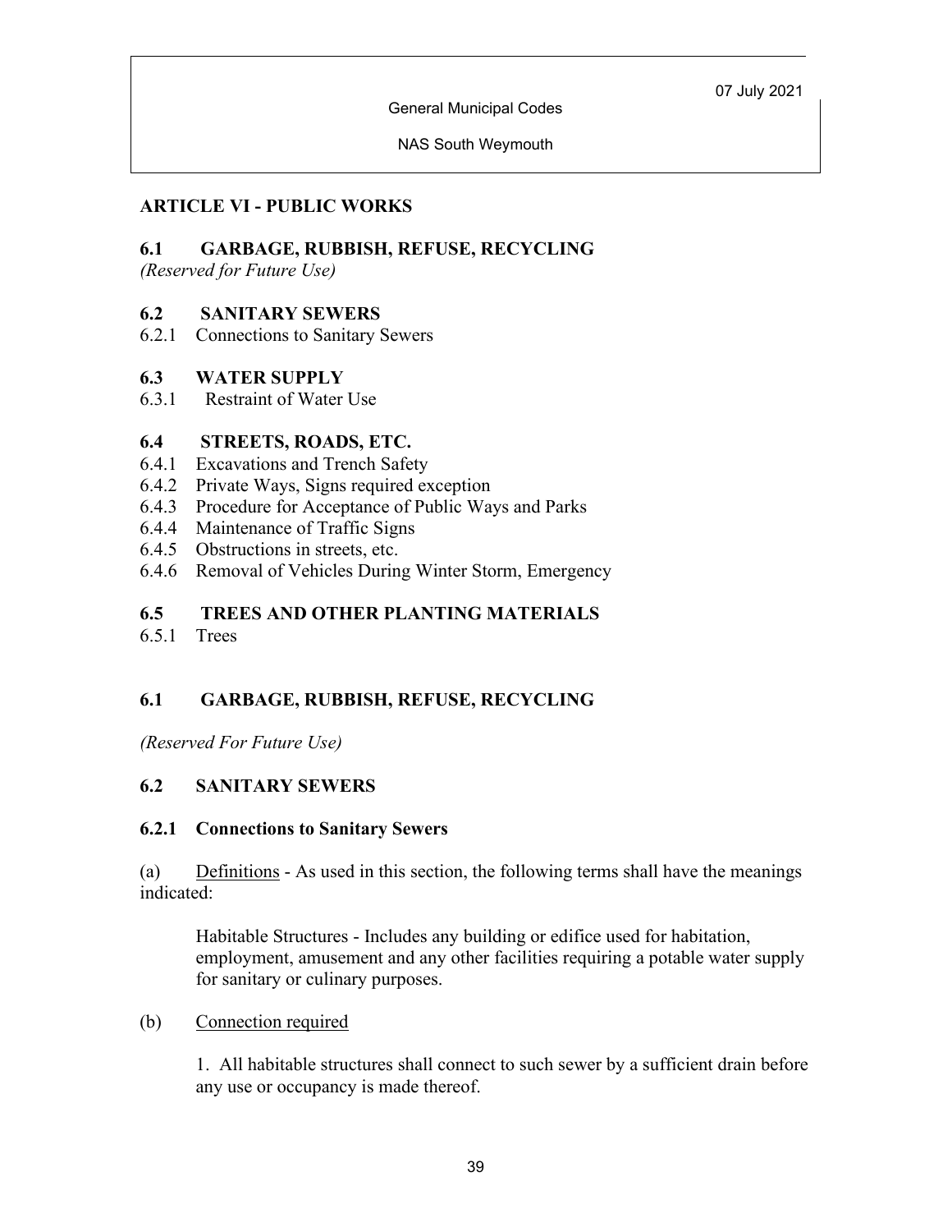## ARTICLE VI - PUBLIC WORKS

### 6.1 GARBAGE, RUBBISH, REFUSE, RECYCLING

*(Reserved for Future Use)*

### 6.2 SANITARY SEWERS

6.2.1 Connections to Sanitary Sewers

### 6.3 WATER SUPPLY

6.3.1 Restraint of Water Use

### 6.4 STREETS, ROADS, ETC.

6.4.1 Excavations and Trench Safety
6.4.2 Private Ways, Signs required exception
6.4.3 Procedure for Acceptance of Public Ways and Parks
6.4.4 Maintenance of Traffic Signs
6.4.5 Obstructions in streets, etc.
6.4.6 Removal of Vehicles During Winter Storm, Emergency

### 6.5 TREES AND OTHER PLANTING MATERIALS

6.5.1 Trees

### 6.1 GARBAGE, RUBBISH, REFUSE, RECYCLING

*(Reserved For Future Use)*

### 6.2 SANITARY SEWERS

#### 6.2.1 Connections to Sanitary Sewers

(a) Definitions - As used in this section, the following terms shall have the meanings indicated:

Habitable Structures - Includes any building or edifice used for habitation, employment, amusement and any other facilities requiring a potable water supply for sanitary or culinary purposes.

(b) Connection required

1. All habitable structures shall connect to such sewer by a sufficient drain before any use or occupancy is made thereof.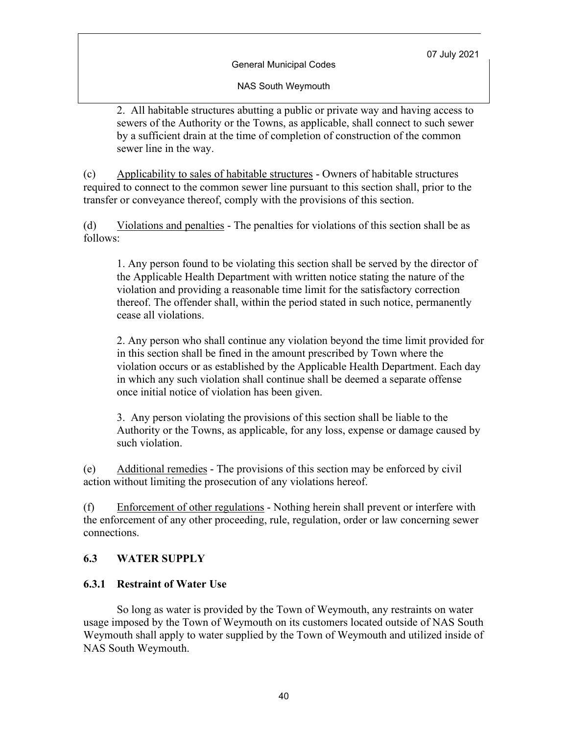2. All habitable structures abutting a public or private way and having access to sewers of the Authority or the Towns, as applicable, shall connect to such sewer by a sufficient drain at the time of completion of construction of the common sewer line in the way.

(c) Applicability to sales of habitable structures - Owners of habitable structures required to connect to the common sewer line pursuant to this section shall, prior to the transfer or conveyance thereof, comply with the provisions of this section.

(d) Violations and penalties - The penalties for violations of this section shall be as follows:

1. Any person found to be violating this section shall be served by the director of the Applicable Health Department with written notice stating the nature of the violation and providing a reasonable time limit for the satisfactory correction thereof. The offender shall, within the period stated in such notice, permanently cease all violations.

2. Any person who shall continue any violation beyond the time limit provided for in this section shall be fined in the amount prescribed by Town where the violation occurs or as established by the Applicable Health Department. Each day in which any such violation shall continue shall be deemed a separate offense once initial notice of violation has been given.

3. Any person violating the provisions of this section shall be liable to the Authority or the Towns, as applicable, for any loss, expense or damage caused by such violation.

(e) Additional remedies - The provisions of this section may be enforced by civil action without limiting the prosecution of any violations hereof.

(f) Enforcement of other regulations - Nothing herein shall prevent or interfere with the enforcement of any other proceeding, rule, regulation, order or law concerning sewer connections.

## 6.3 WATER SUPPLY

### 6.3.1 Restraint of Water Use

So long as water is provided by the Town of Weymouth, any restraints on water usage imposed by the Town of Weymouth on its customers located outside of NAS South Weymouth shall apply to water supplied by the Town of Weymouth and utilized inside of NAS South Weymouth.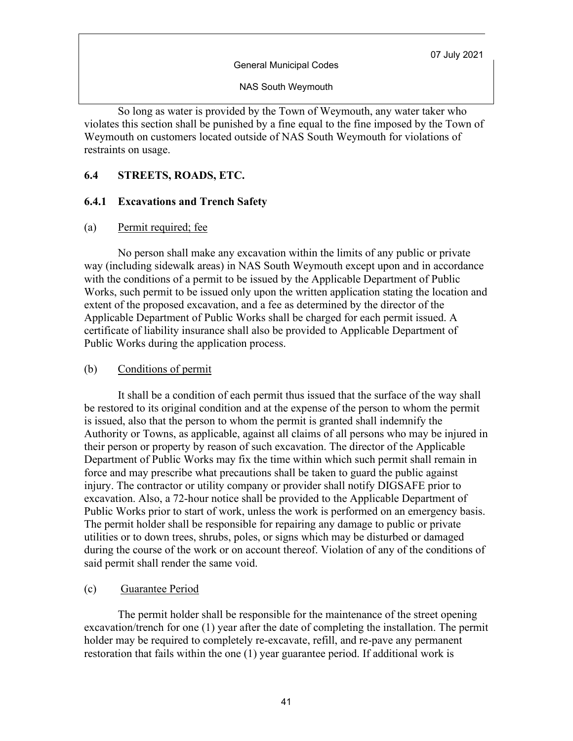So long as water is provided by the Town of Weymouth, any water taker who violates this section shall be punished by a fine equal to the fine imposed by the Town of Weymouth on customers located outside of NAS South Weymouth for violations of restraints on usage.

## 6.4 STREETS, ROADS, ETC.

### 6.4.1 Excavations and Trench Safety

(a) Permit required; fee

No person shall make any excavation within the limits of any public or private way (including sidewalk areas) in NAS South Weymouth except upon and in accordance with the conditions of a permit to be issued by the Applicable Department of Public Works, such permit to be issued only upon the written application stating the location and extent of the proposed excavation, and a fee as determined by the director of the Applicable Department of Public Works shall be charged for each permit issued. A certificate of liability insurance shall also be provided to Applicable Department of Public Works during the application process.

(b) Conditions of permit

It shall be a condition of each permit thus issued that the surface of the way shall be restored to its original condition and at the expense of the person to whom the permit is issued, also that the person to whom the permit is granted shall indemnify the Authority or Towns, as applicable, against all claims of all persons who may be injured in their person or property by reason of such excavation. The director of the Applicable Department of Public Works may fix the time within which such permit shall remain in force and may prescribe what precautions shall be taken to guard the public against injury. The contractor or utility company or provider shall notify DIGSAFE prior to excavation. Also, a 72-hour notice shall be provided to the Applicable Department of Public Works prior to start of work, unless the work is performed on an emergency basis. The permit holder shall be responsible for repairing any damage to public or private utilities or to down trees, shrubs, poles, or signs which may be disturbed or damaged during the course of the work or on account thereof. Violation of any of the conditions of said permit shall render the same void.

(c) Guarantee Period

The permit holder shall be responsible for the maintenance of the street opening excavation/trench for one (1) year after the date of completing the installation. The permit holder may be required to completely re-excavate, refill, and re-pave any permanent restoration that fails within the one (1) year guarantee period. If additional work is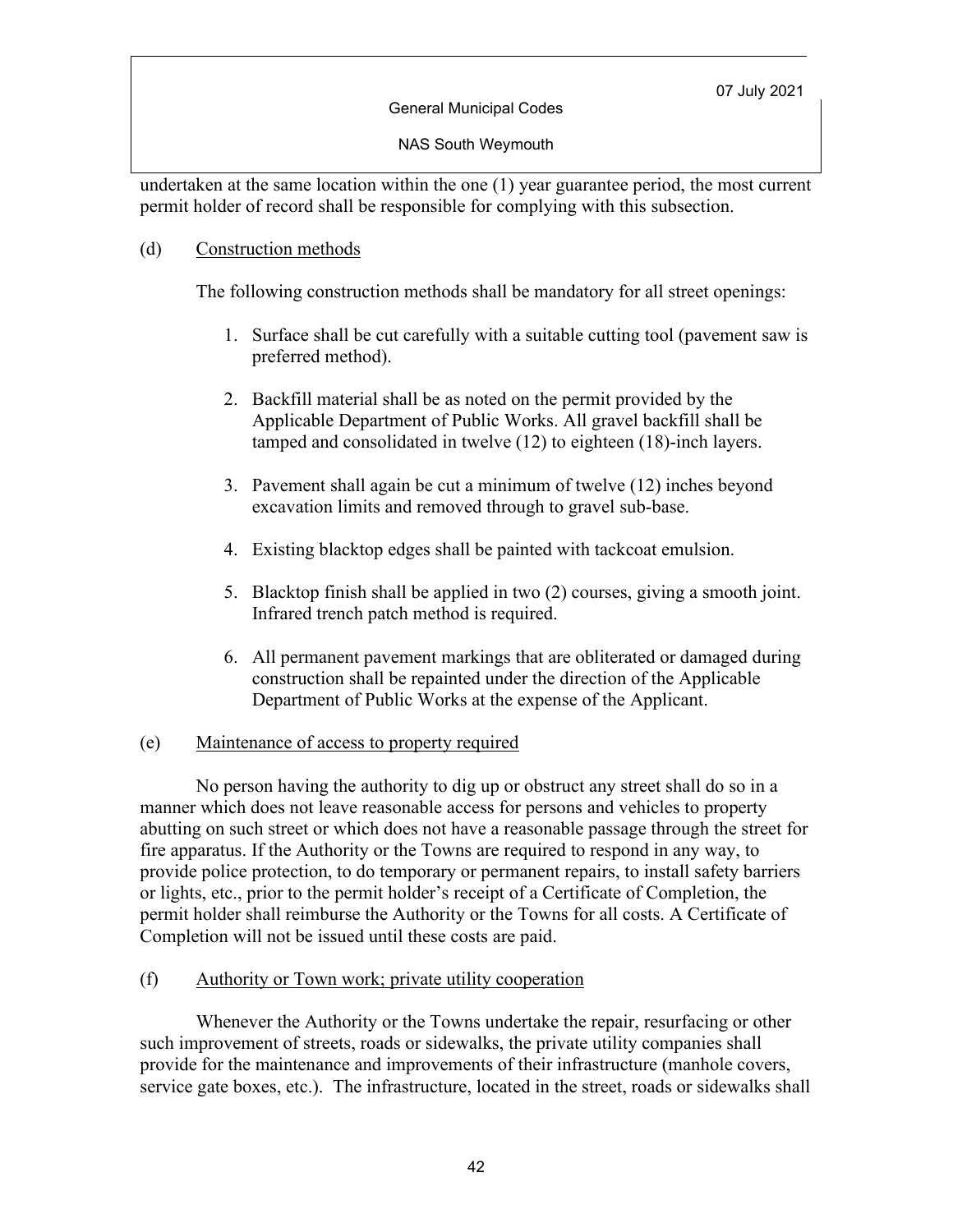undertaken at the same location within the one (1) year guarantee period, the most current permit holder of record shall be responsible for complying with this subsection.

(d) Construction methods

The following construction methods shall be mandatory for all street openings:

1. Surface shall be cut carefully with a suitable cutting tool (pavement saw is preferred method).

2. Backfill material shall be as noted on the permit provided by the Applicable Department of Public Works. All gravel backfill shall be tamped and consolidated in twelve (12) to eighteen (18)-inch layers.

3. Pavement shall again be cut a minimum of twelve (12) inches beyond excavation limits and removed through to gravel sub-base.

4. Existing blacktop edges shall be painted with tackcoat emulsion.

5. Blacktop finish shall be applied in two (2) courses, giving a smooth joint. Infrared trench patch method is required.

6. All permanent pavement markings that are obliterated or damaged during construction shall be repainted under the direction of the Applicable Department of Public Works at the expense of the Applicant.

(e) Maintenance of access to property required

No person having the authority to dig up or obstruct any street shall do so in a manner which does not leave reasonable access for persons and vehicles to property abutting on such street or which does not have a reasonable passage through the street for fire apparatus. If the Authority or the Towns are required to respond in any way, to provide police protection, to do temporary or permanent repairs, to install safety barriers or lights, etc., prior to the permit holder's receipt of a Certificate of Completion, the permit holder shall reimburse the Authority or the Towns for all costs. A Certificate of Completion will not be issued until these costs are paid.

(f) Authority or Town work; private utility cooperation

Whenever the Authority or the Towns undertake the repair, resurfacing or other such improvement of streets, roads or sidewalks, the private utility companies shall provide for the maintenance and improvements of their infrastructure (manhole covers, service gate boxes, etc.). The infrastructure, located in the street, roads or sidewalks shall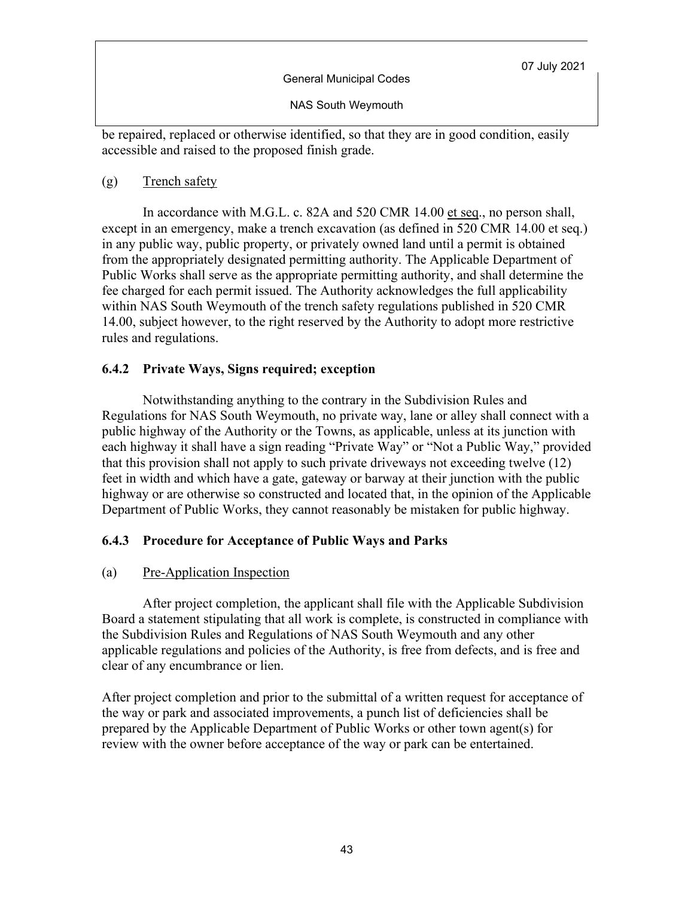be repaired, replaced or otherwise identified, so that they are in good condition, easily accessible and raised to the proposed finish grade.

(g) Trench safety

In accordance with M.G.L. c. 82A and 520 CMR 14.00 et seq., no person shall, except in an emergency, make a trench excavation (as defined in 520 CMR 14.00 et seq.) in any public way, public property, or privately owned land until a permit is obtained from the appropriately designated permitting authority. The Applicable Department of Public Works shall serve as the appropriate permitting authority, and shall determine the fee charged for each permit issued. The Authority acknowledges the full applicability within NAS South Weymouth of the trench safety regulations published in 520 CMR 14.00, subject however, to the right reserved by the Authority to adopt more restrictive rules and regulations.

### 6.4.2 Private Ways, Signs required; exception

Notwithstanding anything to the contrary in the Subdivision Rules and Regulations for NAS South Weymouth, no private way, lane or alley shall connect with a public highway of the Authority or the Towns, as applicable, unless at its junction with each highway it shall have a sign reading "Private Way" or "Not a Public Way," provided that this provision shall not apply to such private driveways not exceeding twelve (12) feet in width and which have a gate, gateway or barway at their junction with the public highway or are otherwise so constructed and located that, in the opinion of the Applicable Department of Public Works, they cannot reasonably be mistaken for public highway.

### 6.4.3 Procedure for Acceptance of Public Ways and Parks

(a) Pre-Application Inspection

After project completion, the applicant shall file with the Applicable Subdivision Board a statement stipulating that all work is complete, is constructed in compliance with the Subdivision Rules and Regulations of NAS South Weymouth and any other applicable regulations and policies of the Authority, is free from defects, and is free and clear of any encumbrance or lien.

After project completion and prior to the submittal of a written request for acceptance of the way or park and associated improvements, a punch list of deficiencies shall be prepared by the Applicable Department of Public Works or other town agent(s) for review with the owner before acceptance of the way or park can be entertained.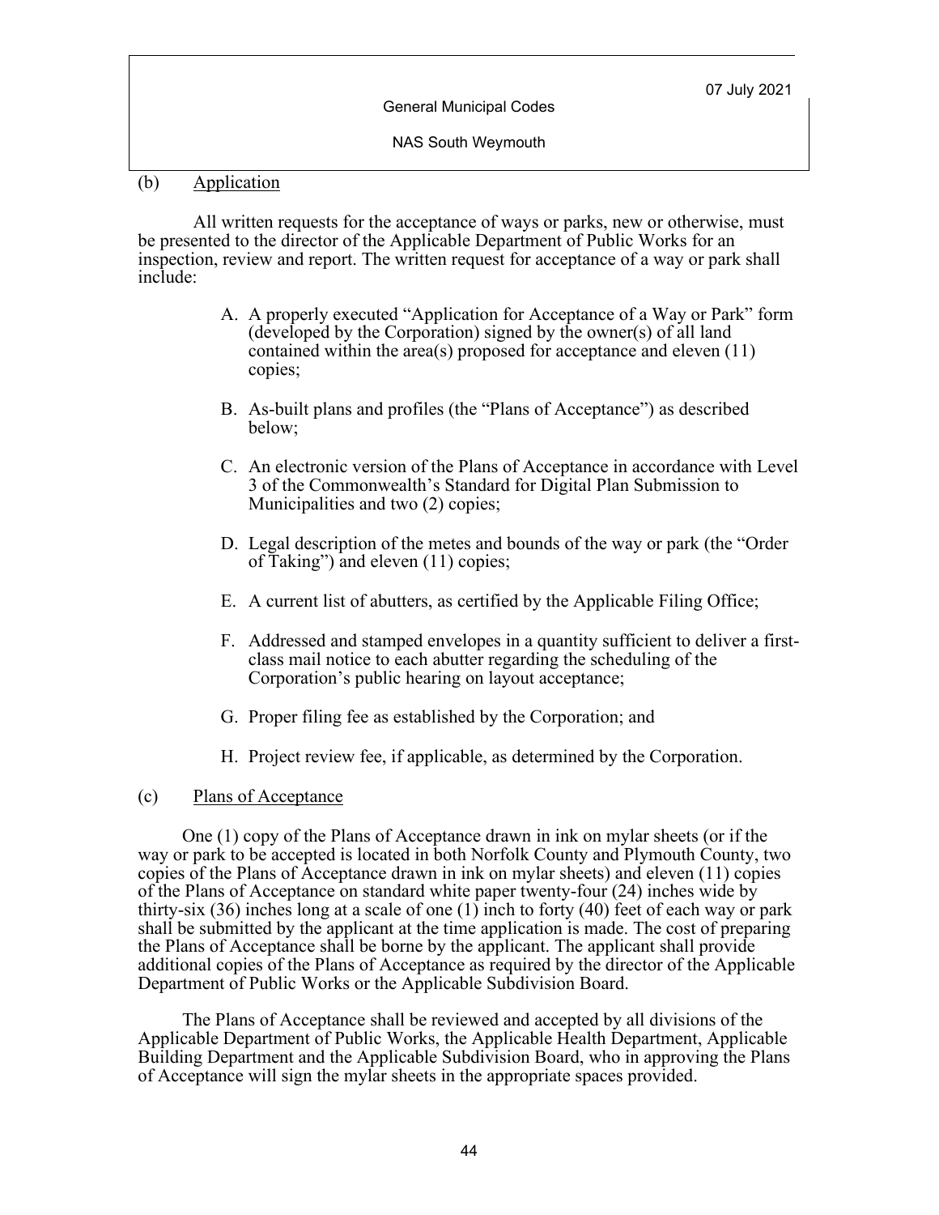(b) <u>Application</u>

All written requests for the acceptance of ways or parks, new or otherwise, must be presented to the director of the Applicable Department of Public Works for an inspection, review and report. The written request for acceptance of a way or park shall include:

A. A properly executed "Application for Acceptance of a Way or Park" form (developed by the Corporation) signed by the owner(s) of all land contained within the area(s) proposed for acceptance and eleven (11) copies;

B. As-built plans and profiles (the "Plans of Acceptance") as described below;

C. An electronic version of the Plans of Acceptance in accordance with Level 3 of the Commonwealth's Standard for Digital Plan Submission to Municipalities and two (2) copies;

D. Legal description of the metes and bounds of the way or park (the "Order of Taking") and eleven (11) copies;

E. A current list of abutters, as certified by the Applicable Filing Office;

F. Addressed and stamped envelopes in a quantity sufficient to deliver a first-class mail notice to each abutter regarding the scheduling of the Corporation's public hearing on layout acceptance;

G. Proper filing fee as established by the Corporation; and

H. Project review fee, if applicable, as determined by the Corporation.

(c) <u>Plans of Acceptance</u>

One (1) copy of the Plans of Acceptance drawn in ink on mylar sheets (or if the way or park to be accepted is located in both Norfolk County and Plymouth County, two copies of the Plans of Acceptance drawn in ink on mylar sheets) and eleven (11) copies of the Plans of Acceptance on standard white paper twenty-four (24) inches wide by thirty-six (36) inches long at a scale of one (1) inch to forty (40) feet of each way or park shall be submitted by the applicant at the time application is made. The cost of preparing the Plans of Acceptance shall be borne by the applicant. The applicant shall provide additional copies of the Plans of Acceptance as required by the director of the Applicable Department of Public Works or the Applicable Subdivision Board.

The Plans of Acceptance shall be reviewed and accepted by all divisions of the Applicable Department of Public Works, the Applicable Health Department, Applicable Building Department and the Applicable Subdivision Board, who in approving the Plans of Acceptance will sign the mylar sheets in the appropriate spaces provided.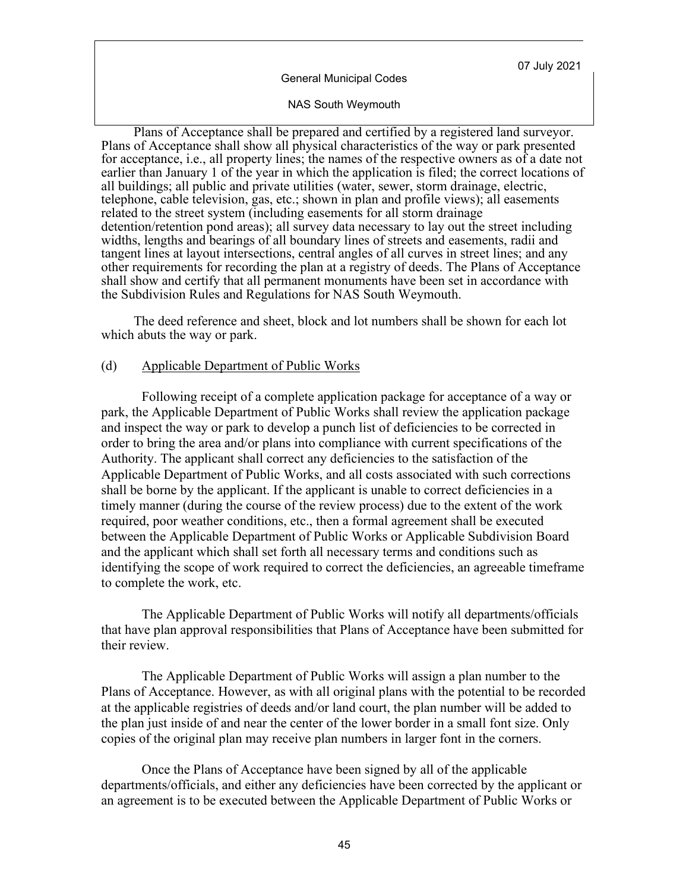Plans of Acceptance shall be prepared and certified by a registered land surveyor. Plans of Acceptance shall show all physical characteristics of the way or park presented for acceptance, i.e., all property lines; the names of the respective owners as of a date not earlier than January 1 of the year in which the application is filed; the correct locations of all buildings; all public and private utilities (water, sewer, storm drainage, electric, telephone, cable television, gas, etc.; shown in plan and profile views); all easements related to the street system (including easements for all storm drainage detention/retention pond areas); all survey data necessary to lay out the street including widths, lengths and bearings of all boundary lines of streets and easements, radii and tangent lines at layout intersections, central angles of all curves in street lines; and any other requirements for recording the plan at a registry of deeds. The Plans of Acceptance shall show and certify that all permanent monuments have been set in accordance with the Subdivision Rules and Regulations for NAS South Weymouth.

The deed reference and sheet, block and lot numbers shall be shown for each lot which abuts the way or park.

(d) Applicable Department of Public Works

Following receipt of a complete application package for acceptance of a way or park, the Applicable Department of Public Works shall review the application package and inspect the way or park to develop a punch list of deficiencies to be corrected in order to bring the area and/or plans into compliance with current specifications of the Authority. The applicant shall correct any deficiencies to the satisfaction of the Applicable Department of Public Works, and all costs associated with such corrections shall be borne by the applicant. If the applicant is unable to correct deficiencies in a timely manner (during the course of the review process) due to the extent of the work required, poor weather conditions, etc., then a formal agreement shall be executed between the Applicable Department of Public Works or Applicable Subdivision Board and the applicant which shall set forth all necessary terms and conditions such as identifying the scope of work required to correct the deficiencies, an agreeable timeframe to complete the work, etc.

The Applicable Department of Public Works will notify all departments/officials that have plan approval responsibilities that Plans of Acceptance have been submitted for their review.

The Applicable Department of Public Works will assign a plan number to the Plans of Acceptance. However, as with all original plans with the potential to be recorded at the applicable registries of deeds and/or land court, the plan number will be added to the plan just inside of and near the center of the lower border in a small font size. Only copies of the original plan may receive plan numbers in larger font in the corners.

Once the Plans of Acceptance have been signed by all of the applicable departments/officials, and either any deficiencies have been corrected by the applicant or an agreement is to be executed between the Applicable Department of Public Works or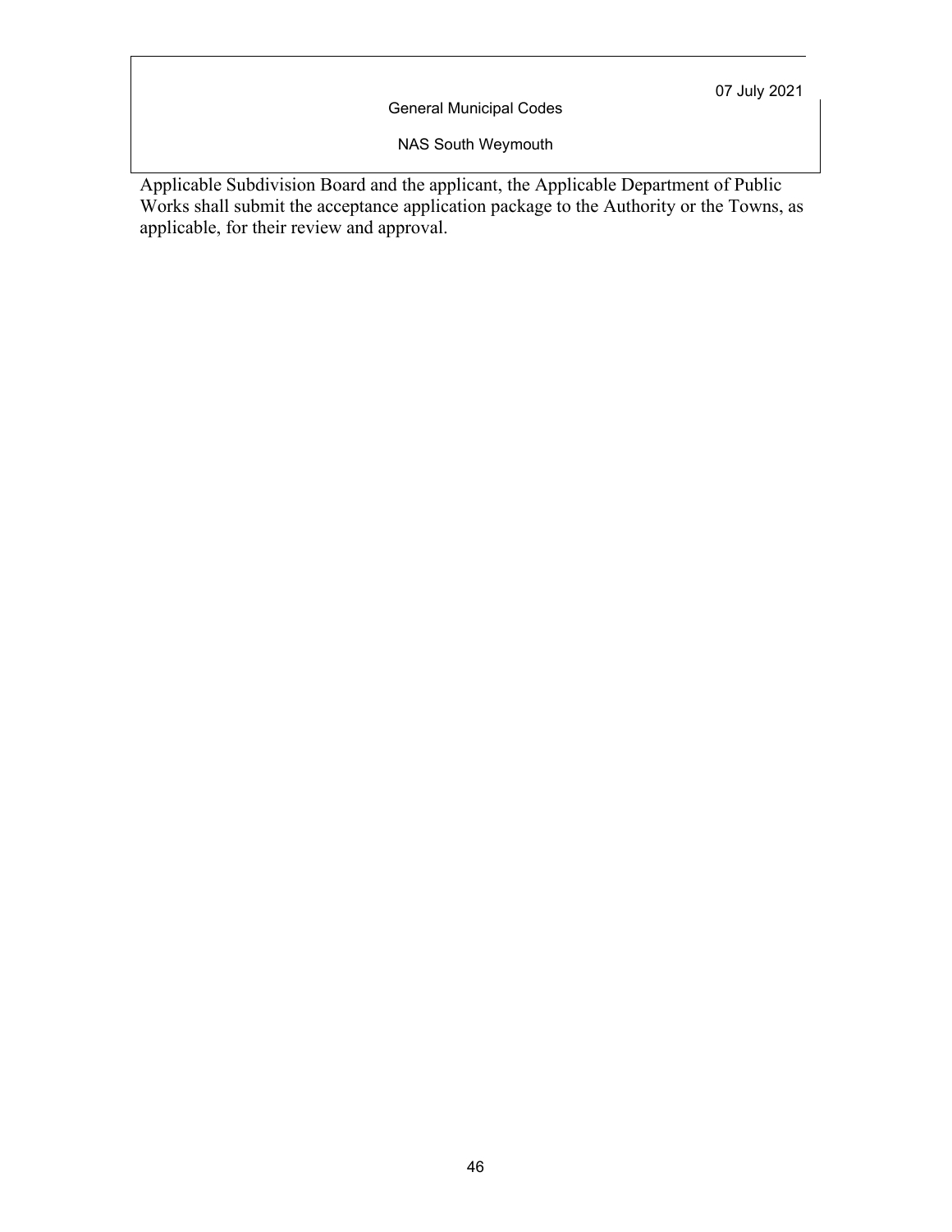Applicable Subdivision Board and the applicant, the Applicable Department of Public Works shall submit the acceptance application package to the Authority or the Towns, as applicable, for their review and approval.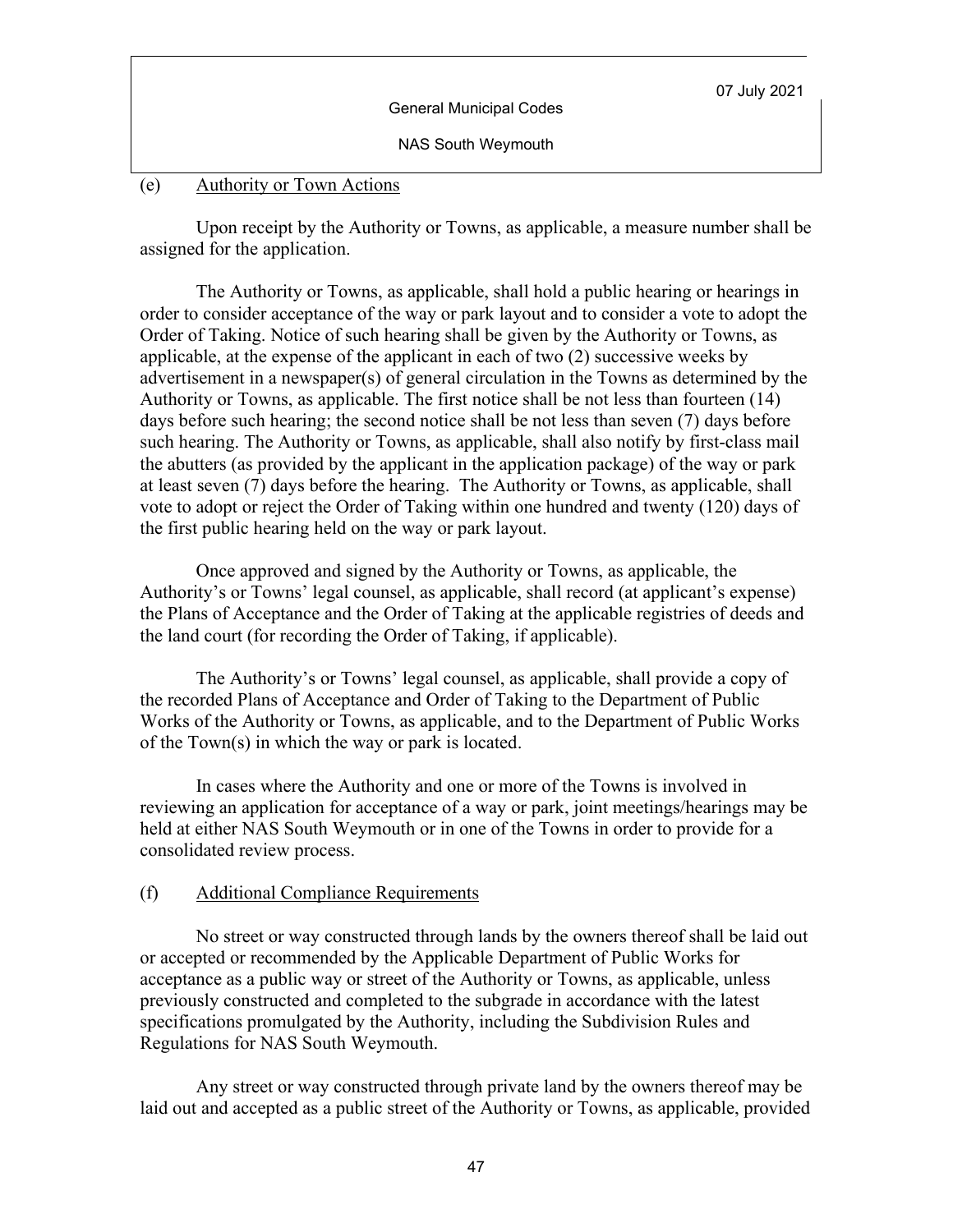(e) Authority or Town Actions

Upon receipt by the Authority or Towns, as applicable, a measure number shall be assigned for the application.

The Authority or Towns, as applicable, shall hold a public hearing or hearings in order to consider acceptance of the way or park layout and to consider a vote to adopt the Order of Taking. Notice of such hearing shall be given by the Authority or Towns, as applicable, at the expense of the applicant in each of two (2) successive weeks by advertisement in a newspaper(s) of general circulation in the Towns as determined by the Authority or Towns, as applicable. The first notice shall be not less than fourteen (14) days before such hearing; the second notice shall be not less than seven (7) days before such hearing. The Authority or Towns, as applicable, shall also notify by first-class mail the abutters (as provided by the applicant in the application package) of the way or park at least seven (7) days before the hearing. The Authority or Towns, as applicable, shall vote to adopt or reject the Order of Taking within one hundred and twenty (120) days of the first public hearing held on the way or park layout.

Once approved and signed by the Authority or Towns, as applicable, the Authority's or Towns' legal counsel, as applicable, shall record (at applicant's expense) the Plans of Acceptance and the Order of Taking at the applicable registries of deeds and the land court (for recording the Order of Taking, if applicable).

The Authority's or Towns' legal counsel, as applicable, shall provide a copy of the recorded Plans of Acceptance and Order of Taking to the Department of Public Works of the Authority or Towns, as applicable, and to the Department of Public Works of the Town(s) in which the way or park is located.

In cases where the Authority and one or more of the Towns is involved in reviewing an application for acceptance of a way or park, joint meetings/hearings may be held at either NAS South Weymouth or in one of the Towns in order to provide for a consolidated review process.

(f) Additional Compliance Requirements

No street or way constructed through lands by the owners thereof shall be laid out or accepted or recommended by the Applicable Department of Public Works for acceptance as a public way or street of the Authority or Towns, as applicable, unless previously constructed and completed to the subgrade in accordance with the latest specifications promulgated by the Authority, including the Subdivision Rules and Regulations for NAS South Weymouth.

Any street or way constructed through private land by the owners thereof may be laid out and accepted as a public street of the Authority or Towns, as applicable, provided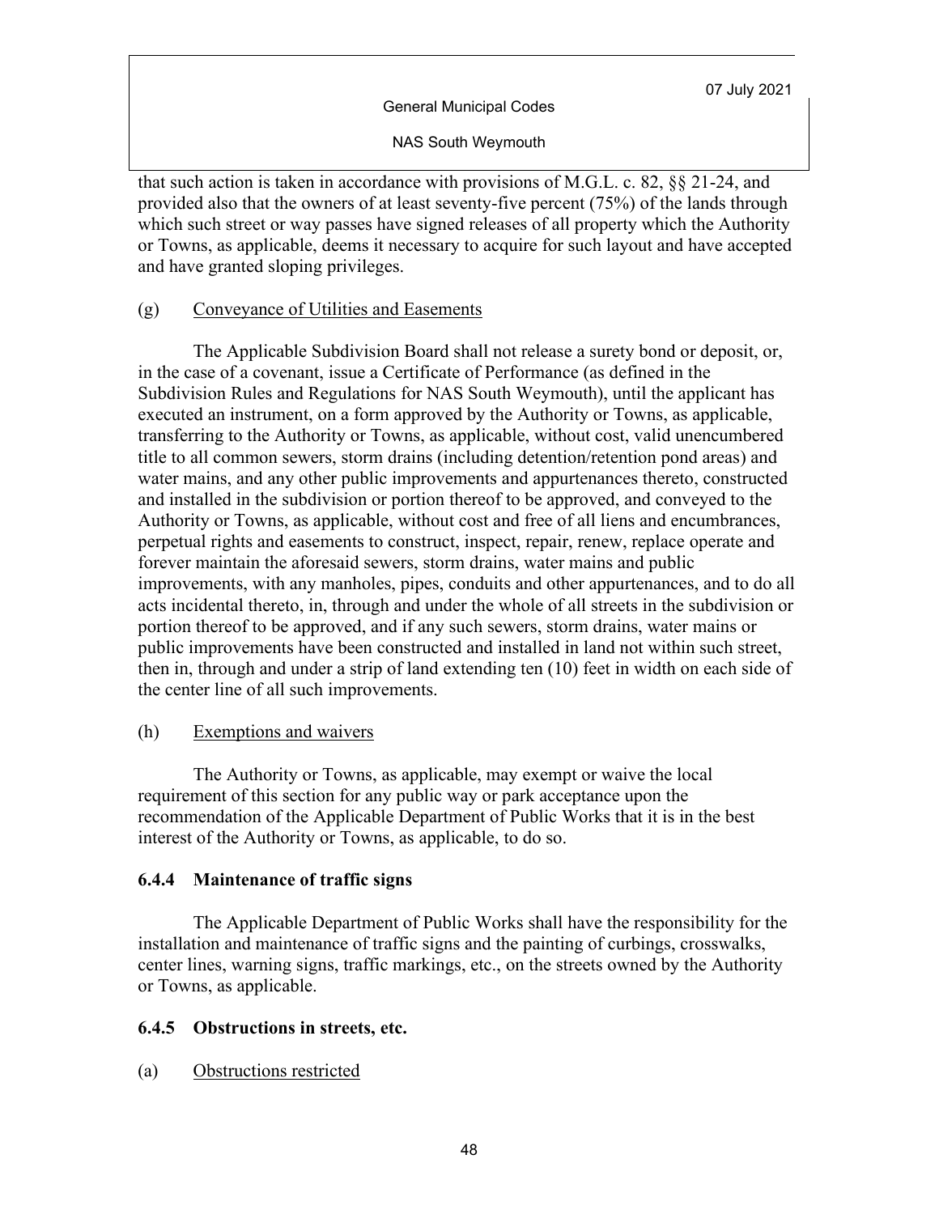that such action is taken in accordance with provisions of M.G.L. c. 82, §§ 21-24, and provided also that the owners of at least seventy-five percent (75%) of the lands through which such street or way passes have signed releases of all property which the Authority or Towns, as applicable, deems it necessary to acquire for such layout and have accepted and have granted sloping privileges.

(g) Conveyance of Utilities and Easements

The Applicable Subdivision Board shall not release a surety bond or deposit, or, in the case of a covenant, issue a Certificate of Performance (as defined in the Subdivision Rules and Regulations for NAS South Weymouth), until the applicant has executed an instrument, on a form approved by the Authority or Towns, as applicable, transferring to the Authority or Towns, as applicable, without cost, valid unencumbered title to all common sewers, storm drains (including detention/retention pond areas) and water mains, and any other public improvements and appurtenances thereto, constructed and installed in the subdivision or portion thereof to be approved, and conveyed to the Authority or Towns, as applicable, without cost and free of all liens and encumbrances, perpetual rights and easements to construct, inspect, repair, renew, replace operate and forever maintain the aforesaid sewers, storm drains, water mains and public improvements, with any manholes, pipes, conduits and other appurtenances, and to do all acts incidental thereto, in, through and under the whole of all streets in the subdivision or portion thereof to be approved, and if any such sewers, storm drains, water mains or public improvements have been constructed and installed in land not within such street, then in, through and under a strip of land extending ten (10) feet in width on each side of the center line of all such improvements.

(h) Exemptions and waivers

The Authority or Towns, as applicable, may exempt or waive the local requirement of this section for any public way or park acceptance upon the recommendation of the Applicable Department of Public Works that it is in the best interest of the Authority or Towns, as applicable, to do so.

### 6.4.4 Maintenance of traffic signs

The Applicable Department of Public Works shall have the responsibility for the installation and maintenance of traffic signs and the painting of curbings, crosswalks, center lines, warning signs, traffic markings, etc., on the streets owned by the Authority or Towns, as applicable.

### 6.4.5 Obstructions in streets, etc.

(a) Obstructions restricted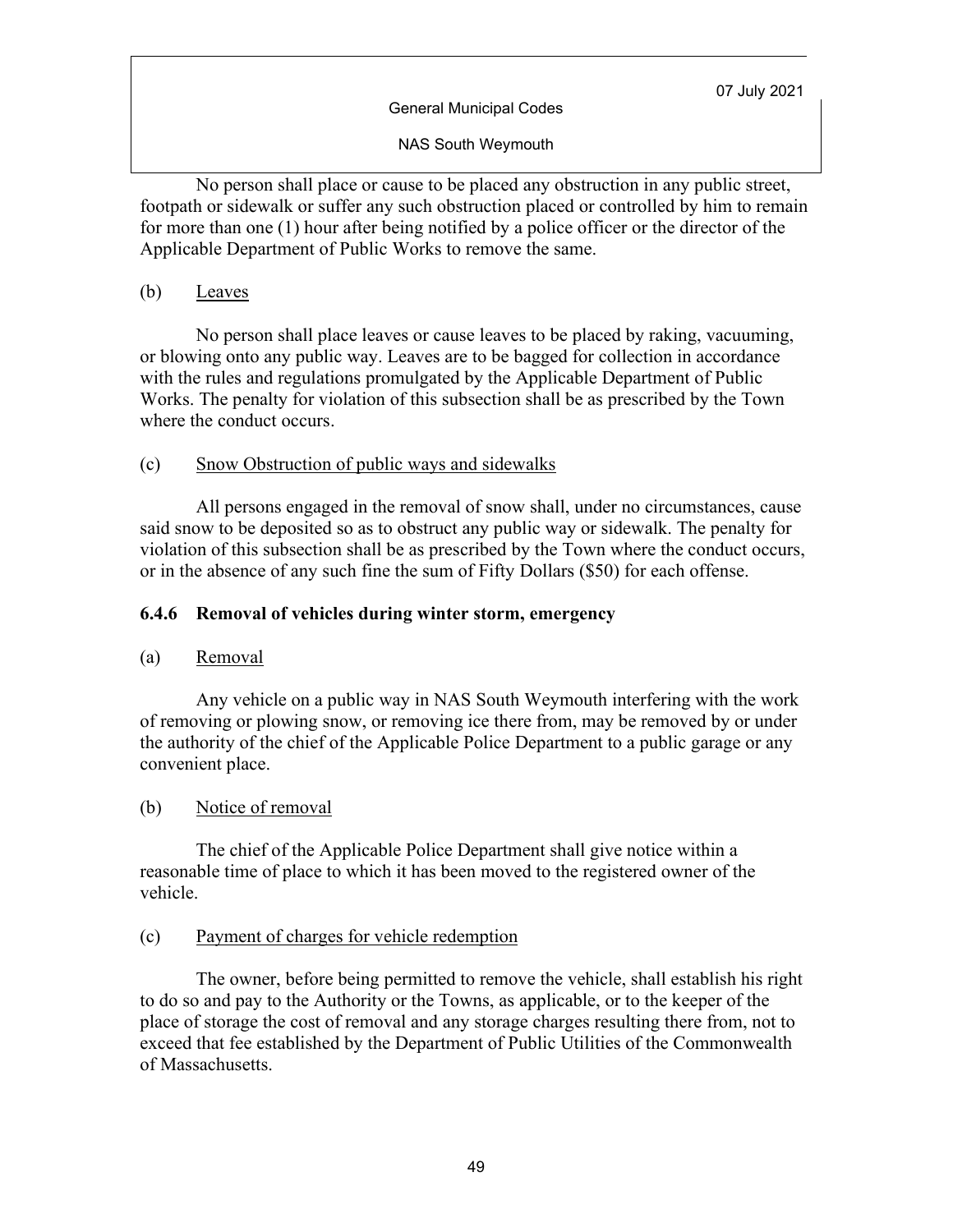No person shall place or cause to be placed any obstruction in any public street, footpath or sidewalk or suffer any such obstruction placed or controlled by him to remain for more than one (1) hour after being notified by a police officer or the director of the Applicable Department of Public Works to remove the same.

(b) Leaves

No person shall place leaves or cause leaves to be placed by raking, vacuuming, or blowing onto any public way. Leaves are to be bagged for collection in accordance with the rules and regulations promulgated by the Applicable Department of Public Works. The penalty for violation of this subsection shall be as prescribed by the Town where the conduct occurs.

(c) Snow Obstruction of public ways and sidewalks

All persons engaged in the removal of snow shall, under no circumstances, cause said snow to be deposited so as to obstruct any public way or sidewalk. The penalty for violation of this subsection shall be as prescribed by the Town where the conduct occurs, or in the absence of any such fine the sum of Fifty Dollars ($50) for each offense.

### 6.4.6 Removal of vehicles during winter storm, emergency

(a) Removal

Any vehicle on a public way in NAS South Weymouth interfering with the work of removing or plowing snow, or removing ice there from, may be removed by or under the authority of the chief of the Applicable Police Department to a public garage or any convenient place.

(b) Notice of removal

The chief of the Applicable Police Department shall give notice within a reasonable time of place to which it has been moved to the registered owner of the vehicle.

(c) Payment of charges for vehicle redemption

The owner, before being permitted to remove the vehicle, shall establish his right to do so and pay to the Authority or the Towns, as applicable, or to the keeper of the place of storage the cost of removal and any storage charges resulting there from, not to exceed that fee established by the Department of Public Utilities of the Commonwealth of Massachusetts.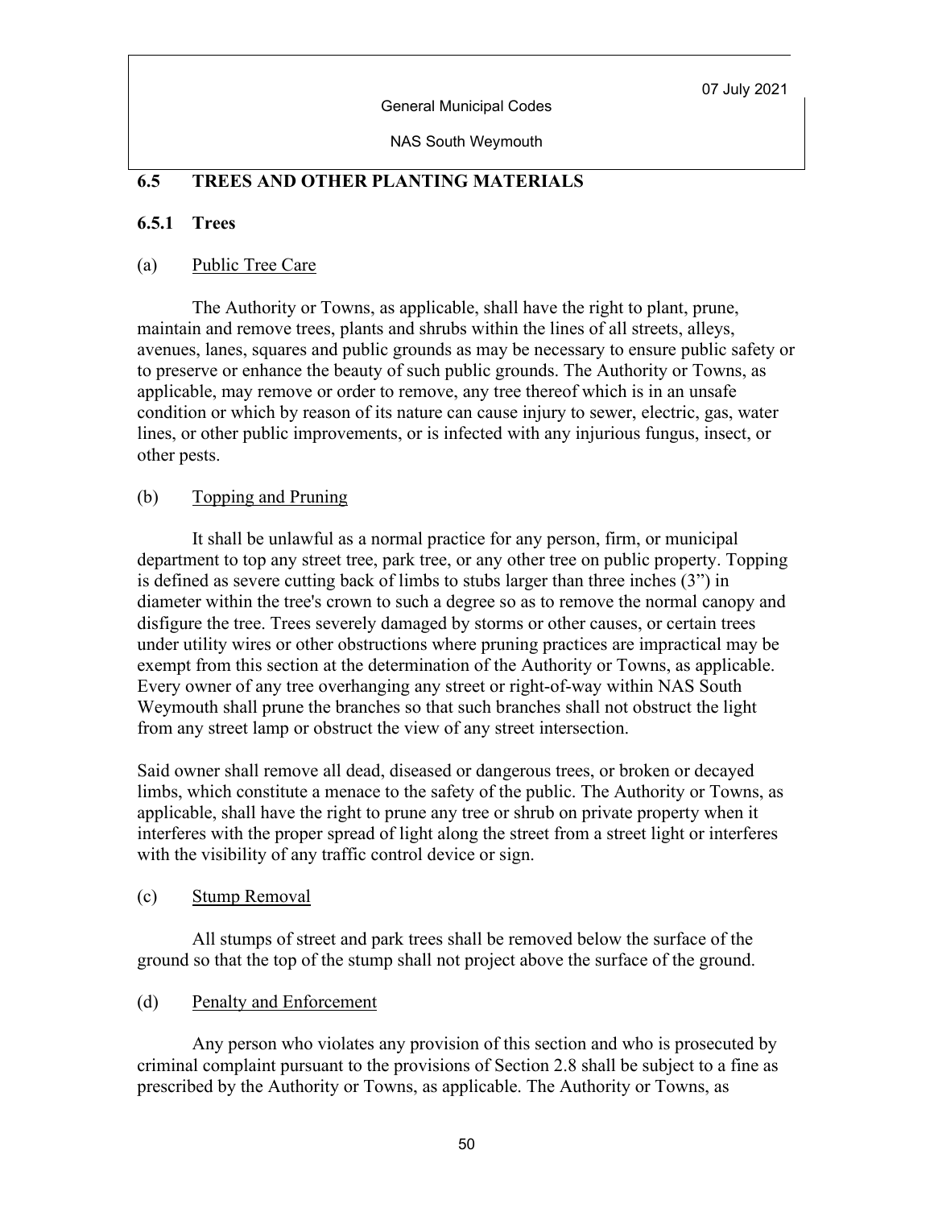## 6.5 TREES AND OTHER PLANTING MATERIALS

### 6.5.1 Trees

(a) Public Tree Care

The Authority or Towns, as applicable, shall have the right to plant, prune, maintain and remove trees, plants and shrubs within the lines of all streets, alleys, avenues, lanes, squares and public grounds as may be necessary to ensure public safety or to preserve or enhance the beauty of such public grounds. The Authority or Towns, as applicable, may remove or order to remove, any tree thereof which is in an unsafe condition or which by reason of its nature can cause injury to sewer, electric, gas, water lines, or other public improvements, or is infected with any injurious fungus, insect, or other pests.

(b) Topping and Pruning

It shall be unlawful as a normal practice for any person, firm, or municipal department to top any street tree, park tree, or any other tree on public property. Topping is defined as severe cutting back of limbs to stubs larger than three inches (3") in diameter within the tree's crown to such a degree so as to remove the normal canopy and disfigure the tree. Trees severely damaged by storms or other causes, or certain trees under utility wires or other obstructions where pruning practices are impractical may be exempt from this section at the determination of the Authority or Towns, as applicable. Every owner of any tree overhanging any street or right-of-way within NAS South Weymouth shall prune the branches so that such branches shall not obstruct the light from any street lamp or obstruct the view of any street intersection.

Said owner shall remove all dead, diseased or dangerous trees, or broken or decayed limbs, which constitute a menace to the safety of the public. The Authority or Towns, as applicable, shall have the right to prune any tree or shrub on private property when it interferes with the proper spread of light along the street from a street light or interferes with the visibility of any traffic control device or sign.

(c) Stump Removal

All stumps of street and park trees shall be removed below the surface of the ground so that the top of the stump shall not project above the surface of the ground.

(d) Penalty and Enforcement

Any person who violates any provision of this section and who is prosecuted by criminal complaint pursuant to the provisions of Section 2.8 shall be subject to a fine as prescribed by the Authority or Towns, as applicable. The Authority or Towns, as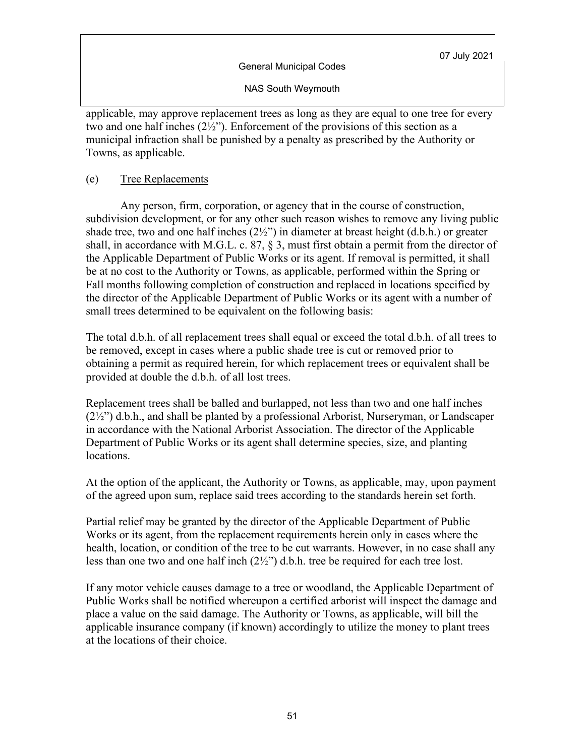applicable, may approve replacement trees as long as they are equal to one tree for every two and one half inches (2½"). Enforcement of the provisions of this section as a municipal infraction shall be punished by a penalty as prescribed by the Authority or Towns, as applicable.

(e) Tree Replacements

Any person, firm, corporation, or agency that in the course of construction, subdivision development, or for any other such reason wishes to remove any living public shade tree, two and one half inches (2½") in diameter at breast height (d.b.h.) or greater shall, in accordance with M.G.L. c. 87, § 3, must first obtain a permit from the director of the Applicable Department of Public Works or its agent. If removal is permitted, it shall be at no cost to the Authority or Towns, as applicable, performed within the Spring or Fall months following completion of construction and replaced in locations specified by the director of the Applicable Department of Public Works or its agent with a number of small trees determined to be equivalent on the following basis:

The total d.b.h. of all replacement trees shall equal or exceed the total d.b.h. of all trees to be removed, except in cases where a public shade tree is cut or removed prior to obtaining a permit as required herein, for which replacement trees or equivalent shall be provided at double the d.b.h. of all lost trees.

Replacement trees shall be balled and burlapped, not less than two and one half inches (2½") d.b.h., and shall be planted by a professional Arborist, Nurseryman, or Landscaper in accordance with the National Arborist Association. The director of the Applicable Department of Public Works or its agent shall determine species, size, and planting locations.

At the option of the applicant, the Authority or Towns, as applicable, may, upon payment of the agreed upon sum, replace said trees according to the standards herein set forth.

Partial relief may be granted by the director of the Applicable Department of Public Works or its agent, from the replacement requirements herein only in cases where the health, location, or condition of the tree to be cut warrants. However, in no case shall any less than one two and one half inch (2½") d.b.h. tree be required for each tree lost.

If any motor vehicle causes damage to a tree or woodland, the Applicable Department of Public Works shall be notified whereupon a certified arborist will inspect the damage and place a value on the said damage. The Authority or Towns, as applicable, will bill the applicable insurance company (if known) accordingly to utilize the money to plant trees at the locations of their choice.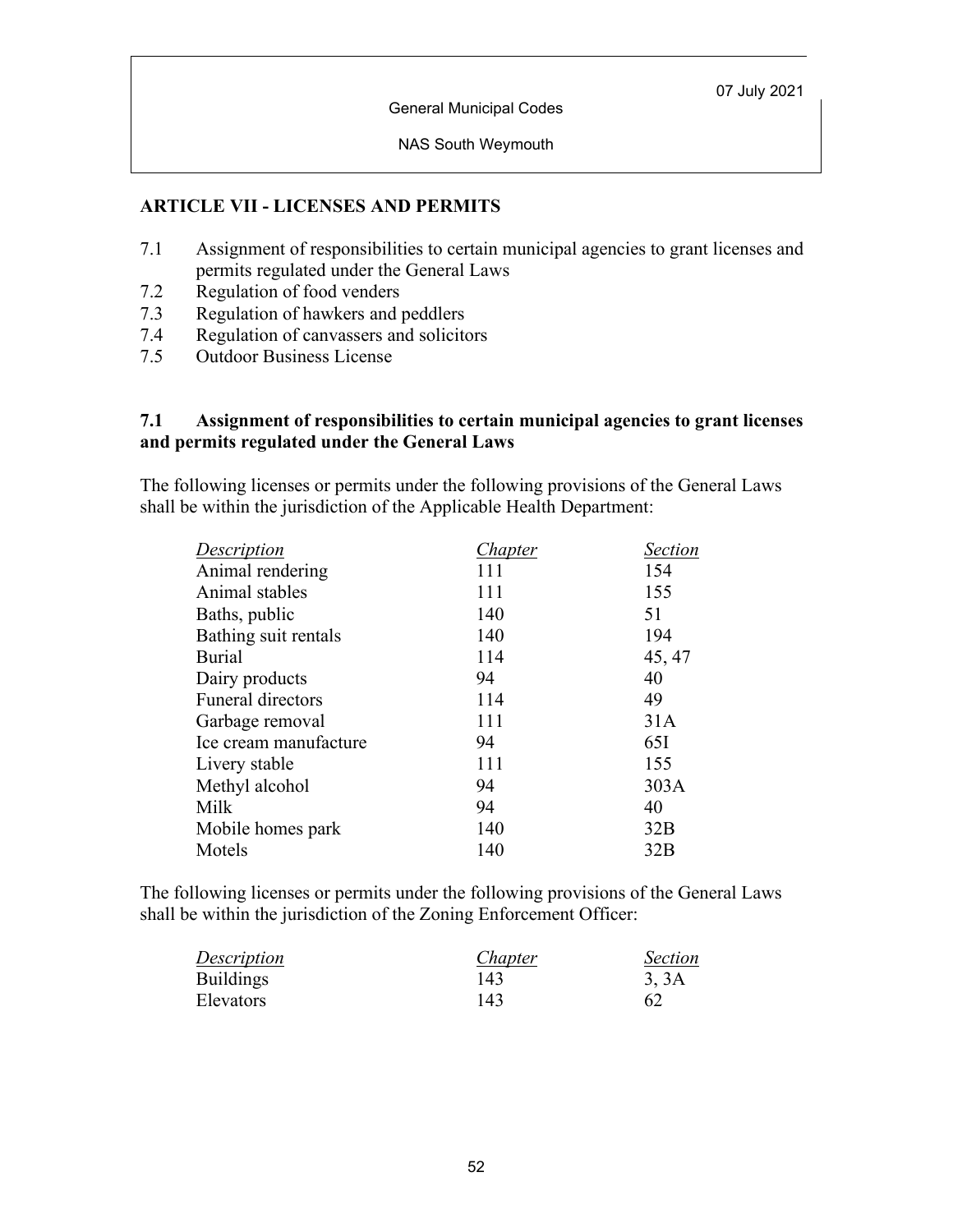## ARTICLE VII - LICENSES AND PERMITS

7.1 Assignment of responsibilities to certain municipal agencies to grant licenses and permits regulated under the General Laws
7.2 Regulation of food venders
7.3 Regulation of hawkers and peddlers
7.4 Regulation of canvassers and solicitors
7.5 Outdoor Business License

### 7.1 Assignment of responsibilities to certain municipal agencies to grant licenses and permits regulated under the General Laws

The following licenses or permits under the following provisions of the General Laws shall be within the jurisdiction of the Applicable Health Department:

| *Description* | *Chapter* | *Section* |
|---|---|---|
| Animal rendering | 111 | 154 |
| Animal stables | 111 | 155 |
| Baths, public | 140 | 51 |
| Bathing suit rentals | 140 | 194 |
| Burial | 114 | 45, 47 |
| Dairy products | 94 | 40 |
| Funeral directors | 114 | 49 |
| Garbage removal | 111 | 31A |
| Ice cream manufacture | 94 | 65I |
| Livery stable | 111 | 155 |
| Methyl alcohol | 94 | 303A |
| Milk | 94 | 40 |
| Mobile homes park | 140 | 32B |
| Motels | 140 | 32B |

The following licenses or permits under the following provisions of the General Laws shall be within the jurisdiction of the Zoning Enforcement Officer:

| *Description* | *Chapter* | *Section* |
|---|---|---|
| Buildings | 143 | 3, 3A |
| Elevators | 143 | 62 |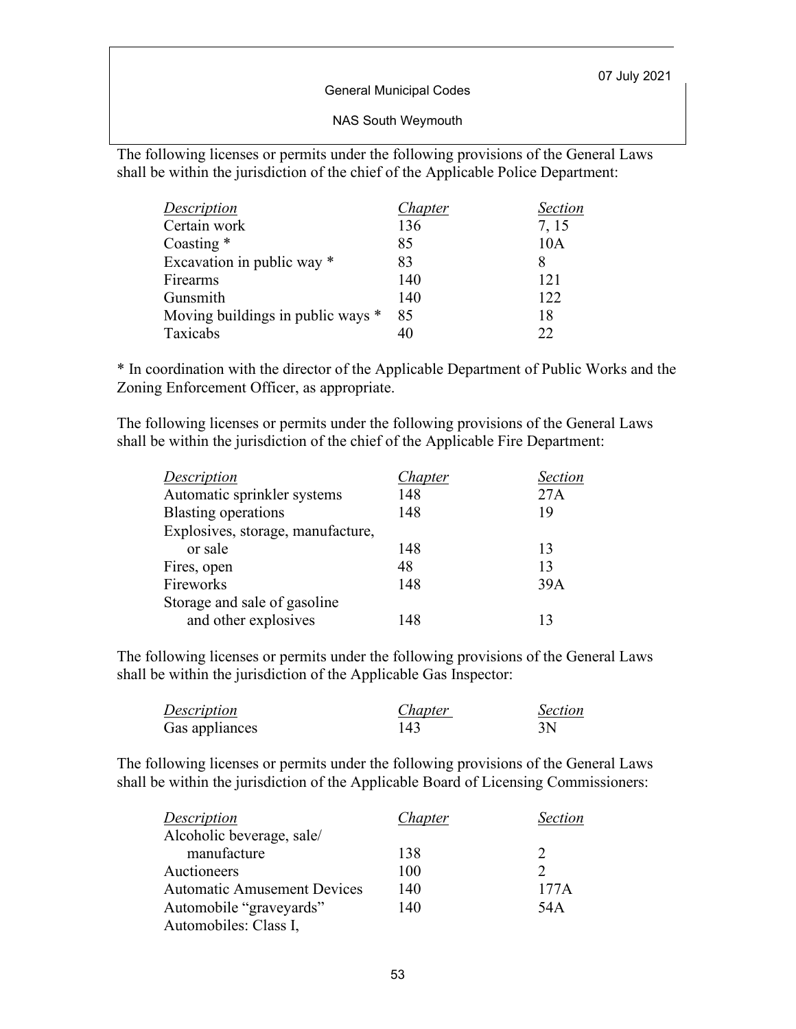The following licenses or permits under the following provisions of the General Laws shall be within the jurisdiction of the chief of the Applicable Police Department:

| *Description* | *Chapter* | *Section* |
|---|---|---|
| Certain work | 136 | 7, 15 |
| Coasting * | 85 | 10A |
| Excavation in public way * | 83 | 8 |
| Firearms | 140 | 121 |
| Gunsmith | 140 | 122 |
| Moving buildings in public ways * | 85 | 18 |
| Taxicabs | 40 | 22 |

* In coordination with the director of the Applicable Department of Public Works and the Zoning Enforcement Officer, as appropriate.

The following licenses or permits under the following provisions of the General Laws shall be within the jurisdiction of the chief of the Applicable Fire Department:

| *Description* | *Chapter* | *Section* |
|---|---|---|
| Automatic sprinkler systems | 148 | 27A |
| Blasting operations | 148 | 19 |
| Explosives, storage, manufacture, or sale | 148 | 13 |
| Fires, open | 48 | 13 |
| Fireworks | 148 | 39A |
| Storage and sale of gasoline and other explosives | 148 | 13 |

The following licenses or permits under the following provisions of the General Laws shall be within the jurisdiction of the Applicable Gas Inspector:

| *Description* | *Chapter* | *Section* |
|---|---|---|
| Gas appliances | 143 | 3N |

The following licenses or permits under the following provisions of the General Laws shall be within the jurisdiction of the Applicable Board of Licensing Commissioners:

| *Description* | *Chapter* | *Section* |
|---|---|---|
| Alcoholic beverage, sale/ manufacture | 138 | 2 |
| Auctioneers | 100 | 2 |
| Automatic Amusement Devices | 140 | 177A |
| Automobile "graveyards" | 140 | 54A |
| Automobiles: Class I, | | |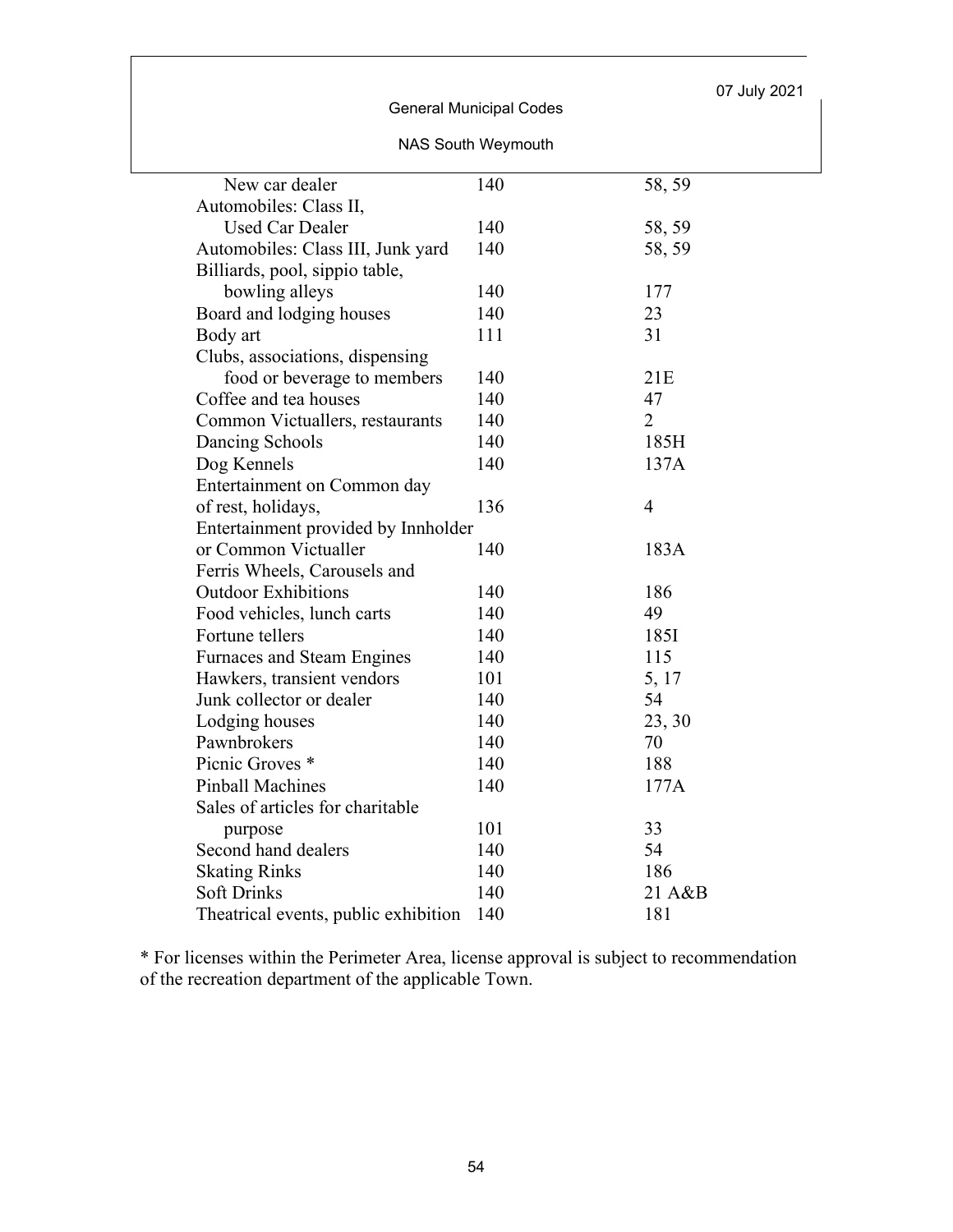| | | |
|---|---|---|
| New car dealer | 140 | 58, 59 |
| Automobiles: Class II, Used Car Dealer | 140 | 58, 59 |
| Automobiles: Class III, Junk yard | 140 | 58, 59 |
| Billiards, pool, sippio table, bowling alleys | 140 | 177 |
| Board and lodging houses | 140 | 23 |
| Body art | 111 | 31 |
| Clubs, associations, dispensing food or beverage to members | 140 | 21E |
| Coffee and tea houses | 140 | 47 |
| Common Victuallers, restaurants | 140 | 2 |
| Dancing Schools | 140 | 185H |
| Dog Kennels | 140 | 137A |
| Entertainment on Common day of rest, holidays, | 136 | 4 |
| Entertainment provided by Innholder or Common Victualler | 140 | 183A |
| Ferris Wheels, Carousels and Outdoor Exhibitions | 140 | 186 |
| Food vehicles, lunch carts | 140 | 49 |
| Fortune tellers | 140 | 185I |
| Furnaces and Steam Engines | 140 | 115 |
| Hawkers, transient vendors | 101 | 5, 17 |
| Junk collector or dealer | 140 | 54 |
| Lodging houses | 140 | 23, 30 |
| Pawnbrokers | 140 | 70 |
| Picnic Groves * | 140 | 188 |
| Pinball Machines | 140 | 177A |
| Sales of articles for charitable purpose | 101 | 33 |
| Second hand dealers | 140 | 54 |
| Skating Rinks | 140 | 186 |
| Soft Drinks | 140 | 21 A&B |
| Theatrical events, public exhibition | 140 | 181 |

* For licenses within the Perimeter Area, license approval is subject to recommendation of the recreation department of the applicable Town.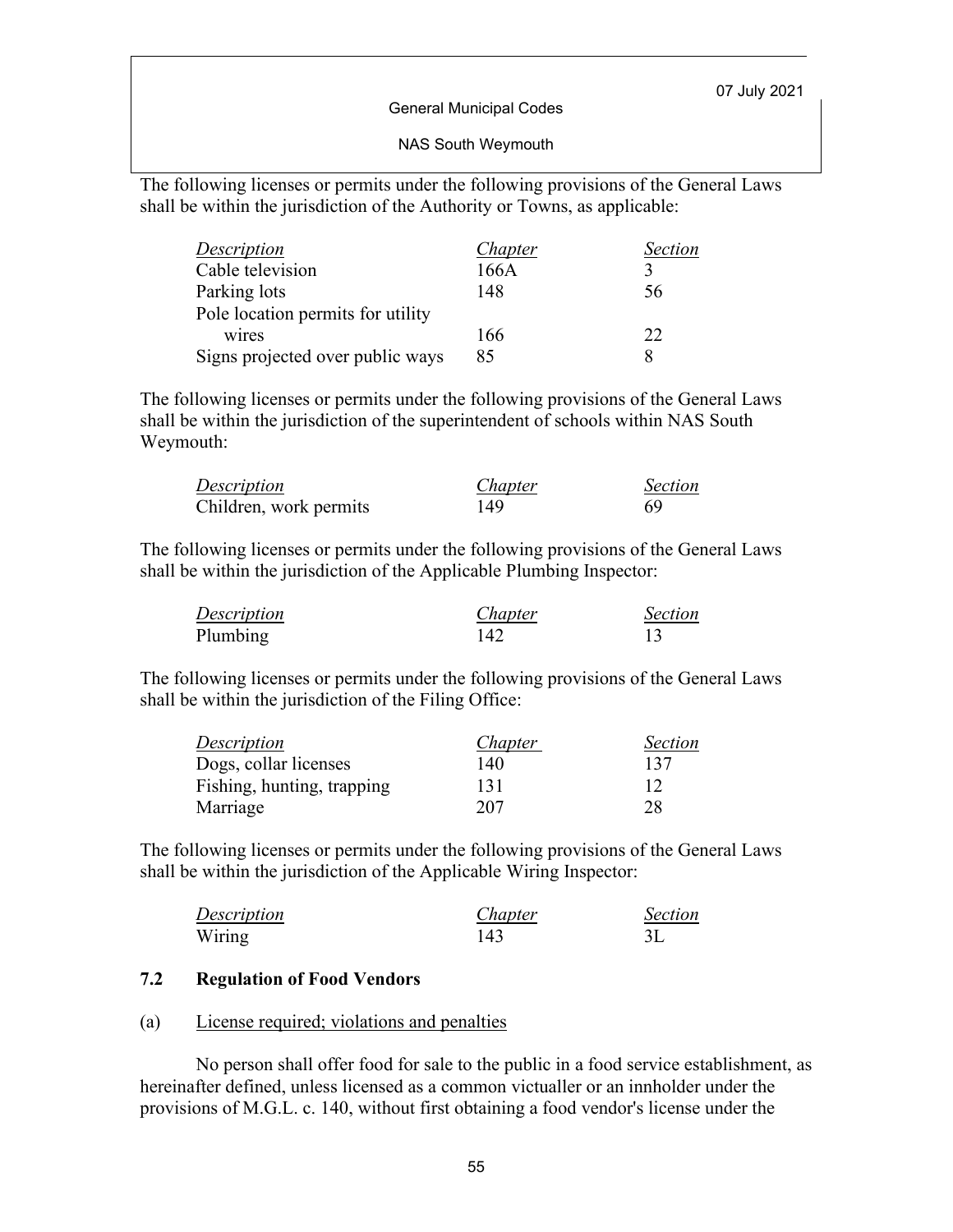The following licenses or permits under the following provisions of the General Laws shall be within the jurisdiction of the Authority or Towns, as applicable:

| *Description* | *Chapter* | *Section* |
|---|---|---|
| Cable television | 166A | 3 |
| Parking lots | 148 | 56 |
| Pole location permits for utility wires | 166 | 22 |
| Signs projected over public ways | 85 | 8 |

The following licenses or permits under the following provisions of the General Laws shall be within the jurisdiction of the superintendent of schools within NAS South Weymouth:

| *Description* | *Chapter* | *Section* |
|---|---|---|
| Children, work permits | 149 | 69 |

The following licenses or permits under the following provisions of the General Laws shall be within the jurisdiction of the Applicable Plumbing Inspector:

| *Description* | *Chapter* | *Section* |
|---|---|---|
| Plumbing | 142 | 13 |

The following licenses or permits under the following provisions of the General Laws shall be within the jurisdiction of the Filing Office:

| *Description* | *Chapter* | *Section* |
|---|---|---|
| Dogs, collar licenses | 140 | 137 |
| Fishing, hunting, trapping | 131 | 12 |
| Marriage | 207 | 28 |

The following licenses or permits under the following provisions of the General Laws shall be within the jurisdiction of the Applicable Wiring Inspector:

| *Description* | *Chapter* | *Section* |
|---|---|---|
| Wiring | 143 | 3L |

### 7.2 Regulation of Food Vendors

(a) License required; violations and penalties

No person shall offer food for sale to the public in a food service establishment, as hereinafter defined, unless licensed as a common victualler or an innholder under the provisions of M.G.L. c. 140, without first obtaining a food vendor's license under the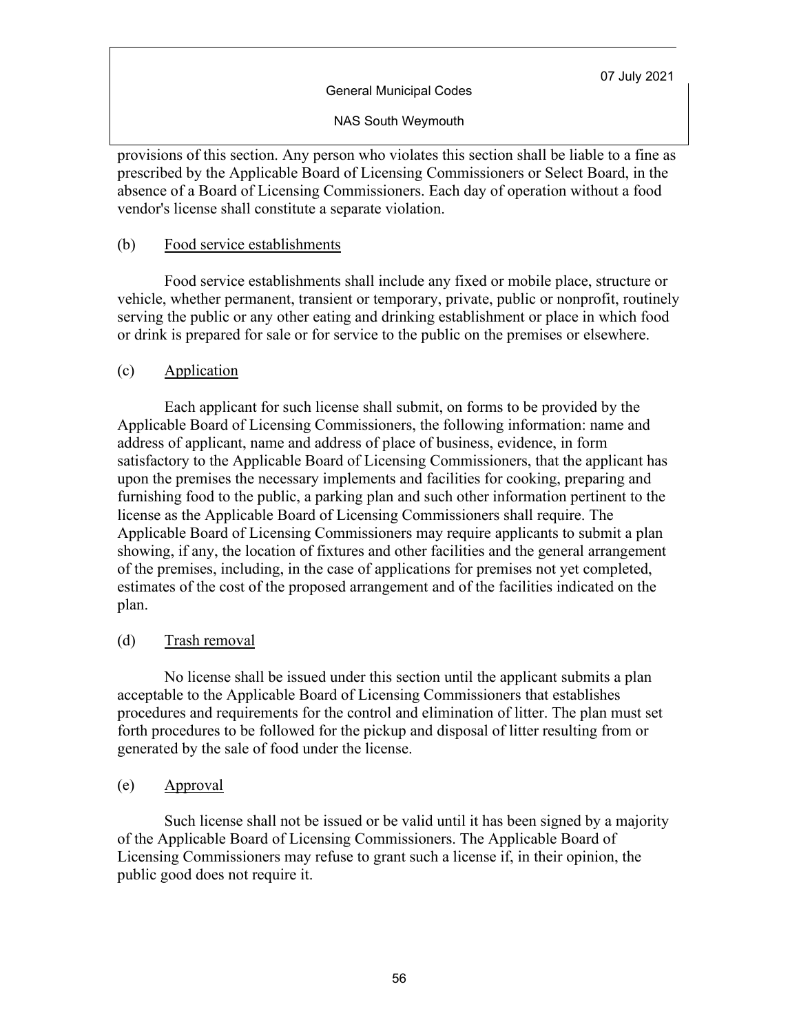provisions of this section. Any person who violates this section shall be liable to a fine as prescribed by the Applicable Board of Licensing Commissioners or Select Board, in the absence of a Board of Licensing Commissioners. Each day of operation without a food vendor's license shall constitute a separate violation.

(b) Food service establishments

Food service establishments shall include any fixed or mobile place, structure or vehicle, whether permanent, transient or temporary, private, public or nonprofit, routinely serving the public or any other eating and drinking establishment or place in which food or drink is prepared for sale or for service to the public on the premises or elsewhere.

(c) Application

Each applicant for such license shall submit, on forms to be provided by the Applicable Board of Licensing Commissioners, the following information: name and address of applicant, name and address of place of business, evidence, in form satisfactory to the Applicable Board of Licensing Commissioners, that the applicant has upon the premises the necessary implements and facilities for cooking, preparing and furnishing food to the public, a parking plan and such other information pertinent to the license as the Applicable Board of Licensing Commissioners shall require. The Applicable Board of Licensing Commissioners may require applicants to submit a plan showing, if any, the location of fixtures and other facilities and the general arrangement of the premises, including, in the case of applications for premises not yet completed, estimates of the cost of the proposed arrangement and of the facilities indicated on the plan.

(d) Trash removal

No license shall be issued under this section until the applicant submits a plan acceptable to the Applicable Board of Licensing Commissioners that establishes procedures and requirements for the control and elimination of litter. The plan must set forth procedures to be followed for the pickup and disposal of litter resulting from or generated by the sale of food under the license.

(e) Approval

Such license shall not be issued or be valid until it has been signed by a majority of the Applicable Board of Licensing Commissioners. The Applicable Board of Licensing Commissioners may refuse to grant such a license if, in their opinion, the public good does not require it.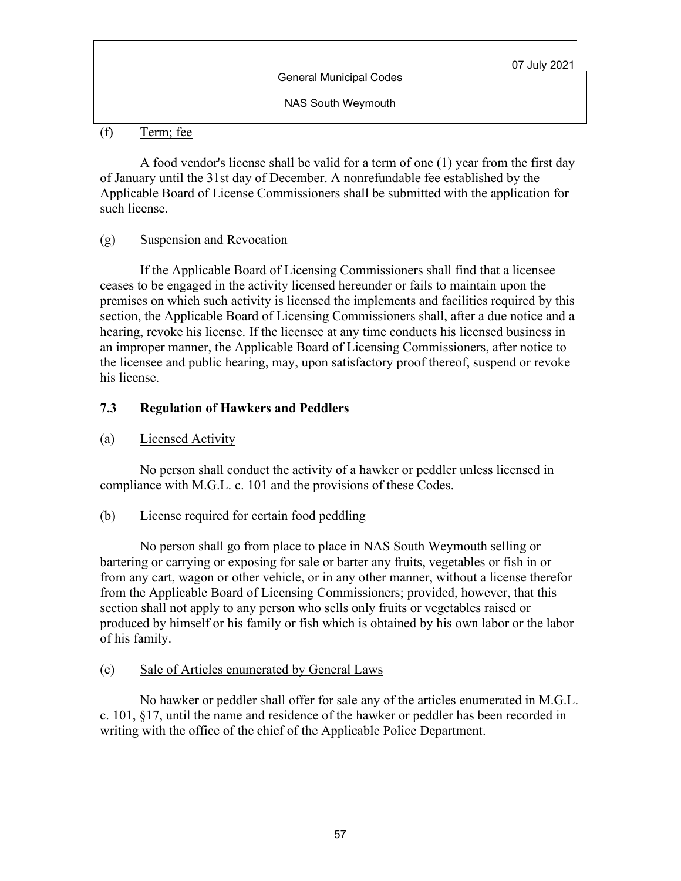(f) Term; fee

A food vendor's license shall be valid for a term of one (1) year from the first day of January until the 31st day of December. A nonrefundable fee established by the Applicable Board of License Commissioners shall be submitted with the application for such license.

(g) Suspension and Revocation

If the Applicable Board of Licensing Commissioners shall find that a licensee ceases to be engaged in the activity licensed hereunder or fails to maintain upon the premises on which such activity is licensed the implements and facilities required by this section, the Applicable Board of Licensing Commissioners shall, after a due notice and a hearing, revoke his license. If the licensee at any time conducts his licensed business in an improper manner, the Applicable Board of Licensing Commissioners, after notice to the licensee and public hearing, may, upon satisfactory proof thereof, suspend or revoke his license.

### 7.3 Regulation of Hawkers and Peddlers

(a) Licensed Activity

No person shall conduct the activity of a hawker or peddler unless licensed in compliance with M.G.L. c. 101 and the provisions of these Codes.

(b) License required for certain food peddling

No person shall go from place to place in NAS South Weymouth selling or bartering or carrying or exposing for sale or barter any fruits, vegetables or fish in or from any cart, wagon or other vehicle, or in any other manner, without a license therefor from the Applicable Board of Licensing Commissioners; provided, however, that this section shall not apply to any person who sells only fruits or vegetables raised or produced by himself or his family or fish which is obtained by his own labor or the labor of his family.

(c) Sale of Articles enumerated by General Laws

No hawker or peddler shall offer for sale any of the articles enumerated in M.G.L. c. 101, §17, until the name and residence of the hawker or peddler has been recorded in writing with the office of the chief of the Applicable Police Department.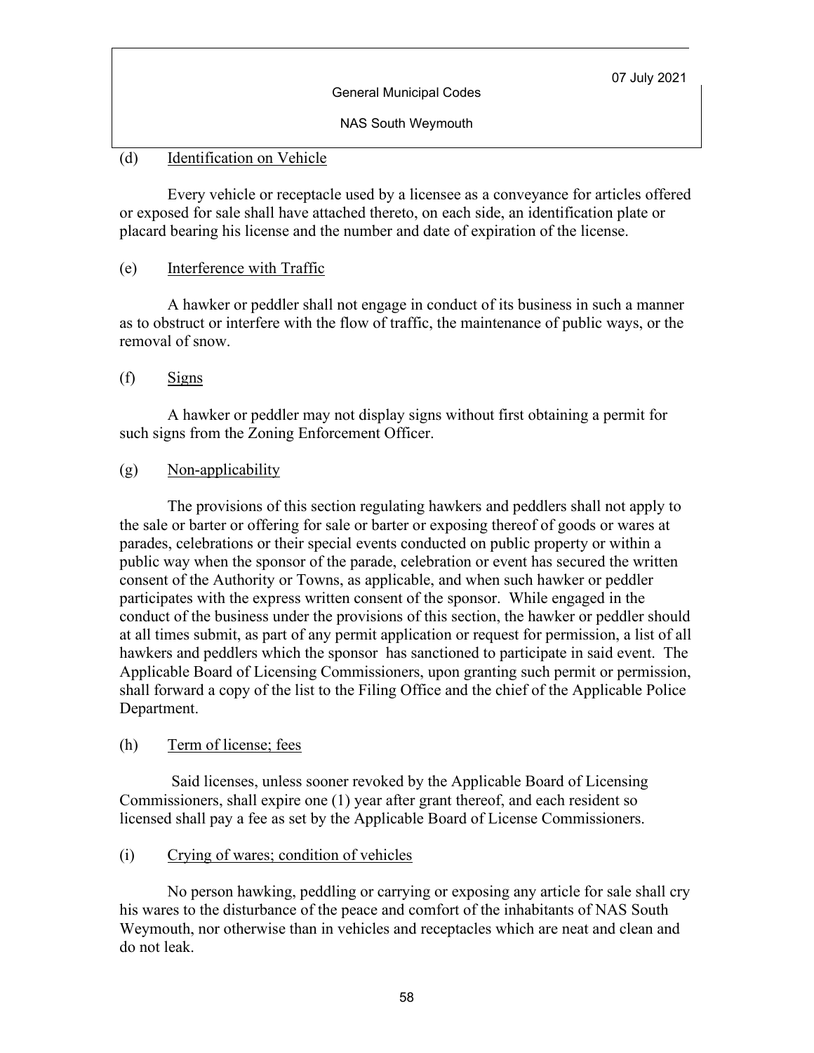(d) Identification on Vehicle

Every vehicle or receptacle used by a licensee as a conveyance for articles offered or exposed for sale shall have attached thereto, on each side, an identification plate or placard bearing his license and the number and date of expiration of the license.

(e) Interference with Traffic

A hawker or peddler shall not engage in conduct of its business in such a manner as to obstruct or interfere with the flow of traffic, the maintenance of public ways, or the removal of snow.

(f) Signs

A hawker or peddler may not display signs without first obtaining a permit for such signs from the Zoning Enforcement Officer.

(g) Non-applicability

The provisions of this section regulating hawkers and peddlers shall not apply to the sale or barter or offering for sale or barter or exposing thereof of goods or wares at parades, celebrations or their special events conducted on public property or within a public way when the sponsor of the parade, celebration or event has secured the written consent of the Authority or Towns, as applicable, and when such hawker or peddler participates with the express written consent of the sponsor. While engaged in the conduct of the business under the provisions of this section, the hawker or peddler should at all times submit, as part of any permit application or request for permission, a list of all hawkers and peddlers which the sponsor has sanctioned to participate in said event. The Applicable Board of Licensing Commissioners, upon granting such permit or permission, shall forward a copy of the list to the Filing Office and the chief of the Applicable Police Department.

(h) Term of license; fees

Said licenses, unless sooner revoked by the Applicable Board of Licensing Commissioners, shall expire one (1) year after grant thereof, and each resident so licensed shall pay a fee as set by the Applicable Board of License Commissioners.

(i) Crying of wares; condition of vehicles

No person hawking, peddling or carrying or exposing any article for sale shall cry his wares to the disturbance of the peace and comfort of the inhabitants of NAS South Weymouth, nor otherwise than in vehicles and receptacles which are neat and clean and do not leak.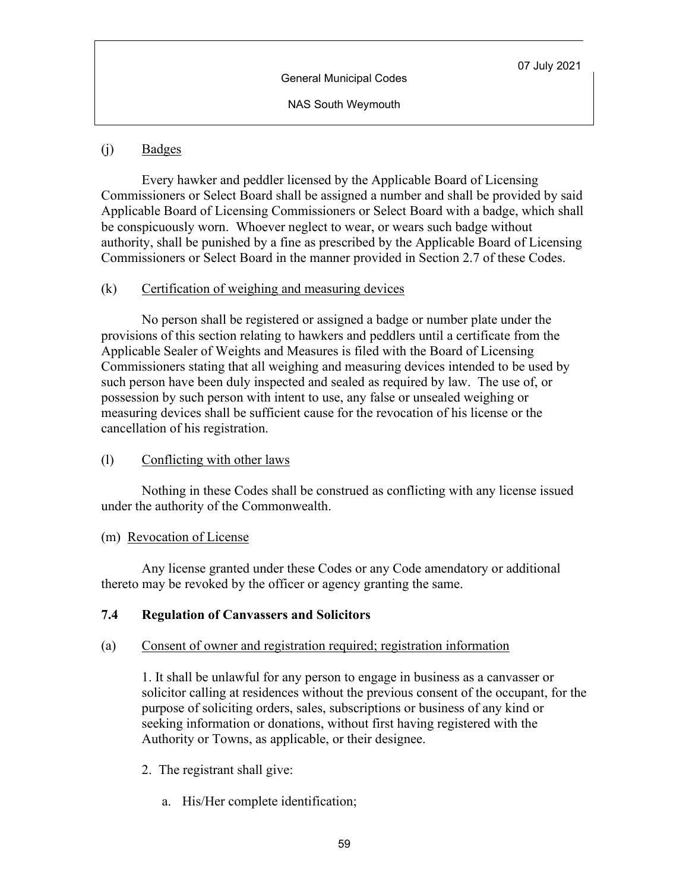(j) Badges

Every hawker and peddler licensed by the Applicable Board of Licensing Commissioners or Select Board shall be assigned a number and shall be provided by said Applicable Board of Licensing Commissioners or Select Board with a badge, which shall be conspicuously worn. Whoever neglect to wear, or wears such badge without authority, shall be punished by a fine as prescribed by the Applicable Board of Licensing Commissioners or Select Board in the manner provided in Section 2.7 of these Codes.

(k) Certification of weighing and measuring devices

No person shall be registered or assigned a badge or number plate under the provisions of this section relating to hawkers and peddlers until a certificate from the Applicable Sealer of Weights and Measures is filed with the Board of Licensing Commissioners stating that all weighing and measuring devices intended to be used by such person have been duly inspected and sealed as required by law. The use of, or possession by such person with intent to use, any false or unsealed weighing or measuring devices shall be sufficient cause for the revocation of his license or the cancellation of his registration.

(l) Conflicting with other laws

Nothing in these Codes shall be construed as conflicting with any license issued under the authority of the Commonwealth.

(m) Revocation of License

Any license granted under these Codes or any Code amendatory or additional thereto may be revoked by the officer or agency granting the same.

## 7.4 Regulation of Canvassers and Solicitors

(a) Consent of owner and registration required; registration information

1. It shall be unlawful for any person to engage in business as a canvasser or solicitor calling at residences without the previous consent of the occupant, for the purpose of soliciting orders, sales, subscriptions or business of any kind or seeking information or donations, without first having registered with the Authority or Towns, as applicable, or their designee.

2. The registrant shall give:

   a. His/Her complete identification;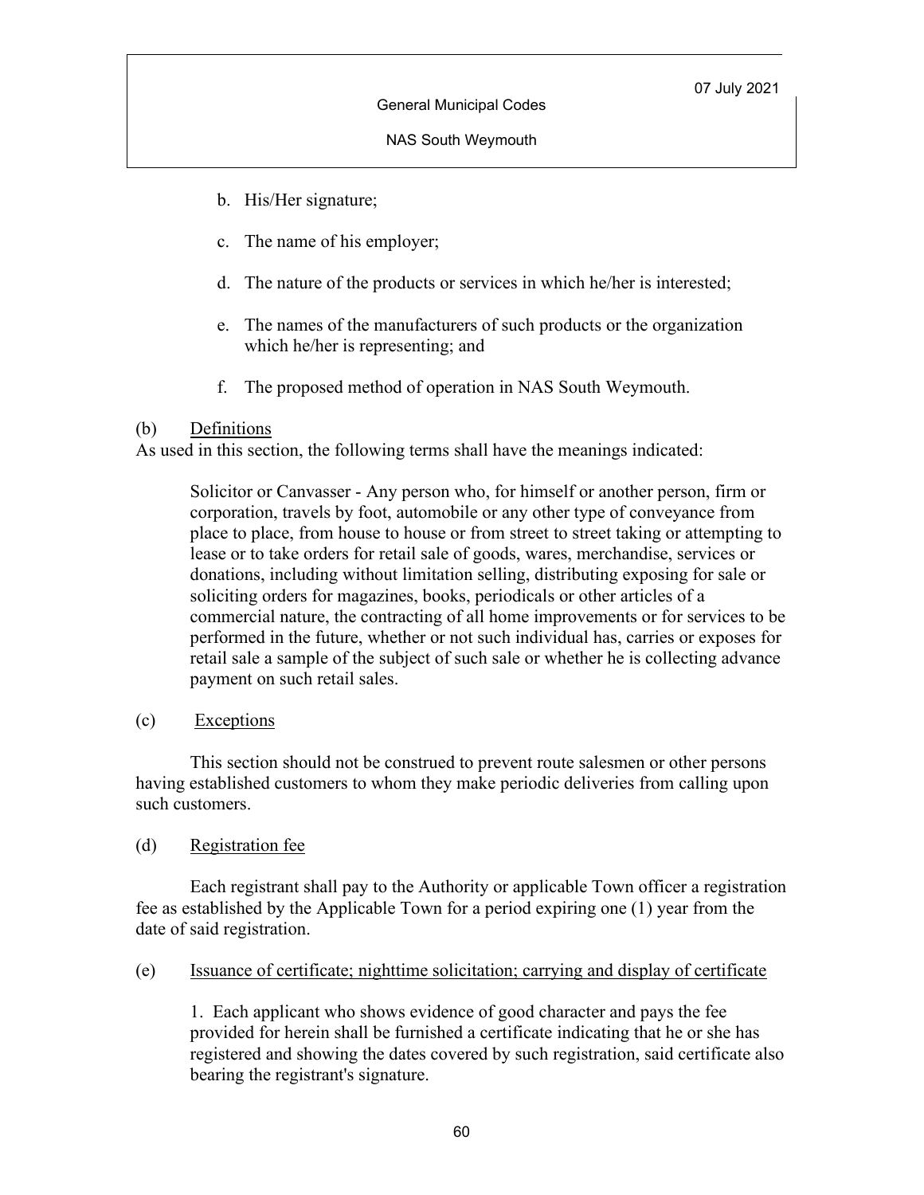b. His/Her signature;

c. The name of his employer;

d. The nature of the products or services in which he/her is interested;

e. The names of the manufacturers of such products or the organization which he/her is representing; and

f. The proposed method of operation in NAS South Weymouth.

(b) Definitions

As used in this section, the following terms shall have the meanings indicated:

Solicitor or Canvasser - Any person who, for himself or another person, firm or corporation, travels by foot, automobile or any other type of conveyance from place to place, from house to house or from street to street taking or attempting to lease or to take orders for retail sale of goods, wares, merchandise, services or donations, including without limitation selling, distributing exposing for sale or soliciting orders for magazines, books, periodicals or other articles of a commercial nature, the contracting of all home improvements or for services to be performed in the future, whether or not such individual has, carries or exposes for retail sale a sample of the subject of such sale or whether he is collecting advance payment on such retail sales.

(c) Exceptions

This section should not be construed to prevent route salesmen or other persons having established customers to whom they make periodic deliveries from calling upon such customers.

(d) Registration fee

Each registrant shall pay to the Authority or applicable Town officer a registration fee as established by the Applicable Town for a period expiring one (1) year from the date of said registration.

(e) Issuance of certificate; nighttime solicitation; carrying and display of certificate

1. Each applicant who shows evidence of good character and pays the fee provided for herein shall be furnished a certificate indicating that he or she has registered and showing the dates covered by such registration, said certificate also bearing the registrant's signature.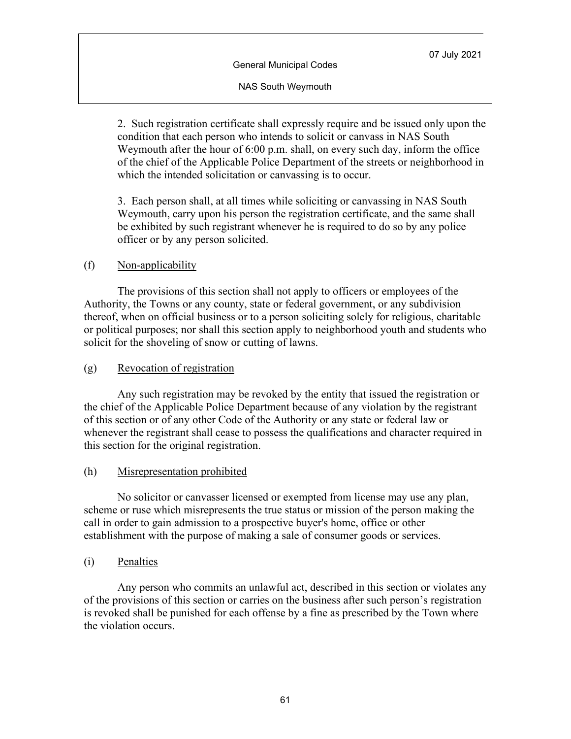2. Such registration certificate shall expressly require and be issued only upon the condition that each person who intends to solicit or canvass in NAS South Weymouth after the hour of 6:00 p.m. shall, on every such day, inform the office of the chief of the Applicable Police Department of the streets or neighborhood in which the intended solicitation or canvassing is to occur.

3. Each person shall, at all times while soliciting or canvassing in NAS South Weymouth, carry upon his person the registration certificate, and the same shall be exhibited by such registrant whenever he is required to do so by any police officer or by any person solicited.

(f) Non-applicability

The provisions of this section shall not apply to officers or employees of the Authority, the Towns or any county, state or federal government, or any subdivision thereof, when on official business or to a person soliciting solely for religious, charitable or political purposes; nor shall this section apply to neighborhood youth and students who solicit for the shoveling of snow or cutting of lawns.

(g) Revocation of registration

Any such registration may be revoked by the entity that issued the registration or the chief of the Applicable Police Department because of any violation by the registrant of this section or of any other Code of the Authority or any state or federal law or whenever the registrant shall cease to possess the qualifications and character required in this section for the original registration.

(h) Misrepresentation prohibited

No solicitor or canvasser licensed or exempted from license may use any plan, scheme or ruse which misrepresents the true status or mission of the person making the call in order to gain admission to a prospective buyer's home, office or other establishment with the purpose of making a sale of consumer goods or services.

(i) Penalties

Any person who commits an unlawful act, described in this section or violates any of the provisions of this section or carries on the business after such person's registration is revoked shall be punished for each offense by a fine as prescribed by the Town where the violation occurs.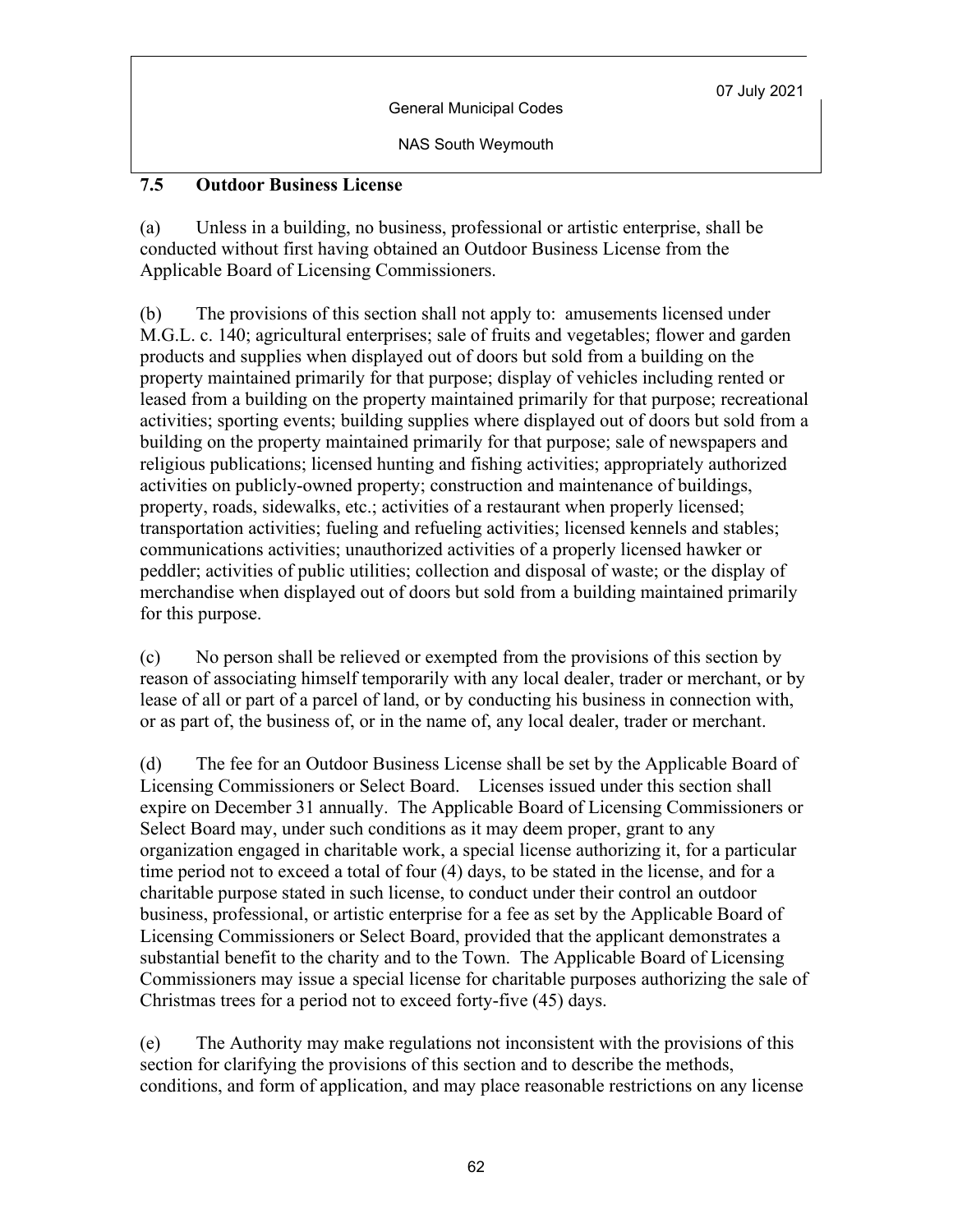## 7.5 Outdoor Business License

(a) Unless in a building, no business, professional or artistic enterprise, shall be conducted without first having obtained an Outdoor Business License from the Applicable Board of Licensing Commissioners.

(b) The provisions of this section shall not apply to: amusements licensed under M.G.L. c. 140; agricultural enterprises; sale of fruits and vegetables; flower and garden products and supplies when displayed out of doors but sold from a building on the property maintained primarily for that purpose; display of vehicles including rented or leased from a building on the property maintained primarily for that purpose; recreational activities; sporting events; building supplies where displayed out of doors but sold from a building on the property maintained primarily for that purpose; sale of newspapers and religious publications; licensed hunting and fishing activities; appropriately authorized activities on publicly-owned property; construction and maintenance of buildings, property, roads, sidewalks, etc.; activities of a restaurant when properly licensed; transportation activities; fueling and refueling activities; licensed kennels and stables; communications activities; unauthorized activities of a properly licensed hawker or peddler; activities of public utilities; collection and disposal of waste; or the display of merchandise when displayed out of doors but sold from a building maintained primarily for this purpose.

(c) No person shall be relieved or exempted from the provisions of this section by reason of associating himself temporarily with any local dealer, trader or merchant, or by lease of all or part of a parcel of land, or by conducting his business in connection with, or as part of, the business of, or in the name of, any local dealer, trader or merchant.

(d) The fee for an Outdoor Business License shall be set by the Applicable Board of Licensing Commissioners or Select Board. Licenses issued under this section shall expire on December 31 annually. The Applicable Board of Licensing Commissioners or Select Board may, under such conditions as it may deem proper, grant to any organization engaged in charitable work, a special license authorizing it, for a particular time period not to exceed a total of four (4) days, to be stated in the license, and for a charitable purpose stated in such license, to conduct under their control an outdoor business, professional, or artistic enterprise for a fee as set by the Applicable Board of Licensing Commissioners or Select Board, provided that the applicant demonstrates a substantial benefit to the charity and to the Town. The Applicable Board of Licensing Commissioners may issue a special license for charitable purposes authorizing the sale of Christmas trees for a period not to exceed forty-five (45) days.

(e) The Authority may make regulations not inconsistent with the provisions of this section for clarifying the provisions of this section and to describe the methods, conditions, and form of application, and may place reasonable restrictions on any license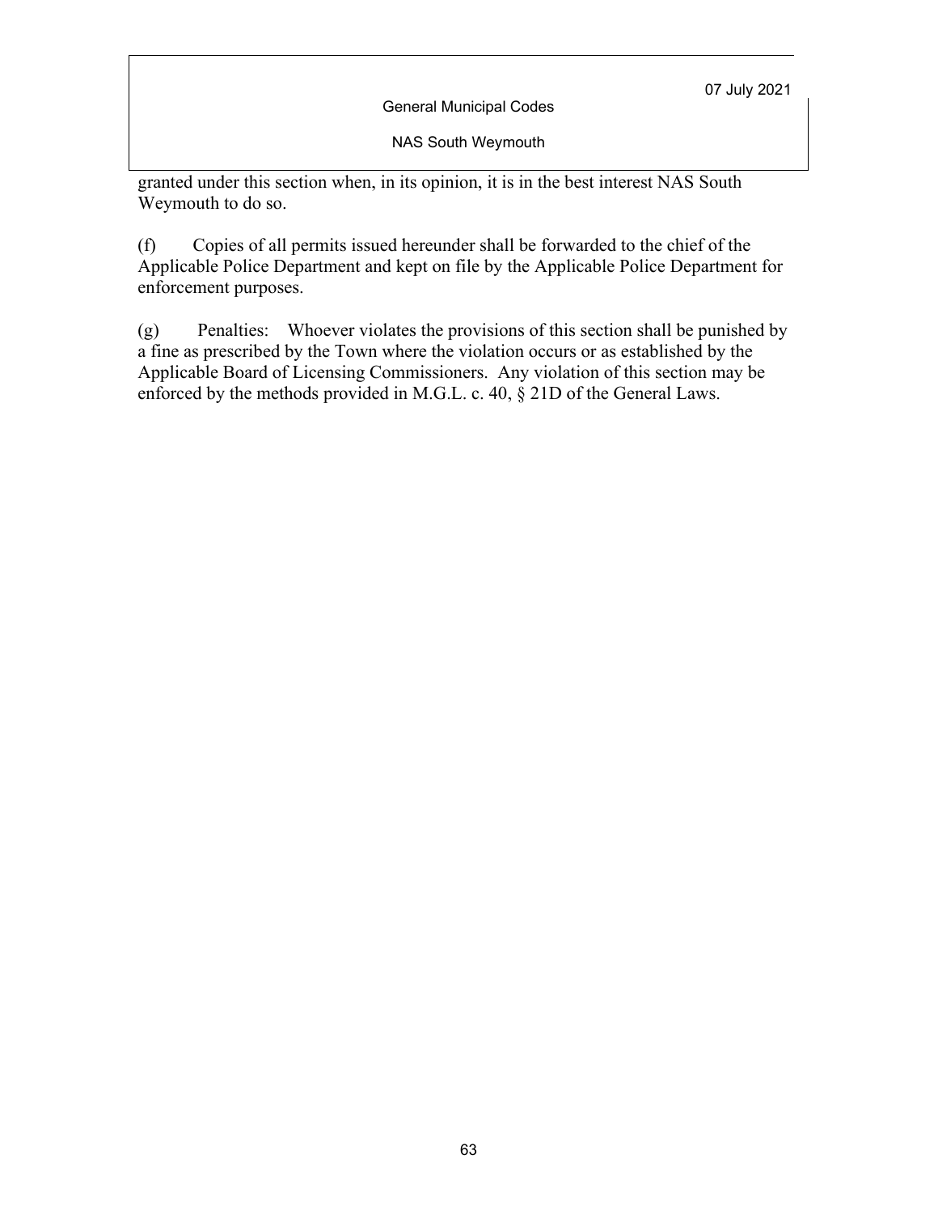granted under this section when, in its opinion, it is in the best interest NAS South Weymouth to do so.

(f) Copies of all permits issued hereunder shall be forwarded to the chief of the Applicable Police Department and kept on file by the Applicable Police Department for enforcement purposes.

(g) Penalties: Whoever violates the provisions of this section shall be punished by a fine as prescribed by the Town where the violation occurs or as established by the Applicable Board of Licensing Commissioners. Any violation of this section may be enforced by the methods provided in M.G.L. c. 40, § 21D of the General Laws.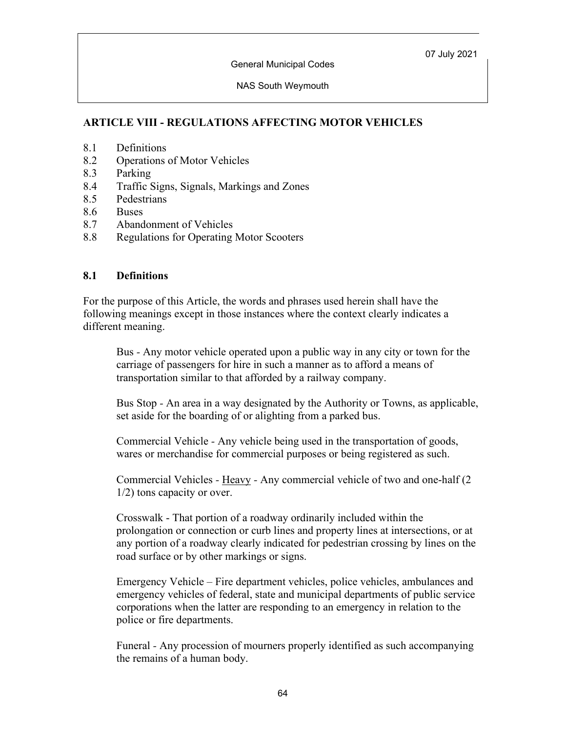## ARTICLE VIII - REGULATIONS AFFECTING MOTOR VEHICLES

8.1 Definitions
8.2 Operations of Motor Vehicles
8.3 Parking
8.4 Traffic Signs, Signals, Markings and Zones
8.5 Pedestrians
8.6 Buses
8.7 Abandonment of Vehicles
8.8 Regulations for Operating Motor Scooters

### 8.1 Definitions

For the purpose of this Article, the words and phrases used herein shall have the following meanings except in those instances where the context clearly indicates a different meaning.

Bus - Any motor vehicle operated upon a public way in any city or town for the carriage of passengers for hire in such a manner as to afford a means of transportation similar to that afforded by a railway company.

Bus Stop - An area in a way designated by the Authority or Towns, as applicable, set aside for the boarding of or alighting from a parked bus.

Commercial Vehicle - Any vehicle being used in the transportation of goods, wares or merchandise for commercial purposes or being registered as such.

Commercial Vehicles - Heavy - Any commercial vehicle of two and one-half (2 1/2) tons capacity or over.

Crosswalk - That portion of a roadway ordinarily included within the prolongation or connection or curb lines and property lines at intersections, or at any portion of a roadway clearly indicated for pedestrian crossing by lines on the road surface or by other markings or signs.

Emergency Vehicle – Fire department vehicles, police vehicles, ambulances and emergency vehicles of federal, state and municipal departments of public service corporations when the latter are responding to an emergency in relation to the police or fire departments.

Funeral - Any procession of mourners properly identified as such accompanying the remains of a human body.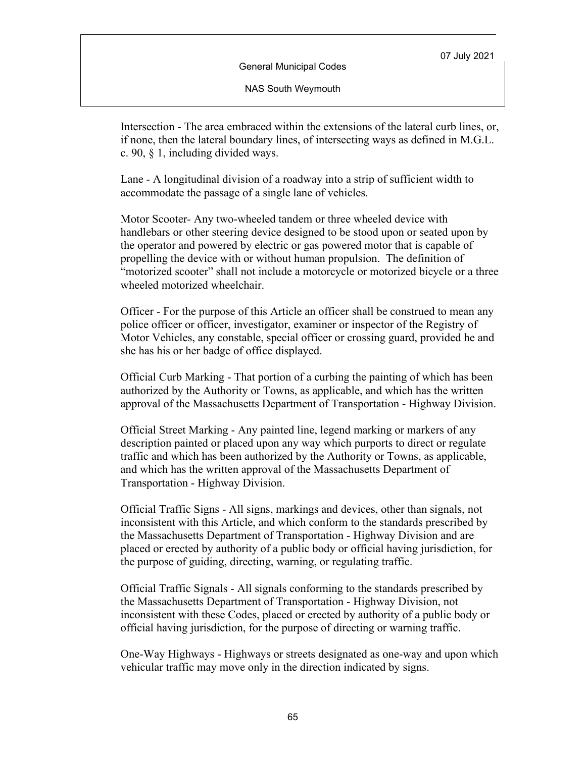Intersection - The area embraced within the extensions of the lateral curb lines, or, if none, then the lateral boundary lines, of intersecting ways as defined in M.G.L. c. 90, § 1, including divided ways.

Lane - A longitudinal division of a roadway into a strip of sufficient width to accommodate the passage of a single lane of vehicles.

Motor Scooter- Any two-wheeled tandem or three wheeled device with handlebars or other steering device designed to be stood upon or seated upon by the operator and powered by electric or gas powered motor that is capable of propelling the device with or without human propulsion. The definition of "motorized scooter" shall not include a motorcycle or motorized bicycle or a three wheeled motorized wheelchair.

Officer - For the purpose of this Article an officer shall be construed to mean any police officer or officer, investigator, examiner or inspector of the Registry of Motor Vehicles, any constable, special officer or crossing guard, provided he and she has his or her badge of office displayed.

Official Curb Marking - That portion of a curbing the painting of which has been authorized by the Authority or Towns, as applicable, and which has the written approval of the Massachusetts Department of Transportation - Highway Division.

Official Street Marking - Any painted line, legend marking or markers of any description painted or placed upon any way which purports to direct or regulate traffic and which has been authorized by the Authority or Towns, as applicable, and which has the written approval of the Massachusetts Department of Transportation - Highway Division.

Official Traffic Signs - All signs, markings and devices, other than signals, not inconsistent with this Article, and which conform to the standards prescribed by the Massachusetts Department of Transportation - Highway Division and are placed or erected by authority of a public body or official having jurisdiction, for the purpose of guiding, directing, warning, or regulating traffic.

Official Traffic Signals - All signals conforming to the standards prescribed by the Massachusetts Department of Transportation - Highway Division, not inconsistent with these Codes, placed or erected by authority of a public body or official having jurisdiction, for the purpose of directing or warning traffic.

One-Way Highways - Highways or streets designated as one-way and upon which vehicular traffic may move only in the direction indicated by signs.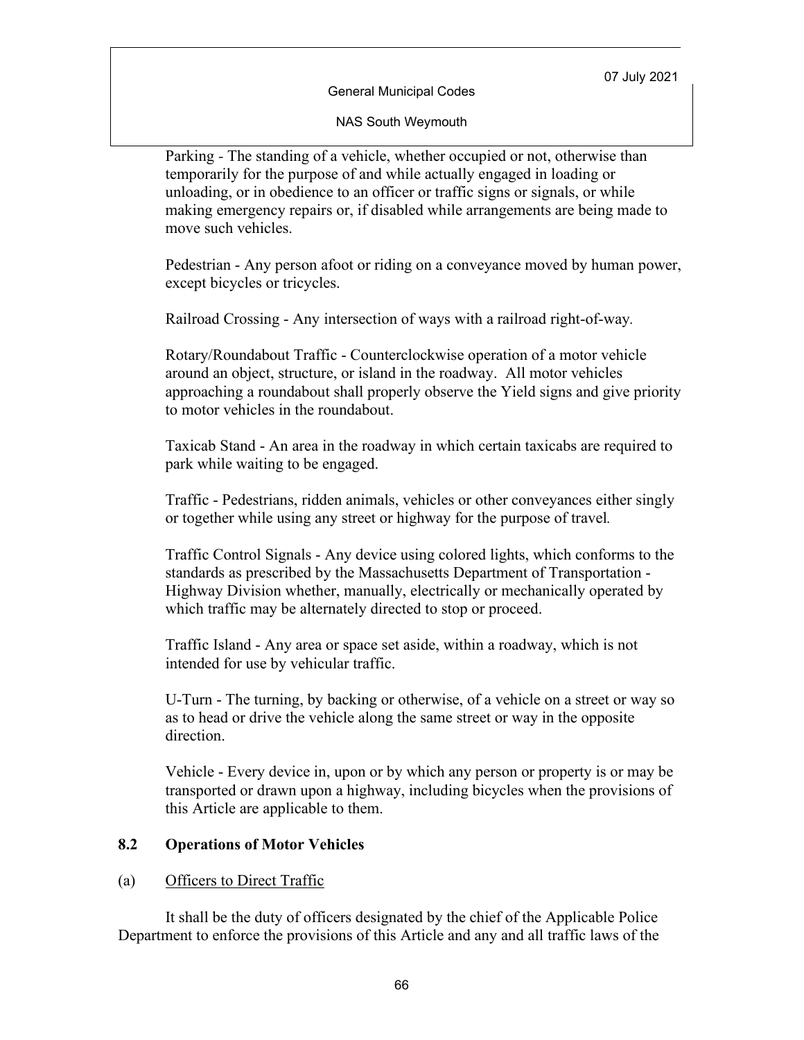Parking - The standing of a vehicle, whether occupied or not, otherwise than temporarily for the purpose of and while actually engaged in loading or unloading, or in obedience to an officer or traffic signs or signals, or while making emergency repairs or, if disabled while arrangements are being made to move such vehicles.

Pedestrian - Any person afoot or riding on a conveyance moved by human power, except bicycles or tricycles.

Railroad Crossing - Any intersection of ways with a railroad right-of-way.

Rotary/Roundabout Traffic - Counterclockwise operation of a motor vehicle around an object, structure, or island in the roadway. All motor vehicles approaching a roundabout shall properly observe the Yield signs and give priority to motor vehicles in the roundabout.

Taxicab Stand - An area in the roadway in which certain taxicabs are required to park while waiting to be engaged.

Traffic - Pedestrians, ridden animals, vehicles or other conveyances either singly or together while using any street or highway for the purpose of travel.

Traffic Control Signals - Any device using colored lights, which conforms to the standards as prescribed by the Massachusetts Department of Transportation - Highway Division whether, manually, electrically or mechanically operated by which traffic may be alternately directed to stop or proceed.

Traffic Island - Any area or space set aside, within a roadway, which is not intended for use by vehicular traffic.

U-Turn - The turning, by backing or otherwise, of a vehicle on a street or way so as to head or drive the vehicle along the same street or way in the opposite direction.

Vehicle - Every device in, upon or by which any person or property is or may be transported or drawn upon a highway, including bicycles when the provisions of this Article are applicable to them.

## 8.2 Operations of Motor Vehicles

(a) Officers to Direct Traffic

It shall be the duty of officers designated by the chief of the Applicable Police Department to enforce the provisions of this Article and any and all traffic laws of the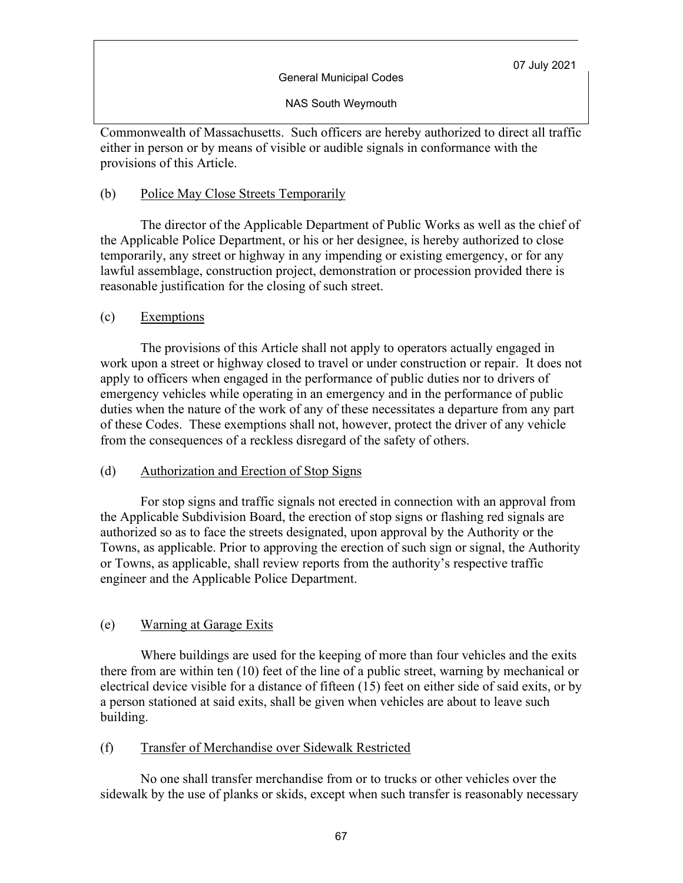Commonwealth of Massachusetts. Such officers are hereby authorized to direct all traffic either in person or by means of visible or audible signals in conformance with the provisions of this Article.

(b) Police May Close Streets Temporarily

The director of the Applicable Department of Public Works as well as the chief of the Applicable Police Department, or his or her designee, is hereby authorized to close temporarily, any street or highway in any impending or existing emergency, or for any lawful assemblage, construction project, demonstration or procession provided there is reasonable justification for the closing of such street.

(c) Exemptions

The provisions of this Article shall not apply to operators actually engaged in work upon a street or highway closed to travel or under construction or repair. It does not apply to officers when engaged in the performance of public duties nor to drivers of emergency vehicles while operating in an emergency and in the performance of public duties when the nature of the work of any of these necessitates a departure from any part of these Codes. These exemptions shall not, however, protect the driver of any vehicle from the consequences of a reckless disregard of the safety of others.

(d) Authorization and Erection of Stop Signs

For stop signs and traffic signals not erected in connection with an approval from the Applicable Subdivision Board, the erection of stop signs or flashing red signals are authorized so as to face the streets designated, upon approval by the Authority or the Towns, as applicable. Prior to approving the erection of such sign or signal, the Authority or Towns, as applicable, shall review reports from the authority's respective traffic engineer and the Applicable Police Department.

(e) Warning at Garage Exits

Where buildings are used for the keeping of more than four vehicles and the exits there from are within ten (10) feet of the line of a public street, warning by mechanical or electrical device visible for a distance of fifteen (15) feet on either side of said exits, or by a person stationed at said exits, shall be given when vehicles are about to leave such building.

(f) Transfer of Merchandise over Sidewalk Restricted

No one shall transfer merchandise from or to trucks or other vehicles over the sidewalk by the use of planks or skids, except when such transfer is reasonably necessary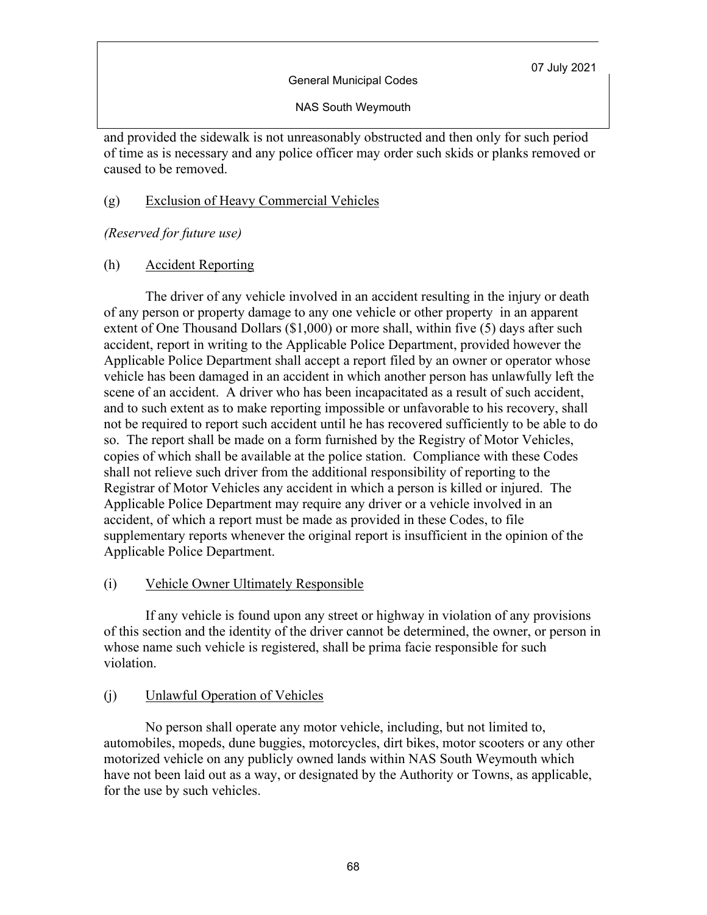and provided the sidewalk is not unreasonably obstructed and then only for such period of time as is necessary and any police officer may order such skids or planks removed or caused to be removed.

(g) Exclusion of Heavy Commercial Vehicles

*(Reserved for future use)*

(h) Accident Reporting

The driver of any vehicle involved in an accident resulting in the injury or death of any person or property damage to any one vehicle or other property in an apparent extent of One Thousand Dollars ($1,000) or more shall, within five (5) days after such accident, report in writing to the Applicable Police Department, provided however the Applicable Police Department shall accept a report filed by an owner or operator whose vehicle has been damaged in an accident in which another person has unlawfully left the scene of an accident. A driver who has been incapacitated as a result of such accident, and to such extent as to make reporting impossible or unfavorable to his recovery, shall not be required to report such accident until he has recovered sufficiently to be able to do so. The report shall be made on a form furnished by the Registry of Motor Vehicles, copies of which shall be available at the police station. Compliance with these Codes shall not relieve such driver from the additional responsibility of reporting to the Registrar of Motor Vehicles any accident in which a person is killed or injured. The Applicable Police Department may require any driver or a vehicle involved in an accident, of which a report must be made as provided in these Codes, to file supplementary reports whenever the original report is insufficient in the opinion of the Applicable Police Department.

(i) Vehicle Owner Ultimately Responsible

If any vehicle is found upon any street or highway in violation of any provisions of this section and the identity of the driver cannot be determined, the owner, or person in whose name such vehicle is registered, shall be prima facie responsible for such violation.

(j) Unlawful Operation of Vehicles

No person shall operate any motor vehicle, including, but not limited to, automobiles, mopeds, dune buggies, motorcycles, dirt bikes, motor scooters or any other motorized vehicle on any publicly owned lands within NAS South Weymouth which have not been laid out as a way, or designated by the Authority or Towns, as applicable, for the use by such vehicles.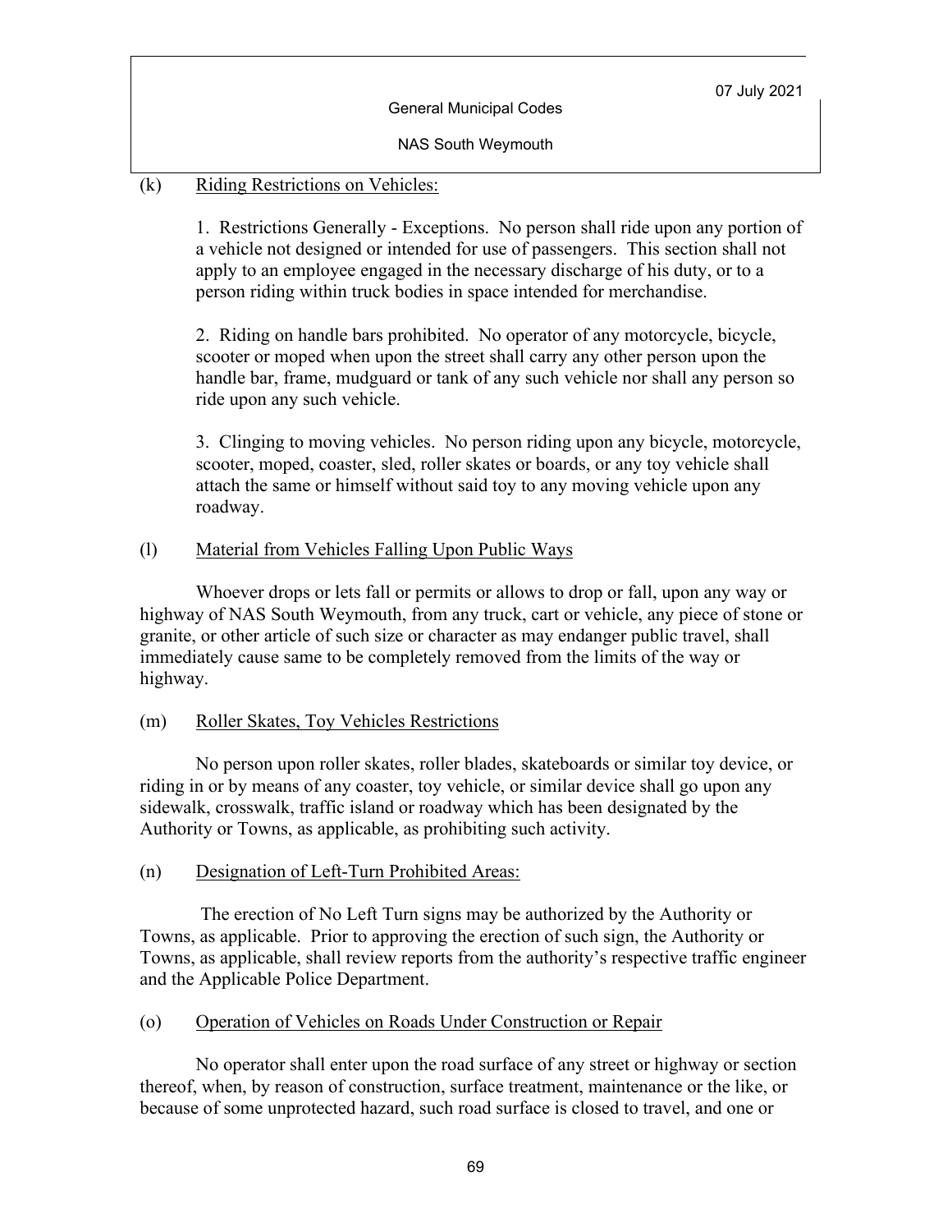(k) Riding Restrictions on Vehicles:

1. Restrictions Generally - Exceptions. No person shall ride upon any portion of a vehicle not designed or intended for use of passengers. This section shall not apply to an employee engaged in the necessary discharge of his duty, or to a person riding within truck bodies in space intended for merchandise.

2. Riding on handle bars prohibited. No operator of any motorcycle, bicycle, scooter or moped when upon the street shall carry any other person upon the handle bar, frame, mudguard or tank of any such vehicle nor shall any person so ride upon any such vehicle.

3. Clinging to moving vehicles. No person riding upon any bicycle, motorcycle, scooter, moped, coaster, sled, roller skates or boards, or any toy vehicle shall attach the same or himself without said toy to any moving vehicle upon any roadway.

(l) Material from Vehicles Falling Upon Public Ways

Whoever drops or lets fall or permits or allows to drop or fall, upon any way or highway of NAS South Weymouth, from any truck, cart or vehicle, any piece of stone or granite, or other article of such size or character as may endanger public travel, shall immediately cause same to be completely removed from the limits of the way or highway.

(m) Roller Skates, Toy Vehicles Restrictions

No person upon roller skates, roller blades, skateboards or similar toy device, or riding in or by means of any coaster, toy vehicle, or similar device shall go upon any sidewalk, crosswalk, traffic island or roadway which has been designated by the Authority or Towns, as applicable, as prohibiting such activity.

(n) Designation of Left-Turn Prohibited Areas:

The erection of No Left Turn signs may be authorized by the Authority or Towns, as applicable. Prior to approving the erection of such sign, the Authority or Towns, as applicable, shall review reports from the authority's respective traffic engineer and the Applicable Police Department.

(o) Operation of Vehicles on Roads Under Construction or Repair

No operator shall enter upon the road surface of any street or highway or section thereof, when, by reason of construction, surface treatment, maintenance or the like, or because of some unprotected hazard, such road surface is closed to travel, and one or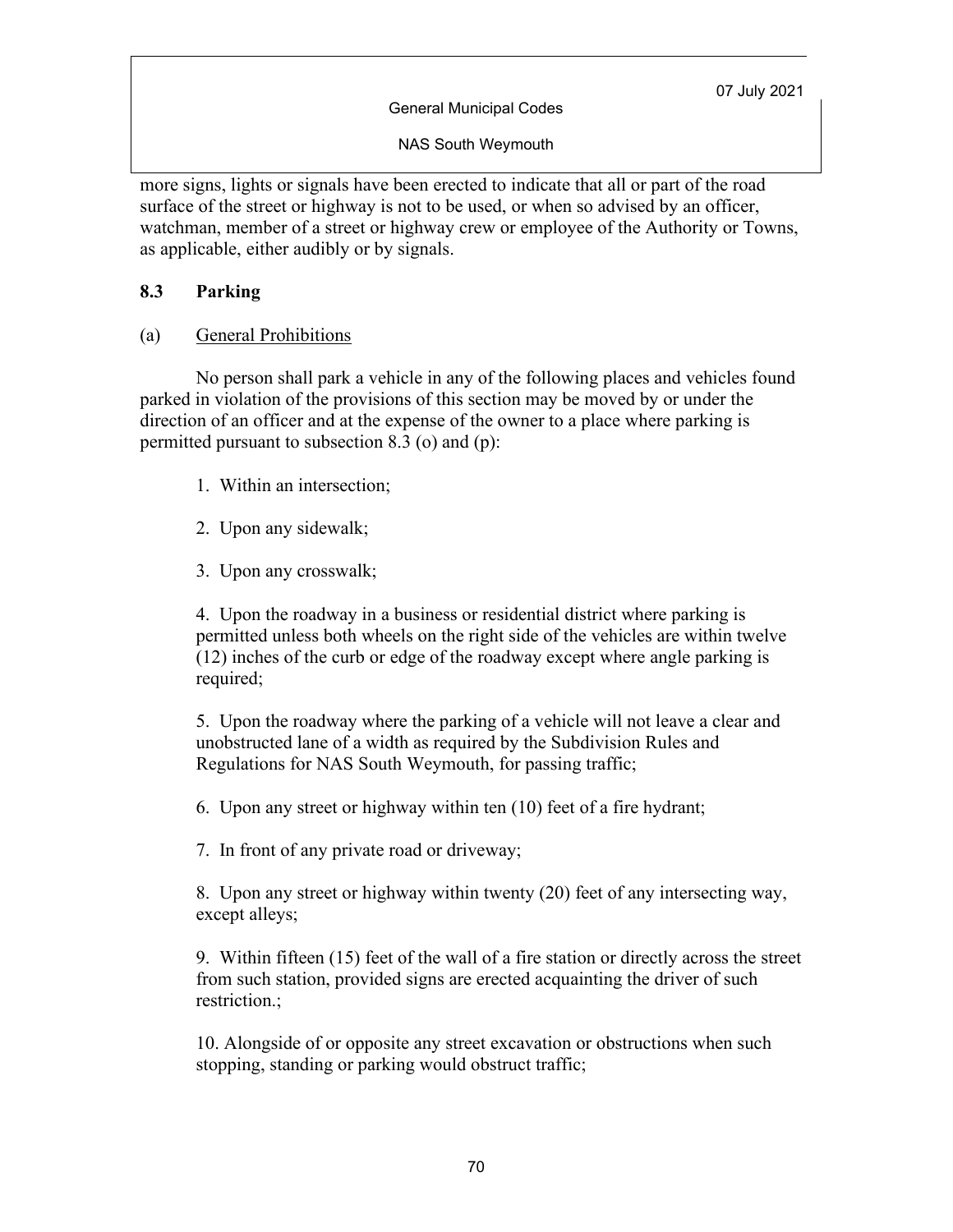more signs, lights or signals have been erected to indicate that all or part of the road surface of the street or highway is not to be used, or when so advised by an officer, watchman, member of a street or highway crew or employee of the Authority or Towns, as applicable, either audibly or by signals.

## 8.3 Parking

(a) General Prohibitions

No person shall park a vehicle in any of the following places and vehicles found parked in violation of the provisions of this section may be moved by or under the direction of an officer and at the expense of the owner to a place where parking is permitted pursuant to subsection 8.3 (o) and (p):

1. Within an intersection;

2. Upon any sidewalk;

3. Upon any crosswalk;

4. Upon the roadway in a business or residential district where parking is permitted unless both wheels on the right side of the vehicles are within twelve (12) inches of the curb or edge of the roadway except where angle parking is required;

5. Upon the roadway where the parking of a vehicle will not leave a clear and unobstructed lane of a width as required by the Subdivision Rules and Regulations for NAS South Weymouth, for passing traffic;

6. Upon any street or highway within ten (10) feet of a fire hydrant;

7. In front of any private road or driveway;

8. Upon any street or highway within twenty (20) feet of any intersecting way, except alleys;

9. Within fifteen (15) feet of the wall of a fire station or directly across the street from such station, provided signs are erected acquainting the driver of such restriction.;

10. Alongside of or opposite any street excavation or obstructions when such stopping, standing or parking would obstruct traffic;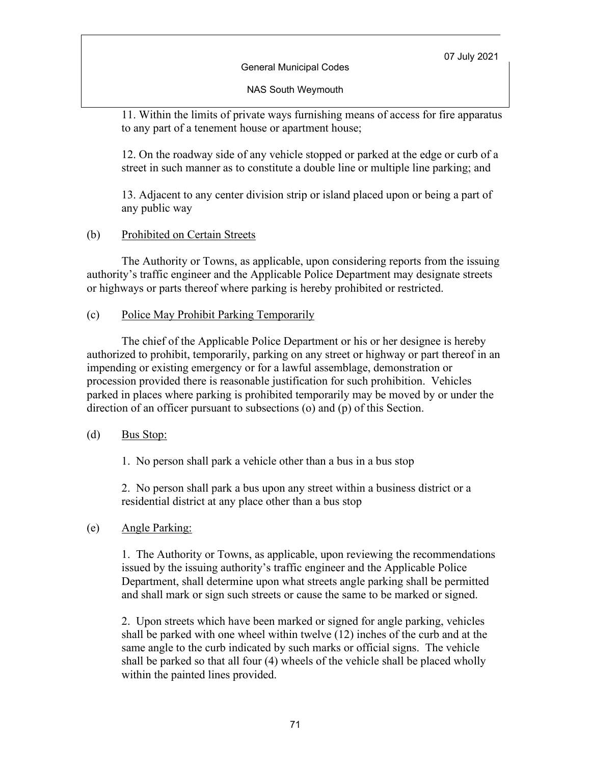11. Within the limits of private ways furnishing means of access for fire apparatus to any part of a tenement house or apartment house;

12. On the roadway side of any vehicle stopped or parked at the edge or curb of a street in such manner as to constitute a double line or multiple line parking; and

13. Adjacent to any center division strip or island placed upon or being a part of any public way

(b) <u>Prohibited on Certain Streets</u>

The Authority or Towns, as applicable, upon considering reports from the issuing authority's traffic engineer and the Applicable Police Department may designate streets or highways or parts thereof where parking is hereby prohibited or restricted.

(c) <u>Police May Prohibit Parking Temporarily</u>

The chief of the Applicable Police Department or his or her designee is hereby authorized to prohibit, temporarily, parking on any street or highway or part thereof in an impending or existing emergency or for a lawful assemblage, demonstration or procession provided there is reasonable justification for such prohibition. Vehicles parked in places where parking is prohibited temporarily may be moved by or under the direction of an officer pursuant to subsections (o) and (p) of this Section.

(d) <u>Bus Stop:</u>

1. No person shall park a vehicle other than a bus in a bus stop

2. No person shall park a bus upon any street within a business district or a residential district at any place other than a bus stop

(e) <u>Angle Parking:</u>

1. The Authority or Towns, as applicable, upon reviewing the recommendations issued by the issuing authority's traffic engineer and the Applicable Police Department, shall determine upon what streets angle parking shall be permitted and shall mark or sign such streets or cause the same to be marked or signed.

2. Upon streets which have been marked or signed for angle parking, vehicles shall be parked with one wheel within twelve (12) inches of the curb and at the same angle to the curb indicated by such marks or official signs. The vehicle shall be parked so that all four (4) wheels of the vehicle shall be placed wholly within the painted lines provided.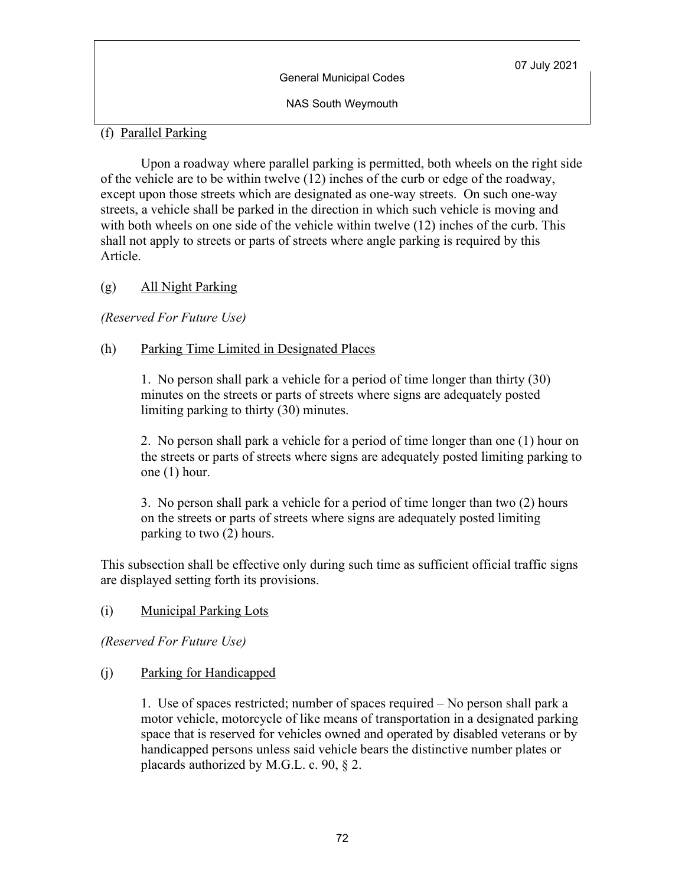(f) Parallel Parking

Upon a roadway where parallel parking is permitted, both wheels on the right side of the vehicle are to be within twelve (12) inches of the curb or edge of the roadway, except upon those streets which are designated as one-way streets. On such one-way streets, a vehicle shall be parked in the direction in which such vehicle is moving and with both wheels on one side of the vehicle within twelve (12) inches of the curb. This shall not apply to streets or parts of streets where angle parking is required by this Article.

(g) All Night Parking

*(Reserved For Future Use)*

(h) Parking Time Limited in Designated Places

1. No person shall park a vehicle for a period of time longer than thirty (30) minutes on the streets or parts of streets where signs are adequately posted limiting parking to thirty (30) minutes.

2. No person shall park a vehicle for a period of time longer than one (1) hour on the streets or parts of streets where signs are adequately posted limiting parking to one (1) hour.

3. No person shall park a vehicle for a period of time longer than two (2) hours on the streets or parts of streets where signs are adequately posted limiting parking to two (2) hours.

This subsection shall be effective only during such time as sufficient official traffic signs are displayed setting forth its provisions.

(i) Municipal Parking Lots

*(Reserved For Future Use)*

(j) Parking for Handicapped

1. Use of spaces restricted; number of spaces required – No person shall park a motor vehicle, motorcycle of like means of transportation in a designated parking space that is reserved for vehicles owned and operated by disabled veterans or by handicapped persons unless said vehicle bears the distinctive number plates or placards authorized by M.G.L. c. 90, § 2.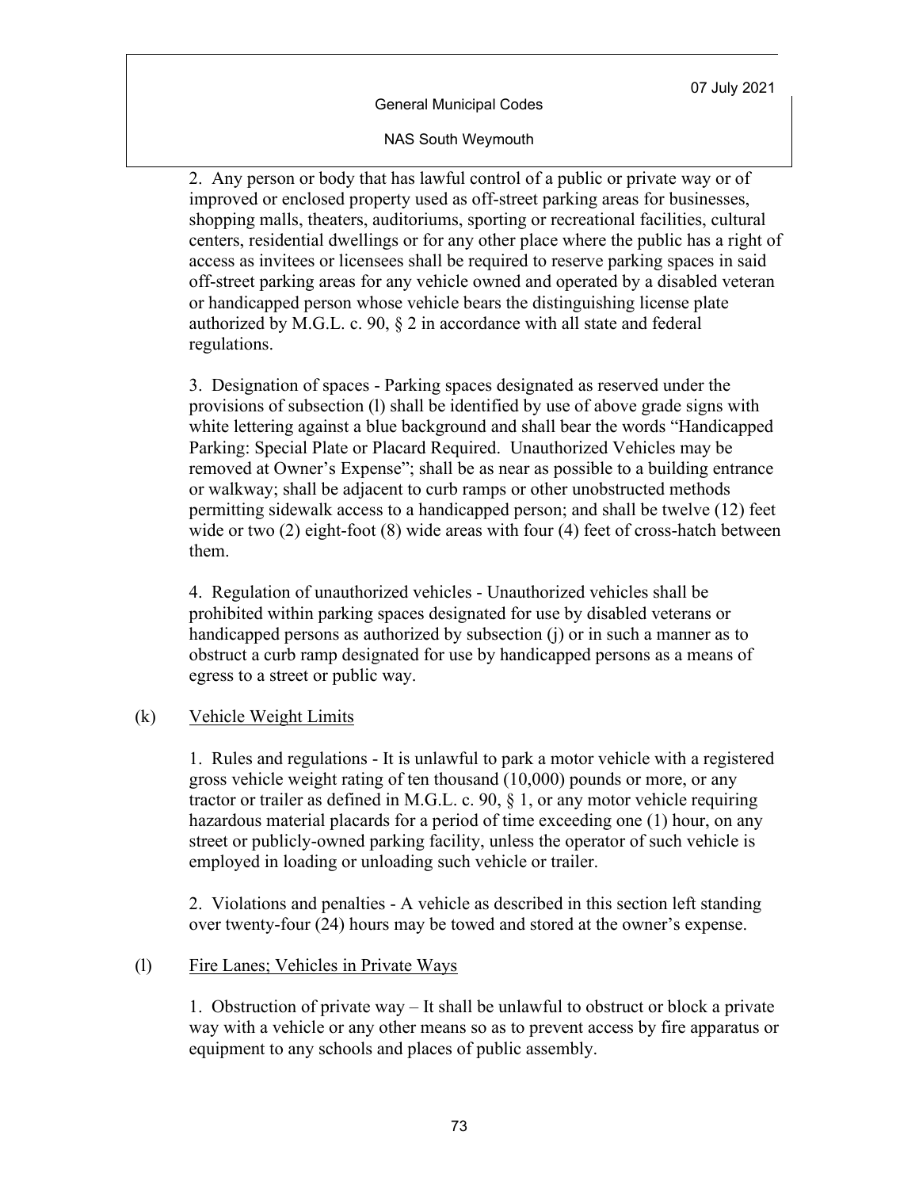2. Any person or body that has lawful control of a public or private way or of improved or enclosed property used as off-street parking areas for businesses, shopping malls, theaters, auditoriums, sporting or recreational facilities, cultural centers, residential dwellings or for any other place where the public has a right of access as invitees or licensees shall be required to reserve parking spaces in said off-street parking areas for any vehicle owned and operated by a disabled veteran or handicapped person whose vehicle bears the distinguishing license plate authorized by M.G.L. c. 90, § 2 in accordance with all state and federal regulations.

3. Designation of spaces - Parking spaces designated as reserved under the provisions of subsection (l) shall be identified by use of above grade signs with white lettering against a blue background and shall bear the words "Handicapped Parking: Special Plate or Placard Required. Unauthorized Vehicles may be removed at Owner's Expense"; shall be as near as possible to a building entrance or walkway; shall be adjacent to curb ramps or other unobstructed methods permitting sidewalk access to a handicapped person; and shall be twelve (12) feet wide or two (2) eight-foot (8) wide areas with four (4) feet of cross-hatch between them.

4. Regulation of unauthorized vehicles - Unauthorized vehicles shall be prohibited within parking spaces designated for use by disabled veterans or handicapped persons as authorized by subsection (j) or in such a manner as to obstruct a curb ramp designated for use by handicapped persons as a means of egress to a street or public way.

(k) Vehicle Weight Limits

1. Rules and regulations - It is unlawful to park a motor vehicle with a registered gross vehicle weight rating of ten thousand (10,000) pounds or more, or any tractor or trailer as defined in M.G.L. c. 90, § 1, or any motor vehicle requiring hazardous material placards for a period of time exceeding one (1) hour, on any street or publicly-owned parking facility, unless the operator of such vehicle is employed in loading or unloading such vehicle or trailer.

2. Violations and penalties - A vehicle as described in this section left standing over twenty-four (24) hours may be towed and stored at the owner's expense.

(l) Fire Lanes; Vehicles in Private Ways

1. Obstruction of private way – It shall be unlawful to obstruct or block a private way with a vehicle or any other means so as to prevent access by fire apparatus or equipment to any schools and places of public assembly.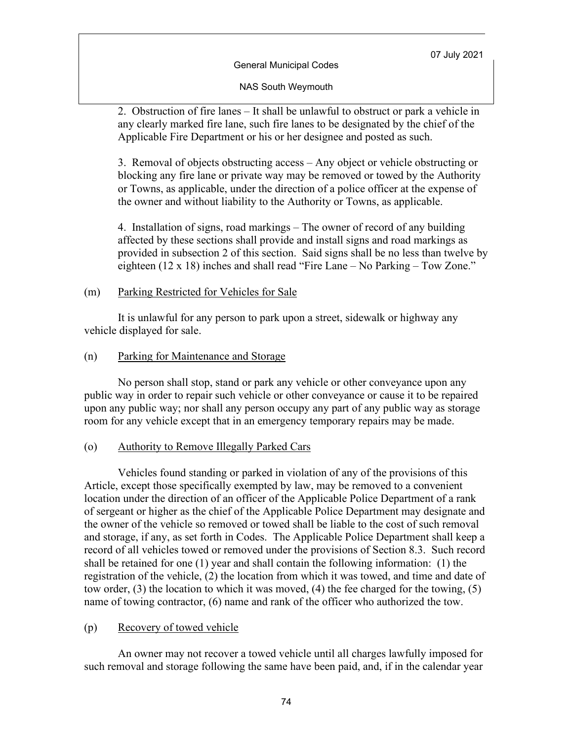2. Obstruction of fire lanes – It shall be unlawful to obstruct or park a vehicle in any clearly marked fire lane, such fire lanes to be designated by the chief of the Applicable Fire Department or his or her designee and posted as such.

3. Removal of objects obstructing access – Any object or vehicle obstructing or blocking any fire lane or private way may be removed or towed by the Authority or Towns, as applicable, under the direction of a police officer at the expense of the owner and without liability to the Authority or Towns, as applicable.

4. Installation of signs, road markings – The owner of record of any building affected by these sections shall provide and install signs and road markings as provided in subsection 2 of this section. Said signs shall be no less than twelve by eighteen (12 x 18) inches and shall read "Fire Lane – No Parking – Tow Zone."

(m) Parking Restricted for Vehicles for Sale

It is unlawful for any person to park upon a street, sidewalk or highway any vehicle displayed for sale.

(n) Parking for Maintenance and Storage

No person shall stop, stand or park any vehicle or other conveyance upon any public way in order to repair such vehicle or other conveyance or cause it to be repaired upon any public way; nor shall any person occupy any part of any public way as storage room for any vehicle except that in an emergency temporary repairs may be made.

(o) Authority to Remove Illegally Parked Cars

Vehicles found standing or parked in violation of any of the provisions of this Article, except those specifically exempted by law, may be removed to a convenient location under the direction of an officer of the Applicable Police Department of a rank of sergeant or higher as the chief of the Applicable Police Department may designate and the owner of the vehicle so removed or towed shall be liable to the cost of such removal and storage, if any, as set forth in Codes. The Applicable Police Department shall keep a record of all vehicles towed or removed under the provisions of Section 8.3. Such record shall be retained for one (1) year and shall contain the following information: (1) the registration of the vehicle, (2) the location from which it was towed, and time and date of tow order, (3) the location to which it was moved, (4) the fee charged for the towing, (5) name of towing contractor, (6) name and rank of the officer who authorized the tow.

(p) Recovery of towed vehicle

An owner may not recover a towed vehicle until all charges lawfully imposed for such removal and storage following the same have been paid, and, if in the calendar year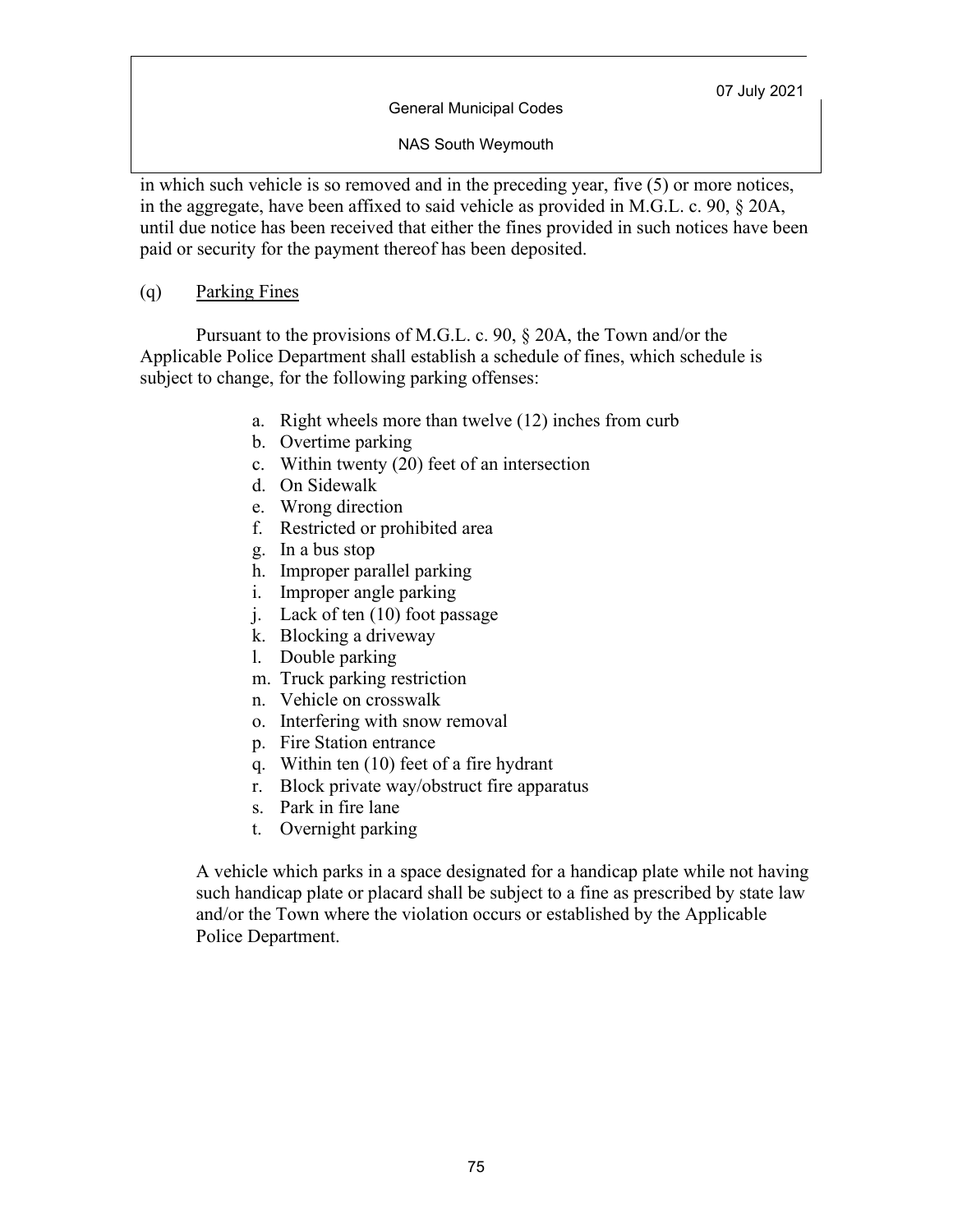in which such vehicle is so removed and in the preceding year, five (5) or more notices, in the aggregate, have been affixed to said vehicle as provided in M.G.L. c. 90, § 20A, until due notice has been received that either the fines provided in such notices have been paid or security for the payment thereof has been deposited.

(q) Parking Fines

Pursuant to the provisions of M.G.L. c. 90, § 20A, the Town and/or the Applicable Police Department shall establish a schedule of fines, which schedule is subject to change, for the following parking offenses:

a. Right wheels more than twelve (12) inches from curb
b. Overtime parking
c. Within twenty (20) feet of an intersection
d. On Sidewalk
e. Wrong direction
f. Restricted or prohibited area
g. In a bus stop
h. Improper parallel parking
i. Improper angle parking
j. Lack of ten (10) foot passage
k. Blocking a driveway
l. Double parking
m. Truck parking restriction
n. Vehicle on crosswalk
o. Interfering with snow removal
p. Fire Station entrance
q. Within ten (10) feet of a fire hydrant
r. Block private way/obstruct fire apparatus
s. Park in fire lane
t. Overnight parking

A vehicle which parks in a space designated for a handicap plate while not having such handicap plate or placard shall be subject to a fine as prescribed by state law and/or the Town where the violation occurs or established by the Applicable Police Department.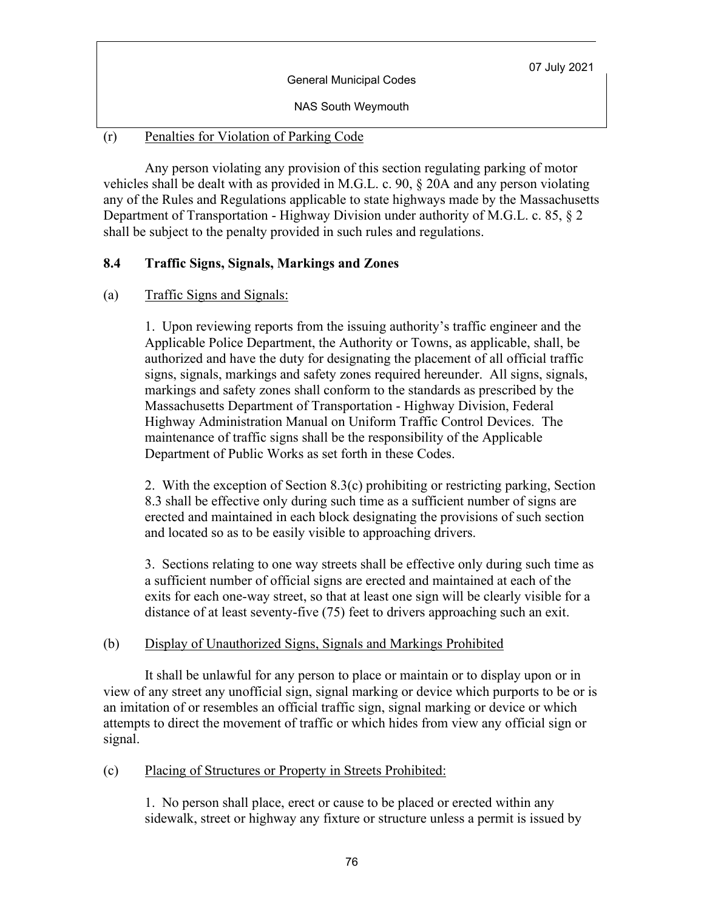(r) Penalties for Violation of Parking Code

Any person violating any provision of this section regulating parking of motor vehicles shall be dealt with as provided in M.G.L. c. 90, § 20A and any person violating any of the Rules and Regulations applicable to state highways made by the Massachusetts Department of Transportation - Highway Division under authority of M.G.L. c. 85, § 2 shall be subject to the penalty provided in such rules and regulations.

## 8.4 Traffic Signs, Signals, Markings and Zones

(a) Traffic Signs and Signals:

1. Upon reviewing reports from the issuing authority's traffic engineer and the Applicable Police Department, the Authority or Towns, as applicable, shall, be authorized and have the duty for designating the placement of all official traffic signs, signals, markings and safety zones required hereunder. All signs, signals, markings and safety zones shall conform to the standards as prescribed by the Massachusetts Department of Transportation - Highway Division, Federal Highway Administration Manual on Uniform Traffic Control Devices. The maintenance of traffic signs shall be the responsibility of the Applicable Department of Public Works as set forth in these Codes.

2. With the exception of Section 8.3(c) prohibiting or restricting parking, Section 8.3 shall be effective only during such time as a sufficient number of signs are erected and maintained in each block designating the provisions of such section and located so as to be easily visible to approaching drivers.

3. Sections relating to one way streets shall be effective only during such time as a sufficient number of official signs are erected and maintained at each of the exits for each one-way street, so that at least one sign will be clearly visible for a distance of at least seventy-five (75) feet to drivers approaching such an exit.

(b) Display of Unauthorized Signs, Signals and Markings Prohibited

It shall be unlawful for any person to place or maintain or to display upon or in view of any street any unofficial sign, signal marking or device which purports to be or is an imitation of or resembles an official traffic sign, signal marking or device or which attempts to direct the movement of traffic or which hides from view any official sign or signal.

(c) Placing of Structures or Property in Streets Prohibited:

1. No person shall place, erect or cause to be placed or erected within any sidewalk, street or highway any fixture or structure unless a permit is issued by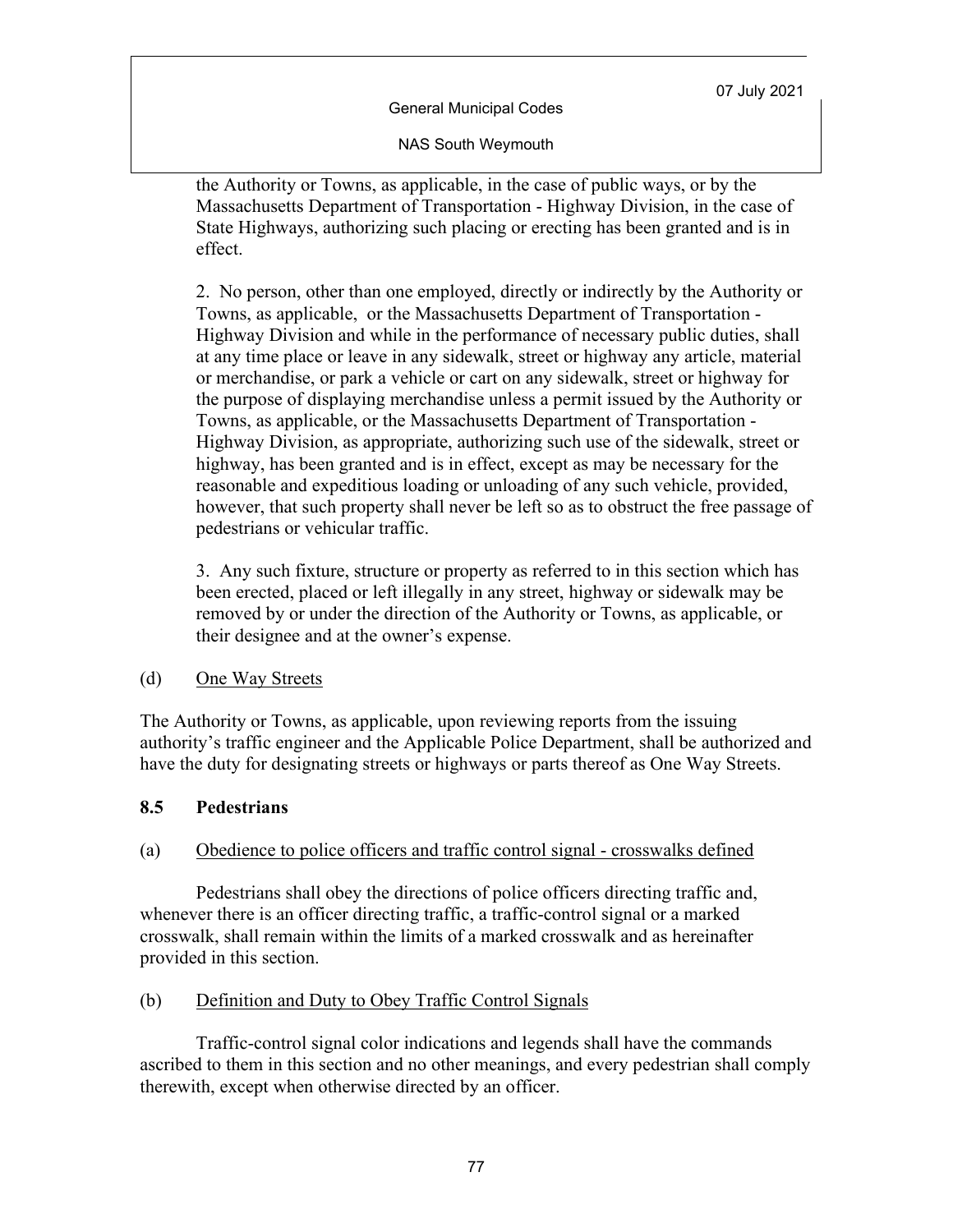the Authority or Towns, as applicable, in the case of public ways, or by the Massachusetts Department of Transportation - Highway Division, in the case of State Highways, authorizing such placing or erecting has been granted and is in effect.

2. No person, other than one employed, directly or indirectly by the Authority or Towns, as applicable, or the Massachusetts Department of Transportation - Highway Division and while in the performance of necessary public duties, shall at any time place or leave in any sidewalk, street or highway any article, material or merchandise, or park a vehicle or cart on any sidewalk, street or highway for the purpose of displaying merchandise unless a permit issued by the Authority or Towns, as applicable, or the Massachusetts Department of Transportation - Highway Division, as appropriate, authorizing such use of the sidewalk, street or highway, has been granted and is in effect, except as may be necessary for the reasonable and expeditious loading or unloading of any such vehicle, provided, however, that such property shall never be left so as to obstruct the free passage of pedestrians or vehicular traffic.

3. Any such fixture, structure or property as referred to in this section which has been erected, placed or left illegally in any street, highway or sidewalk may be removed by or under the direction of the Authority or Towns, as applicable, or their designee and at the owner's expense.

(d) One Way Streets

The Authority or Towns, as applicable, upon reviewing reports from the issuing authority's traffic engineer and the Applicable Police Department, shall be authorized and have the duty for designating streets or highways or parts thereof as One Way Streets.

## 8.5 Pedestrians

(a) Obedience to police officers and traffic control signal - crosswalks defined

Pedestrians shall obey the directions of police officers directing traffic and, whenever there is an officer directing traffic, a traffic-control signal or a marked crosswalk, shall remain within the limits of a marked crosswalk and as hereinafter provided in this section.

(b) Definition and Duty to Obey Traffic Control Signals

Traffic-control signal color indications and legends shall have the commands ascribed to them in this section and no other meanings, and every pedestrian shall comply therewith, except when otherwise directed by an officer.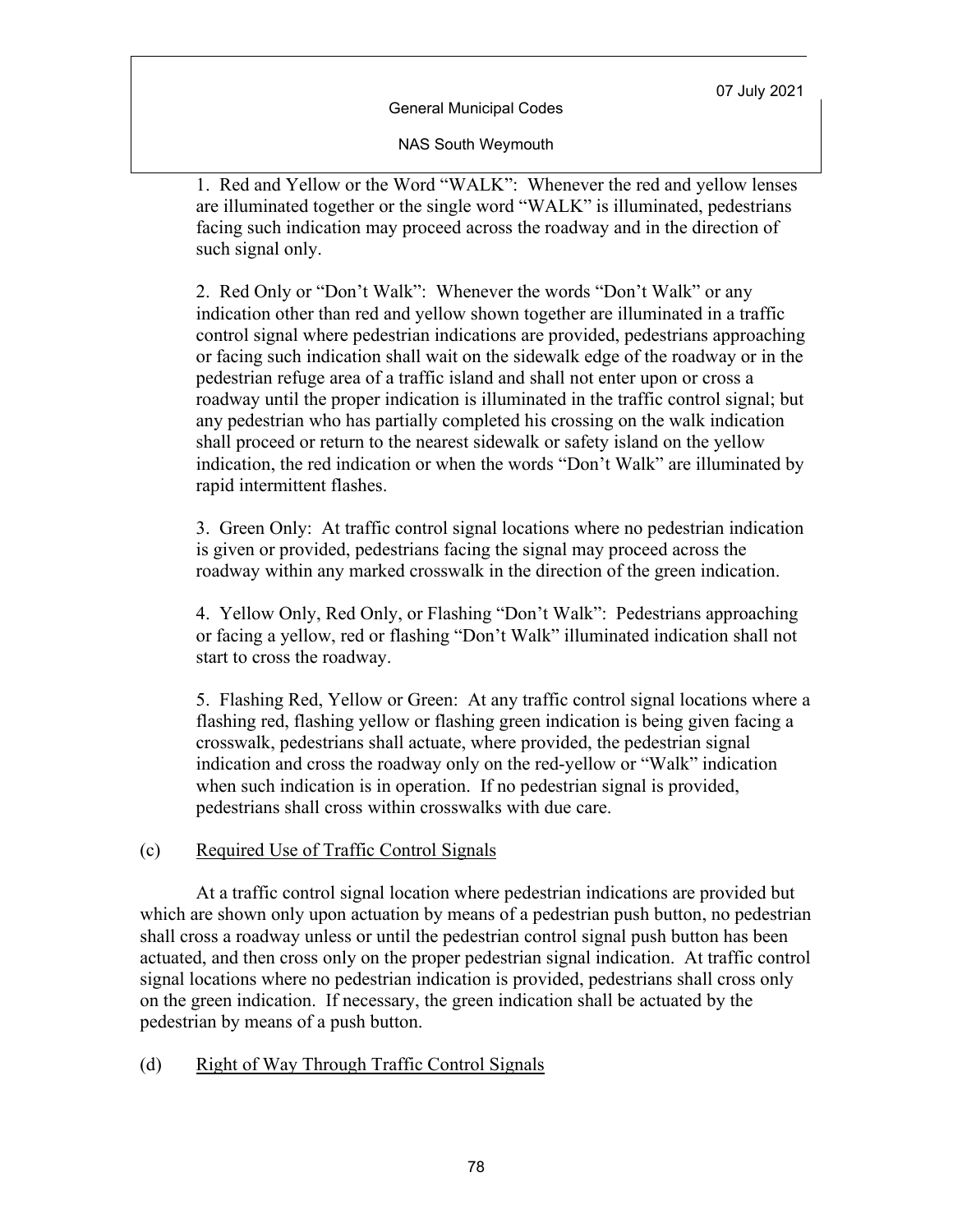1. Red and Yellow or the Word “WALK”: Whenever the red and yellow lenses are illuminated together or the single word “WALK” is illuminated, pedestrians facing such indication may proceed across the roadway and in the direction of such signal only.

2. Red Only or “Don’t Walk”: Whenever the words “Don’t Walk” or any indication other than red and yellow shown together are illuminated in a traffic control signal where pedestrian indications are provided, pedestrians approaching or facing such indication shall wait on the sidewalk edge of the roadway or in the pedestrian refuge area of a traffic island and shall not enter upon or cross a roadway until the proper indication is illuminated in the traffic control signal; but any pedestrian who has partially completed his crossing on the walk indication shall proceed or return to the nearest sidewalk or safety island on the yellow indication, the red indication or when the words “Don’t Walk” are illuminated by rapid intermittent flashes.

3. Green Only: At traffic control signal locations where no pedestrian indication is given or provided, pedestrians facing the signal may proceed across the roadway within any marked crosswalk in the direction of the green indication.

4. Yellow Only, Red Only, or Flashing “Don’t Walk”: Pedestrians approaching or facing a yellow, red or flashing “Don’t Walk” illuminated indication shall not start to cross the roadway.

5. Flashing Red, Yellow or Green: At any traffic control signal locations where a flashing red, flashing yellow or flashing green indication is being given facing a crosswalk, pedestrians shall actuate, where provided, the pedestrian signal indication and cross the roadway only on the red-yellow or “Walk” indication when such indication is in operation. If no pedestrian signal is provided, pedestrians shall cross within crosswalks with due care.

(c) Required Use of Traffic Control Signals

At a traffic control signal location where pedestrian indications are provided but which are shown only upon actuation by means of a pedestrian push button, no pedestrian shall cross a roadway unless or until the pedestrian control signal push button has been actuated, and then cross only on the proper pedestrian signal indication. At traffic control signal locations where no pedestrian indication is provided, pedestrians shall cross only on the green indication. If necessary, the green indication shall be actuated by the pedestrian by means of a push button.

(d) Right of Way Through Traffic Control Signals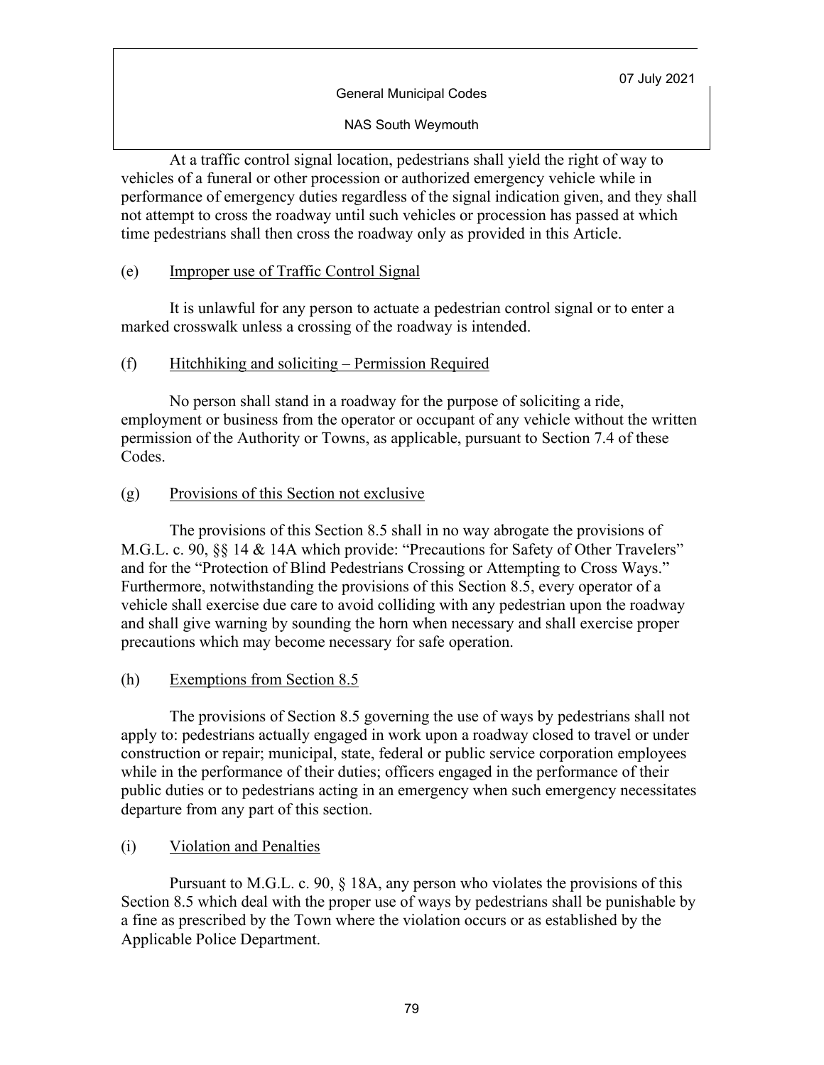At a traffic control signal location, pedestrians shall yield the right of way to vehicles of a funeral or other procession or authorized emergency vehicle while in performance of emergency duties regardless of the signal indication given, and they shall not attempt to cross the roadway until such vehicles or procession has passed at which time pedestrians shall then cross the roadway only as provided in this Article.

(e) Improper use of Traffic Control Signal

It is unlawful for any person to actuate a pedestrian control signal or to enter a marked crosswalk unless a crossing of the roadway is intended.

(f) Hitchhiking and soliciting – Permission Required

No person shall stand in a roadway for the purpose of soliciting a ride, employment or business from the operator or occupant of any vehicle without the written permission of the Authority or Towns, as applicable, pursuant to Section 7.4 of these Codes.

(g) Provisions of this Section not exclusive

The provisions of this Section 8.5 shall in no way abrogate the provisions of M.G.L. c. 90, §§ 14 & 14A which provide: "Precautions for Safety of Other Travelers" and for the "Protection of Blind Pedestrians Crossing or Attempting to Cross Ways." Furthermore, notwithstanding the provisions of this Section 8.5, every operator of a vehicle shall exercise due care to avoid colliding with any pedestrian upon the roadway and shall give warning by sounding the horn when necessary and shall exercise proper precautions which may become necessary for safe operation.

(h) Exemptions from Section 8.5

The provisions of Section 8.5 governing the use of ways by pedestrians shall not apply to: pedestrians actually engaged in work upon a roadway closed to travel or under construction or repair; municipal, state, federal or public service corporation employees while in the performance of their duties; officers engaged in the performance of their public duties or to pedestrians acting in an emergency when such emergency necessitates departure from any part of this section.

(i) Violation and Penalties

Pursuant to M.G.L. c. 90, § 18A, any person who violates the provisions of this Section 8.5 which deal with the proper use of ways by pedestrians shall be punishable by a fine as prescribed by the Town where the violation occurs or as established by the Applicable Police Department.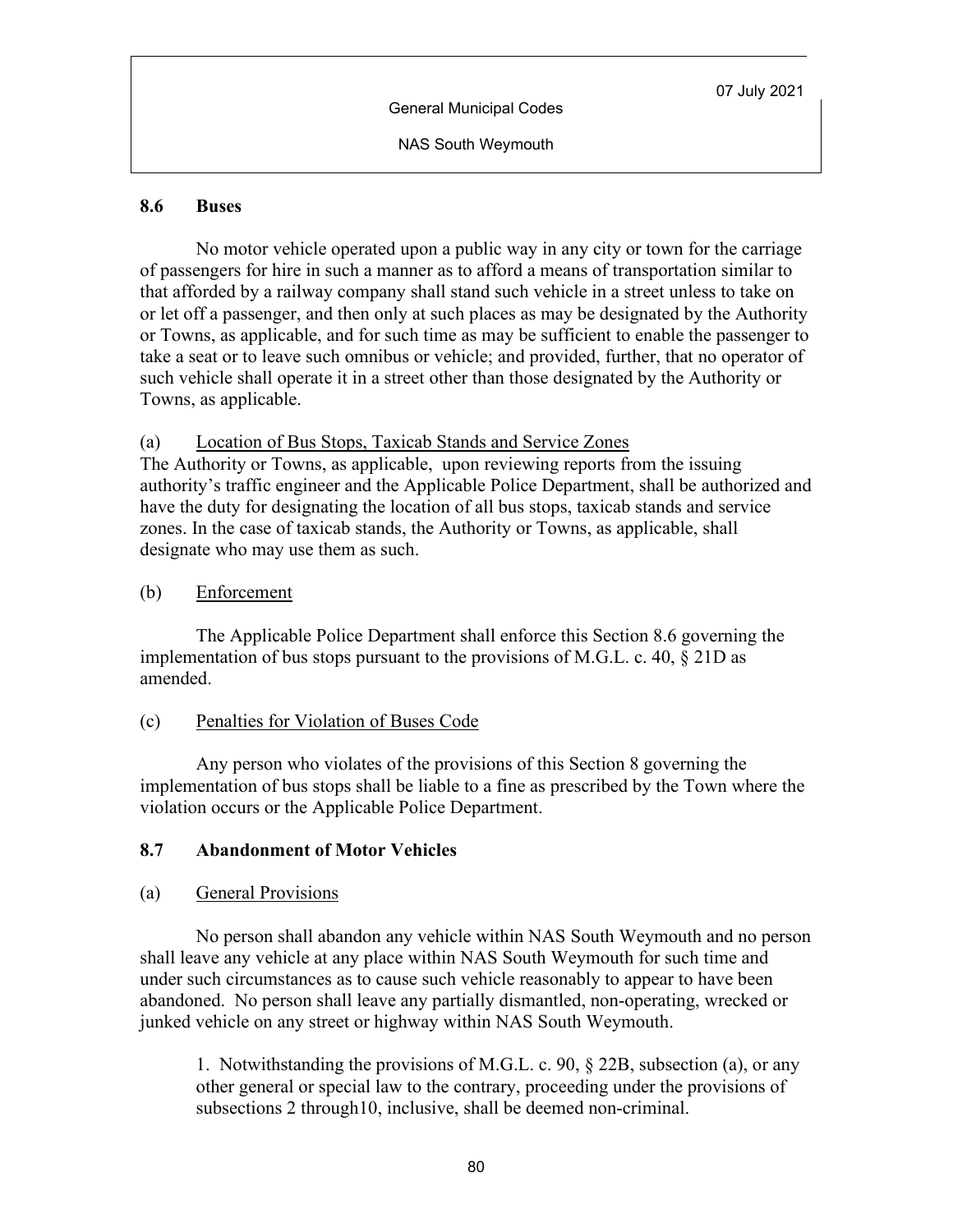## 8.6 Buses

No motor vehicle operated upon a public way in any city or town for the carriage of passengers for hire in such a manner as to afford a means of transportation similar to that afforded by a railway company shall stand such vehicle in a street unless to take on or let off a passenger, and then only at such places as may be designated by the Authority or Towns, as applicable, and for such time as may be sufficient to enable the passenger to take a seat or to leave such omnibus or vehicle; and provided, further, that no operator of such vehicle shall operate it in a street other than those designated by the Authority or Towns, as applicable.

(a) Location of Bus Stops, Taxicab Stands and Service Zones

The Authority or Towns, as applicable, upon reviewing reports from the issuing authority's traffic engineer and the Applicable Police Department, shall be authorized and have the duty for designating the location of all bus stops, taxicab stands and service zones. In the case of taxicab stands, the Authority or Towns, as applicable, shall designate who may use them as such.

(b) Enforcement

The Applicable Police Department shall enforce this Section 8.6 governing the implementation of bus stops pursuant to the provisions of M.G.L. c. 40, § 21D as amended.

(c) Penalties for Violation of Buses Code

Any person who violates of the provisions of this Section 8 governing the implementation of bus stops shall be liable to a fine as prescribed by the Town where the violation occurs or the Applicable Police Department.

## 8.7 Abandonment of Motor Vehicles

(a) General Provisions

No person shall abandon any vehicle within NAS South Weymouth and no person shall leave any vehicle at any place within NAS South Weymouth for such time and under such circumstances as to cause such vehicle reasonably to appear to have been abandoned. No person shall leave any partially dismantled, non-operating, wrecked or junked vehicle on any street or highway within NAS South Weymouth.

1. Notwithstanding the provisions of M.G.L. c. 90, § 22B, subsection (a), or any other general or special law to the contrary, proceeding under the provisions of subsections 2 through10, inclusive, shall be deemed non-criminal.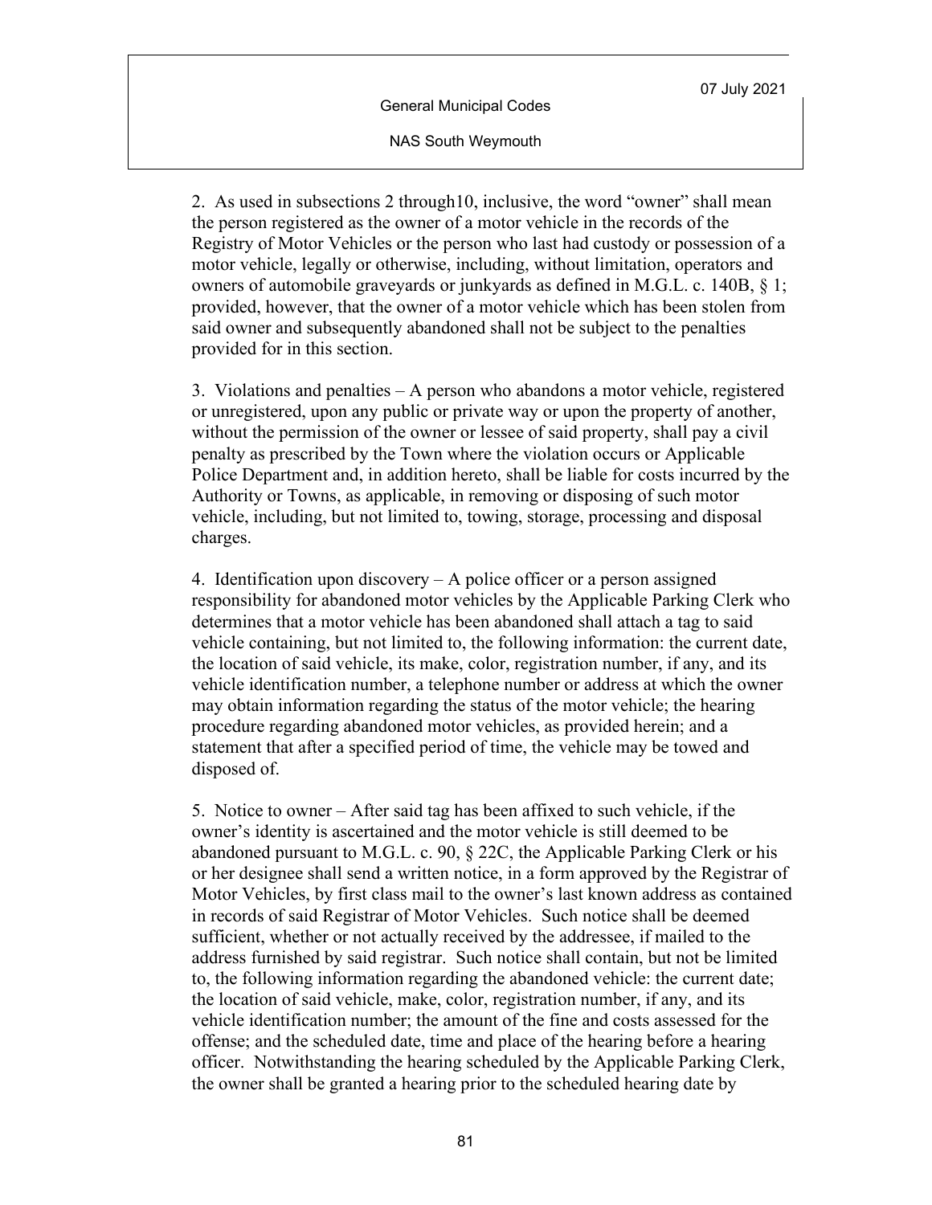2. As used in subsections 2 through10, inclusive, the word "owner" shall mean the person registered as the owner of a motor vehicle in the records of the Registry of Motor Vehicles or the person who last had custody or possession of a motor vehicle, legally or otherwise, including, without limitation, operators and owners of automobile graveyards or junkyards as defined in M.G.L. c. 140B, § 1; provided, however, that the owner of a motor vehicle which has been stolen from said owner and subsequently abandoned shall not be subject to the penalties provided for in this section.

3. Violations and penalties – A person who abandons a motor vehicle, registered or unregistered, upon any public or private way or upon the property of another, without the permission of the owner or lessee of said property, shall pay a civil penalty as prescribed by the Town where the violation occurs or Applicable Police Department and, in addition hereto, shall be liable for costs incurred by the Authority or Towns, as applicable, in removing or disposing of such motor vehicle, including, but not limited to, towing, storage, processing and disposal charges.

4. Identification upon discovery – A police officer or a person assigned responsibility for abandoned motor vehicles by the Applicable Parking Clerk who determines that a motor vehicle has been abandoned shall attach a tag to said vehicle containing, but not limited to, the following information: the current date, the location of said vehicle, its make, color, registration number, if any, and its vehicle identification number, a telephone number or address at which the owner may obtain information regarding the status of the motor vehicle; the hearing procedure regarding abandoned motor vehicles, as provided herein; and a statement that after a specified period of time, the vehicle may be towed and disposed of.

5. Notice to owner – After said tag has been affixed to such vehicle, if the owner's identity is ascertained and the motor vehicle is still deemed to be abandoned pursuant to M.G.L. c. 90, § 22C, the Applicable Parking Clerk or his or her designee shall send a written notice, in a form approved by the Registrar of Motor Vehicles, by first class mail to the owner's last known address as contained in records of said Registrar of Motor Vehicles. Such notice shall be deemed sufficient, whether or not actually received by the addressee, if mailed to the address furnished by said registrar. Such notice shall contain, but not be limited to, the following information regarding the abandoned vehicle: the current date; the location of said vehicle, make, color, registration number, if any, and its vehicle identification number; the amount of the fine and costs assessed for the offense; and the scheduled date, time and place of the hearing before a hearing officer. Notwithstanding the hearing scheduled by the Applicable Parking Clerk, the owner shall be granted a hearing prior to the scheduled hearing date by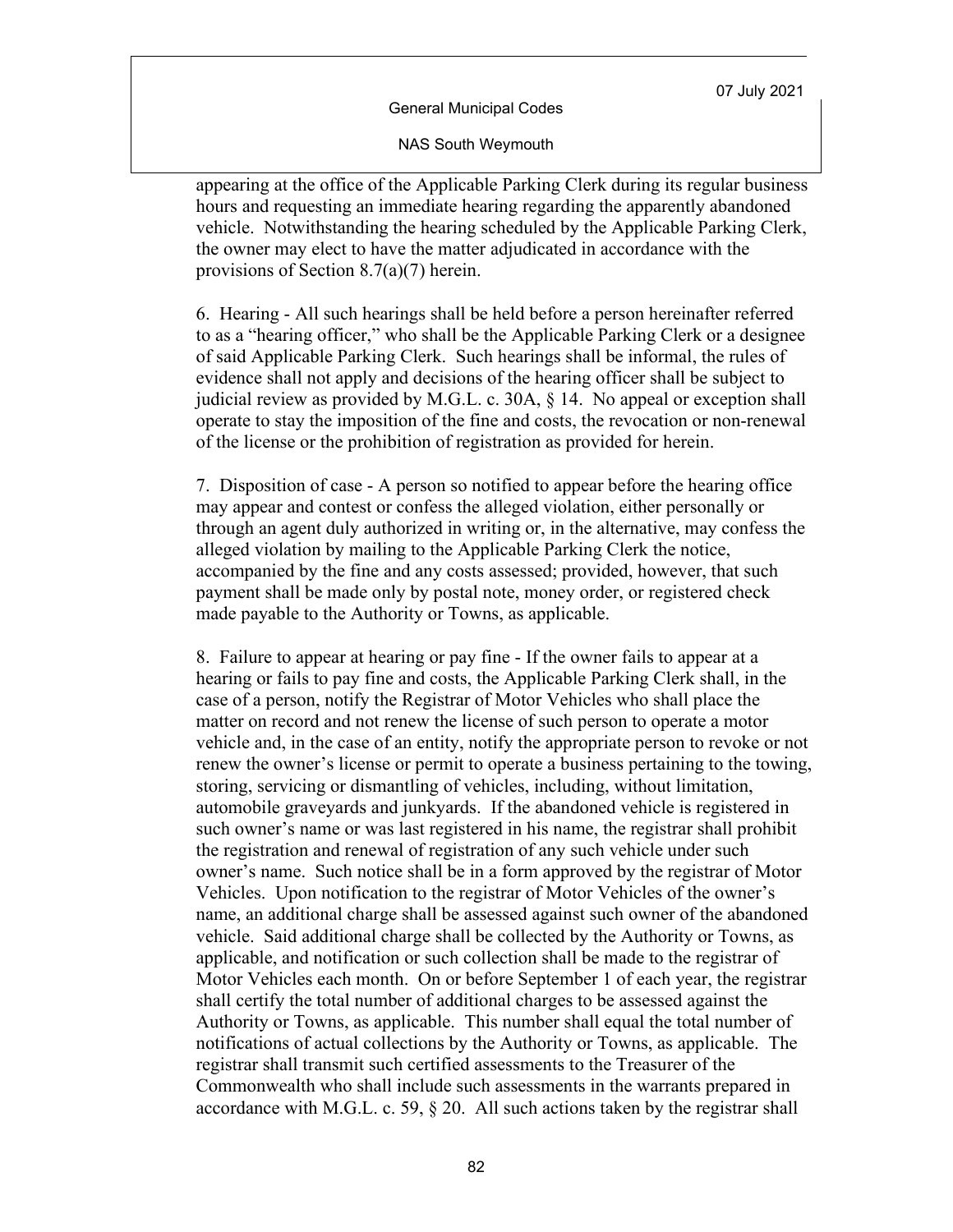appearing at the office of the Applicable Parking Clerk during its regular business hours and requesting an immediate hearing regarding the apparently abandoned vehicle. Notwithstanding the hearing scheduled by the Applicable Parking Clerk, the owner may elect to have the matter adjudicated in accordance with the provisions of Section 8.7(a)(7) herein.

6. Hearing - All such hearings shall be held before a person hereinafter referred to as a "hearing officer," who shall be the Applicable Parking Clerk or a designee of said Applicable Parking Clerk. Such hearings shall be informal, the rules of evidence shall not apply and decisions of the hearing officer shall be subject to judicial review as provided by M.G.L. c. 30A, § 14. No appeal or exception shall operate to stay the imposition of the fine and costs, the revocation or non-renewal of the license or the prohibition of registration as provided for herein.

7. Disposition of case - A person so notified to appear before the hearing office may appear and contest or confess the alleged violation, either personally or through an agent duly authorized in writing or, in the alternative, may confess the alleged violation by mailing to the Applicable Parking Clerk the notice, accompanied by the fine and any costs assessed; provided, however, that such payment shall be made only by postal note, money order, or registered check made payable to the Authority or Towns, as applicable.

8. Failure to appear at hearing or pay fine - If the owner fails to appear at a hearing or fails to pay fine and costs, the Applicable Parking Clerk shall, in the case of a person, notify the Registrar of Motor Vehicles who shall place the matter on record and not renew the license of such person to operate a motor vehicle and, in the case of an entity, notify the appropriate person to revoke or not renew the owner's license or permit to operate a business pertaining to the towing, storing, servicing or dismantling of vehicles, including, without limitation, automobile graveyards and junkyards. If the abandoned vehicle is registered in such owner's name or was last registered in his name, the registrar shall prohibit the registration and renewal of registration of any such vehicle under such owner's name. Such notice shall be in a form approved by the registrar of Motor Vehicles. Upon notification to the registrar of Motor Vehicles of the owner's name, an additional charge shall be assessed against such owner of the abandoned vehicle. Said additional charge shall be collected by the Authority or Towns, as applicable, and notification or such collection shall be made to the registrar of Motor Vehicles each month. On or before September 1 of each year, the registrar shall certify the total number of additional charges to be assessed against the Authority or Towns, as applicable. This number shall equal the total number of notifications of actual collections by the Authority or Towns, as applicable. The registrar shall transmit such certified assessments to the Treasurer of the Commonwealth who shall include such assessments in the warrants prepared in accordance with M.G.L. c. 59, § 20. All such actions taken by the registrar shall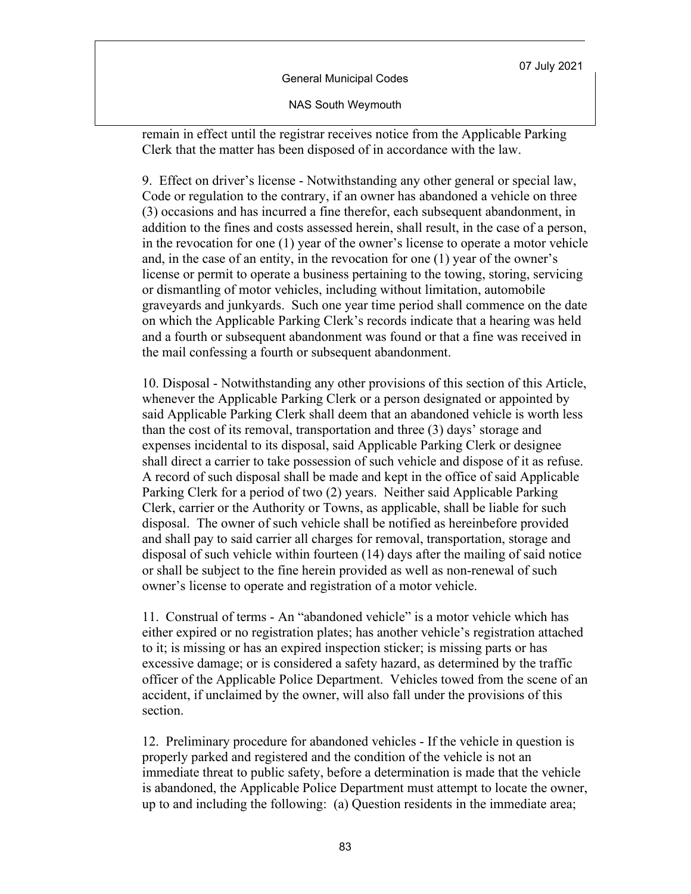remain in effect until the registrar receives notice from the Applicable Parking Clerk that the matter has been disposed of in accordance with the law.

9. Effect on driver's license - Notwithstanding any other general or special law, Code or regulation to the contrary, if an owner has abandoned a vehicle on three (3) occasions and has incurred a fine therefor, each subsequent abandonment, in addition to the fines and costs assessed herein, shall result, in the case of a person, in the revocation for one (1) year of the owner's license to operate a motor vehicle and, in the case of an entity, in the revocation for one (1) year of the owner's license or permit to operate a business pertaining to the towing, storing, servicing or dismantling of motor vehicles, including without limitation, automobile graveyards and junkyards. Such one year time period shall commence on the date on which the Applicable Parking Clerk's records indicate that a hearing was held and a fourth or subsequent abandonment was found or that a fine was received in the mail confessing a fourth or subsequent abandonment.

10. Disposal - Notwithstanding any other provisions of this section of this Article, whenever the Applicable Parking Clerk or a person designated or appointed by said Applicable Parking Clerk shall deem that an abandoned vehicle is worth less than the cost of its removal, transportation and three (3) days' storage and expenses incidental to its disposal, said Applicable Parking Clerk or designee shall direct a carrier to take possession of such vehicle and dispose of it as refuse. A record of such disposal shall be made and kept in the office of said Applicable Parking Clerk for a period of two (2) years. Neither said Applicable Parking Clerk, carrier or the Authority or Towns, as applicable, shall be liable for such disposal. The owner of such vehicle shall be notified as hereinbefore provided and shall pay to said carrier all charges for removal, transportation, storage and disposal of such vehicle within fourteen (14) days after the mailing of said notice or shall be subject to the fine herein provided as well as non-renewal of such owner's license to operate and registration of a motor vehicle.

11. Construal of terms - An "abandoned vehicle" is a motor vehicle which has either expired or no registration plates; has another vehicle's registration attached to it; is missing or has an expired inspection sticker; is missing parts or has excessive damage; or is considered a safety hazard, as determined by the traffic officer of the Applicable Police Department. Vehicles towed from the scene of an accident, if unclaimed by the owner, will also fall under the provisions of this section.

12. Preliminary procedure for abandoned vehicles - If the vehicle in question is properly parked and registered and the condition of the vehicle is not an immediate threat to public safety, before a determination is made that the vehicle is abandoned, the Applicable Police Department must attempt to locate the owner, up to and including the following: (a) Question residents in the immediate area;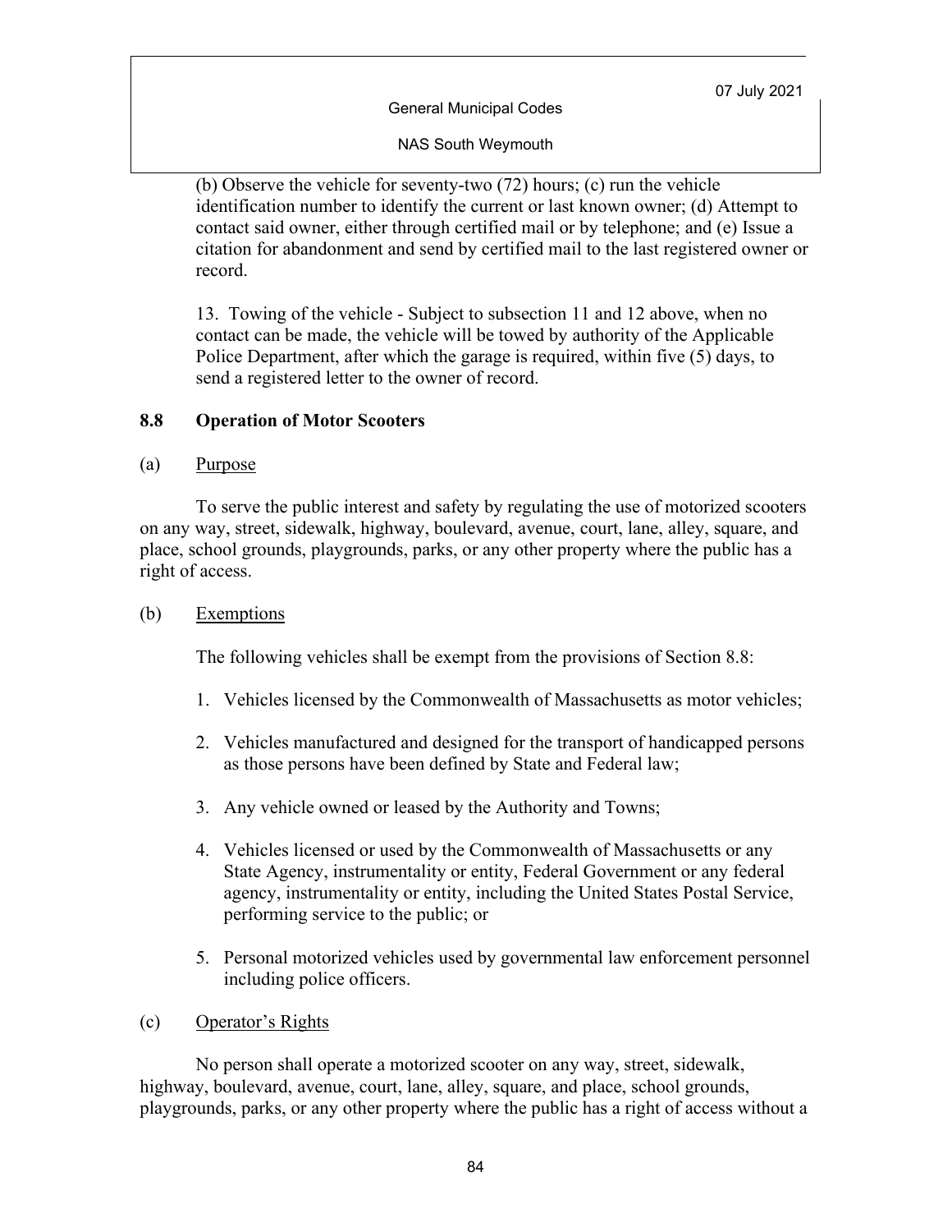(b) Observe the vehicle for seventy-two (72) hours; (c) run the vehicle identification number to identify the current or last known owner; (d) Attempt to contact said owner, either through certified mail or by telephone; and (e) Issue a citation for abandonment and send by certified mail to the last registered owner or record.

13. Towing of the vehicle - Subject to subsection 11 and 12 above, when no contact can be made, the vehicle will be towed by authority of the Applicable Police Department, after which the garage is required, within five (5) days, to send a registered letter to the owner of record.

### 8.8 Operation of Motor Scooters

(a) Purpose

To serve the public interest and safety by regulating the use of motorized scooters on any way, street, sidewalk, highway, boulevard, avenue, court, lane, alley, square, and place, school grounds, playgrounds, parks, or any other property where the public has a right of access.

(b) Exemptions

The following vehicles shall be exempt from the provisions of Section 8.8:

1. Vehicles licensed by the Commonwealth of Massachusetts as motor vehicles;

2. Vehicles manufactured and designed for the transport of handicapped persons as those persons have been defined by State and Federal law;

3. Any vehicle owned or leased by the Authority and Towns;

4. Vehicles licensed or used by the Commonwealth of Massachusetts or any State Agency, instrumentality or entity, Federal Government or any federal agency, instrumentality or entity, including the United States Postal Service, performing service to the public; or

5. Personal motorized vehicles used by governmental law enforcement personnel including police officers.

(c) Operator's Rights

No person shall operate a motorized scooter on any way, street, sidewalk, highway, boulevard, avenue, court, lane, alley, square, and place, school grounds, playgrounds, parks, or any other property where the public has a right of access without a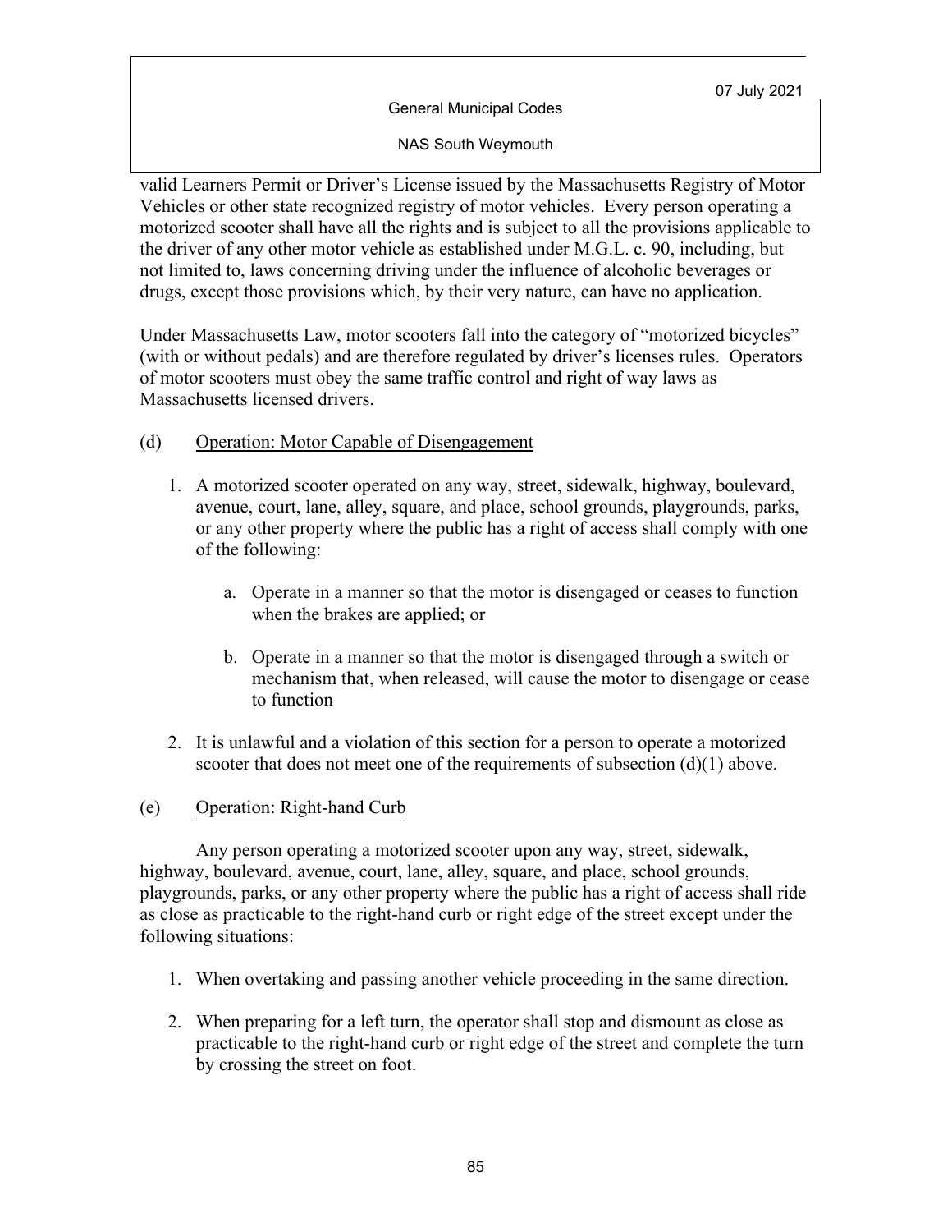valid Learners Permit or Driver's License issued by the Massachusetts Registry of Motor Vehicles or other state recognized registry of motor vehicles. Every person operating a motorized scooter shall have all the rights and is subject to all the provisions applicable to the driver of any other motor vehicle as established under M.G.L. c. 90, including, but not limited to, laws concerning driving under the influence of alcoholic beverages or drugs, except those provisions which, by their very nature, can have no application.

Under Massachusetts Law, motor scooters fall into the category of "motorized bicycles" (with or without pedals) and are therefore regulated by driver's licenses rules. Operators of motor scooters must obey the same traffic control and right of way laws as Massachusetts licensed drivers.

(d) Operation: Motor Capable of Disengagement

1. A motorized scooter operated on any way, street, sidewalk, highway, boulevard, avenue, court, lane, alley, square, and place, school grounds, playgrounds, parks, or any other property where the public has a right of access shall comply with one of the following:

    a. Operate in a manner so that the motor is disengaged or ceases to function when the brakes are applied; or

    b. Operate in a manner so that the motor is disengaged through a switch or mechanism that, when released, will cause the motor to disengage or cease to function

2. It is unlawful and a violation of this section for a person to operate a motorized scooter that does not meet one of the requirements of subsection (d)(1) above.

(e) Operation: Right-hand Curb

Any person operating a motorized scooter upon any way, street, sidewalk, highway, boulevard, avenue, court, lane, alley, square, and place, school grounds, playgrounds, parks, or any other property where the public has a right of access shall ride as close as practicable to the right-hand curb or right edge of the street except under the following situations:

1. When overtaking and passing another vehicle proceeding in the same direction.

2. When preparing for a left turn, the operator shall stop and dismount as close as practicable to the right-hand curb or right edge of the street and complete the turn by crossing the street on foot.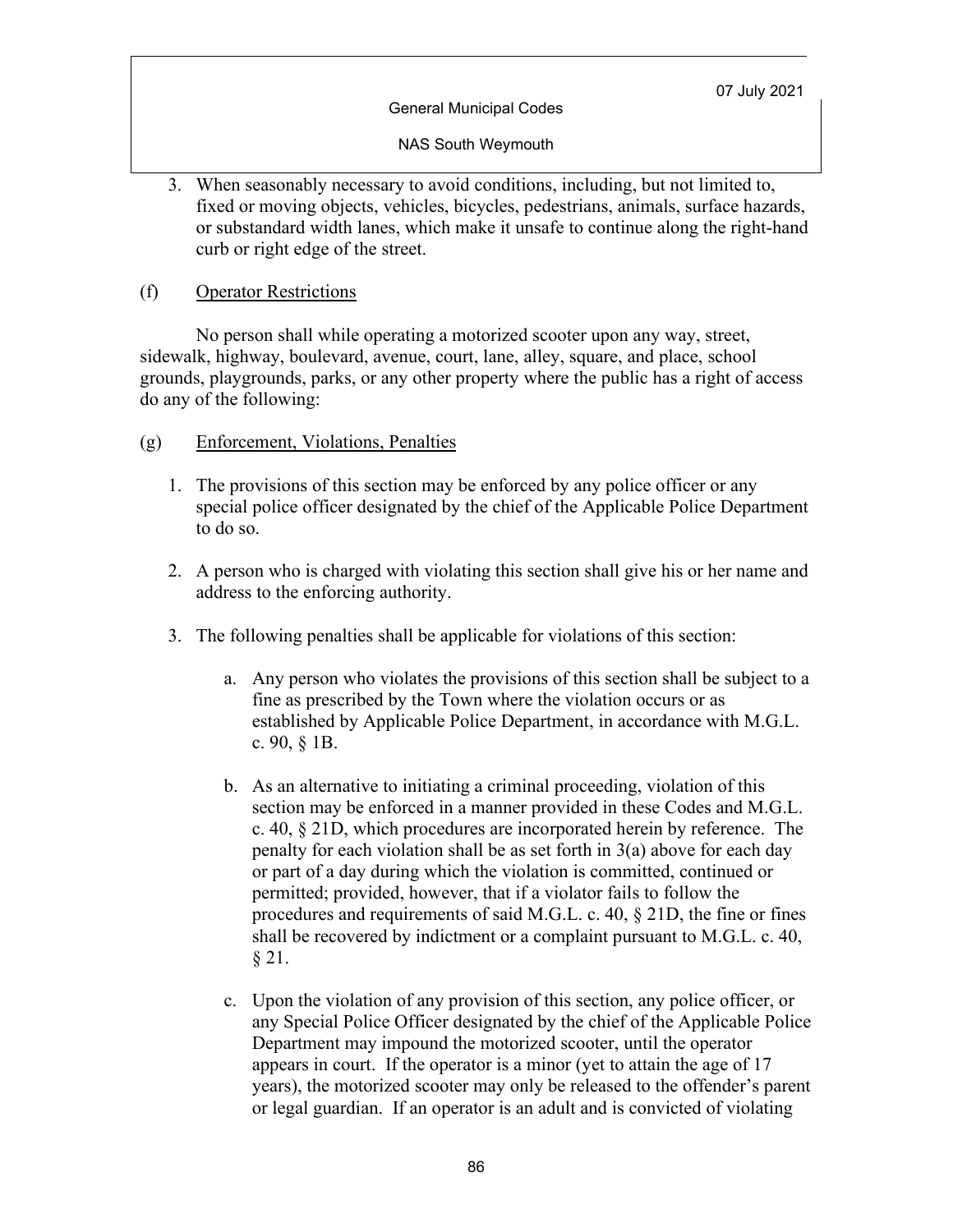3. When seasonably necessary to avoid conditions, including, but not limited to, fixed or moving objects, vehicles, bicycles, pedestrians, animals, surface hazards, or substandard width lanes, which make it unsafe to continue along the right-hand curb or right edge of the street.

(f) Operator Restrictions

No person shall while operating a motorized scooter upon any way, street, sidewalk, highway, boulevard, avenue, court, lane, alley, square, and place, school grounds, playgrounds, parks, or any other property where the public has a right of access do any of the following:

(g) Enforcement, Violations, Penalties

1. The provisions of this section may be enforced by any police officer or any special police officer designated by the chief of the Applicable Police Department to do so.

2. A person who is charged with violating this section shall give his or her name and address to the enforcing authority.

3. The following penalties shall be applicable for violations of this section:

   a. Any person who violates the provisions of this section shall be subject to a fine as prescribed by the Town where the violation occurs or as established by Applicable Police Department, in accordance with M.G.L. c. 90, § 1B.

   b. As an alternative to initiating a criminal proceeding, violation of this section may be enforced in a manner provided in these Codes and M.G.L. c. 40, § 21D, which procedures are incorporated herein by reference. The penalty for each violation shall be as set forth in 3(a) above for each day or part of a day during which the violation is committed, continued or permitted; provided, however, that if a violator fails to follow the procedures and requirements of said M.G.L. c. 40, § 21D, the fine or fines shall be recovered by indictment or a complaint pursuant to M.G.L. c. 40, § 21.

   c. Upon the violation of any provision of this section, any police officer, or any Special Police Officer designated by the chief of the Applicable Police Department may impound the motorized scooter, until the operator appears in court. If the operator is a minor (yet to attain the age of 17 years), the motorized scooter may only be released to the offender's parent or legal guardian. If an operator is an adult and is convicted of violating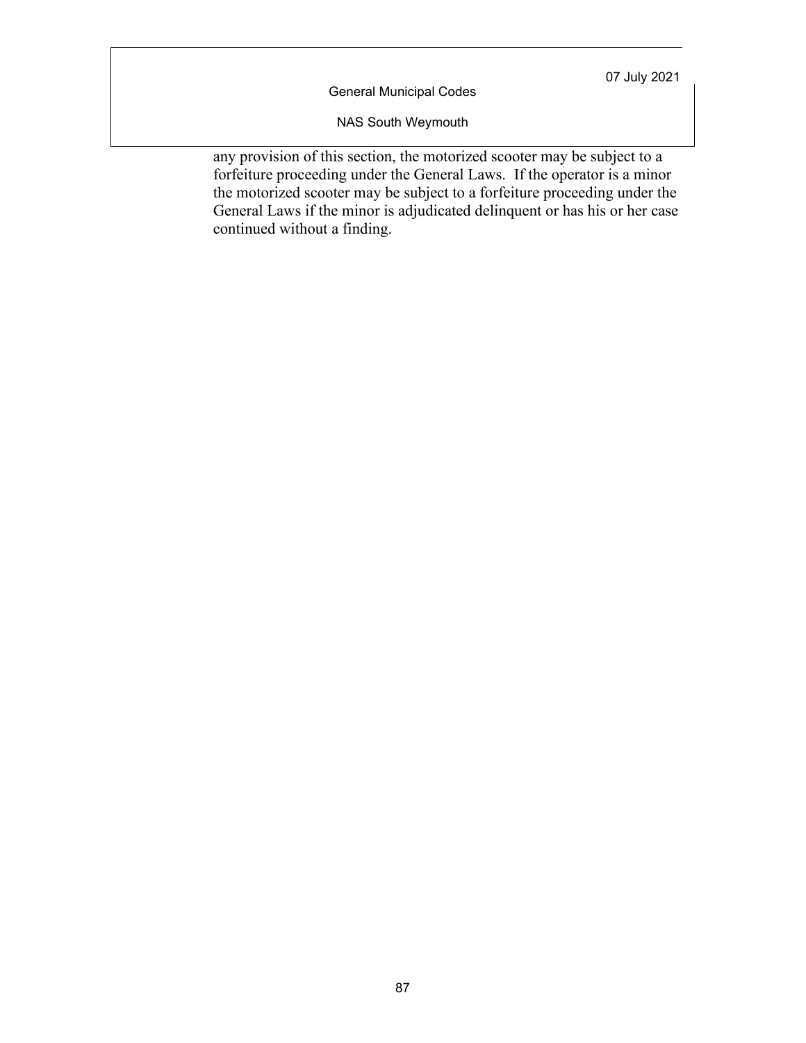any provision of this section, the motorized scooter may be subject to a forfeiture proceeding under the General Laws. If the operator is a minor the motorized scooter may be subject to a forfeiture proceeding under the General Laws if the minor is adjudicated delinquent or has his or her case continued without a finding.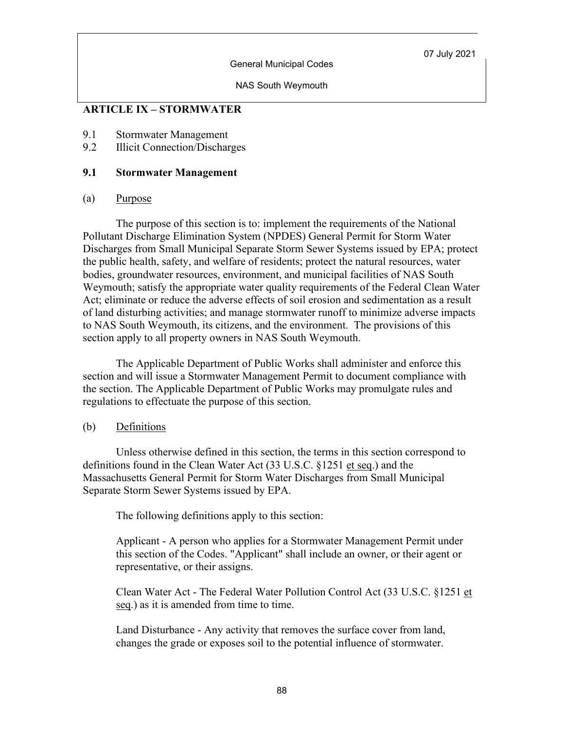## ARTICLE IX – STORMWATER

9.1 Stormwater Management
9.2 Illicit Connection/Discharges

### 9.1 Stormwater Management

(a) Purpose

The purpose of this section is to: implement the requirements of the National Pollutant Discharge Elimination System (NPDES) General Permit for Storm Water Discharges from Small Municipal Separate Storm Sewer Systems issued by EPA; protect the public health, safety, and welfare of residents; protect the natural resources, water bodies, groundwater resources, environment, and municipal facilities of NAS South Weymouth; satisfy the appropriate water quality requirements of the Federal Clean Water Act; eliminate or reduce the adverse effects of soil erosion and sedimentation as a result of land disturbing activities; and manage stormwater runoff to minimize adverse impacts to NAS South Weymouth, its citizens, and the environment. The provisions of this section apply to all property owners in NAS South Weymouth.

The Applicable Department of Public Works shall administer and enforce this section and will issue a Stormwater Management Permit to document compliance with the section. The Applicable Department of Public Works may promulgate rules and regulations to effectuate the purpose of this section.

(b) Definitions

Unless otherwise defined in this section, the terms in this section correspond to definitions found in the Clean Water Act (33 U.S.C. §1251 et seq.) and the Massachusetts General Permit for Storm Water Discharges from Small Municipal Separate Storm Sewer Systems issued by EPA.

The following definitions apply to this section:

Applicant - A person who applies for a Stormwater Management Permit under this section of the Codes. "Applicant" shall include an owner, or their agent or representative, or their assigns.

Clean Water Act - The Federal Water Pollution Control Act (33 U.S.C. §1251 et seq.) as it is amended from time to time.

Land Disturbance - Any activity that removes the surface cover from land, changes the grade or exposes soil to the potential influence of stormwater.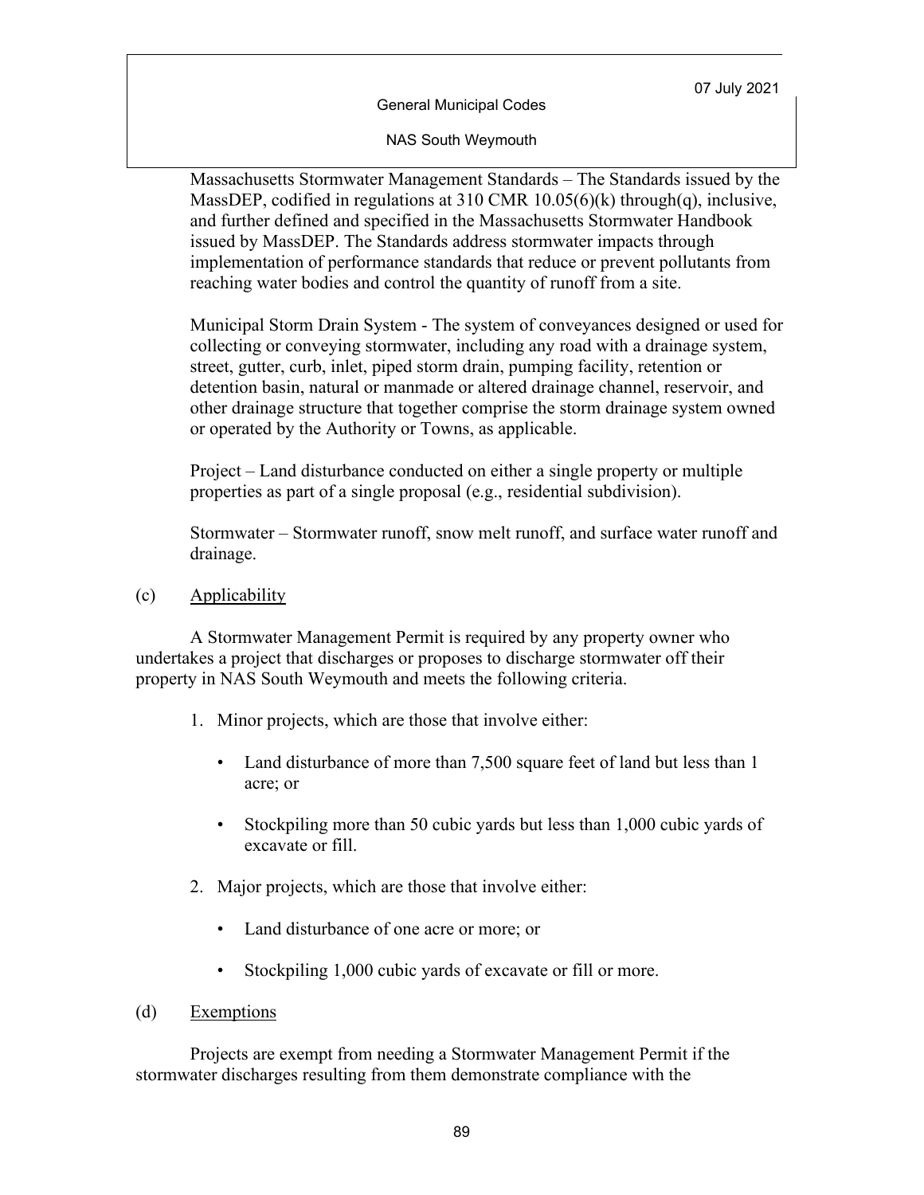Massachusetts Stormwater Management Standards – The Standards issued by the MassDEP, codified in regulations at 310 CMR 10.05(6)(k) through(q), inclusive, and further defined and specified in the Massachusetts Stormwater Handbook issued by MassDEP. The Standards address stormwater impacts through implementation of performance standards that reduce or prevent pollutants from reaching water bodies and control the quantity of runoff from a site.

Municipal Storm Drain System - The system of conveyances designed or used for collecting or conveying stormwater, including any road with a drainage system, street, gutter, curb, inlet, piped storm drain, pumping facility, retention or detention basin, natural or manmade or altered drainage channel, reservoir, and other drainage structure that together comprise the storm drainage system owned or operated by the Authority or Towns, as applicable.

Project – Land disturbance conducted on either a single property or multiple properties as part of a single proposal (e.g., residential subdivision).

Stormwater – Stormwater runoff, snow melt runoff, and surface water runoff and drainage.

(c) Applicability

A Stormwater Management Permit is required by any property owner who undertakes a project that discharges or proposes to discharge stormwater off their property in NAS South Weymouth and meets the following criteria.

1. Minor projects, which are those that involve either:
   - Land disturbance of more than 7,500 square feet of land but less than 1 acre; or
   - Stockpiling more than 50 cubic yards but less than 1,000 cubic yards of excavate or fill.
2. Major projects, which are those that involve either:
   - Land disturbance of one acre or more; or
   - Stockpiling 1,000 cubic yards of excavate or fill or more.

(d) Exemptions

Projects are exempt from needing a Stormwater Management Permit if the stormwater discharges resulting from them demonstrate compliance with the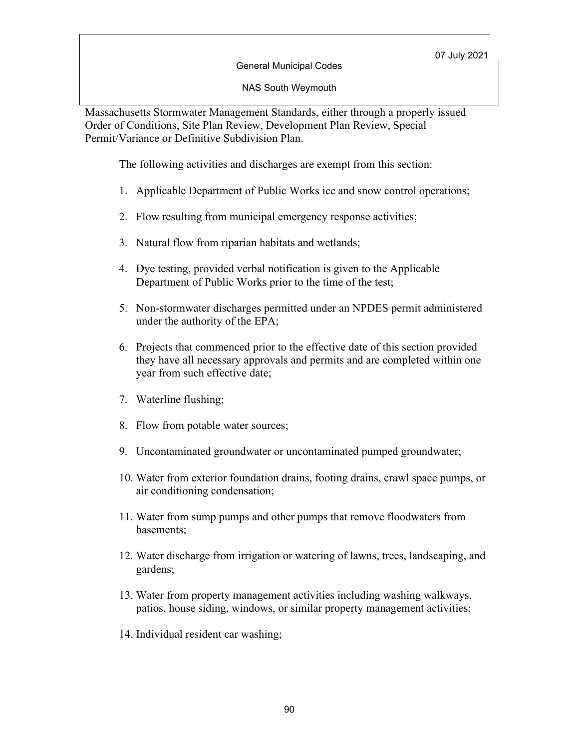Massachusetts Stormwater Management Standards, either through a properly issued Order of Conditions, Site Plan Review, Development Plan Review, Special Permit/Variance or Definitive Subdivision Plan.

The following activities and discharges are exempt from this section:

1. Applicable Department of Public Works ice and snow control operations;
2. Flow resulting from municipal emergency response activities;
3. Natural flow from riparian habitats and wetlands;
4. Dye testing, provided verbal notification is given to the Applicable Department of Public Works prior to the time of the test;
5. Non-stormwater discharges permitted under an NPDES permit administered under the authority of the EPA;
6. Projects that commenced prior to the effective date of this section provided they have all necessary approvals and permits and are completed within one year from such effective date;
7. Waterline flushing;
8. Flow from potable water sources;
9. Uncontaminated groundwater or uncontaminated pumped groundwater;
10. Water from exterior foundation drains, footing drains, crawl space pumps, or air conditioning condensation;
11. Water from sump pumps and other pumps that remove floodwaters from basements;
12. Water discharge from irrigation or watering of lawns, trees, landscaping, and gardens;
13. Water from property management activities including washing walkways, patios, house siding, windows, or similar property management activities;
14. Individual resident car washing;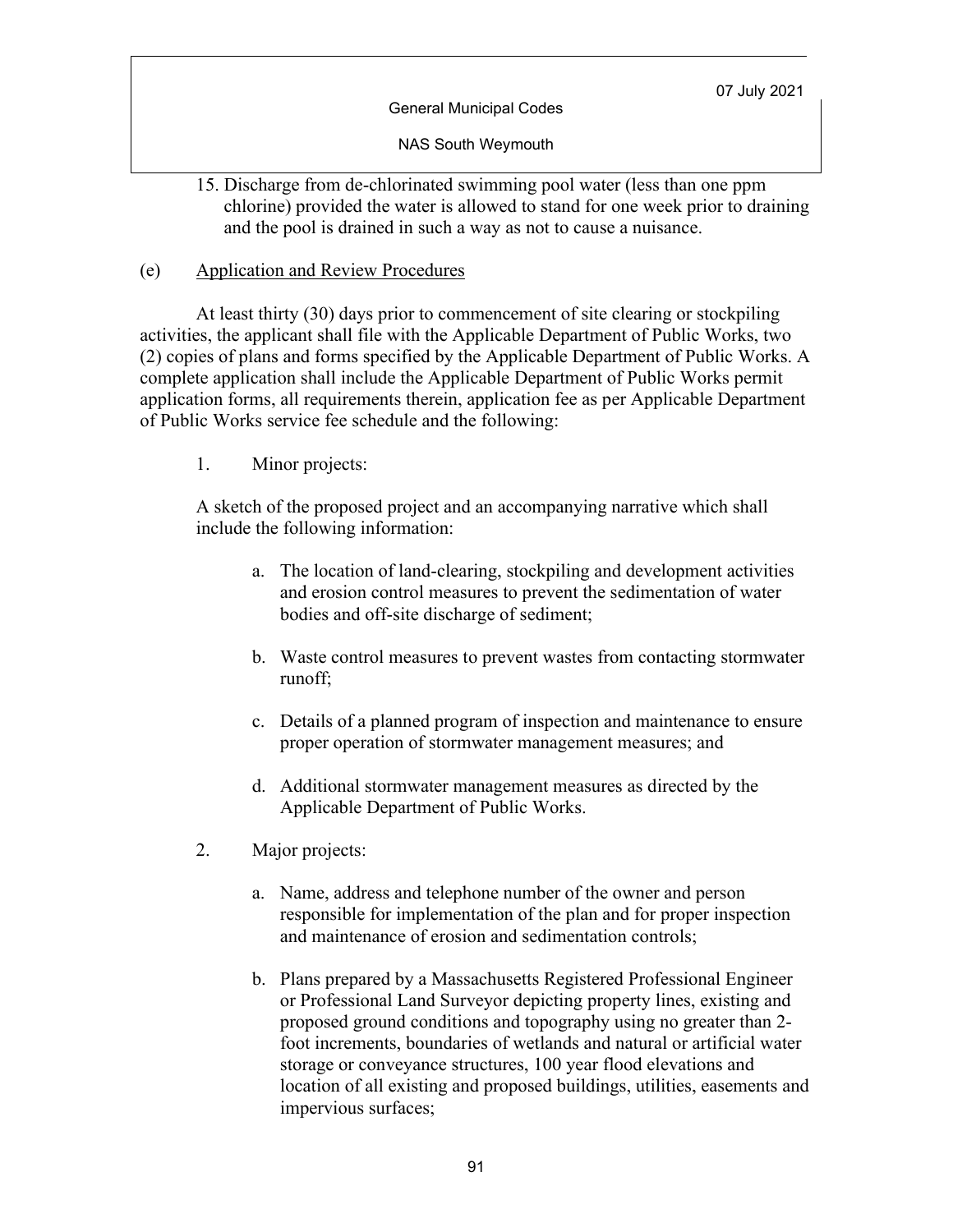15. Discharge from de-chlorinated swimming pool water (less than one ppm chlorine) provided the water is allowed to stand for one week prior to draining and the pool is drained in such a way as not to cause a nuisance.

(e) Application and Review Procedures

At least thirty (30) days prior to commencement of site clearing or stockpiling activities, the applicant shall file with the Applicable Department of Public Works, two (2) copies of plans and forms specified by the Applicable Department of Public Works. A complete application shall include the Applicable Department of Public Works permit application forms, all requirements therein, application fee as per Applicable Department of Public Works service fee schedule and the following:

1. Minor projects:

A sketch of the proposed project and an accompanying narrative which shall include the following information:

   a. The location of land-clearing, stockpiling and development activities and erosion control measures to prevent the sedimentation of water bodies and off-site discharge of sediment;

   b. Waste control measures to prevent wastes from contacting stormwater runoff;

   c. Details of a planned program of inspection and maintenance to ensure proper operation of stormwater management measures; and

   d. Additional stormwater management measures as directed by the Applicable Department of Public Works.

2. Major projects:

   a. Name, address and telephone number of the owner and person responsible for implementation of the plan and for proper inspection and maintenance of erosion and sedimentation controls;

   b. Plans prepared by a Massachusetts Registered Professional Engineer or Professional Land Surveyor depicting property lines, existing and proposed ground conditions and topography using no greater than 2-foot increments, boundaries of wetlands and natural or artificial water storage or conveyance structures, 100 year flood elevations and location of all existing and proposed buildings, utilities, easements and impervious surfaces;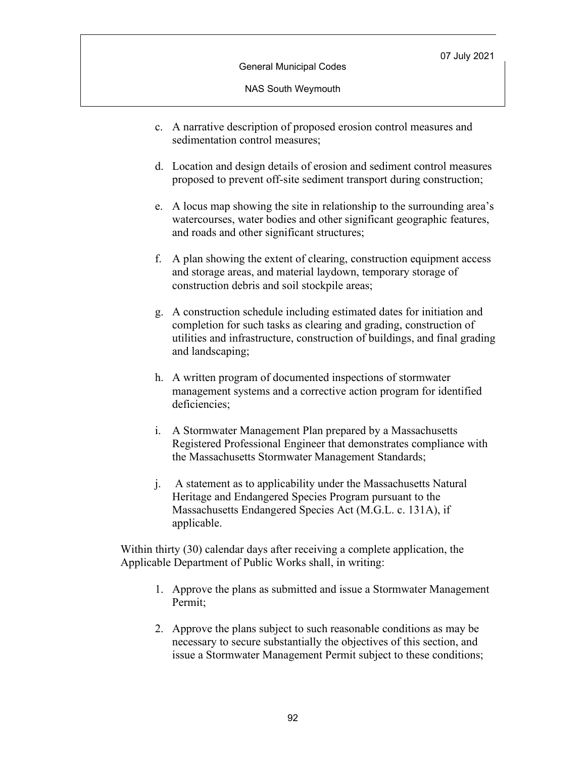c. A narrative description of proposed erosion control measures and sedimentation control measures;

d. Location and design details of erosion and sediment control measures proposed to prevent off-site sediment transport during construction;

e. A locus map showing the site in relationship to the surrounding area's watercourses, water bodies and other significant geographic features, and roads and other significant structures;

f. A plan showing the extent of clearing, construction equipment access and storage areas, and material laydown, temporary storage of construction debris and soil stockpile areas;

g. A construction schedule including estimated dates for initiation and completion for such tasks as clearing and grading, construction of utilities and infrastructure, construction of buildings, and final grading and landscaping;

h. A written program of documented inspections of stormwater management systems and a corrective action program for identified deficiencies;

i. A Stormwater Management Plan prepared by a Massachusetts Registered Professional Engineer that demonstrates compliance with the Massachusetts Stormwater Management Standards;

j. A statement as to applicability under the Massachusetts Natural Heritage and Endangered Species Program pursuant to the Massachusetts Endangered Species Act (M.G.L. c. 131A), if applicable.

Within thirty (30) calendar days after receiving a complete application, the Applicable Department of Public Works shall, in writing:

1. Approve the plans as submitted and issue a Stormwater Management Permit;

2. Approve the plans subject to such reasonable conditions as may be necessary to secure substantially the objectives of this section, and issue a Stormwater Management Permit subject to these conditions;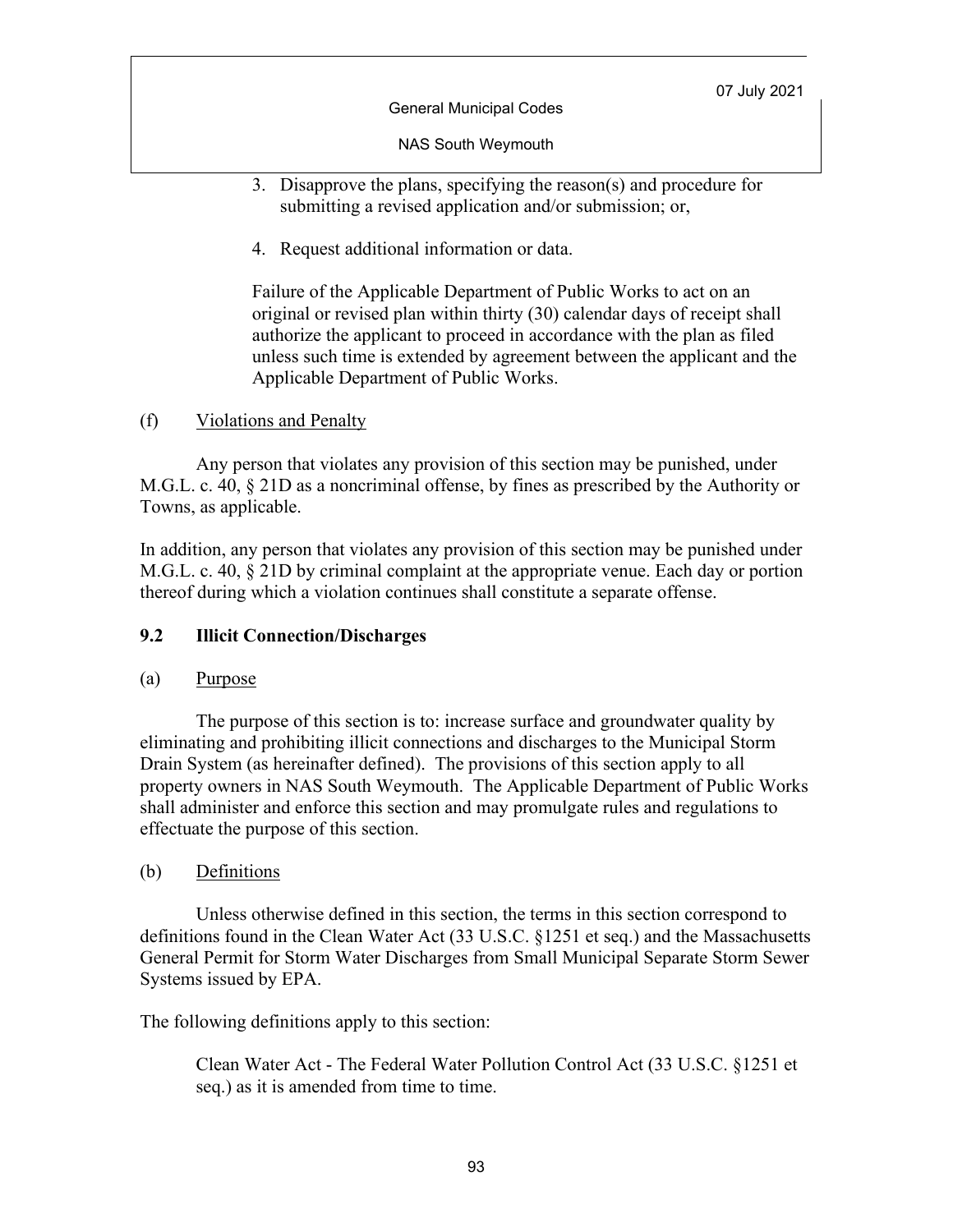3. Disapprove the plans, specifying the reason(s) and procedure for submitting a revised application and/or submission; or,

4. Request additional information or data.

Failure of the Applicable Department of Public Works to act on an original or revised plan within thirty (30) calendar days of receipt shall authorize the applicant to proceed in accordance with the plan as filed unless such time is extended by agreement between the applicant and the Applicable Department of Public Works.

(f) Violations and Penalty

Any person that violates any provision of this section may be punished, under M.G.L. c. 40, § 21D as a noncriminal offense, by fines as prescribed by the Authority or Towns, as applicable.

In addition, any person that violates any provision of this section may be punished under M.G.L. c. 40, § 21D by criminal complaint at the appropriate venue. Each day or portion thereof during which a violation continues shall constitute a separate offense.

### 9.2 Illicit Connection/Discharges

(a) Purpose

The purpose of this section is to: increase surface and groundwater quality by eliminating and prohibiting illicit connections and discharges to the Municipal Storm Drain System (as hereinafter defined). The provisions of this section apply to all property owners in NAS South Weymouth. The Applicable Department of Public Works shall administer and enforce this section and may promulgate rules and regulations to effectuate the purpose of this section.

(b) Definitions

Unless otherwise defined in this section, the terms in this section correspond to definitions found in the Clean Water Act (33 U.S.C. §1251 et seq.) and the Massachusetts General Permit for Storm Water Discharges from Small Municipal Separate Storm Sewer Systems issued by EPA.

The following definitions apply to this section:

Clean Water Act - The Federal Water Pollution Control Act (33 U.S.C. §1251 et seq.) as it is amended from time to time.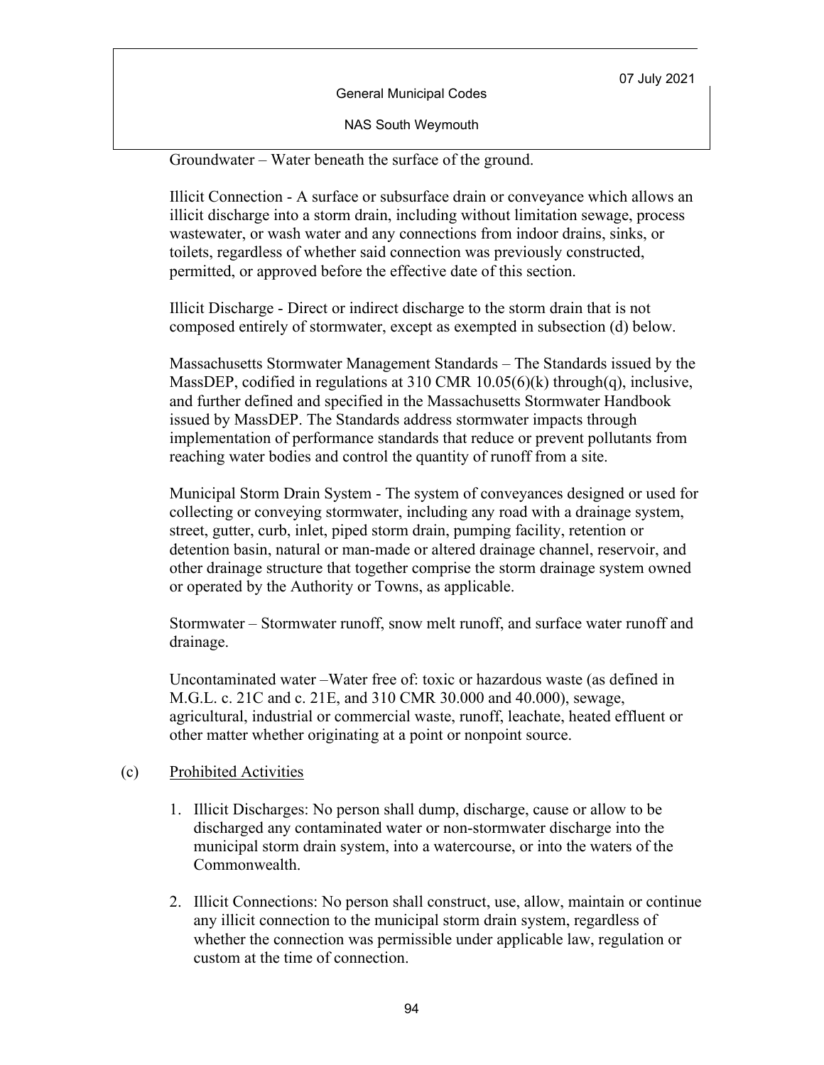Groundwater – Water beneath the surface of the ground.

Illicit Connection - A surface or subsurface drain or conveyance which allows an illicit discharge into a storm drain, including without limitation sewage, process wastewater, or wash water and any connections from indoor drains, sinks, or toilets, regardless of whether said connection was previously constructed, permitted, or approved before the effective date of this section.

Illicit Discharge - Direct or indirect discharge to the storm drain that is not composed entirely of stormwater, except as exempted in subsection (d) below.

Massachusetts Stormwater Management Standards – The Standards issued by the MassDEP, codified in regulations at 310 CMR 10.05(6)(k) through(q), inclusive, and further defined and specified in the Massachusetts Stormwater Handbook issued by MassDEP. The Standards address stormwater impacts through implementation of performance standards that reduce or prevent pollutants from reaching water bodies and control the quantity of runoff from a site.

Municipal Storm Drain System - The system of conveyances designed or used for collecting or conveying stormwater, including any road with a drainage system, street, gutter, curb, inlet, piped storm drain, pumping facility, retention or detention basin, natural or man-made or altered drainage channel, reservoir, and other drainage structure that together comprise the storm drainage system owned or operated by the Authority or Towns, as applicable.

Stormwater – Stormwater runoff, snow melt runoff, and surface water runoff and drainage.

Uncontaminated water –Water free of: toxic or hazardous waste (as defined in M.G.L. c. 21C and c. 21E, and 310 CMR 30.000 and 40.000), sewage, agricultural, industrial or commercial waste, runoff, leachate, heated effluent or other matter whether originating at a point or nonpoint source.

(c) Prohibited Activities

1. Illicit Discharges: No person shall dump, discharge, cause or allow to be discharged any contaminated water or non-stormwater discharge into the municipal storm drain system, into a watercourse, or into the waters of the Commonwealth.
2. Illicit Connections: No person shall construct, use, allow, maintain or continue any illicit connection to the municipal storm drain system, regardless of whether the connection was permissible under applicable law, regulation or custom at the time of connection.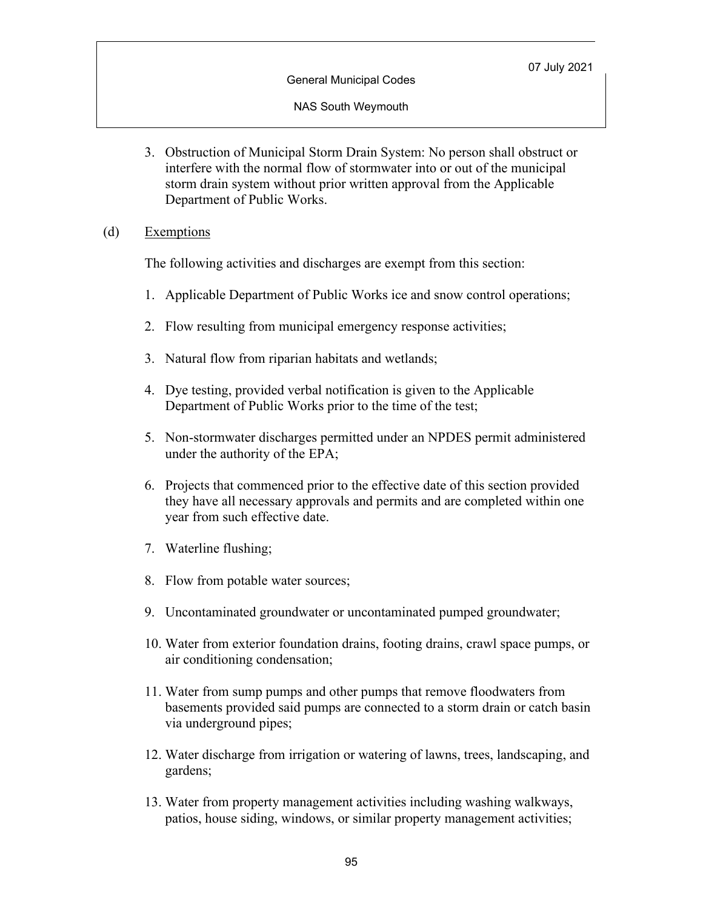3. Obstruction of Municipal Storm Drain System: No person shall obstruct or interfere with the normal flow of stormwater into or out of the municipal storm drain system without prior written approval from the Applicable Department of Public Works.

(d) Exemptions

The following activities and discharges are exempt from this section:

1. Applicable Department of Public Works ice and snow control operations;

2. Flow resulting from municipal emergency response activities;

3. Natural flow from riparian habitats and wetlands;

4. Dye testing, provided verbal notification is given to the Applicable Department of Public Works prior to the time of the test;

5. Non-stormwater discharges permitted under an NPDES permit administered under the authority of the EPA;

6. Projects that commenced prior to the effective date of this section provided they have all necessary approvals and permits and are completed within one year from such effective date.

7. Waterline flushing;

8. Flow from potable water sources;

9. Uncontaminated groundwater or uncontaminated pumped groundwater;

10. Water from exterior foundation drains, footing drains, crawl space pumps, or air conditioning condensation;

11. Water from sump pumps and other pumps that remove floodwaters from basements provided said pumps are connected to a storm drain or catch basin via underground pipes;

12. Water discharge from irrigation or watering of lawns, trees, landscaping, and gardens;

13. Water from property management activities including washing walkways, patios, house siding, windows, or similar property management activities;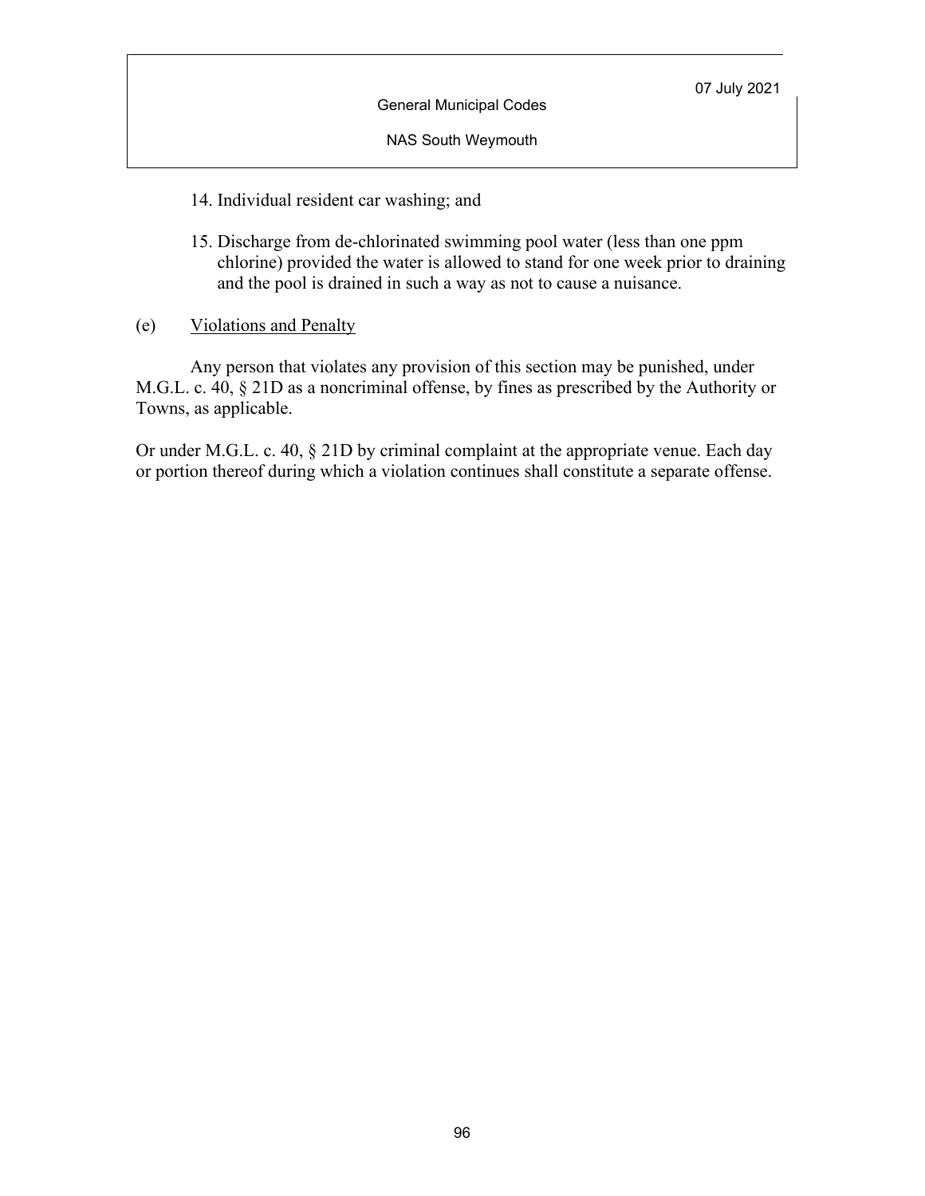14. Individual resident car washing; and

15. Discharge from de-chlorinated swimming pool water (less than one ppm chlorine) provided the water is allowed to stand for one week prior to draining and the pool is drained in such a way as not to cause a nuisance.

(e) Violations and Penalty

Any person that violates any provision of this section may be punished, under M.G.L. c. 40, § 21D as a noncriminal offense, by fines as prescribed by the Authority or Towns, as applicable.

Or under M.G.L. c. 40, § 21D by criminal complaint at the appropriate venue. Each day or portion thereof during which a violation continues shall constitute a separate offense.